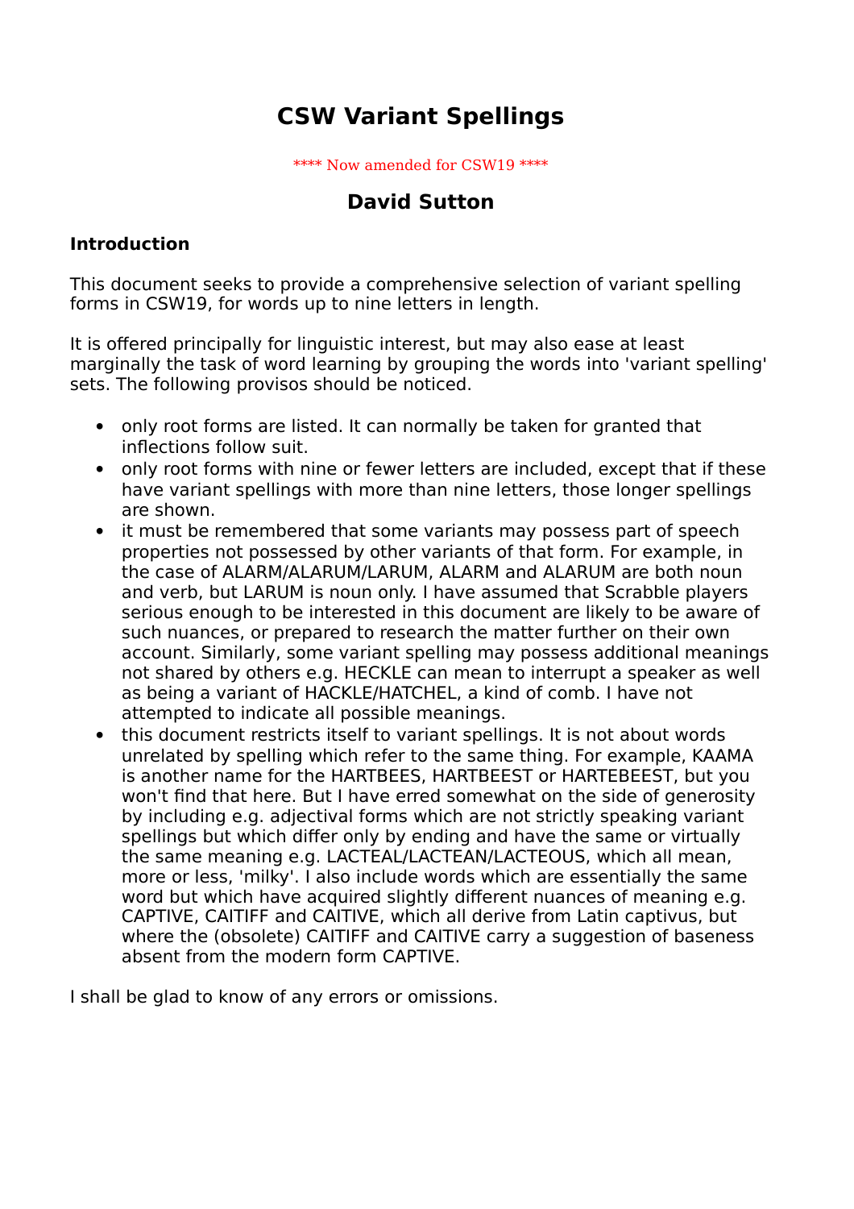# CSW Variant Spellings

**** Now amended for CSW19 ****

## David Sutton

### Introduction

This document seeks to provide a comprehensive selection of variant spelling forms in CSW19, for words up to nine letters in length.

It is offered principally for linguistic interest, but may also ease at least marginally the task of word learning by grouping the words into 'variant spelling' sets. The following provisos should be noticed.

- only root forms are listed. It can normally be taken for granted that inflections follow suit.
- only root forms with nine or fewer letters are included, except that if these have variant spellings with more than nine letters, those longer spellings are shown.
- it must be remembered that some variants may possess part of speech properties not possessed by other variants of that form. For example, in the case of ALARM/ALARUM/LARUM, ALARM and ALARUM are both noun and verb, but LARUM is noun only. I have assumed that Scrabble players serious enough to be interested in this document are likely to be aware of such nuances, or prepared to research the matter further on their own account. Similarly, some variant spelling may possess additional meanings not shared by others e.g. HECKLE can mean to interrupt a speaker as well as being a variant of HACKLE/HATCHEL, a kind of comb. I have not attempted to indicate all possible meanings.
- this document restricts itself to variant spellings. It is not about words unrelated by spelling which refer to the same thing. For example, KAAMA is another name for the HARTBEES, HARTBEEST or HARTEBEEST, but you won't find that here. But I have erred somewhat on the side of generosity by including e.g. adjectival forms which are not strictly speaking variant spellings but which differ only by ending and have the same or virtually the same meaning e.g. LACTEAL/LACTEAN/LACTEOUS, which all mean, more or less, 'milky'. I also include words which are essentially the same word but which have acquired slightly different nuances of meaning e.g. CAPTIVE, CAITIFF and CAITIVE, which all derive from Latin captivus, but where the (obsolete) CAITIFF and CAITIVE carry a suggestion of baseness absent from the modern form CAPTIVE.

I shall be glad to know of any errors or omissions.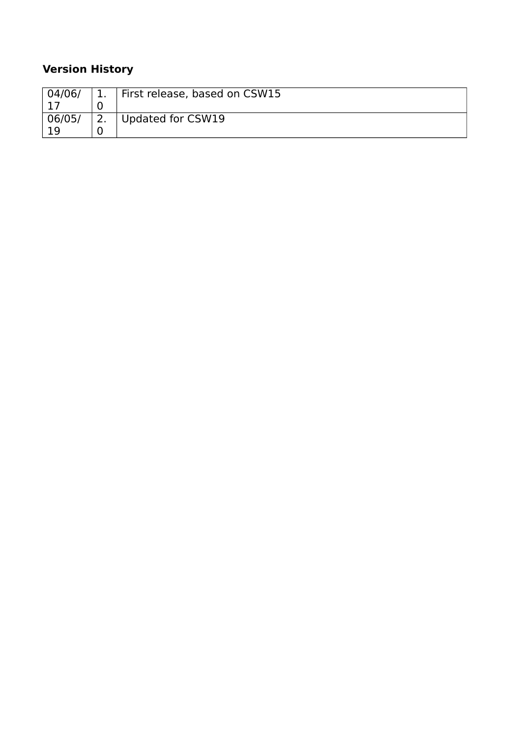**Version History**

| 04/06/17 | 1.0 | First release, based on CSW15 |
|---|---|---|
| 06/05/19 | 2.0 | Updated for CSW19 |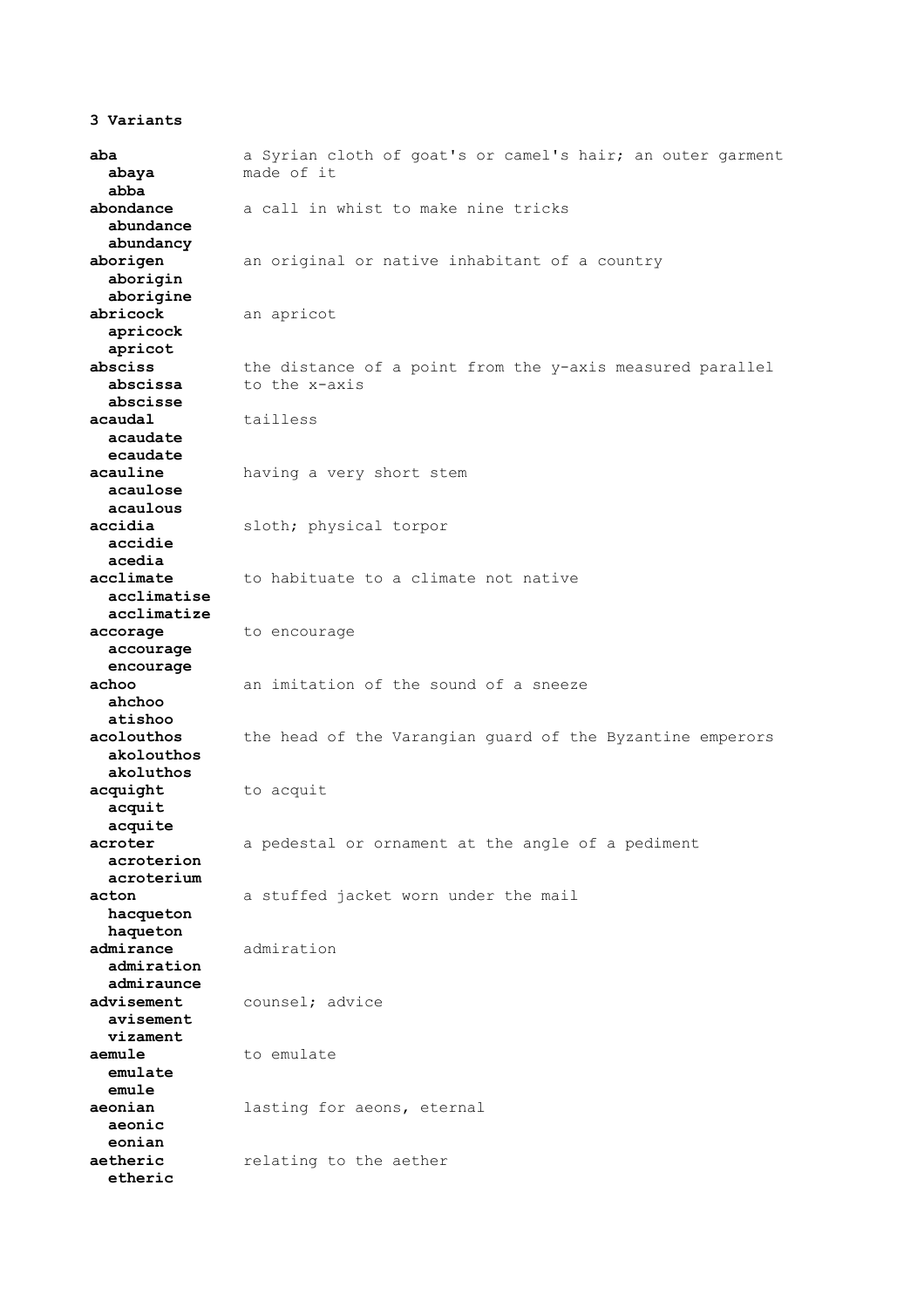**3 Variants**

| Word | Definition |
|---|---|
| **aba** | a Syrian cloth of goat's or camel's hair; an outer garment made of it |
| **abaya** | |
| **abba** | |
| **abondance** | a call in whist to make nine tricks |
| **abundance** | |
| **abundancy** | |
| **aborigen** | an original or native inhabitant of a country |
| **aborigin** | |
| **aborigine** | |
| **abricock** | an apricot |
| **apricock** | |
| **apricot** | |
| **absciss** | the distance of a point from the y-axis measured parallel to the x-axis |
| **abscissa** | |
| **abscisse** | |
| **acaudal** | tailless |
| **acaudate** | |
| **ecaudate** | |
| **acauline** | having a very short stem |
| **acaulose** | |
| **acaulous** | |
| **accidia** | sloth; physical torpor |
| **accidie** | |
| **acedia** | |
| **acclimate** | to habituate to a climate not native |
| **acclimatise** | |
| **acclimatize** | |
| **accorage** | to encourage |
| **accourage** | |
| **encourage** | |
| **achoo** | an imitation of the sound of a sneeze |
| **ahchoo** | |
| **atishoo** | |
| **acolouthos** | the head of the Varangian guard of the Byzantine emperors |
| **akolouthos** | |
| **akoluthos** | |
| **acquight** | to acquit |
| **acquit** | |
| **acquite** | |
| **acroter** | a pedestal or ornament at the angle of a pediment |
| **acroterion** | |
| **acroterium** | |
| **acton** | a stuffed jacket worn under the mail |
| **hacqueton** | |
| **haqueton** | |
| **admirance** | admiration |
| **admiration** | |
| **admiraunce** | |
| **advisement** | counsel; advice |
| **avisement** | |
| **vizament** | |
| **aemule** | to emulate |
| **emulate** | |
| **emule** | |
| **aeonian** | lasting for aeons, eternal |
| **aeonic** | |
| **eonian** | |
| **aetheric** | relating to the aether |
| **etheric** | |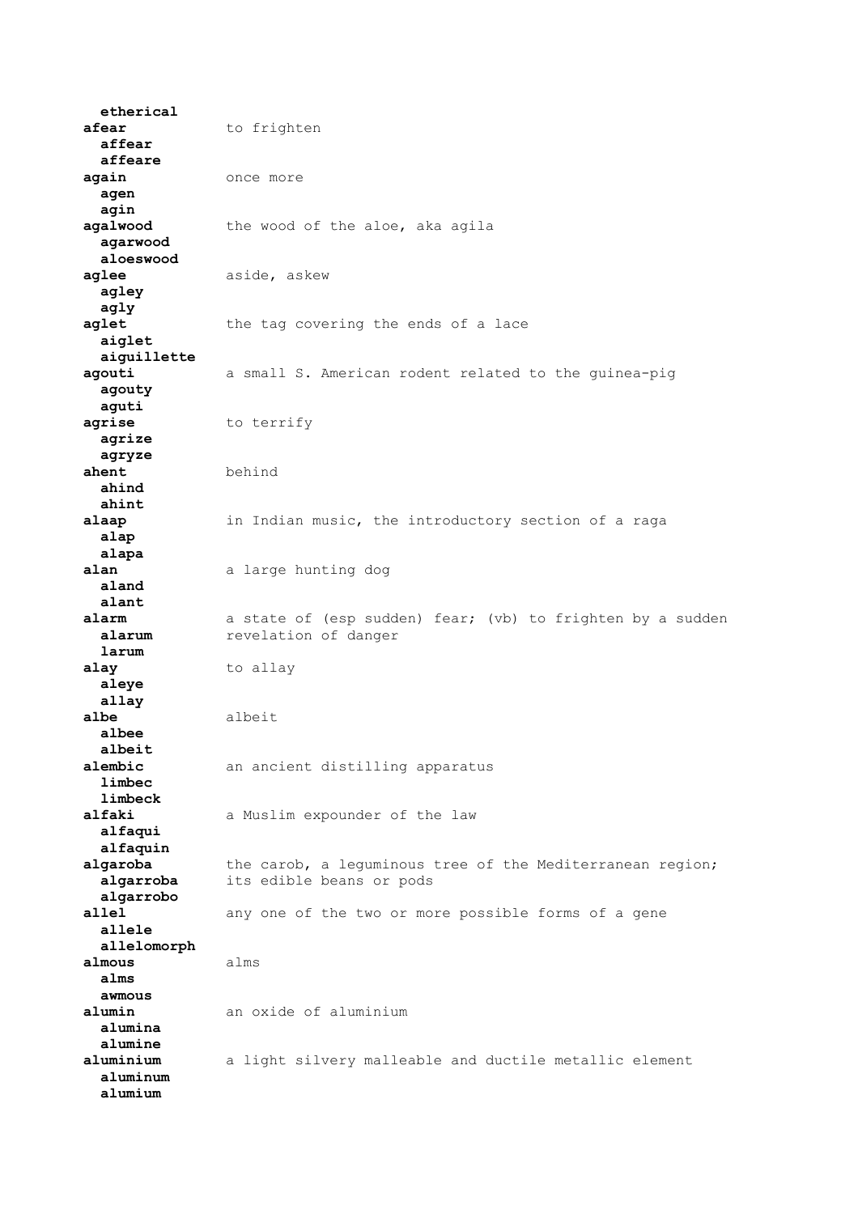**ethereal**

**afear** to frighten
**affear**
**affeare**

**again** once more
**agen**
**agin**

**agalwood** the wood of the aloe, aka agila
**agarwood**
**aloeswood**

**aglee** aside, askew
**agley**
**agly**

**aglet** the tag covering the ends of a lace
**aiglet**
**aiguillette**

**agouti** a small S. American rodent related to the guinea-pig
**agouty**
**aguti**

**agrise** to terrify
**agrize**
**agryze**

**ahent** behind
**ahind**
**ahint**

**alaap** in Indian music, the introductory section of a raga
**alap**
**alapa**

**alan** a large hunting dog
**aland**
**alant**

**alarm** a state of (esp sudden) fear; (vb) to frighten by a sudden revelation of danger
**alarum**
**larum**

**alay** to allay
**aleye**
**allay**

**albe** albeit
**albee**
**albeit**

**alembic** an ancient distilling apparatus
**limbec**
**limbeck**

**alfaki** a Muslim expounder of the law
**alfaqui**
**alfaquin**

**algaroba** the carob, a leguminous tree of the Mediterranean region; its edible beans or pods
**algarroba**
**algarrobo**

**allel** any one of the two or more possible forms of a gene
**allele**
**allelomorph**

**almous** alms
**alms**
**awmous**

**alumin** an oxide of aluminium
**alumina**
**alumine**

**aluminium** a light silvery malleable and ductile metallic element
**aluminum**
**alumium**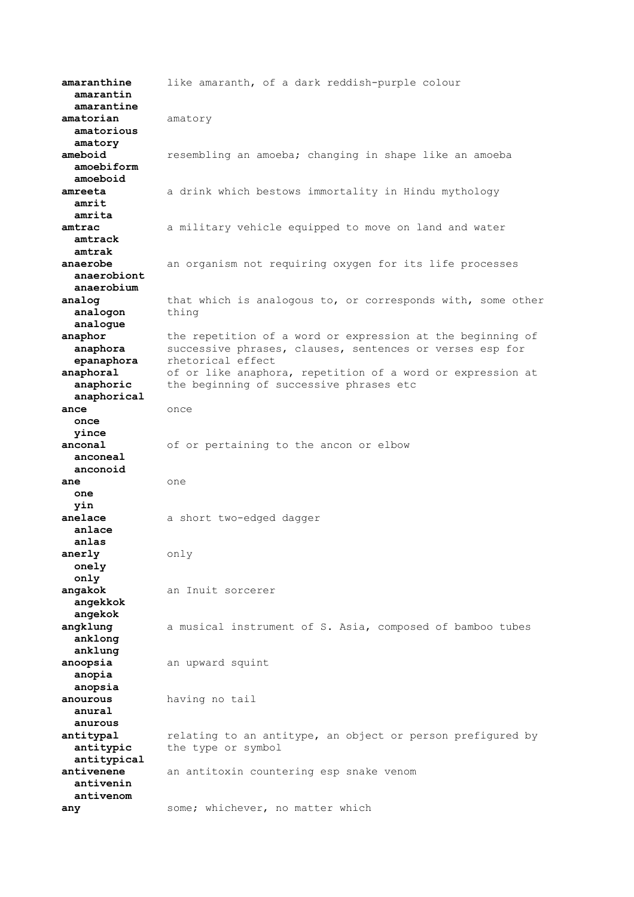**amaranthine** like amaranth, of a dark reddish-purple colour
  **amarantin**
  **amarantine**

**amatorian** amatory
  **amatorious**
  **amatory**

**ameboid** resembling an amoeba; changing in shape like an amoeba
  **amoebiform**
  **amoeboid**

**amreeta** a drink which bestows immortality in Hindu mythology
  **amrit**
  **amrita**

**amtrac** a military vehicle equipped to move on land and water
  **amtrack**
  **amtrak**

**anaerobe** an organism not requiring oxygen for its life processes
  **anaerobiont**
  **anaerobium**

**analog** that which is analogous to, or corresponds with, some other thing
  **analogon**
  **analogue**

**anaphor** the repetition of a word or expression at the beginning of successive phrases, clauses, sentences or verses esp for rhetorical effect
  **anaphora**
  **epanaphora**

**anaphoral** of or like anaphora, repetition of a word or expression at the beginning of successive phrases etc
  **anaphoric**
  **anaphorical**

**ance** once
  **once**
  **yince**

**anconal** of or pertaining to the ancon or elbow
  **anconeal**
  **anconoid**

**ane** one
  **one**
  **yin**

**anelace** a short two-edged dagger
  **anlace**
  **anlas**

**anerly** only
  **onely**
  **only**

**angakok** an Inuit sorcerer
  **angekkok**
  **angekok**

**angklung** a musical instrument of S. Asia, composed of bamboo tubes
  **anklong**
  **anklung**

**anoopsia** an upward squint
  **anopia**
  **anopsia**

**anourous** having no tail
  **anural**
  **anurous**

**antitypal** relating to an antitype, an object or person prefigured by the type or symbol
  **antitypic**
  **antitypical**

**antivenene** an antitoxin countering esp snake venom
  **antivenin**
  **antivenom**

**any** some; whichever, no matter which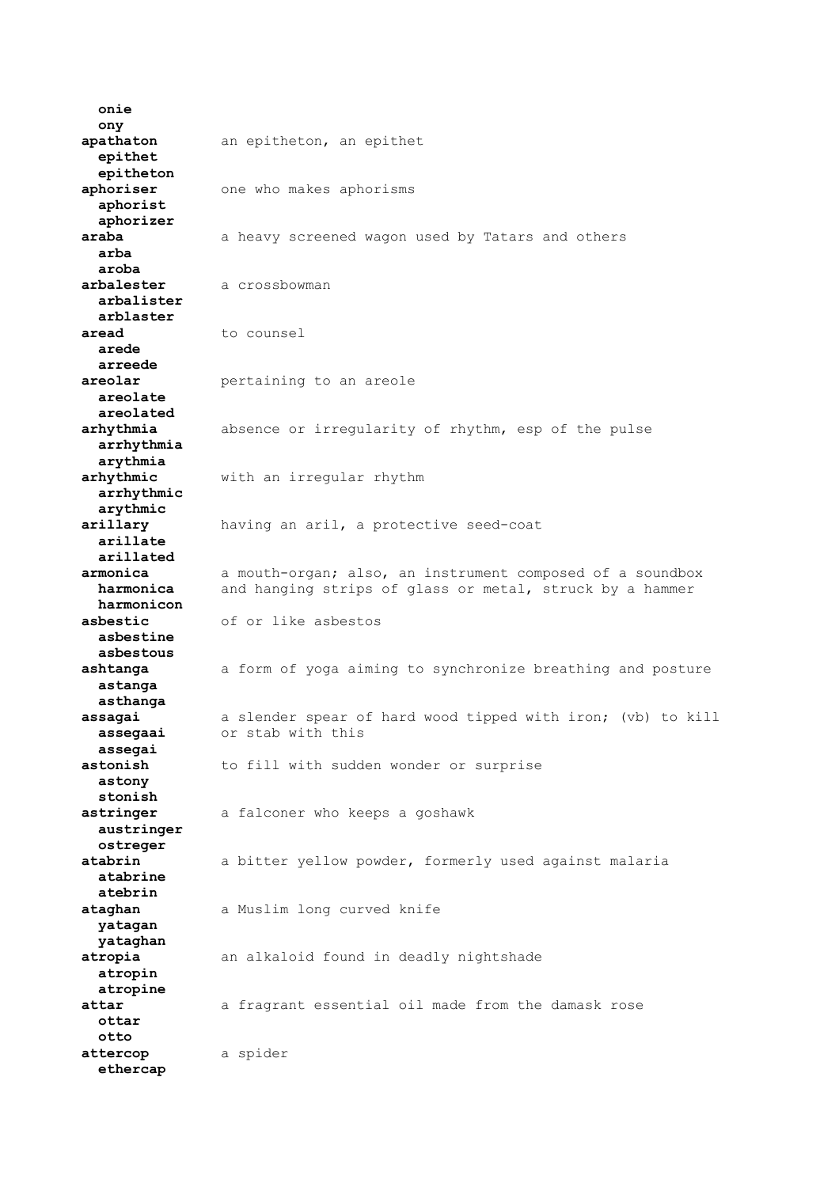**onie**
**ony**

**apathaton** — an epitheton, an epithet
**epithet**
**epitheton**

**aphoriser** — one who makes aphorisms
**aphorist**
**aphorizer**

**araba** — a heavy screened wagon used by Tatars and others
**arba**
**aroba**

**arbalester** — a crossbowman
**arbalister**
**arblaster**

**aread** — to counsel
**arede**
**arreede**

**areolar** — pertaining to an areole
**areolate**
**areolated**

**arhythmia** — absence or irregularity of rhythm, esp of the pulse
**arrhythmia**
**arythmia**

**arhythmic** — with an irregular rhythm
**arrhythmic**
**arythmic**

**arillary** — having an aril, a protective seed-coat
**arillate**
**arillated**

**armonica** — a mouth-organ; also, an instrument composed of a soundbox and hanging strips of glass or metal, struck by a hammer
**harmonica**
**harmonicon**

**asbestic** — of or like asbestos
**asbestine**
**asbestous**

**ashtanga** — a form of yoga aiming to synchronize breathing and posture
**astanga**
**asthanga**

**assagai** — a slender spear of hard wood tipped with iron; (vb) to kill or stab with this
**assegaai**
**assegai**

**astonish** — to fill with sudden wonder or surprise
**astony**
**stonish**

**astringer** — a falconer who keeps a goshawk
**austringer**
**ostreger**

**atabrin** — a bitter yellow powder, formerly used against malaria
**atabrine**
**atebrin**

**ataghan** — a Muslim long curved knife
**yatagan**
**yataghan**

**atropia** — an alkaloid found in deadly nightshade
**atropin**
**atropine**

**attar** — a fragrant essential oil made from the damask rose
**ottar**
**otto**

**attercop** — a spider
**ethercap**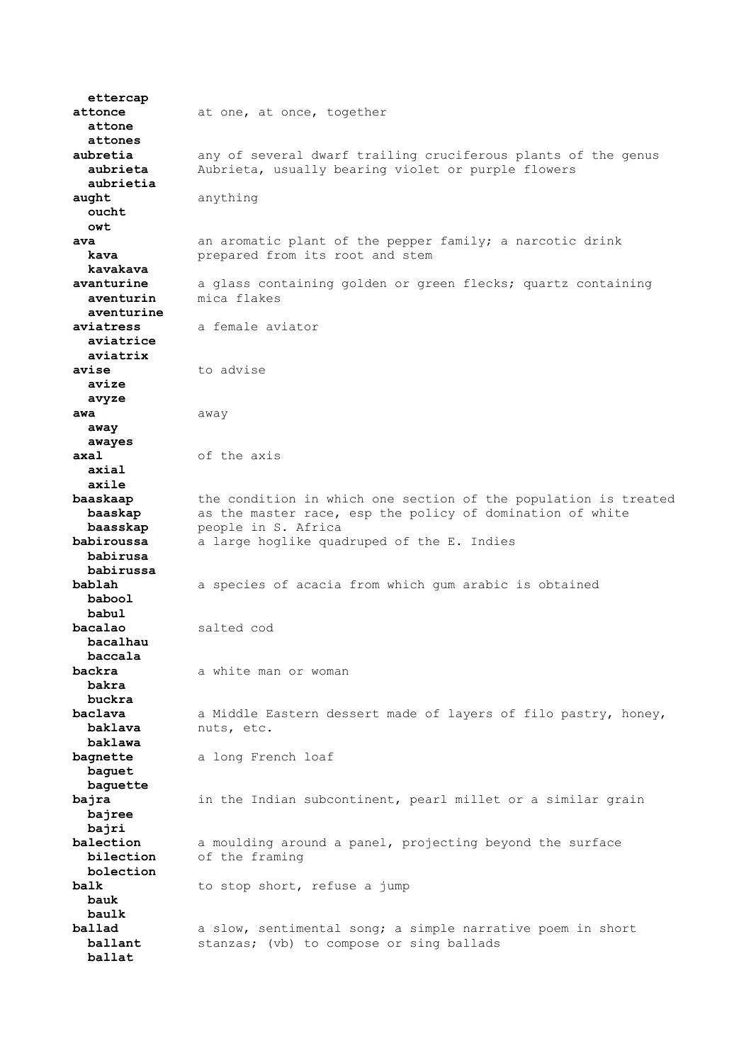**ettercap**

**attonce** at one, at once, together
**attone**
**attones**

**aubretia** any of several dwarf trailing cruciferous plants of the genus
**aubrieta** Aubrieta, usually bearing violet or purple flowers
**aubrietia**

**aught** anything
**oucht**
**owt**

**ava** an aromatic plant of the pepper family; a narcotic drink
**kava** prepared from its root and stem
**kavakava**

**avanturine** a glass containing golden or green flecks; quartz containing
**aventurin** mica flakes
**aventurine**

**aviatress** a female aviator
**aviatrice**
**aviatrix**

**avise** to advise
**avize**
**avyze**

**awa** away
**away**
**awayes**

**axal** of the axis
**axial**
**axile**

**baaskaap** the condition in which one section of the population is treated
**baaskap** as the master race, esp the policy of domination of white
**baasskap** people in S. Africa

**babiroussa** a large hoglike quadruped of the E. Indies
**babirusa**
**babirussa**

**bablah** a species of acacia from which gum arabic is obtained
**babool**
**babul**

**bacalao** salted cod
**bacalhau**
**baccala**

**backra** a white man or woman
**bakra**
**buckra**

**baclava** a Middle Eastern dessert made of layers of filo pastry, honey,
**baklava** nuts, etc.
**baklawa**

**bagnette** a long French loaf
**baguet**
**baguette**

**bajra** in the Indian subcontinent, pearl millet or a similar grain
**bajree**
**bajri**

**balection** a moulding around a panel, projecting beyond the surface
**bilection** of the framing
**bolection**

**balk** to stop short, refuse a jump
**bauk**
**baulk**

**ballad** a slow, sentimental song; a simple narrative poem in short
**ballant** stanzas; (vb) to compose or sing ballads
**ballat**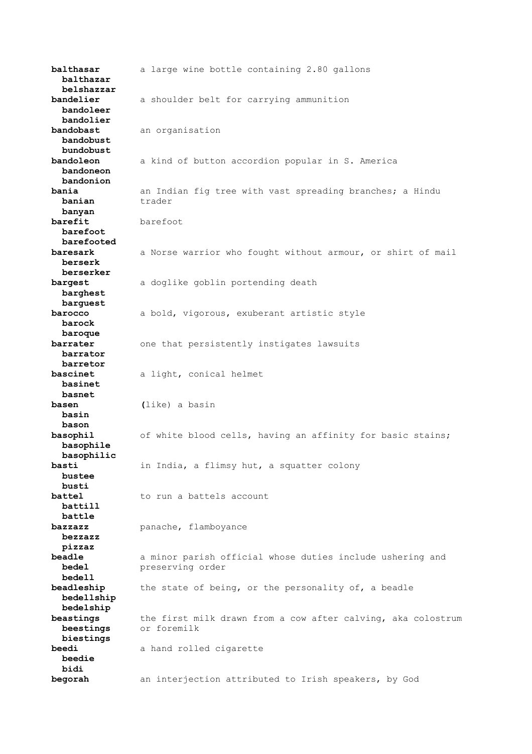**balthasar** a large wine bottle containing 2.80 gallons
**balthazar**
**belshazzar**

**bandelier** a shoulder belt for carrying ammunition
**bandoleer**
**bandolier**

**bandobast** an organisation
**bandobust**
**bundobust**

**bandoleon** a kind of button accordion popular in S. America
**bandoneon**
**bandonion**

**bania** an Indian fig tree with vast spreading branches; a Hindu trader
**banian**
**banyan**

**barefit** barefoot
**barefoot**
**barefooted**

**baresark** a Norse warrior who fought without armour, or shirt of mail
**berserk**
**berserker**

**bargest** a doglike goblin portending death
**barghest**
**barguest**

**barocco** a bold, vigorous, exuberant artistic style
**barock**
**baroque**

**barrater** one that persistently instigates lawsuits
**barrator**
**barretor**

**bascinet** a light, conical helmet
**basinet**
**basnet**

**basen** (like) a basin
**basin**
**bason**

**basophil** of white blood cells, having an affinity for basic stains;
**basophile**
**basophilic**

**basti** in India, a flimsy hut, a squatter colony
**bustee**
**busti**

**battel** to run a battels account
**battill**
**battle**

**bazzazz** panache, flamboyance
**bezzazz**
**pizzaz**

**beadle** a minor parish official whose duties include ushering and preserving order
**bedel**
**bedell**

**beadleship** the state of being, or the personality of, a beadle
**bedellship**
**bedelship**

**beastings** the first milk drawn from a cow after calving, aka colostrum or foremilk
**beestings**
**biestings**

**beedi** a hand rolled cigarette
**beedie**
**bidi**

**begorah** an interjection attributed to Irish speakers, by God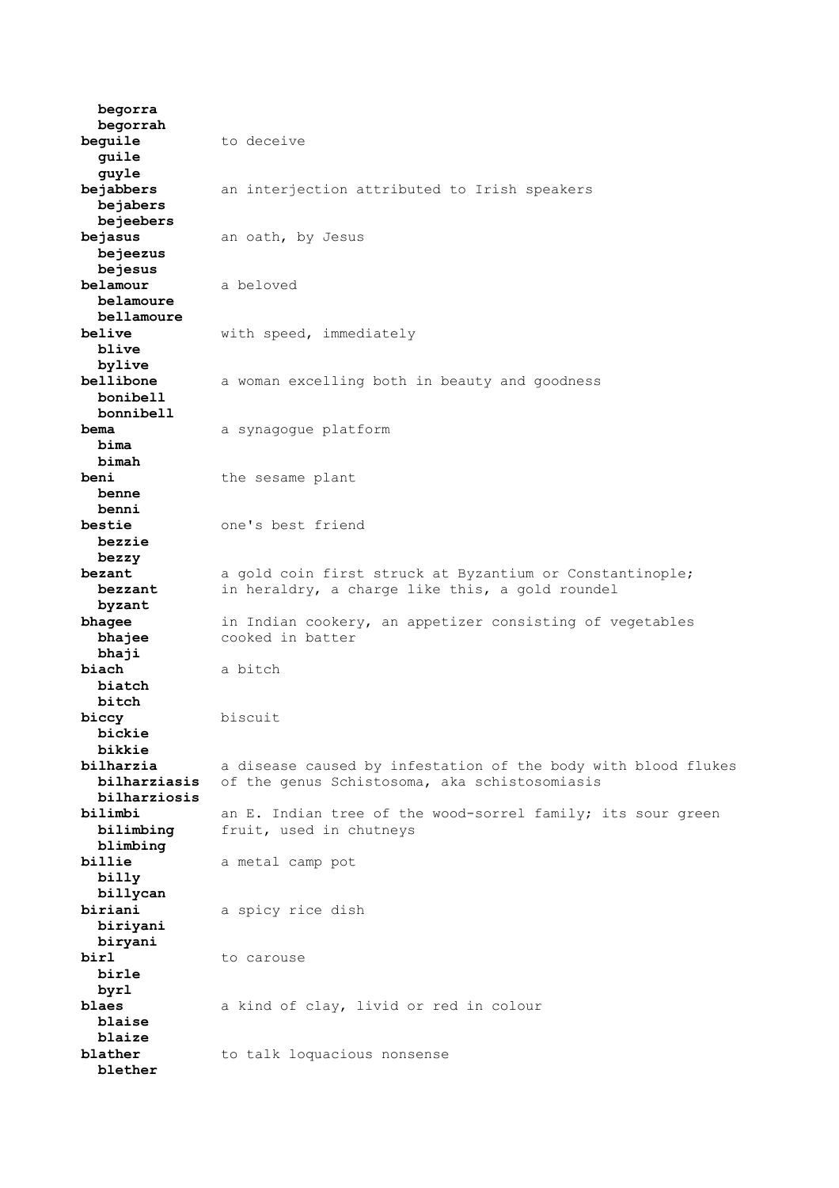**begorra**
**begorrah**

**beguile** — to deceive
**guile**
**guyle**

**bejabbers** — an interjection attributed to Irish speakers
**bejabers**
**bejeebers**

**bejasus** — an oath, by Jesus
**bejeezus**
**bejesus**

**belamour** — a beloved
**belamoure**
**bellamoure**

**belive** — with speed, immediately
**blive**
**bylive**

**bellibone** — a woman excelling both in beauty and goodness
**bonibell**
**bonnibell**

**bema** — a synagogue platform
**bima**
**bimah**

**beni** — the sesame plant
**benne**
**benni**

**bestie** — one's best friend
**bezzie**
**bezzy**

**bezant** — a gold coin first struck at Byzantium or Constantinople; in heraldry, a charge like this, a gold roundel
**bezzant**
**byzant**

**bhagee** — in Indian cookery, an appetizer consisting of vegetables cooked in batter
**bhajee**
**bhaji**

**biach** — a bitch
**biatch**
**bitch**

**biccy** — biscuit
**bickie**
**bikkie**

**bilharzia** — a disease caused by infestation of the body with blood flukes of the genus Schistosoma, aka schistosomiasis
**bilharziasis**
**bilharziosis**

**bilimbi** — an E. Indian tree of the wood-sorrel family; its sour green fruit, used in chutneys
**bilimbing**
**blimbing**

**billie** — a metal camp pot
**billy**
**billycan**

**biriani** — a spicy rice dish
**biriyani**
**biryani**

**birl** — to carouse
**birle**
**byrl**

**blaes** — a kind of clay, livid or red in colour
**blaise**
**blaize**

**blather** — to talk loquacious nonsense
**blether**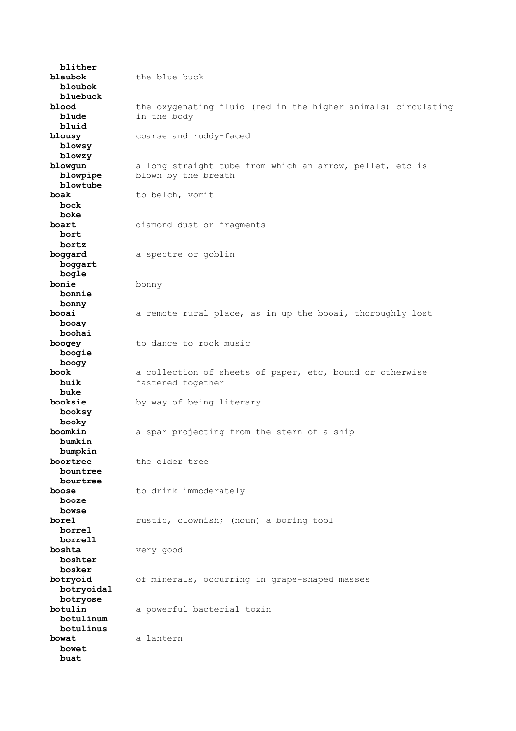**blither**

**blaubok** the blue buck
**bloubok**
**bluebuck**

**blood** the oxygenating fluid (red in the higher animals) circulating in the body
**blude**
**bluid**

**blousy** coarse and ruddy-faced
**blowsy**
**blowzy**

**blowgun** a long straight tube from which an arrow, pellet, etc is blown by the breath
**blowpipe**
**blowtube**

**boak** to belch, vomit
**bock**
**boke**

**boart** diamond dust or fragments
**bort**
**bortz**

**boggard** a spectre or goblin
**boggart**
**bogle**

**bonie** bonny
**bonnie**
**bonny**

**booai** a remote rural place, as in up the booai, thoroughly lost
**booay**
**boohai**

**boogey** to dance to rock music
**boogie**
**boogy**

**book** a collection of sheets of paper, etc, bound or otherwise fastened together
**buik**
**buke**

**booksie** by way of being literary
**booksy**
**booky**

**boomkin** a spar projecting from the stern of a ship
**bumkin**
**bumpkin**

**boortree** the elder tree
**bountree**
**bourtree**

**boose** to drink immoderately
**booze**
**bowse**

**borel** rustic, clownish; (noun) a boring tool
**borrel**
**borrell**

**boshta** very good
**boshter**
**bosker**

**botryoid** of minerals, occurring in grape-shaped masses
**botryoidal**
**botryose**

**botulin** a powerful bacterial toxin
**botulinum**
**botulinus**

**bowat** a lantern
**bowet**
**buat**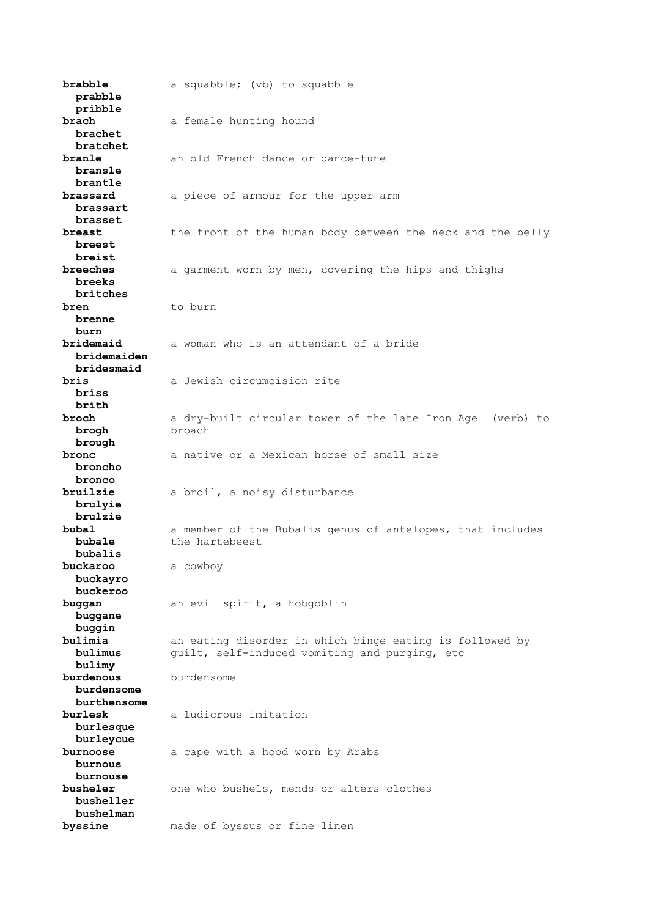**brabble** a squabble; (vb) to squabble
**prabble**
**pribble**

**brach** a female hunting hound
**brachet**
**bratchet**

**branle** an old French dance or dance-tune
**bransle**
**brantle**

**brassard** a piece of armour for the upper arm
**brassart**
**brasset**

**breast** the front of the human body between the neck and the belly
**breest**
**breist**

**breeches** a garment worn by men, covering the hips and thighs
**breeks**
**britches**

**bren** to burn
**brenne**
**burn**

**bridemaid** a woman who is an attendant of a bride
**bridemaiden**
**bridesmaid**

**bris** a Jewish circumcision rite
**briss**
**brith**

**broch** a dry-built circular tower of the late Iron Age (verb) to broach
**brogh**
**brough**

**bronc** a native or a Mexican horse of small size
**broncho**
**bronco**

**bruilzie** a broil, a noisy disturbance
**brulyie**
**brulzie**

**bubal** a member of the Bubalis genus of antelopes, that includes the hartebeest
**bubale**
**bubalis**

**buckaroo** a cowboy
**buckayro**
**buckeroo**

**buggan** an evil spirit, a hobgoblin
**buggane**
**buggin**

**bulimia** an eating disorder in which binge eating is followed by guilt, self-induced vomiting and purging, etc
**bulimus**
**bulimy**

**burdenous** burdensome
**burdensome**
**burthensome**

**burlesk** a ludicrous imitation
**burlesque**
**burleycue**

**burnoose** a cape with a hood worn by Arabs
**burnous**
**burnouse**

**busheler** one who bushels, mends or alters clothes
**busheller**
**bushelman**

**byssine** made of byssus or fine linen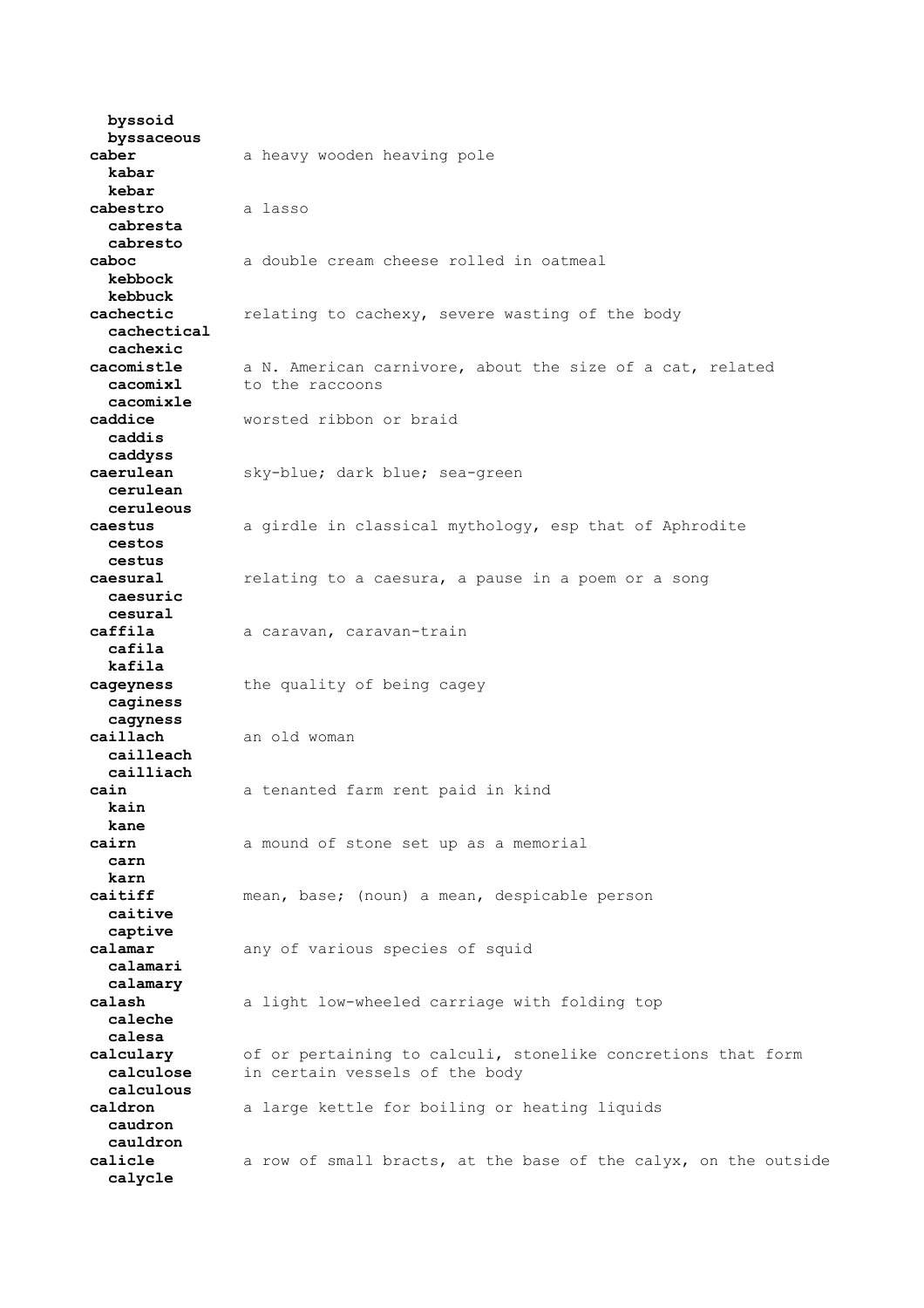**byssoid**
**byssaceous**

**caber** a heavy wooden heaving pole
**kabar**
**kebar**

**cabestro** a lasso
**cabresta**
**cabresto**

**caboc** a double cream cheese rolled in oatmeal
**kebbock**
**kebbuck**

**cachectic** relating to cachexy, severe wasting of the body
**cachectical**
**cachexic**

**cacomistle** a N. American carnivore, about the size of a cat, related to the raccoons
**cacomixl**
**cacomixle**

**caddice** worsted ribbon or braid
**caddis**
**caddyss**

**caerulean** sky-blue; dark blue; sea-green
**cerulean**
**ceruleous**

**caestus** a girdle in classical mythology, esp that of Aphrodite
**cestos**
**cestus**

**caesural** relating to a caesura, a pause in a poem or a song
**caesuric**
**cesural**

**caffila** a caravan, caravan-train
**cafila**
**kafila**

**cageyness** the quality of being cagey
**caginess**
**cagyness**

**caillach** an old woman
**cailleach**
**cailliach**

**cain** a tenanted farm rent paid in kind
**kain**
**kane**

**cairn** a mound of stone set up as a memorial
**carn**
**karn**

**caitiff** mean, base; (noun) a mean, despicable person
**caitive**
**captive**

**calamar** any of various species of squid
**calamari**
**calamary**

**calash** a light low-wheeled carriage with folding top
**caleche**
**calesa**

**calculary** of or pertaining to calculi, stonelike concretions that form in certain vessels of the body
**calculose**
**calculous**

**caldron** a large kettle for boiling or heating liquids
**caudron**
**cauldron**

**calicle** a row of small bracts, at the base of the calyx, on the outside
**calycle**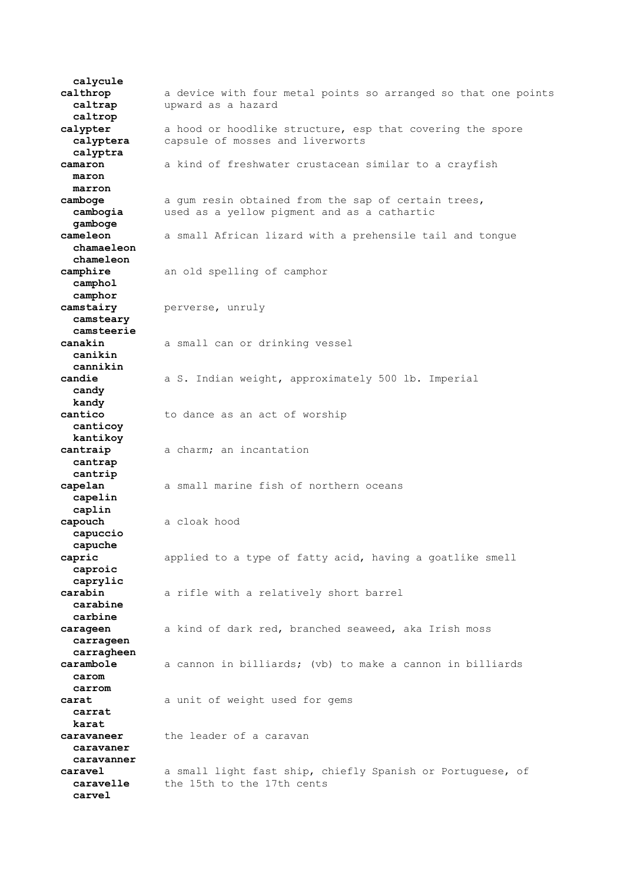**calycule**

**calthrop** a device with four metal points so arranged so that one points
**caltrap** upward as a hazard
**caltrop**

**calypter** a hood or hoodlike structure, esp that covering the spore
**calyptera** capsule of mosses and liverworts
**calyptra**

**camaron** a kind of freshwater crustacean similar to a crayfish
**maron**
**marron**

**camboge** a gum resin obtained from the sap of certain trees,
**cambogia** used as a yellow pigment and as a cathartic
**gamboge**

**cameleon** a small African lizard with a prehensile tail and tongue
**chamaeleon**
**chameleon**

**camphire** an old spelling of camphor
**camphol**
**camphor**

**camstairy** perverse, unruly
**camsteary**
**camsteerie**

**canakin** a small can or drinking vessel
**canikin**
**cannikin**

**candie** a S. Indian weight, approximately 500 lb. Imperial
**candy**
**kandy**

**cantico** to dance as an act of worship
**canticoy**
**kantikoy**

**cantraip** a charm; an incantation
**cantrap**
**cantrip**

**capelan** a small marine fish of northern oceans
**capelin**
**caplin**

**capouch** a cloak hood
**capuccio**
**capuche**

**capric** applied to a type of fatty acid, having a goatlike smell
**caproic**
**caprylic**

**carabin** a rifle with a relatively short barrel
**carabine**
**carbine**

**carageen** a kind of dark red, branched seaweed, aka Irish moss
**carrageen**
**carragheen**

**carambole** a cannon in billiards; (vb) to make a cannon in billiards
**carom**
**carrom**

**carat** a unit of weight used for gems
**carrat**
**karat**

**caravaneer** the leader of a caravan
**caravaner**
**caravanner**

**caravel** a small light fast ship, chiefly Spanish or Portuguese, of
**caravelle** the 15th to the 17th cents
**carvel**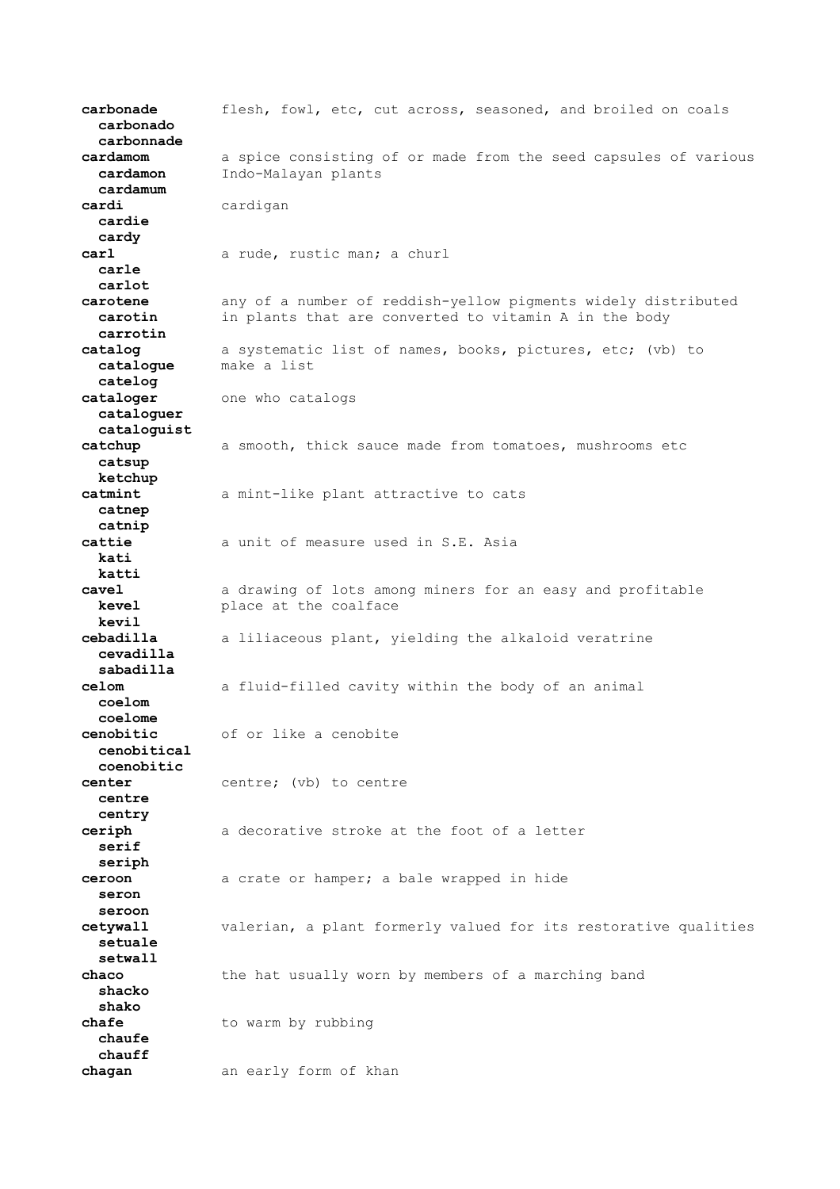**carbonade** flesh, fowl, etc, cut across, seasoned, and broiled on coals
  **carbonado**
  **carbonnade**

**cardamom** a spice consisting of or made from the seed capsules of various Indo-Malayan plants
  **cardamon**
  **cardamum**

**cardi** cardigan
  **cardie**
  **cardy**

**carl** a rude, rustic man; a churl
  **carle**
  **carlot**

**carotene** any of a number of reddish-yellow pigments widely distributed in plants that are converted to vitamin A in the body
  **carotin**
  **carrotin**

**catalog** a systematic list of names, books, pictures, etc; (vb) to make a list
  **catalogue**
  **catelog**

**cataloger** one who catalogs
  **cataloguer**
  **cataloguist**

**catchup** a smooth, thick sauce made from tomatoes, mushrooms etc
  **catsup**
  **ketchup**

**catmint** a mint-like plant attractive to cats
  **catnep**
  **catnip**

**cattie** a unit of measure used in S.E. Asia
  **kati**
  **katti**

**cavel** a drawing of lots among miners for an easy and profitable place at the coalface
  **kevel**
  **kevil**

**cebadilla** a liliaceous plant, yielding the alkaloid veratrine
  **cevadilla**
  **sabadilla**

**celom** a fluid-filled cavity within the body of an animal
  **coelom**
  **coelome**

**cenobitic** of or like a cenobite
  **cenobitical**
  **coenobitic**

**center** centre; (vb) to centre
  **centre**
  **centry**

**ceriph** a decorative stroke at the foot of a letter
  **serif**
  **seriph**

**ceroon** a crate or hamper; a bale wrapped in hide
  **seron**
  **seroon**

**cetywall** valerian, a plant formerly valued for its restorative qualities
  **setuale**
  **setwall**

**chaco** the hat usually worn by members of a marching band
  **shacko**
  **shako**

**chafe** to warm by rubbing
  **chaufe**
  **chauff**

**chagan** an early form of khan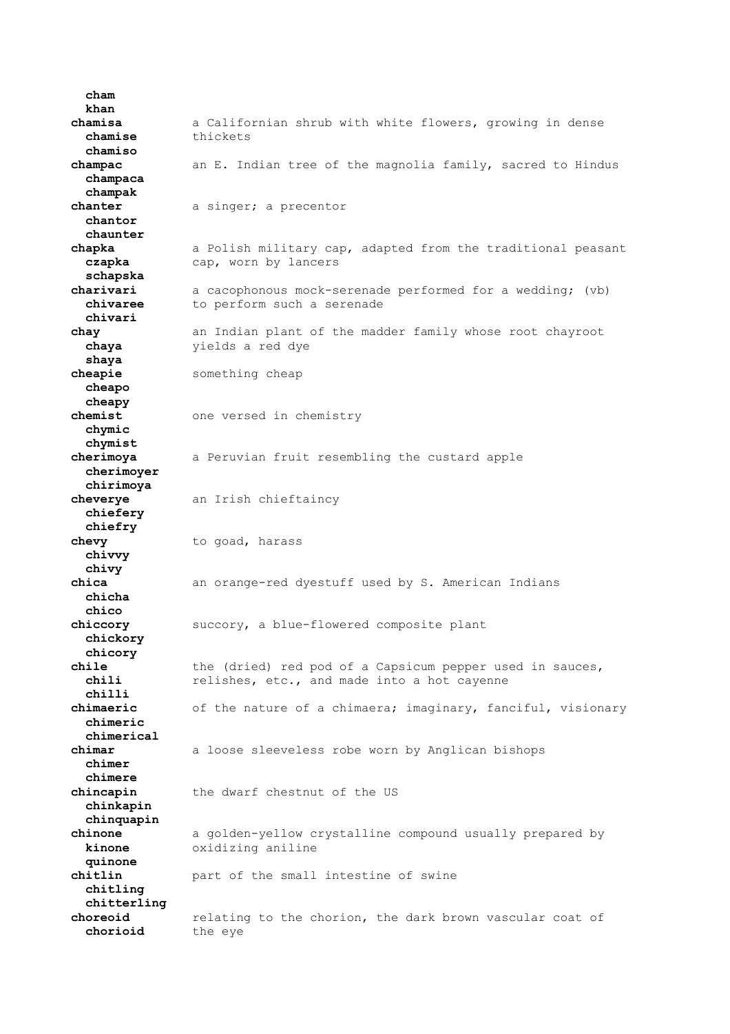**cham**
  **khan**

**chamisa** — a Californian shrub with white flowers, growing in dense thickets
  **chamise**
  **chamiso**

**champac** — an E. Indian tree of the magnolia family, sacred to Hindus
  **champaca**
  **champak**

**chanter** — a singer; a precentor
  **chantor**
  **chaunter**

**chapka** — a Polish military cap, adapted from the traditional peasant cap, worn by lancers
  **czapka**
  **schapska**

**charivari** — a cacophonous mock-serenade performed for a wedding; (vb) to perform such a serenade
  **chivaree**
  **chivari**

**chay** — an Indian plant of the madder family whose root chayroot yields a red dye
  **chaya**
  **shaya**

**cheapie** — something cheap
  **cheapo**
  **cheapy**

**chemist** — one versed in chemistry
  **chymic**
  **chymist**

**cherimoya** — a Peruvian fruit resembling the custard apple
  **cherimoyer**
  **chirimoya**

**cheverye** — an Irish chieftaincy
  **chiefery**
  **chiefry**

**chevy** — to goad, harass
  **chivvy**
  **chivy**

**chica** — an orange-red dyestuff used by S. American Indians
  **chicha**
  **chico**

**chiccory** — succory, a blue-flowered composite plant
  **chickory**
  **chicory**

**chile** — the (dried) red pod of a Capsicum pepper used in sauces, relishes, etc., and made into a hot cayenne
  **chili**
  **chilli**

**chimaeric** — of the nature of a chimaera; imaginary, fanciful, visionary
  **chimeric**
  **chimerical**

**chimar** — a loose sleeveless robe worn by Anglican bishops
  **chimer**
  **chimere**

**chincapin** — the dwarf chestnut of the US
  **chinkapin**
  **chinquapin**

**chinone** — a golden-yellow crystalline compound usually prepared by oxidizing aniline
  **kinone**
  **quinone**

**chitlin** — part of the small intestine of swine
  **chitling**
  **chitterling**

**choreoid** — relating to the chorion, the dark brown vascular coat of the eye
  **chorioid**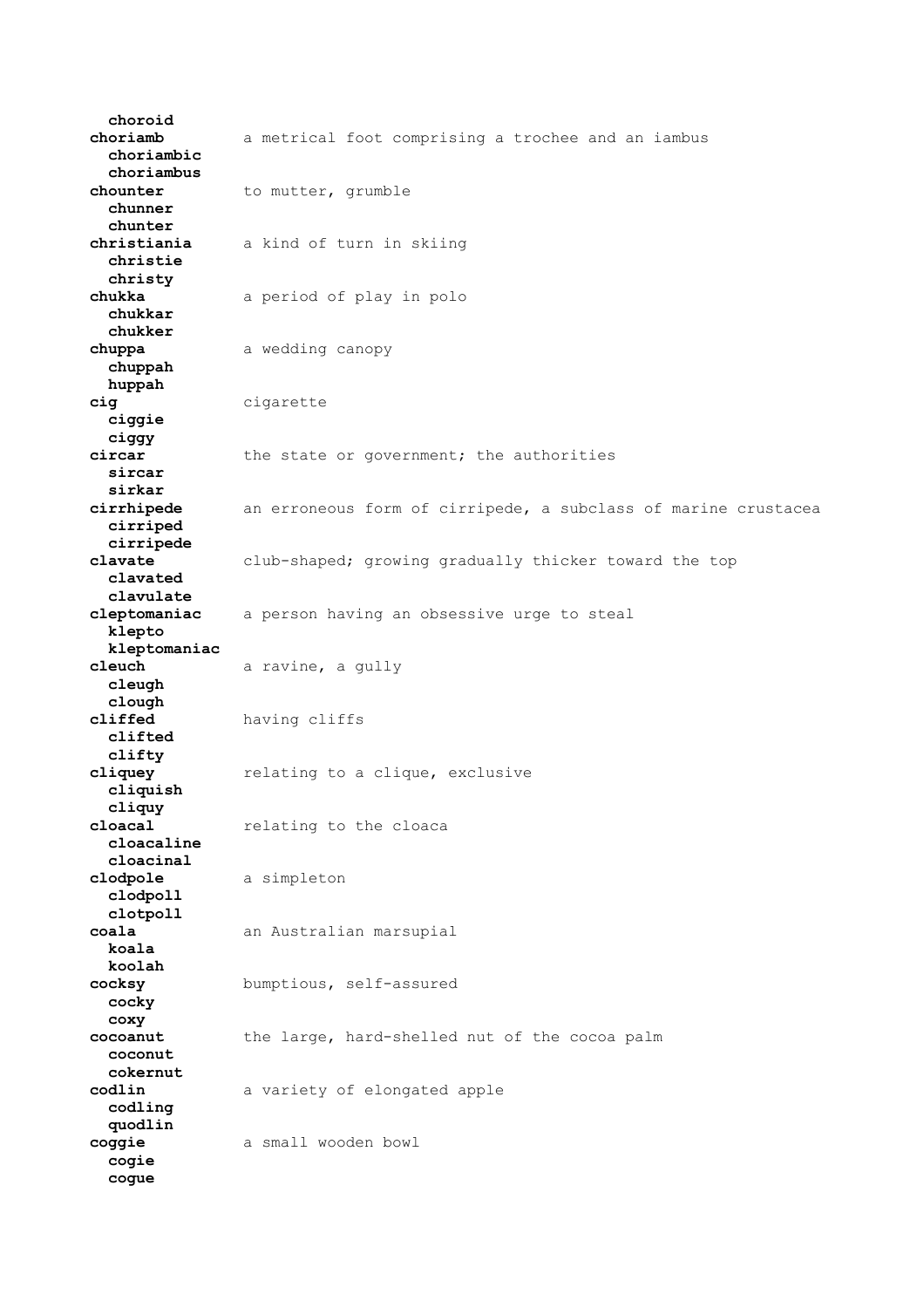**choroid**

**choriamb** a metrical foot comprising a trochee and an iambus
**choriambic**
**choriambus**

**chounter** to mutter, grumble
**chunner**
**chunter**

**christiania** a kind of turn in skiing
**christie**
**christy**

**chukka** a period of play in polo
**chukkar**
**chukker**

**chuppa** a wedding canopy
**chuppah**
**huppah**

**cig** cigarette
**ciggie**
**ciggy**

**circar** the state or government; the authorities
**sircar**
**sirkar**

**cirrhipede** an erroneous form of cirripede, a subclass of marine crustacea
**cirriped**
**cirripede**

**clavate** club-shaped; growing gradually thicker toward the top
**clavated**
**clavulate**

**cleptomaniac** a person having an obsessive urge to steal
**klepto**
**kleptomaniac**

**cleuch** a ravine, a gully
**cleugh**
**clough**

**cliffed** having cliffs
**clifted**
**clifty**

**cliquey** relating to a clique, exclusive
**cliquish**
**cliquy**

**cloacal** relating to the cloaca
**cloacaline**
**cloacinal**

**clodpole** a simpleton
**clodpoll**
**clotpoll**

**coala** an Australian marsupial
**koala**
**koolah**

**cocksy** bumptious, self-assured
**cocky**
**coxy**

**cocoanut** the large, hard-shelled nut of the cocoa palm
**coconut**
**cokernut**

**codlin** a variety of elongated apple
**codling**
**quodlin**

**coggie** a small wooden bowl
**cogie**
**cogue**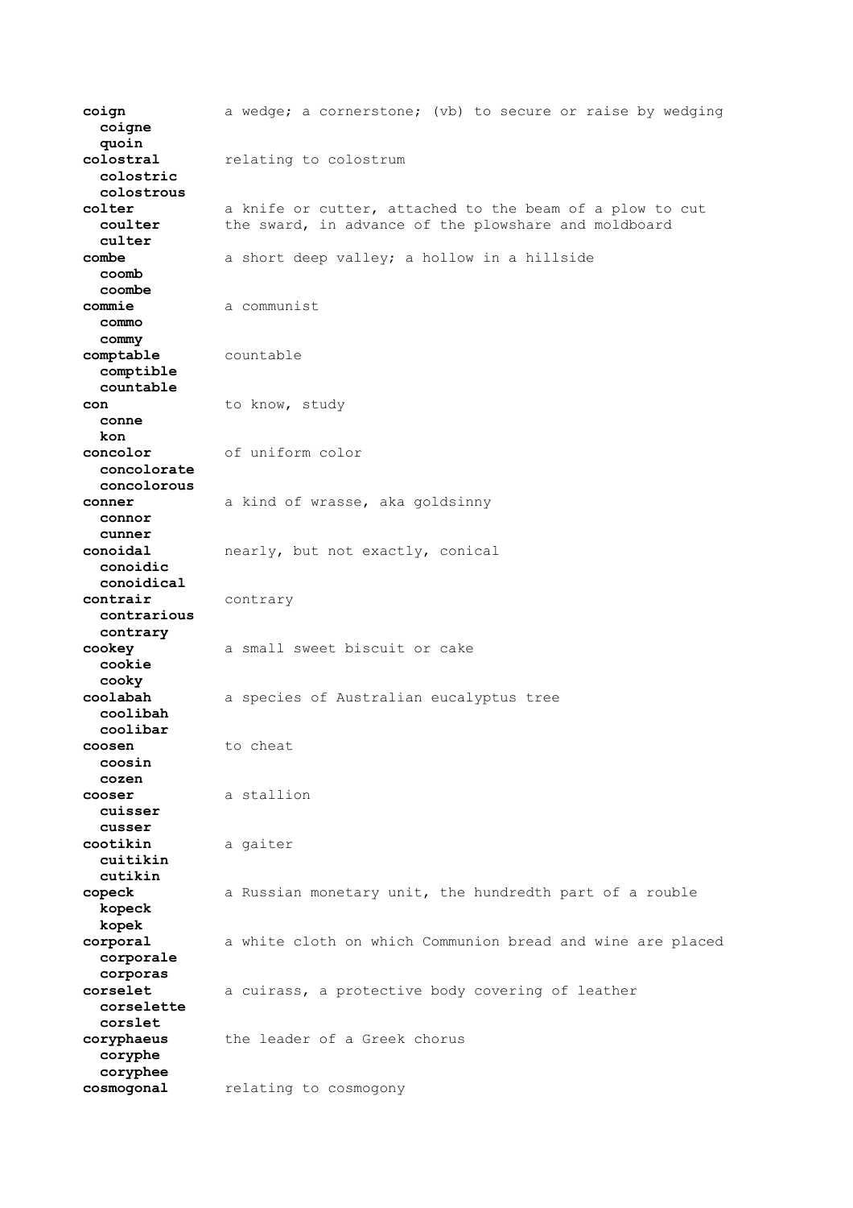**coign** a wedge; a cornerstone; (vb) to secure or raise by wedging
  **coigne**
  **quoin**

**colostral** relating to colostrum
  **colostric**
  **colostrous**

**colter** a knife or cutter, attached to the beam of a plow to cut the sward, in advance of the plowshare and moldboard
  **coulter**
  **culter**

**combe** a short deep valley; a hollow in a hillside
  **coomb**
  **coombe**

**commie** a communist
  **commo**
  **commy**

**comptable** countable
  **comptible**
  **countable**

**con** to know, study
  **conne**
  **kon**

**concolor** of uniform color
  **concolorate**
  **concolorous**

**conner** a kind of wrasse, aka goldsinny
  **connor**
  **cunner**

**conoidal** nearly, but not exactly, conical
  **conoidic**
  **conoidical**

**contrair** contrary
  **contrarious**
  **contrary**

**cookey** a small sweet biscuit or cake
  **cookie**
  **cooky**

**coolabah** a species of Australian eucalyptus tree
  **coolibah**
  **coolibar**

**coosen** to cheat
  **coosin**
  **cozen**

**cooser** a stallion
  **cuisser**
  **cusser**

**cootikin** a gaiter
  **cuitikin**
  **cutikin**

**copeck** a Russian monetary unit, the hundredth part of a rouble
  **kopeck**
  **kopek**

**corporal** a white cloth on which Communion bread and wine are placed
  **corporale**
  **corporas**

**corselet** a cuirass, a protective body covering of leather
  **corselette**
  **corslet**

**coryphaeus** the leader of a Greek chorus
  **coryphe**
  **coryphee**

**cosmogonal** relating to cosmogony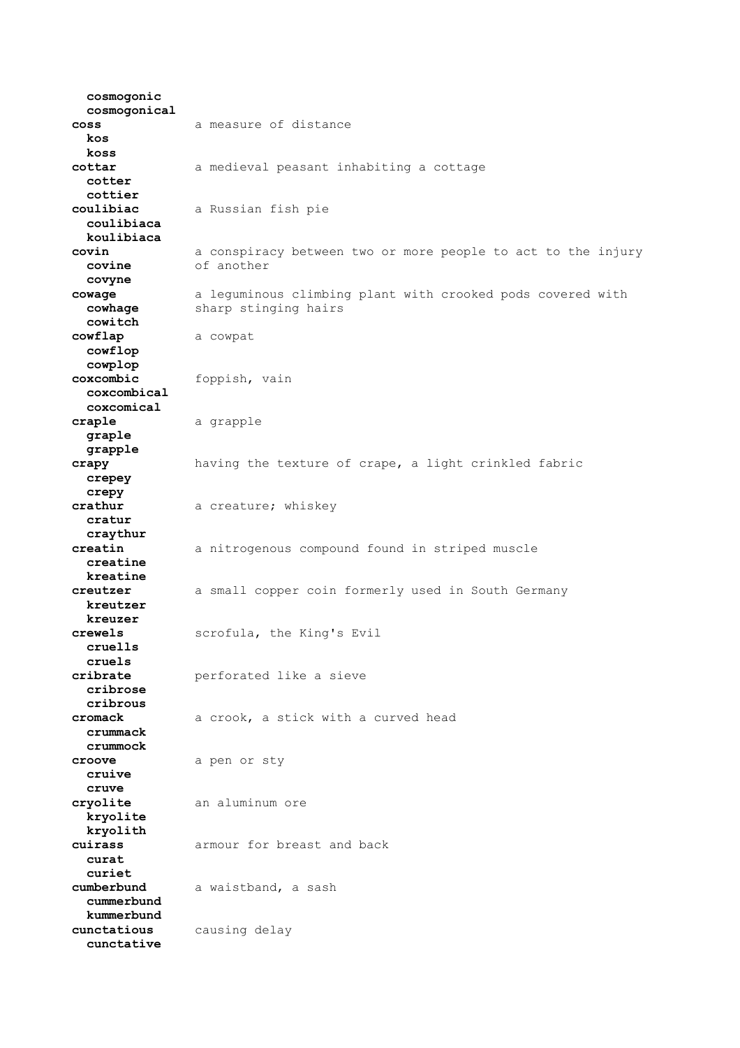**cosmogonic**
**cosmogonical**

**coss** — a measure of distance
**kos**
**koss**

**cottar** — a medieval peasant inhabiting a cottage
**cotter**
**cottier**

**coulibiac** — a Russian fish pie
**coulibiaca**
**koulibiaca**

**covin** — a conspiracy between two or more people to act to the injury of another
**covine**
**covyne**

**cowage** — a leguminous climbing plant with crooked pods covered with sharp stinging hairs
**cowhage**
**cowitch**

**cowflap** — a cowpat
**cowflop**
**cowplop**

**coxcombic** — foppish, vain
**coxcombical**
**coxcomical**

**craple** — a grapple
**graple**
**grapple**

**crapy** — having the texture of crape, a light crinkled fabric
**crepey**
**crepy**

**crathur** — a creature; whiskey
**cratur**
**craythur**

**creatin** — a nitrogenous compound found in striped muscle
**creatine**
**kreatine**

**creutzer** — a small copper coin formerly used in South Germany
**kreutzer**
**kreuzer**

**crewels** — scrofula, the King's Evil
**cruells**
**cruels**

**cribrate** — perforated like a sieve
**cribrose**
**cribrous**

**cromack** — a crook, a stick with a curved head
**crummack**
**crummock**

**croove** — a pen or sty
**cruive**
**cruve**

**cryolite** — an aluminum ore
**kryolite**
**kryolith**

**cuirass** — armour for breast and back
**curat**
**curiet**

**cumberbund** — a waistband, a sash
**cummerbund**
**kummerbund**

**cunctatious** — causing delay
**cunctative**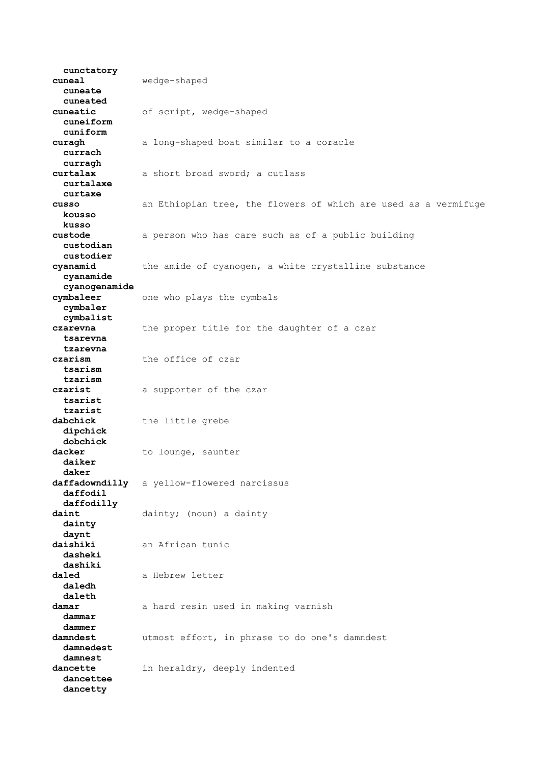**cunctatory**

**cuneal** wedge-shaped
  **cuneate**
  **cuneated**

**cuneatic** of script, wedge-shaped
  **cuneiform**
  **cuniform**

**curagh** a long-shaped boat similar to a coracle
  **currach**
  **curragh**

**curtalax** a short broad sword; a cutlass
  **curtalaxe**
  **curtaxe**

**cusso** an Ethiopian tree, the flowers of which are used as a vermifuge
  **kousso**
  **kusso**

**custode** a person who has care such as of a public building
  **custodian**
  **custodier**

**cyanamid** the amide of cyanogen, a white crystalline substance
  **cyanamide**
  **cyanogenamide**

**cymbaleer** one who plays the cymbals
  **cymbaler**
  **cymbalist**

**czarevna** the proper title for the daughter of a czar
  **tsarevna**
  **tzarevna**

**czarism** the office of czar
  **tsarism**
  **tzarism**

**czarist** a supporter of the czar
  **tsarist**
  **tzarist**

**dabchick** the little grebe
  **dipchick**
  **dobchick**

**dacker** to lounge, saunter
  **daiker**
  **daker**

**daffadowndilly** a yellow-flowered narcissus
  **daffodil**
  **daffodilly**

**daint** dainty; (noun) a dainty
  **dainty**
  **daynt**

**daishiki** an African tunic
  **dasheki**
  **dashiki**

**daled** a Hebrew letter
  **daledh**
  **daleth**

**damar** a hard resin used in making varnish
  **dammar**
  **dammer**

**damndest** utmost effort, in phrase to do one's damndest
  **damnedest**
  **damnest**

**dancette** in heraldry, deeply indented
  **dancettee**
  **dancetty**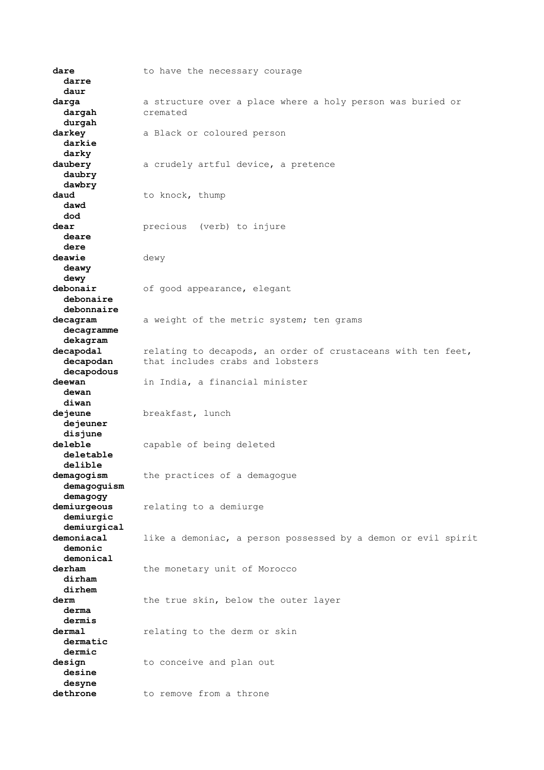**dare** to have the necessary courage
  **darre**
  **daur**

**darga** a structure over a place where a holy person was buried or cremated
  **dargah**
  **durgah**

**darkey** a Black or coloured person
  **darkie**
  **darky**

**daubery** a crudely artful device, a pretence
  **daubry**
  **dawbry**

**daud** to knock, thump
  **dawd**
  **dod**

**dear** precious (verb) to injure
  **deare**
  **dere**

**deawie** dewy
  **deawy**
  **dewy**

**debonair** of good appearance, elegant
  **debonaire**
  **debonnaire**

**decagram** a weight of the metric system; ten grams
  **decagramme**
  **dekagram**

**decapodal** relating to decapods, an order of crustaceans with ten feet, that includes crabs and lobsters
  **decapodan**
  **decapodous**

**deewan** in India, a financial minister
  **dewan**
  **diwan**

**dejeune** breakfast, lunch
  **dejeuner**
  **disjune**

**deleble** capable of being deleted
  **deletable**
  **delible**

**demagogism** the practices of a demagogue
  **demagoguism**
  **demagogy**

**demiurgeous** relating to a demiurge
  **demiurgic**
  **demiurgical**

**demoniacal** like a demoniac, a person possessed by a demon or evil spirit
  **demonic**
  **demonical**

**derham** the monetary unit of Morocco
  **dirham**
  **dirhem**

**derm** the true skin, below the outer layer
  **derma**
  **dermis**

**dermal** relating to the derm or skin
  **dermatic**
  **dermic**

**design** to conceive and plan out
  **desine**
  **desyne**

**dethrone** to remove from a throne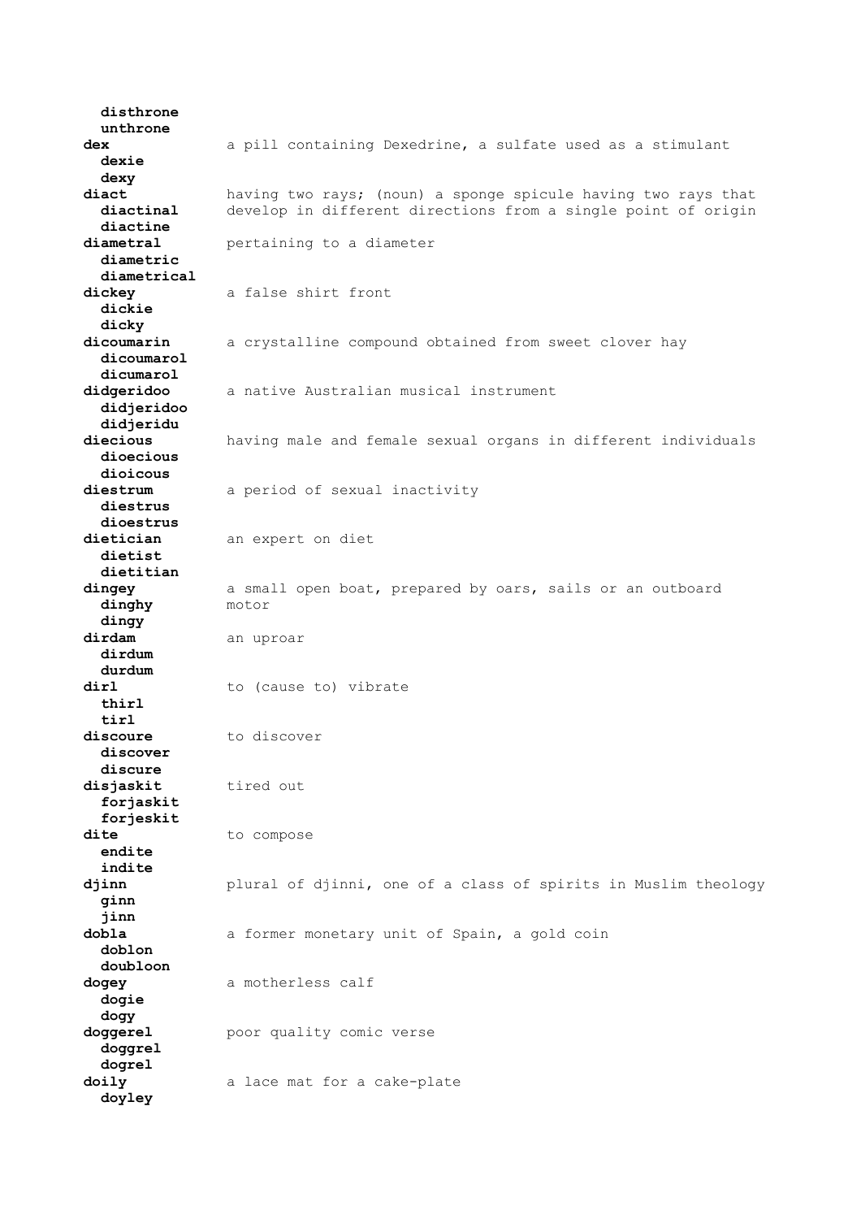**disthrone**
**unthrone**

**dex** a pill containing Dexedrine, a sulfate used as a stimulant
**dexie**
**dexy**

**diact** having two rays; (noun) a sponge spicule having two rays that develop in different directions from a single point of origin
**diactinal**
**diactine**

**diametral** pertaining to a diameter
**diametric**
**diametrical**

**dickey** a false shirt front
**dickie**
**dicky**

**dicoumarin** a crystalline compound obtained from sweet clover hay
**dicoumarol**
**dicumarol**

**didgeridoo** a native Australian musical instrument
**didjeridoo**
**didjeridu**

**diecious** having male and female sexual organs in different individuals
**dioecious**
**dioicous**

**diestrum** a period of sexual inactivity
**diestrus**
**dioestrus**

**dietician** an expert on diet
**dietist**
**dietitian**

**dingey** a small open boat, prepared by oars, sails or an outboard motor
**dinghy**
**dingy**

**dirdam** an uproar
**dirdum**
**durdum**

**dirl** to (cause to) vibrate
**thirl**
**tirl**

**discoure** to discover
**discover**
**discure**

**disjaskit** tired out
**forjaskit**
**forjeskit**

**dite** to compose
**endite**
**indite**

**djinn** plural of djinni, one of a class of spirits in Muslim theology
**ginn**
**jinn**

**dobla** a former monetary unit of Spain, a gold coin
**doblon**
**doubloon**

**dogey** a motherless calf
**dogie**
**dogy**

**doggerel** poor quality comic verse
**doggrel**
**dogrel**

**doily** a lace mat for a cake-plate
**doyley**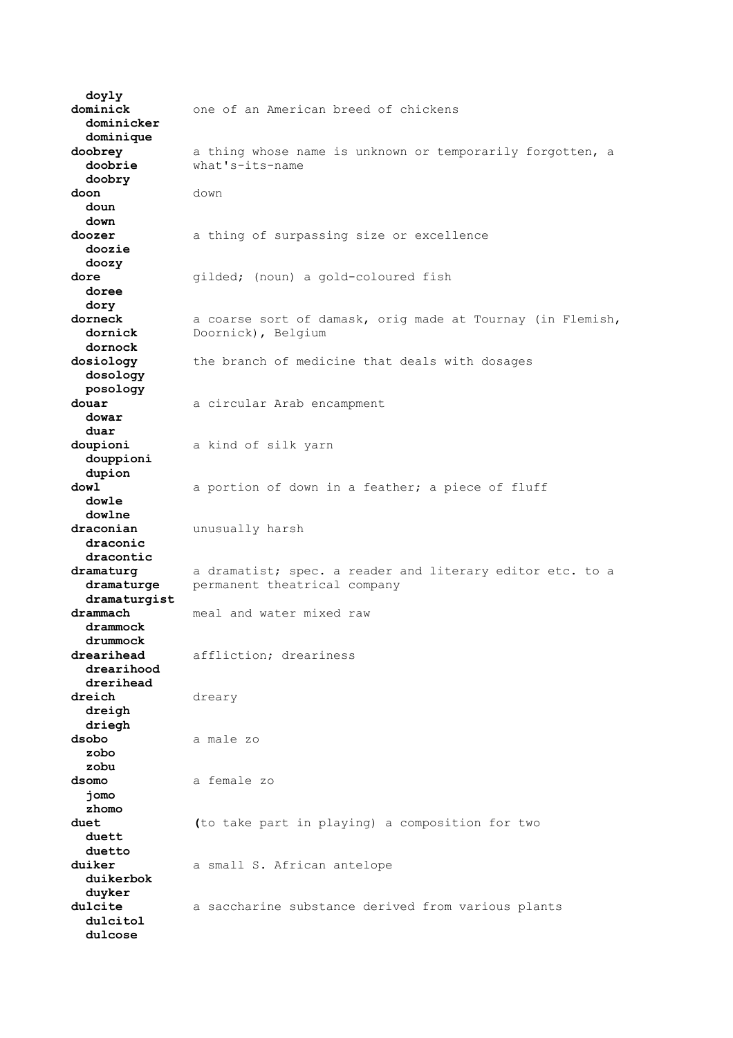**doyly**

**dominick** one of an American breed of chickens
**dominicker**
**dominique**

**doobrey** a thing whose name is unknown or temporarily forgotten, a what's-its-name
**doobrie**
**doobry**

**doon** down
**doun**
**down**

**doozer** a thing of surpassing size or excellence
**doozie**
**doozy**

**dore** gilded; (noun) a gold-coloured fish
**doree**
**dory**

**dorneck** a coarse sort of damask, orig made at Tournay (in Flemish, Doornick), Belgium
**dornick**
**dornock**

**dosiology** the branch of medicine that deals with dosages
**dosology**
**posology**

**douar** a circular Arab encampment
**dowar**
**duar**

**doupioni** a kind of silk yarn
**douppioni**
**dupion**

**dowl** a portion of down in a feather; a piece of fluff
**dowle**
**dowlne**

**draconian** unusually harsh
**draconic**
**dracontic**

**dramaturg** a dramatist; spec. a reader and literary editor etc. to a permanent theatrical company
**dramaturge**
**dramaturgist**

**drammach** meal and water mixed raw
**drammock**
**drummock**

**drearihead** affliction; dreariness
**drearihood**
**drerihead**

**dreich** dreary
**dreigh**
**driegh**

**dsobo** a male zo
**zobo**
**zobu**

**dsomo** a female zo
**jomo**
**zhomo**

**duet** (to take part in playing) a composition for two
**duett**
**duetto**

**duiker** a small S. African antelope
**duikerbok**
**duyker**

**dulcite** a saccharine substance derived from various plants
**dulcitol**
**dulcose**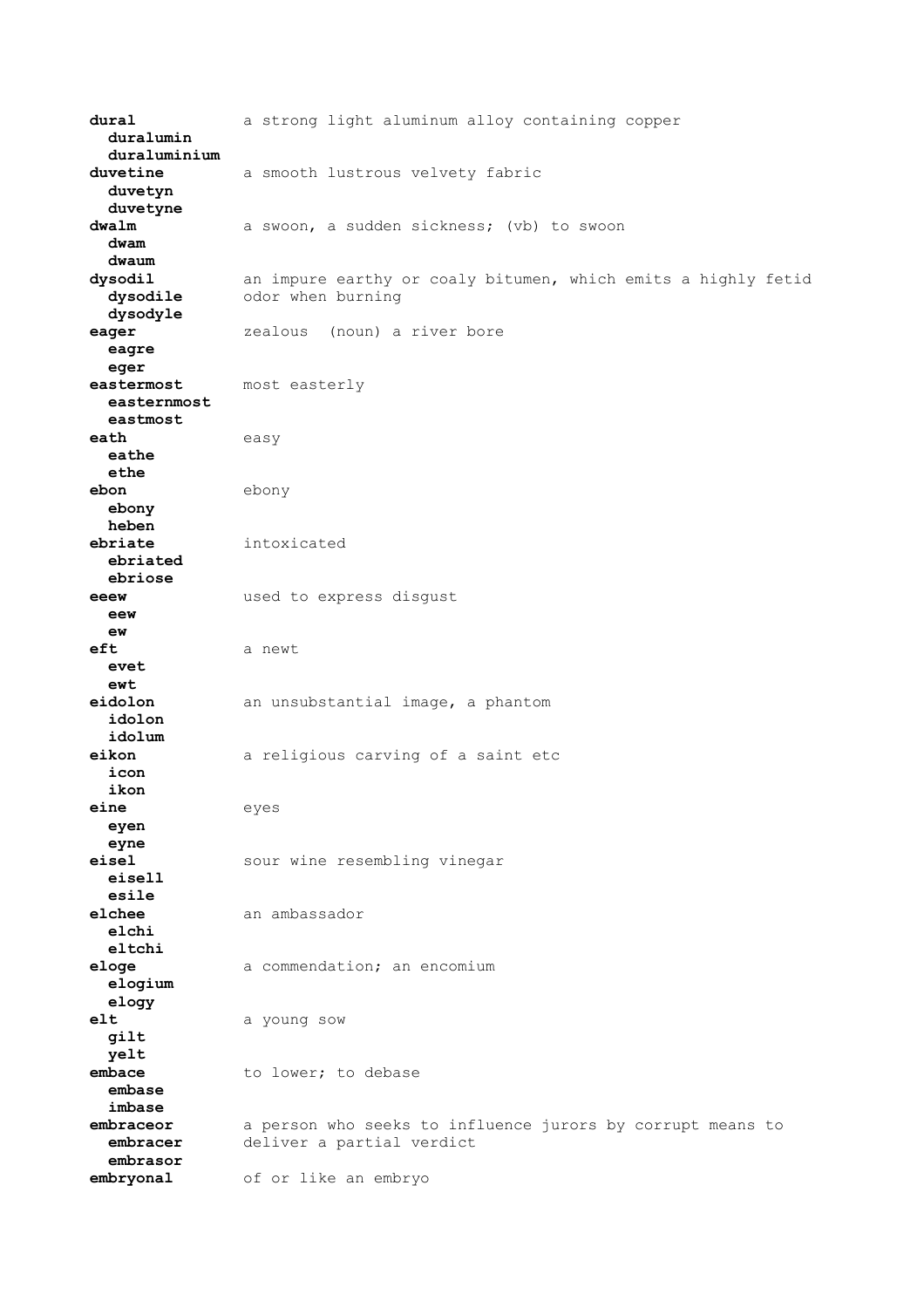**dural** a strong light aluminum alloy containing copper
  **duralumin**
  **duraluminium**

**duvetine** a smooth lustrous velvety fabric
  **duvetyn**
  **duvetyne**

**dwalm** a swoon, a sudden sickness; (vb) to swoon
  **dwam**
  **dwaum**

**dysodil** an impure earthy or coaly bitumen, which emits a highly fetid odor when burning
  **dysodile**
  **dysodyle**

**eager** zealous (noun) a river bore
  **eagre**
  **eger**

**eastermost** most easterly
  **easternmost**
  **eastmost**

**eath** easy
  **eathe**
  **ethe**

**ebon** ebony
  **ebony**
  **heben**

**ebriate** intoxicated
  **ebriated**
  **ebriose**

**eeew** used to express disgust
  **eew**
  **ew**

**eft** a newt
  **evet**
  **ewt**

**eidolon** an unsubstantial image, a phantom
  **idolon**
  **idolum**

**eikon** a religious carving of a saint etc
  **icon**
  **ikon**

**eine** eyes
  **eyen**
  **eyne**

**eisel** sour wine resembling vinegar
  **eisell**
  **esile**

**elchee** an ambassador
  **elchi**
  **eltchi**

**eloge** a commendation; an encomium
  **elogium**
  **elogy**

**elt** a young sow
  **gilt**
  **yelt**

**embace** to lower; to debase
  **embase**
  **imbase**

**embraceor** a person who seeks to influence jurors by corrupt means to deliver a partial verdict
  **embracer**
  **embrasor**

**embryonal** of or like an embryo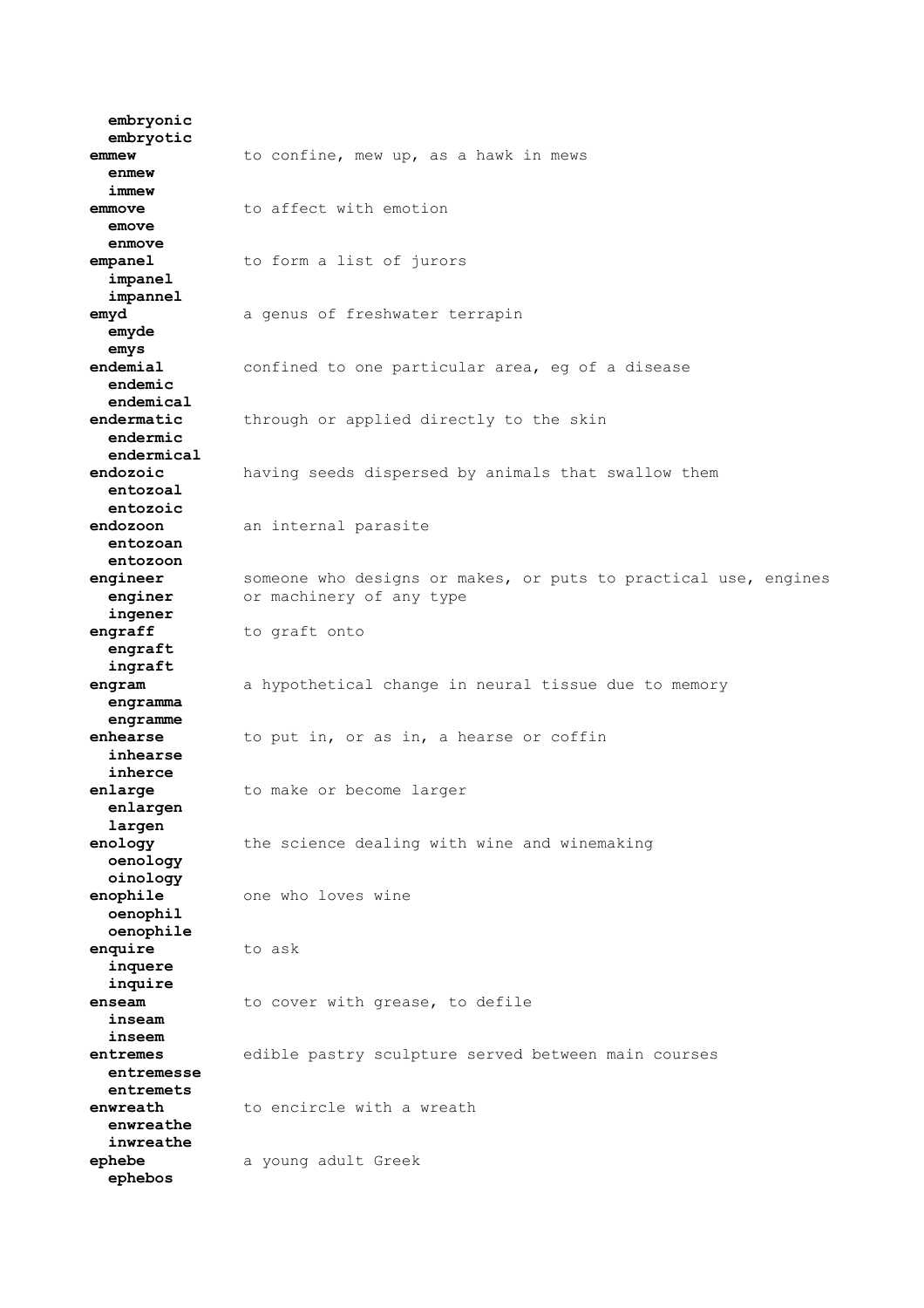**embryonic**
**embryotic**

**emmew** to confine, mew up, as a hawk in mews
**enmew**
**immew**

**emmove** to affect with emotion
**emove**
**enmove**

**empanel** to form a list of jurors
**impanel**
**impannel**

**emyd** a genus of freshwater terrapin
**emyde**
**emys**

**endemial** confined to one particular area, eg of a disease
**endemic**
**endemical**

**endermatic** through or applied directly to the skin
**endermic**
**endermical**

**endozoic** having seeds dispersed by animals that swallow them
**entozoal**
**entozoic**

**endozoon** an internal parasite
**entozoan**
**entozoon**

**engineer** someone who designs or makes, or puts to practical use, engines or machinery of any type
**enginer**
**ingener**

**engraff** to graft onto
**engraft**
**ingraft**

**engram** a hypothetical change in neural tissue due to memory
**engramma**
**engramme**

**enhearse** to put in, or as in, a hearse or coffin
**inhearse**
**inherce**

**enlarge** to make or become larger
**enlargen**
**largen**

**enology** the science dealing with wine and winemaking
**oenology**
**oinology**

**enophile** one who loves wine
**oenophil**
**oenophile**

**enquire** to ask
**inquere**
**inquire**

**enseam** to cover with grease, to defile
**inseam**
**inseem**

**entremes** edible pastry sculpture served between main courses
**entremesse**
**entremets**

**enwreath** to encircle with a wreath
**enwreathe**
**inwreathe**

**ephebe** a young adult Greek
**ephebos**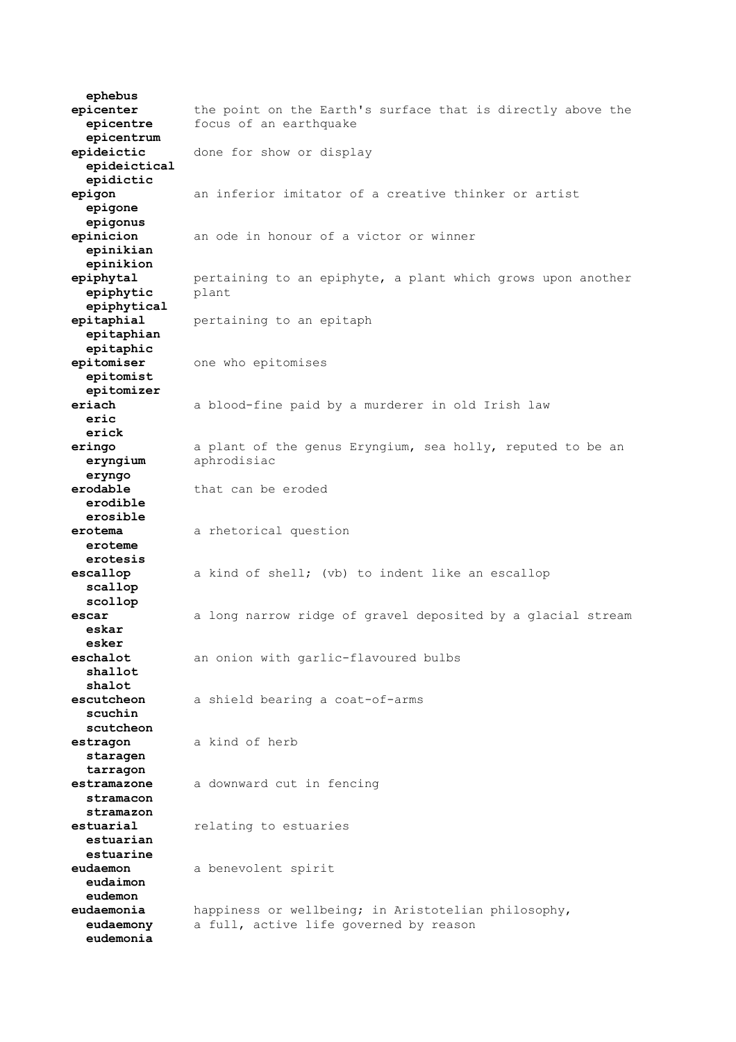**ephebus**

| | |
|---|---|
| **epicenter**<br>**epicentre**<br>**epicentrum** | the point on the Earth's surface that is directly above the focus of an earthquake |
| **epideictic**<br>**epideictical**<br>**epidictic** | done for show or display |
| **epigon**<br>**epigone**<br>**epigonus** | an inferior imitator of a creative thinker or artist |
| **epinicion**<br>**epinikian**<br>**epinikion** | an ode in honour of a victor or winner |
| **epiphytal**<br>**epiphytic**<br>**epiphytical** | pertaining to an epiphyte, a plant which grows upon another plant |
| **epitaphial**<br>**epitaphian**<br>**epitaphic** | pertaining to an epitaph |
| **epitomiser**<br>**epitomist**<br>**epitomizer** | one who epitomises |
| **eriach**<br>**eric**<br>**erick** | a blood-fine paid by a murderer in old Irish law |
| **eringo**<br>**eryngium**<br>**eryngo** | a plant of the genus Eryngium, sea holly, reputed to be an aphrodisiac |
| **erodable**<br>**erodible**<br>**erosible** | that can be eroded |
| **erotema**<br>**eroteme**<br>**erotesis** | a rhetorical question |
| **escallop**<br>**scallop**<br>**scollop** | a kind of shell; (vb) to indent like an escallop |
| **escar**<br>**eskar**<br>**esker** | a long narrow ridge of gravel deposited by a glacial stream |
| **eschalot**<br>**shallot**<br>**shalot** | an onion with garlic-flavoured bulbs |
| **escutcheon**<br>**scuchin**<br>**scutcheon** | a shield bearing a coat-of-arms |
| **estragon**<br>**staragen**<br>**tarragon** | a kind of herb |
| **estramazone**<br>**stramacon**<br>**stramazon** | a downward cut in fencing |
| **estuarial**<br>**estuarian**<br>**estuarine** | relating to estuaries |
| **eudaemon**<br>**eudaimon**<br>**eudemon** | a benevolent spirit |
| **eudaemonia**<br>**eudaemony**<br>**eudemonia** | happiness or wellbeing; in Aristotelian philosophy, a full, active life governed by reason |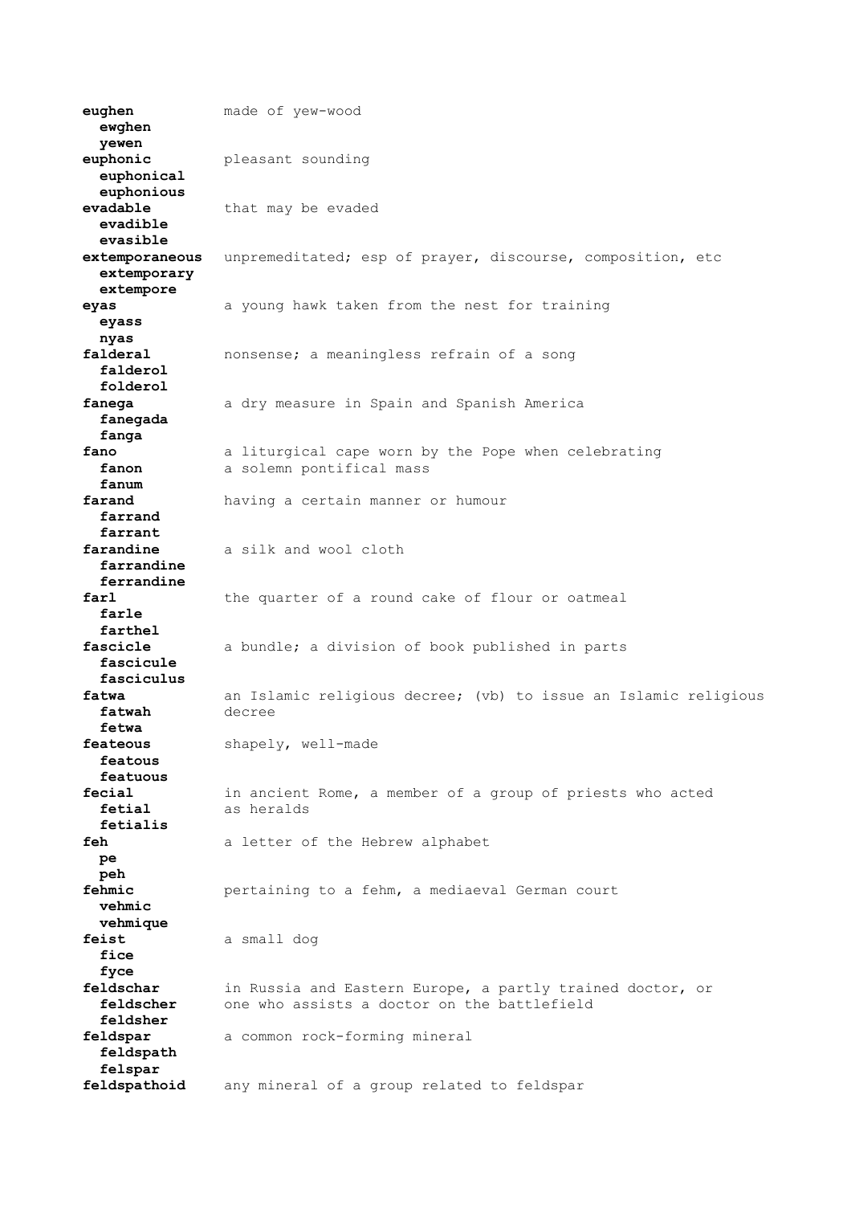**eughen** made of yew-wood
**ewghen**
**yewen**

**euphonic** pleasant sounding
**euphonical**
**euphonious**

**evadable** that may be evaded
**evadible**
**evasible**

**extemporaneous** unpremeditated; esp of prayer, discourse, composition, etc
**extemporary**
**extempore**

**eyas** a young hawk taken from the nest for training
**eyass**
**nyas**

**falderal** nonsense; a meaningless refrain of a song
**falderol**
**folderol**

**fanega** a dry measure in Spain and Spanish America
**fanegada**
**fanga**

**fano** a liturgical cape worn by the Pope when celebrating a solemn pontifical mass
**fanon**
**fanum**

**farand** having a certain manner or humour
**farrand**
**farrant**

**farandine** a silk and wool cloth
**farrandine**
**ferrandine**

**farl** the quarter of a round cake of flour or oatmeal
**farle**
**farthel**

**fascicle** a bundle; a division of book published in parts
**fascicule**
**fasciculus**

**fatwa** an Islamic religious decree; (vb) to issue an Islamic religious decree
**fatwah**
**fetwa**

**feateous** shapely, well-made
**featous**
**featuous**

**fecial** in ancient Rome, a member of a group of priests who acted as heralds
**fetial**
**fetialis**

**feh** a letter of the Hebrew alphabet
**pe**
**peh**

**fehmic** pertaining to a fehm, a mediaeval German court
**vehmic**
**vehmique**

**feist** a small dog
**fice**
**fyce**

**feldschar** in Russia and Eastern Europe, a partly trained doctor, or one who assists a doctor on the battlefield
**feldscher**
**feldsher**

**feldspar** a common rock-forming mineral
**feldspath**
**felspar**

**feldspathoid** any mineral of a group related to feldspar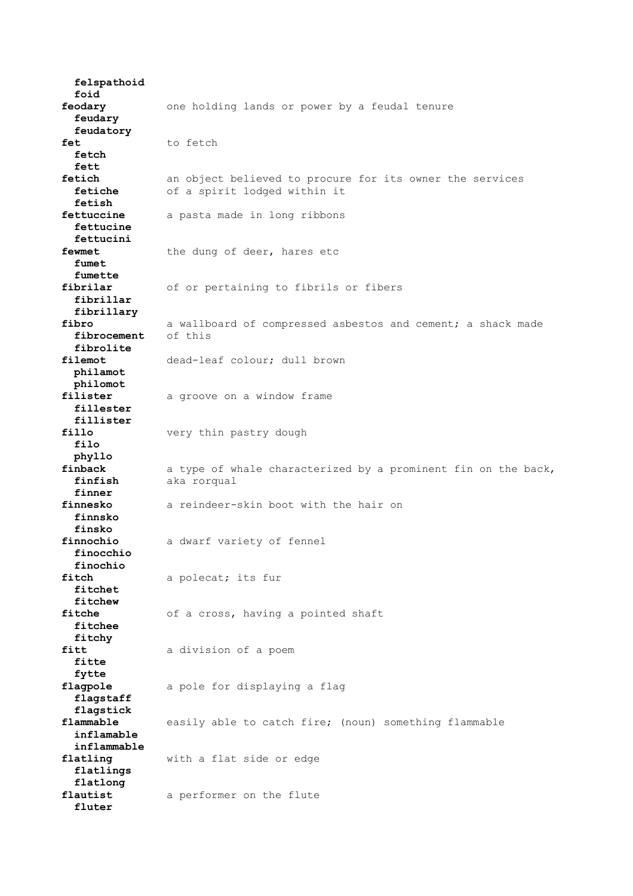**felspathoid**
**foid**

**feodary** one holding lands or power by a feudal tenure
**feudary**
**feudatory**

**fet** to fetch
**fetch**
**fett**

**fetich** an object believed to procure for its owner the services of a spirit lodged within it
**fetiche**
**fetish**

**fettuccine** a pasta made in long ribbons
**fettucine**
**fettucini**

**fewmet** the dung of deer, hares etc
**fumet**
**fumette**

**fibrilar** of or pertaining to fibrils or fibers
**fibrillar**
**fibrillary**

**fibro** a wallboard of compressed asbestos and cement; a shack made of this
**fibrocement**
**fibrolite**

**filemot** dead-leaf colour; dull brown
**philamot**
**philomot**

**filister** a groove on a window frame
**fillester**
**fillister**

**fillo** very thin pastry dough
**filo**
**phyllo**

**finback** a type of whale characterized by a prominent fin on the back, aka rorqual
**finfish**
**finner**

**finnesko** a reindeer-skin boot with the hair on
**finnsko**
**finsko**

**finnochio** a dwarf variety of fennel
**finocchio**
**finochio**

**fitch** a polecat; its fur
**fitchet**
**fitchew**

**fitche** of a cross, having a pointed shaft
**fitchee**
**fitchy**

**fitt** a division of a poem
**fitte**
**fytte**

**flagpole** a pole for displaying a flag
**flagstaff**
**flagstick**

**flammable** easily able to catch fire; (noun) something flammable
**inflamable**
**inflammable**

**flatling** with a flat side or edge
**flatlings**
**flatlong**

**flautist** a performer on the flute
**fluter**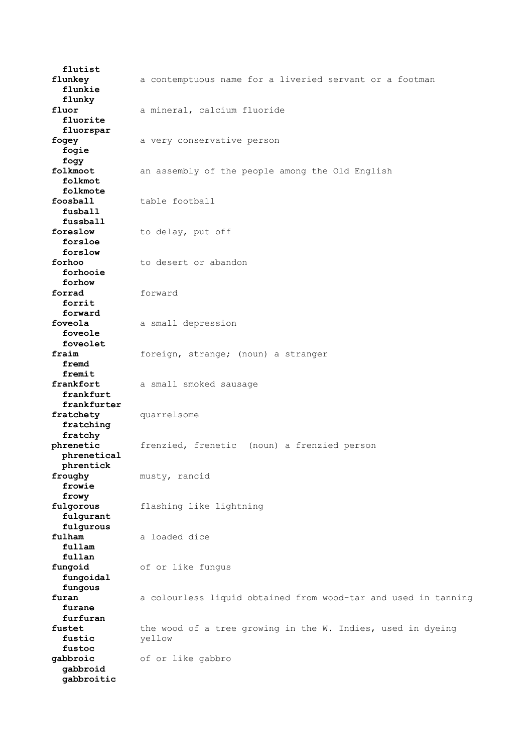**flutist**

**flunkey** a contemptuous name for a liveried servant or a footman
**flunkie**
**flunky**

**fluor** a mineral, calcium fluoride
**fluorite**
**fluorspar**

**fogey** a very conservative person
**fogie**
**fogy**

**folkmoot** an assembly of the people among the Old English
**folkmot**
**folkmote**

**foosball** table football
**fusball**
**fussball**

**foreslow** to delay, put off
**forsloe**
**forslow**

**forhoo** to desert or abandon
**forhooie**
**forhow**

**forrad** forward
**forrit**
**forward**

**foveola** a small depression
**foveole**
**foveolet**

**fraim** foreign, strange; (noun) a stranger
**fremd**
**fremit**

**frankfort** a small smoked sausage
**frankfurt**
**frankfurter**

**fratchety** quarrelsome
**fratching**
**fratchy**

**phrenetic** frenzied, frenetic (noun) a frenzied person
**phrenetical**
**phrentick**

**froughy** musty, rancid
**frowie**
**frowy**

**fulgorous** flashing like lightning
**fulgurant**
**fulgurous**

**fulham** a loaded dice
**fullam**
**fullan**

**fungoid** of or like fungus
**fungoidal**
**fungous**

**furan** a colourless liquid obtained from wood-tar and used in tanning
**furane**
**furfuran**

**fustet** the wood of a tree growing in the W. Indies, used in dyeing yellow
**fustic**
**fustoc**

**gabbroic** of or like gabbro
**gabbroid**
**gabbroitic**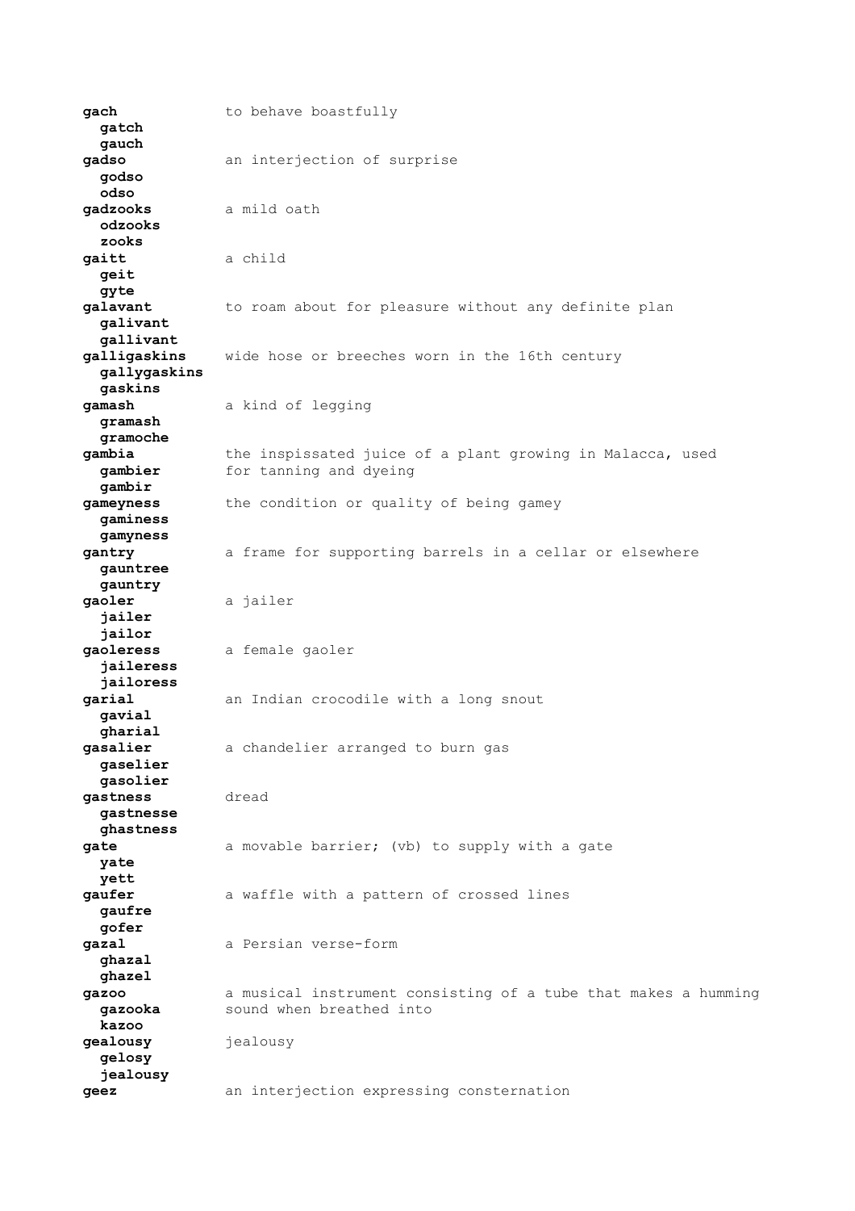**gach** to behave boastfully
  **gatch**
  **gauch**
**gadso** an interjection of surprise
  **godso**
  **odso**
**gadzooks** a mild oath
  **odzooks**
  **zooks**
**gaitt** a child
  **geit**
  **gyte**
**galavant** to roam about for pleasure without any definite plan
  **galivant**
  **gallivant**
**galligaskins** wide hose or breeches worn in the 16th century
  **gallygaskins**
  **gaskins**
**gamash** a kind of legging
  **gramash**
  **gramoche**
**gambia** the inspissated juice of a plant growing in Malacca, used for tanning and dyeing
  **gambier**
  **gambir**
**gameyness** the condition or quality of being gamey
  **gaminess**
  **gamyness**
**gantry** a frame for supporting barrels in a cellar or elsewhere
  **gauntree**
  **gauntry**
**gaoler** a jailer
  **jailer**
  **jailor**
**gaoleress** a female gaoler
  **jaileress**
  **jailoress**
**garial** an Indian crocodile with a long snout
  **gavial**
  **gharial**
**gasalier** a chandelier arranged to burn gas
  **gaselier**
  **gasolier**
**gastness** dread
  **gastnesse**
  **ghastness**
**gate** a movable barrier; (vb) to supply with a gate
  **yate**
  **yett**
**gaufer** a waffle with a pattern of crossed lines
  **gaufre**
  **gofer**
**gazal** a Persian verse-form
  **ghazal**
  **ghazel**
**gazoo** a musical instrument consisting of a tube that makes a humming sound when breathed into
  **gazooka**
  **kazoo**
**gealousy** jealousy
  **gelosy**
  **jealousy**
**geez** an interjection expressing consternation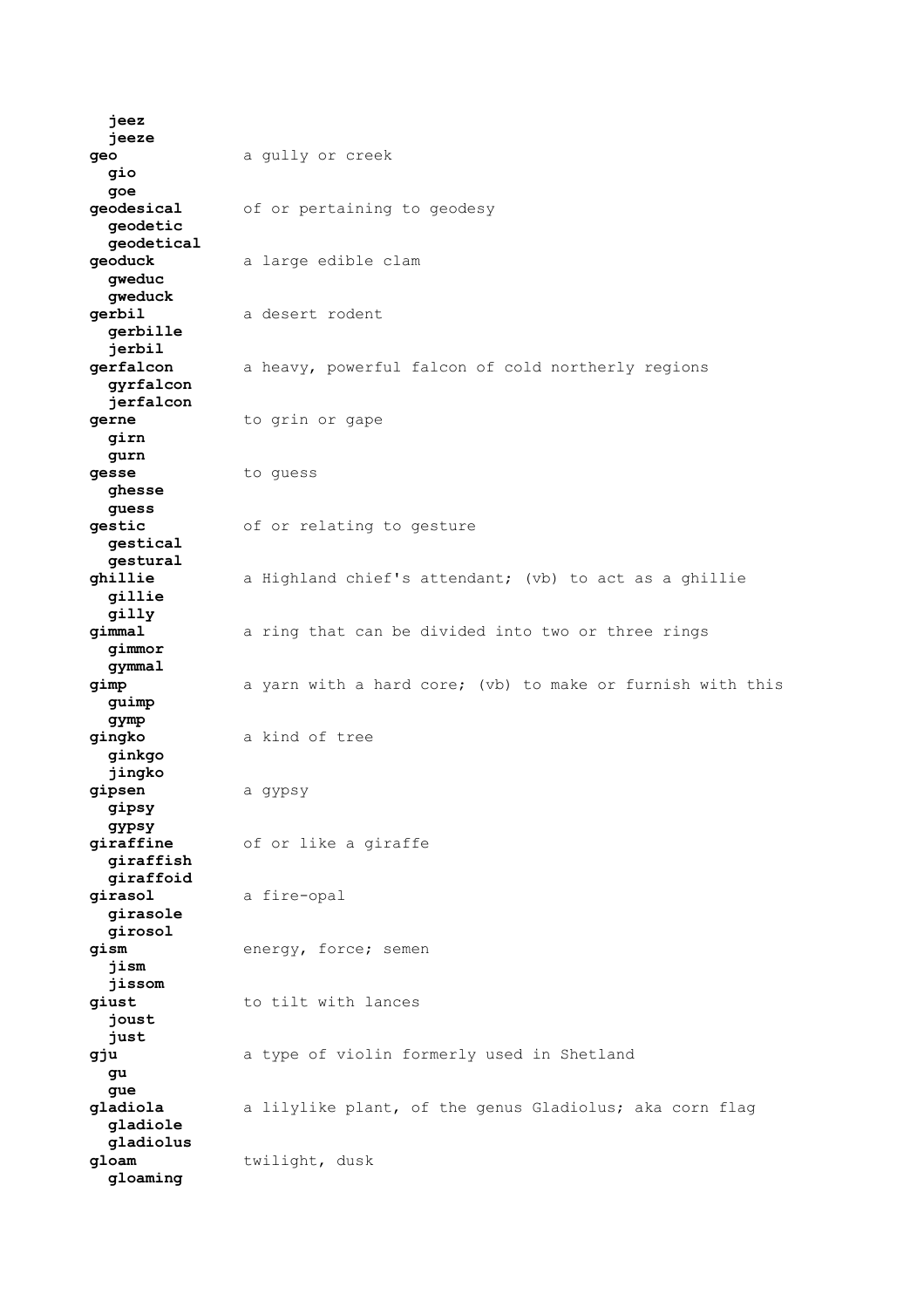**jeez**
  **jeeze**

**geo** a gully or creek
  **gio**
  **goe**

**geodesical** of or pertaining to geodesy
  **geodetic**
  **geodetical**

**geoduck** a large edible clam
  **gweduc**
  **gweduck**

**gerbil** a desert rodent
  **gerbille**
  **jerbil**

**gerfalcon** a heavy, powerful falcon of cold northerly regions
  **gyrfalcon**
  **jerfalcon**

**gerne** to grin or gape
  **girn**
  **gurn**

**gesse** to guess
  **ghesse**
  **guess**

**gestic** of or relating to gesture
  **gestical**
  **gestural**

**ghillie** a Highland chief's attendant; (vb) to act as a ghillie
  **gillie**
  **gilly**

**gimmal** a ring that can be divided into two or three rings
  **gimmor**
  **gymmal**

**gimp** a yarn with a hard core; (vb) to make or furnish with this
  **guimp**
  **gymp**

**gingko** a kind of tree
  **ginkgo**
  **jingko**

**gipsen** a gypsy
  **gipsy**
  **gypsy**

**giraffine** of or like a giraffe
  **giraffish**
  **giraffoid**

**girasol** a fire-opal
  **girasole**
  **girosol**

**gism** energy, force; semen
  **jism**
  **jissom**

**giust** to tilt with lances
  **joust**
  **just**

**gju** a type of violin formerly used in Shetland
  **gu**
  **gue**

**gladiola** a lilylike plant, of the genus Gladiolus; aka corn flag
  **gladiole**
  **gladiolus**

**gloam** twilight, dusk
  **gloaming**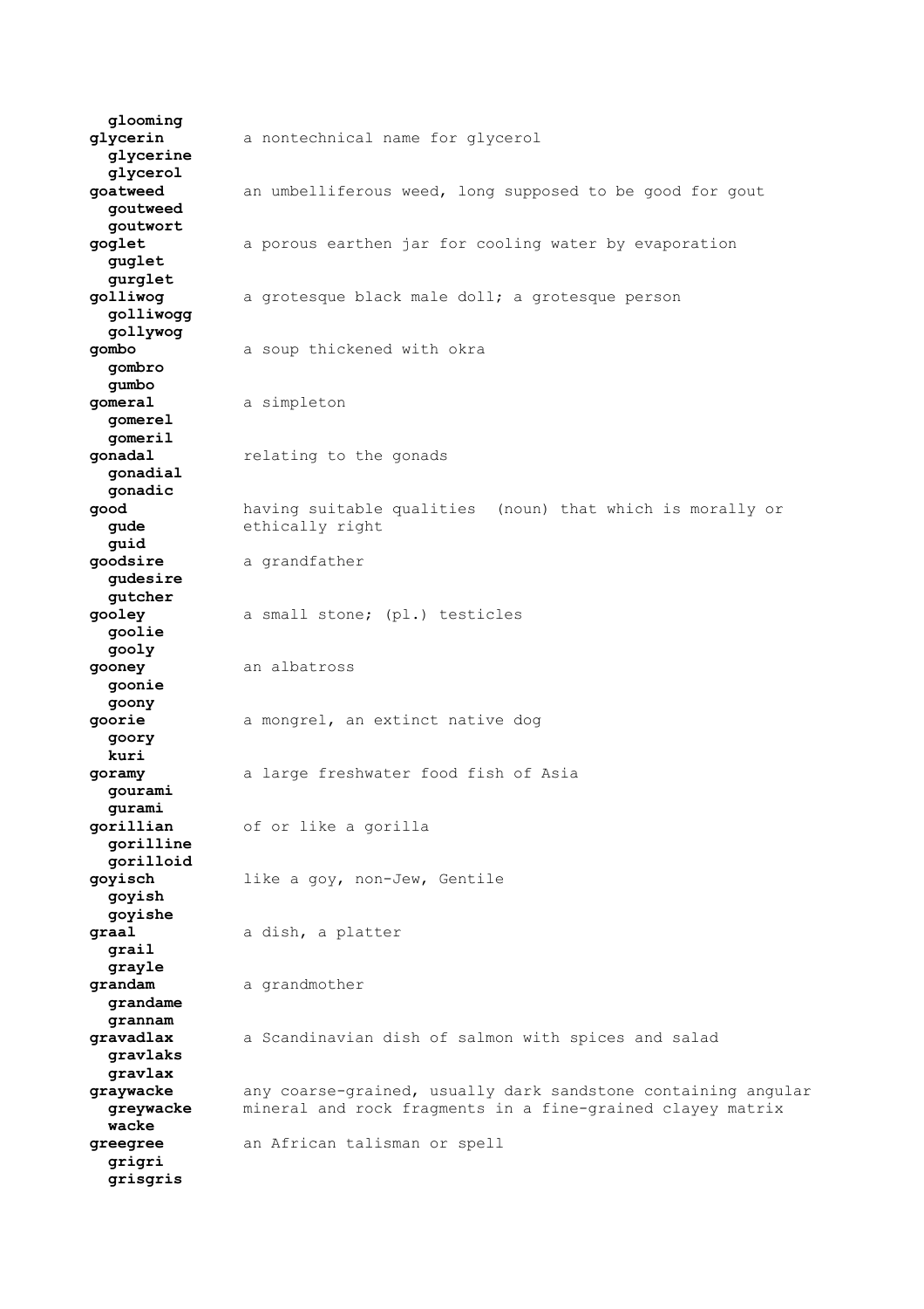**glooming**

**glycerin** a nontechnical name for glycerol
**glycerine**
**glycerol**

**goatweed** an umbelliferous weed, long supposed to be good for gout
**goutweed**
**goutwort**

**goglet** a porous earthen jar for cooling water by evaporation
**guglet**
**gurglet**

**golliwog** a grotesque black male doll; a grotesque person
**golliwogg**
**gollywog**

**gombo** a soup thickened with okra
**gombro**
**gumbo**

**gomeral** a simpleton
**gomerel**
**gomeril**

**gonadal** relating to the gonads
**gonadial**
**gonadic**

**good** having suitable qualities (noun) that which is morally or ethically right
**gude**
**guid**

**goodsire** a grandfather
**gudesire**
**gutcher**

**gooley** a small stone; (pl.) testicles
**goolie**
**gooly**

**gooney** an albatross
**goonie**
**goony**

**goorie** a mongrel, an extinct native dog
**goory**
**kuri**

**goramy** a large freshwater food fish of Asia
**gourami**
**gurami**

**gorillian** of or like a gorilla
**gorilline**
**gorilloid**

**goyisch** like a goy, non-Jew, Gentile
**goyish**
**goyishe**

**graal** a dish, a platter
**grail**
**grayle**

**grandam** a grandmother
**grandame**
**grannam**

**gravadlax** a Scandinavian dish of salmon with spices and salad
**gravlaks**
**gravlax**

**graywacke** any coarse-grained, usually dark sandstone containing angular mineral and rock fragments in a fine-grained clayey matrix
**greywacke**
**wacke**

**greegree** an African talisman or spell
**grigri**
**grisgris**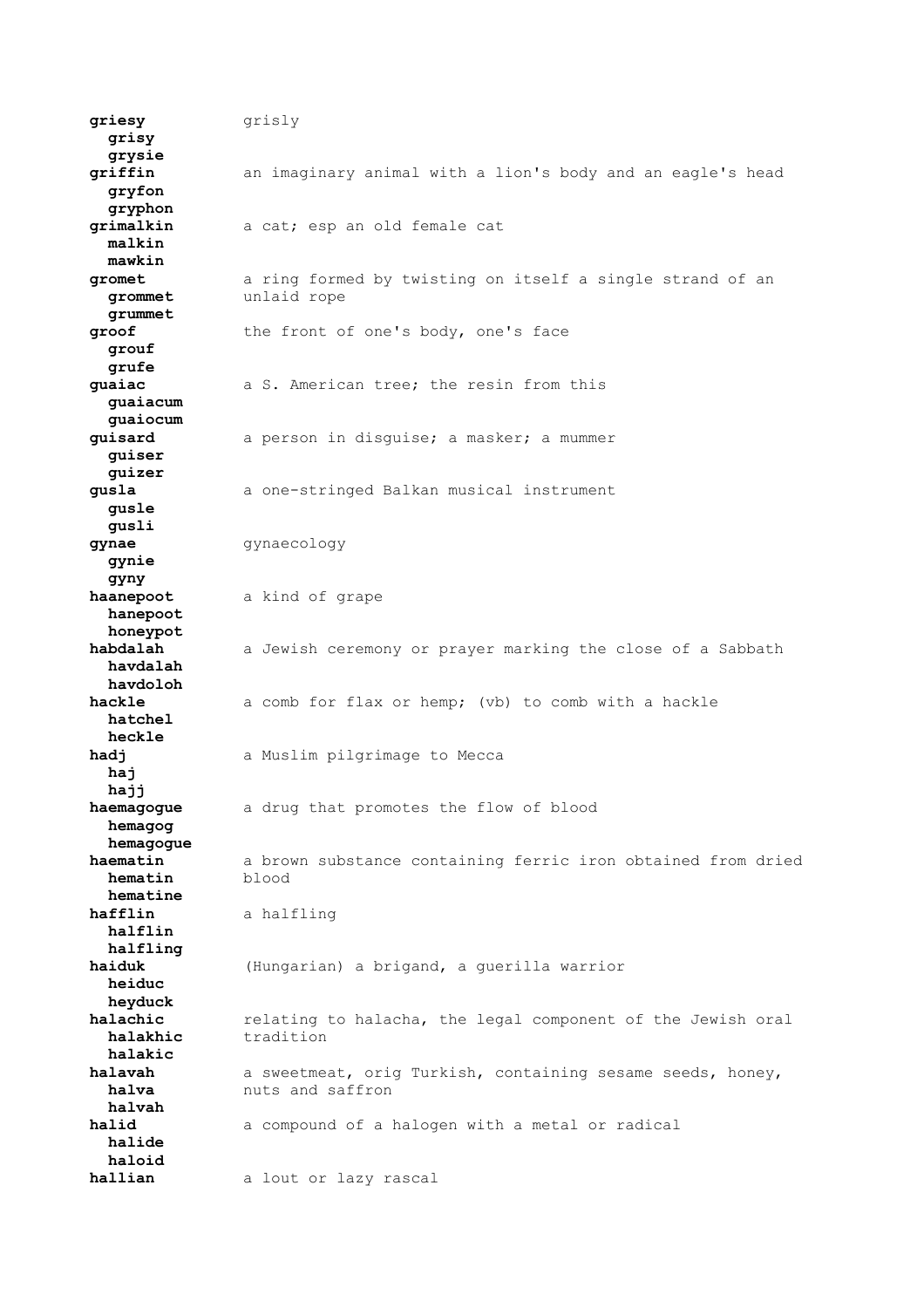**griesy** grisly
  **grisy**
  **grysie**
**griffin** an imaginary animal with a lion's body and an eagle's head
  **gryfon**
  **gryphon**
**grimalkin** a cat; esp an old female cat
  **malkin**
  **mawkin**
**gromet** a ring formed by twisting on itself a single strand of an unlaid rope
  **grommet**
  **grummet**
**groof** the front of one's body, one's face
  **grouf**
  **grufe**
**guaiac** a S. American tree; the resin from this
  **guaiacum**
  **guaiocum**
**guisard** a person in disguise; a masker; a mummer
  **guiser**
  **guizer**
**gusla** a one-stringed Balkan musical instrument
  **gusle**
  **gusli**
**gynae** gynaecology
  **gynie**
  **gyny**
**haanepoot** a kind of grape
  **hanepoot**
  **honeypot**
**habdalah** a Jewish ceremony or prayer marking the close of a Sabbath
  **havdalah**
  **havdoloh**
**hackle** a comb for flax or hemp; (vb) to comb with a hackle
  **hatchel**
  **heckle**
**hadj** a Muslim pilgrimage to Mecca
  **haj**
  **hajj**
**haemagogue** a drug that promotes the flow of blood
  **hemagog**
  **hemagogue**
**haematin** a brown substance containing ferric iron obtained from dried blood
  **hematin**
  **hematine**
**hafflin** a halfling
  **halflin**
  **halfling**
**haiduk** (Hungarian) a brigand, a guerilla warrior
  **heiduc**
  **heyduck**
**halachic** relating to halacha, the legal component of the Jewish oral tradition
  **halakhic**
  **halakic**
**halavah** a sweetmeat, orig Turkish, containing sesame seeds, honey, nuts and saffron
  **halva**
  **halvah**
**halid** a compound of a halogen with a metal or radical
  **halide**
  **haloid**
**hallian** a lout or lazy rascal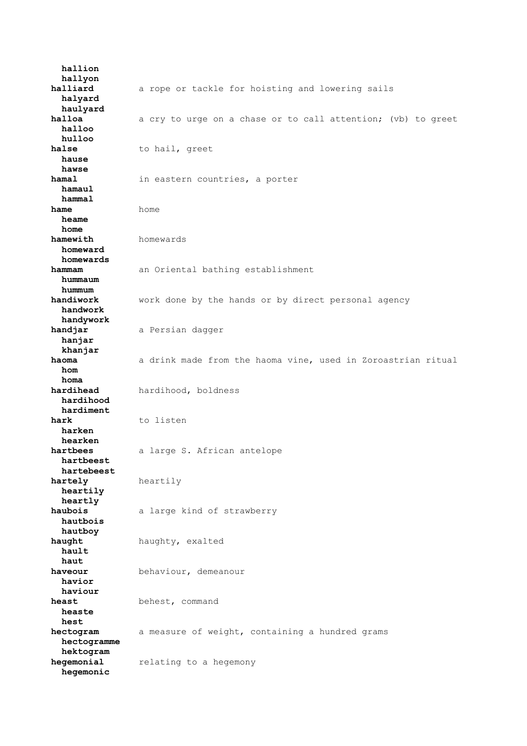**hallion**
  **hallyon**

**halliard** a rope or tackle for hoisting and lowering sails
  **halyard**
  **haulyard**

**halloa** a cry to urge on a chase or to call attention; (vb) to greet
  **halloo**
  **hulloo**

**halse** to hail, greet
  **hause**
  **hawse**

**hamal** in eastern countries, a porter
  **hamaul**
  **hammal**

**hame** home
  **heame**
  **home**

**hamewith** homewards
  **homeward**
  **homewards**

**hammam** an Oriental bathing establishment
  **hummaum**
  **hummum**

**handiwork** work done by the hands or by direct personal agency
  **handwork**
  **handywork**

**handjar** a Persian dagger
  **hanjar**
  **khanjar**

**haoma** a drink made from the haoma vine, used in Zoroastrian ritual
  **hom**
  **homa**

**hardihead** hardihood, boldness
  **hardihood**
  **hardiment**

**hark** to listen
  **harken**
  **hearken**

**hartbees** a large S. African antelope
  **hartbeest**
  **hartebeest**

**hartely** heartily
  **heartily**
  **heartly**

**haubois** a large kind of strawberry
  **hautbois**
  **hautboy**

**haught** haughty, exalted
  **hault**
  **haut**

**haveour** behaviour, demeanour
  **havior**
  **haviour**

**heast** behest, command
  **heaste**
  **hest**

**hectogram** a measure of weight, containing a hundred grams
  **hectogramme**
  **hektogram**

**hegemonial** relating to a hegemony
  **hegemonic**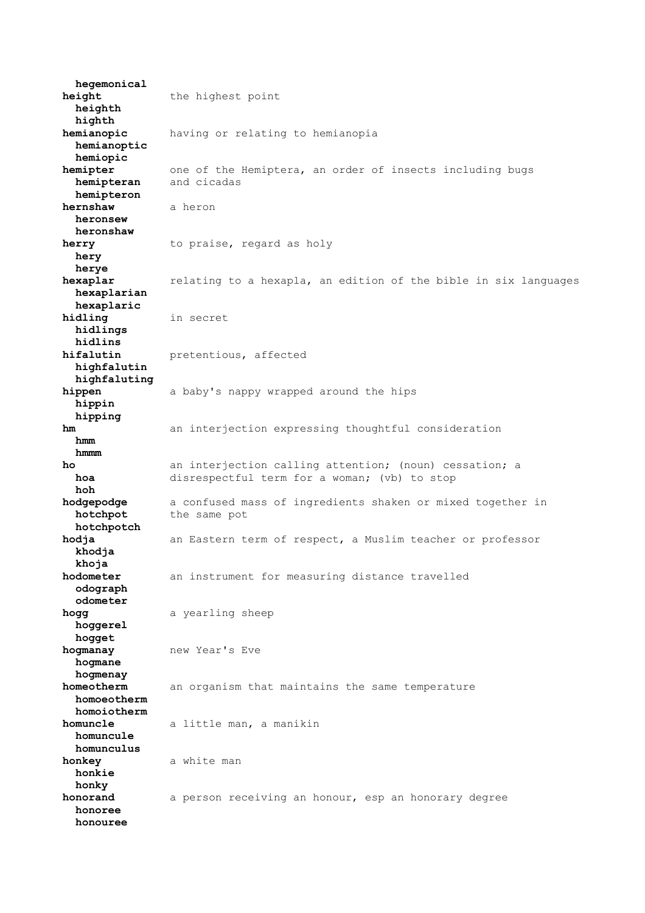**hegemonical**

**height** the highest point
**heighth**
**highth**

**hemianopic** having or relating to hemianopia
**hemianoptic**
**hemiopic**

**hemipter** one of the Hemiptera, an order of insects including bugs and cicadas
**hemipteran**
**hemipteron**

**hernshaw** a heron
**heronsew**
**heronshaw**

**herry** to praise, regard as holy
**hery**
**herye**

**hexaplar** relating to a hexapla, an edition of the bible in six languages
**hexaplarian**
**hexaplaric**

**hidling** in secret
**hidlings**
**hidlins**

**hifalutin** pretentious, affected
**highfalutin**
**highfaluting**

**hippen** a baby's nappy wrapped around the hips
**hippin**
**hipping**

**hm** an interjection expressing thoughtful consideration
**hmm**
**hmmm**

**ho** an interjection calling attention; (noun) cessation; a disrespectful term for a woman; (vb) to stop
**hoa**
**hoh**

**hodgepodge** a confused mass of ingredients shaken or mixed together in the same pot
**hotchpot**
**hotchpotch**

**hodja** an Eastern term of respect, a Muslim teacher or professor
**khodja**
**khoja**

**hodometer** an instrument for measuring distance travelled
**odograph**
**odometer**

**hogg** a yearling sheep
**hoggerel**
**hogget**

**hogmanay** new Year's Eve
**hogmane**
**hogmenay**

**homeotherm** an organism that maintains the same temperature
**homoeotherm**
**homoiotherm**

**homuncle** a little man, a manikin
**homuncule**
**homunculus**

**honkey** a white man
**honkie**
**honky**

**honorand** a person receiving an honour, esp an honorary degree
**honoree**
**honouree**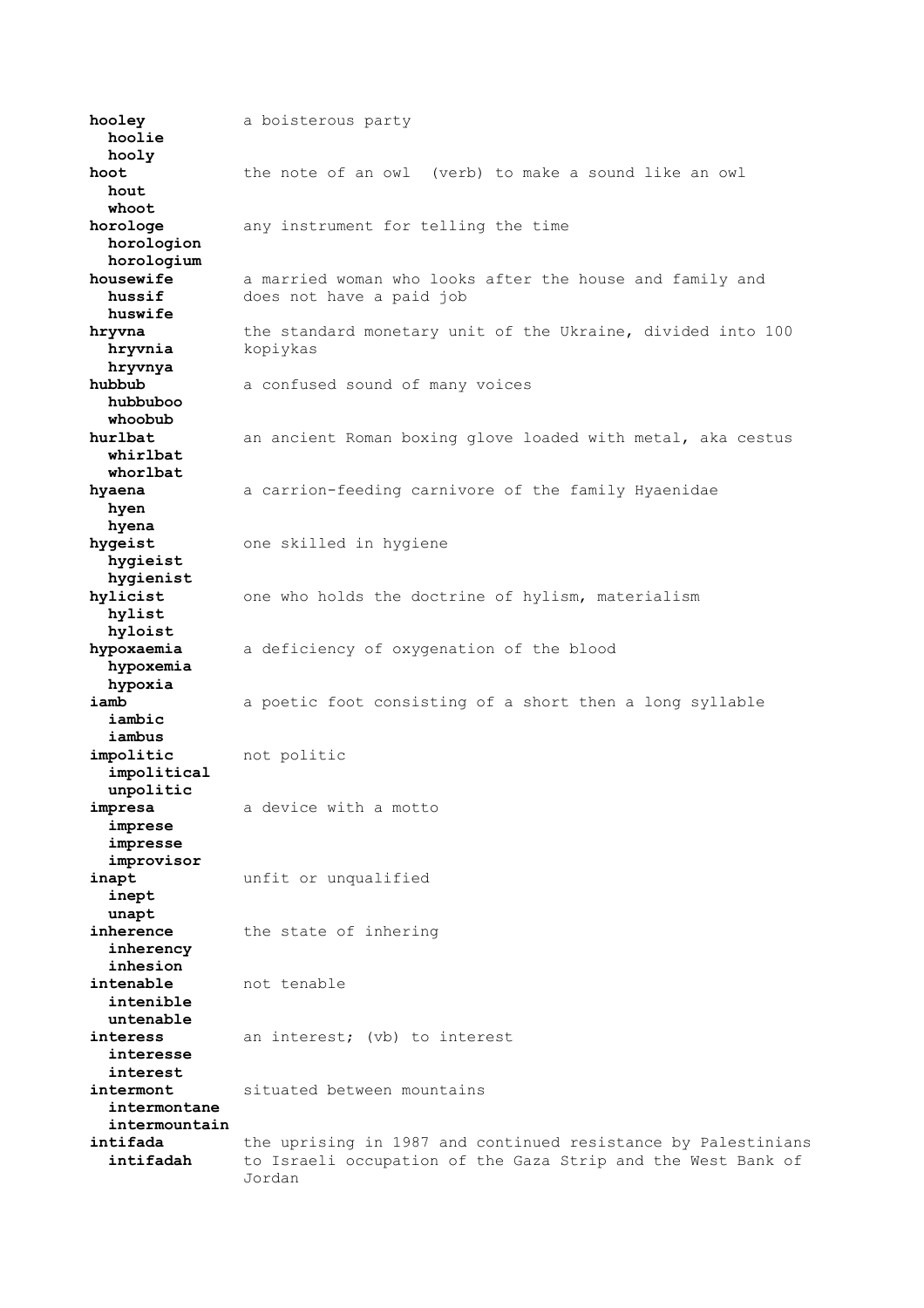**hooley** a boisterous party
  **hoolie**
  **hooly**

**hoot** the note of an owl (verb) to make a sound like an owl
  **hout**
  **whoot**

**hologe** any instrument for telling the time
  **horologion**
  **horologium**

**housewife** a married woman who looks after the house and family and does not have a paid job
  **hussif**
  **huswife**

**hryvna** the standard monetary unit of the Ukraine, divided into 100 kopiykas
  **hryvnia**
  **hryvnya**

**hubbub** a confused sound of many voices
  **hubbuboo**
  **whoobub**

**hurlbat** an ancient Roman boxing glove loaded with metal, aka cestus
  **whirlbat**
  **whorlbat**

**hyaena** a carrion-feeding carnivore of the family Hyaenidae
  **hyen**
  **hyena**

**hygeist** one skilled in hygiene
  **hygieist**
  **hygienist**

**hylicist** one who holds the doctrine of hylism, materialism
  **hylist**
  **hyloist**

**hypoxaemia** a deficiency of oxygenation of the blood
  **hypoxemia**
  **hypoxia**

**iamb** a poetic foot consisting of a short then a long syllable
  **iambic**
  **iambus**

**impolitic** not politic
  **impolitical**
  **unpolitic**

**impresa** a device with a motto
  **imprese**
  **impresse**
  **improvisor**

**inapt** unfit or unqualified
  **inept**
  **unapt**

**inherence** the state of inhering
  **inherency**
  **inhesion**

**intenable** not tenable
  **intenible**
  **untenable**

**interess** an interest; (vb) to interest
  **interesse**
  **interest**

**intermont** situated between mountains
  **intermontane**
  **intermountain**

**intifada** the uprising in 1987 and continued resistance by Palestinians to Israeli occupation of the Gaza Strip and the West Bank of Jordan
  **intifadah**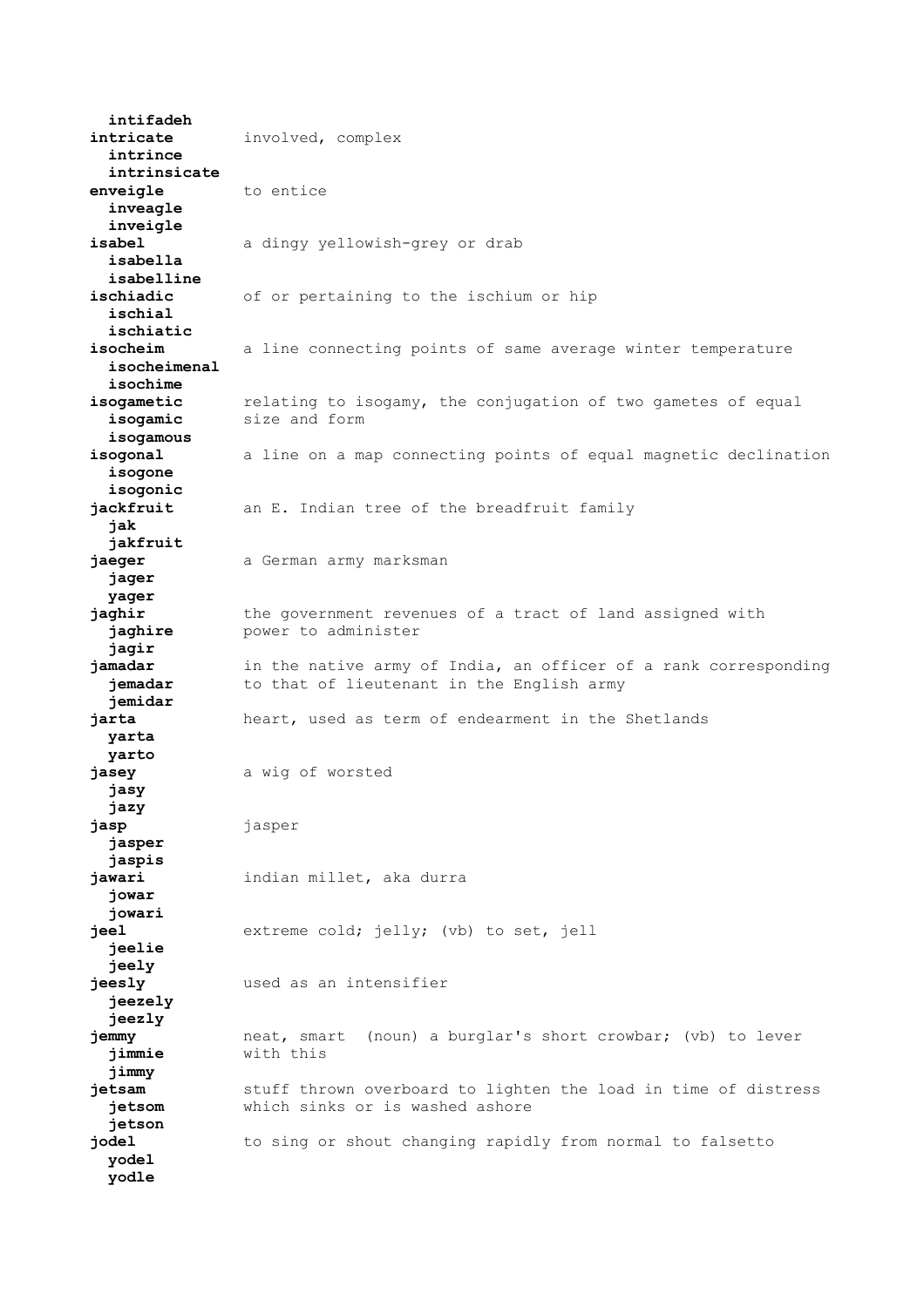**intifadeh**

**intricate** — involved, complex
- **intrince**
- **intrinsicate**

**enveigle** — to entice
- **inveagle**
- **inveigle**

**isabel** — a dingy yellowish-grey or drab
- **isabella**
- **isabelline**

**ischiadic** — of or pertaining to the ischium or hip
- **ischial**
- **ischiatic**

**isocheim** — a line connecting points of same average winter temperature
- **isocheimenal**
- **isochime**

**isogametic** — relating to isogamy, the conjugation of two gametes of equal size and form
- **isogamic**
- **isogamous**

**isogonal** — a line on a map connecting points of equal magnetic declination
- **isogone**
- **isogonic**

**jackfruit** — an E. Indian tree of the breadfruit family
- **jak**
- **jakfruit**

**jaeger** — a German army marksman
- **jager**
- **yager**

**jaghir** — the government revenues of a tract of land assigned with power to administer
- **jaghire**
- **jagir**

**jamadar** — in the native army of India, an officer of a rank corresponding to that of lieutenant in the English army
- **jemadar**
- **jemidar**

**jarta** — heart, used as term of endearment in the Shetlands
- **yarta**
- **yarto**

**jasey** — a wig of worsted
- **jasy**
- **jazy**

**jasp** — jasper
- **jasper**
- **jaspis**

**jawari** — indian millet, aka durra
- **jowar**
- **jowari**

**jeel** — extreme cold; jelly; (vb) to set, jell
- **jeelie**
- **jeely**

**jeesly** — used as an intensifier
- **jeezely**
- **jeezly**

**jemmy** — neat, smart (noun) a burglar's short crowbar; (vb) to lever with this
- **jimmie**
- **jimmy**

**jetsam** — stuff thrown overboard to lighten the load in time of distress which sinks or is washed ashore
- **jetsom**
- **jetson**

**jodel** — to sing or shout changing rapidly from normal to falsetto
- **yodel**
- **yodle**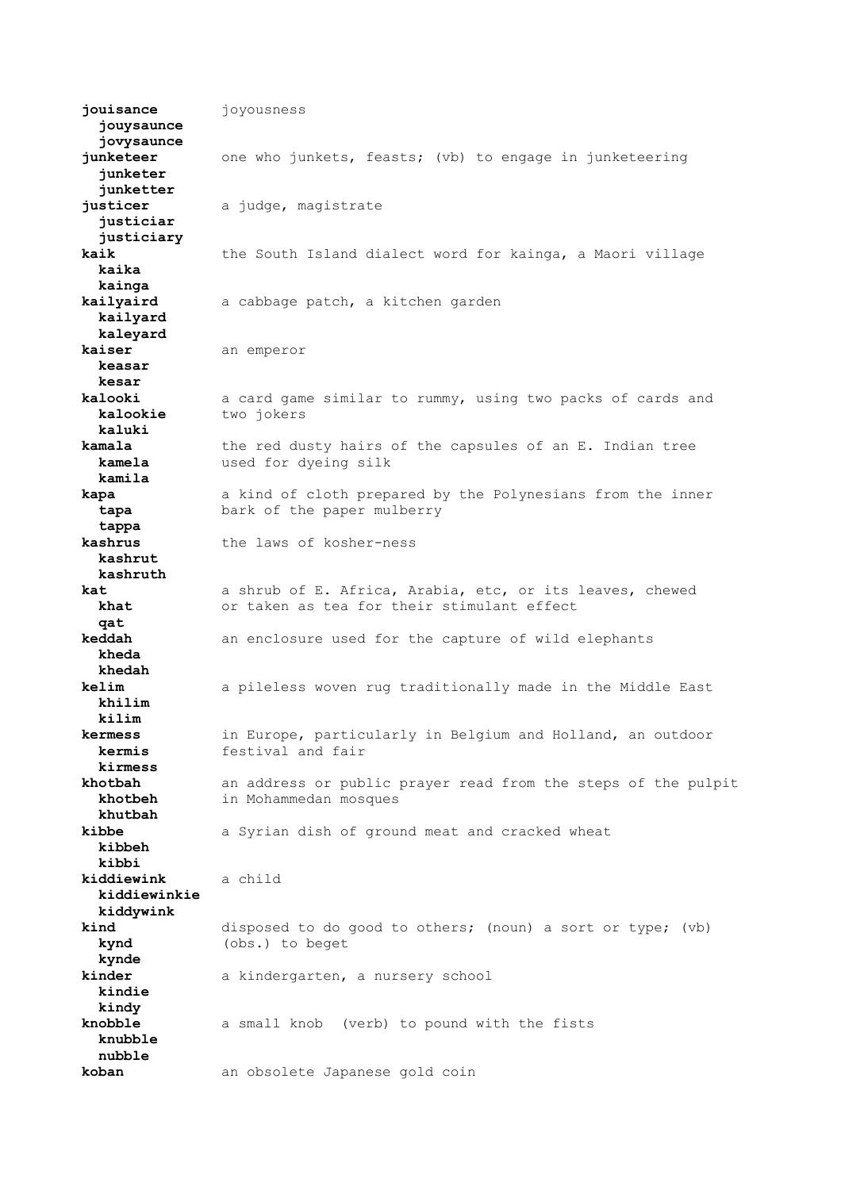**jouisance** joyousness
  **jouysaunce**
  **jovysaunce**
**junketeer** one who junkets, feasts; (vb) to engage in junketeering
  **junketer**
  **junketter**
**justicer** a judge, magistrate
  **justiciar**
  **justiciary**
**kaik** the South Island dialect word for kainga, a Maori village
  **kaika**
  **kainga**
**kailyaird** a cabbage patch, a kitchen garden
  **kailyard**
  **kaleyard**
**kaiser** an emperor
  **keasar**
  **kesar**
**kalooki** a card game similar to rummy, using two packs of cards and two jokers
  **kalookie**
  **kaluki**
**kamala** the red dusty hairs of the capsules of an E. Indian tree used for dyeing silk
  **kamela**
  **kamila**
**kapa** a kind of cloth prepared by the Polynesians from the inner bark of the paper mulberry
  **tapa**
  **tappa**
**kashrus** the laws of kosher-ness
  **kashrut**
  **kashruth**
**kat** a shrub of E. Africa, Arabia, etc, or its leaves, chewed or taken as tea for their stimulant effect
  **khat**
  **qat**
**keddah** an enclosure used for the capture of wild elephants
  **kheda**
  **khedah**
**kelim** a pileless woven rug traditionally made in the Middle East
  **khilim**
  **kilim**
**kermess** in Europe, particularly in Belgium and Holland, an outdoor festival and fair
  **kermis**
  **kirmess**
**khotbah** an address or public prayer read from the steps of the pulpit in Mohammedan mosques
  **khotbeh**
  **khutbah**
**kibbe** a Syrian dish of ground meat and cracked wheat
  **kibbeh**
  **kibbi**
**kiddiewink** a child
  **kiddiewinkie**
  **kiddywink**
**kind** disposed to do good to others; (noun) a sort or type; (vb) (obs.) to beget
  **kynd**
  **kynde**
**kinder** a kindergarten, a nursery school
  **kindie**
  **kindy**
**knobble** a small knob (verb) to pound with the fists
  **knubble**
  **nubble**
**koban** an obsolete Japanese gold coin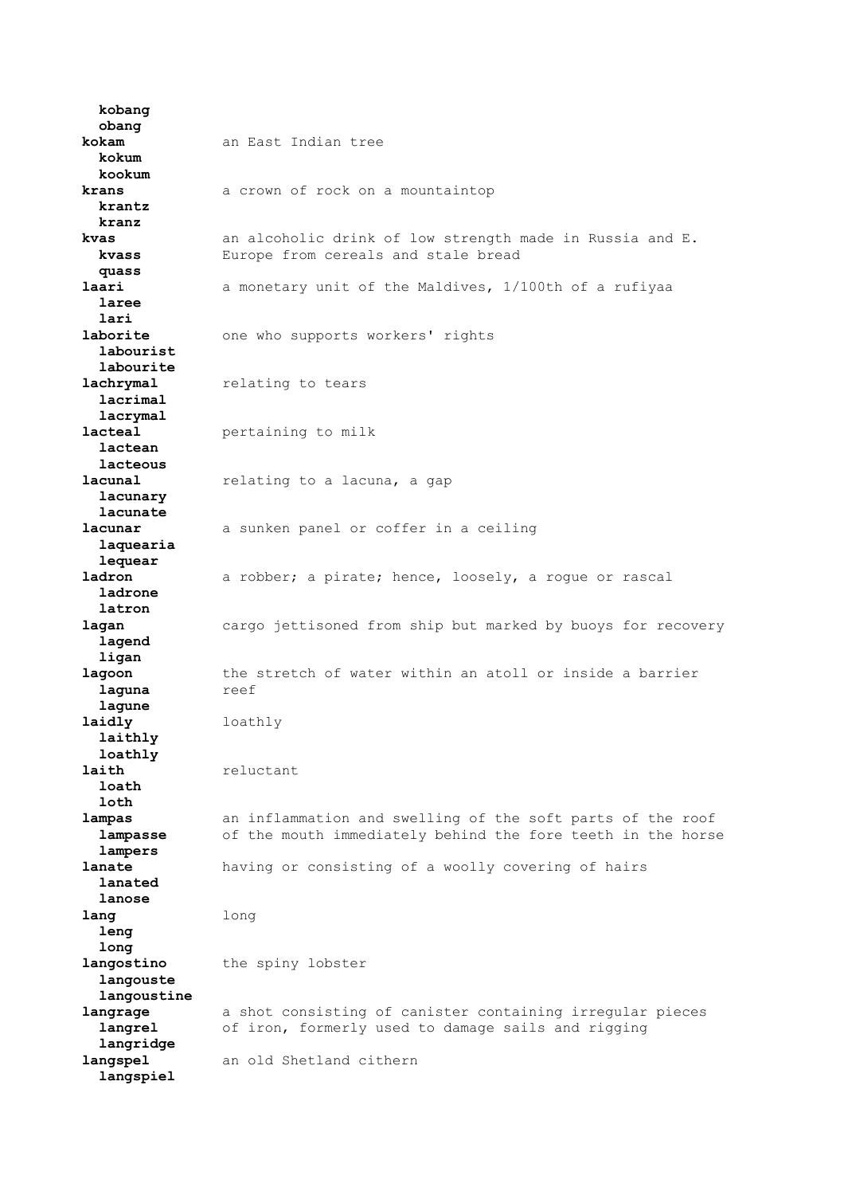**kobang**
**obang**

**kokam** — an East Indian tree
**kokum**
**kookum**

**krans** — a crown of rock on a mountaintop
**krantz**
**kranz**

**kvas** — an alcoholic drink of low strength made in Russia and E. Europe from cereals and stale bread
**kvass**
**quass**

**laari** — a monetary unit of the Maldives, 1/100th of a rufiyaa
**laree**
**lari**

**laborite** — one who supports workers' rights
**labourist**
**labourite**

**lachrymal** — relating to tears
**lacrimal**
**lacrymal**

**lacteal** — pertaining to milk
**lactean**
**lacteous**

**lacunal** — relating to a lacuna, a gap
**lacunary**
**lacunate**

**lacunar** — a sunken panel or coffer in a ceiling
**laquearia**
**lequear**

**ladron** — a robber; a pirate; hence, loosely, a rogue or rascal
**ladrone**
**latron**

**lagan** — cargo jettisoned from ship but marked by buoys for recovery
**lagend**
**ligan**

**lagoon** — the stretch of water within an atoll or inside a barrier reef
**laguna**
**lagune**

**laidly** — loathly
**laithly**
**loathly**

**laith** — reluctant
**loath**
**loth**

**lampas** — an inflammation and swelling of the soft parts of the roof of the mouth immediately behind the fore teeth in the horse
**lampasse**
**lampers**

**lanate** — having or consisting of a woolly covering of hairs
**lanated**
**lanose**

**lang** — long
**leng**
**long**

**langostino** — the spiny lobster
**langouste**
**langoustine**

**langrage** — a shot consisting of canister containing irregular pieces of iron, formerly used to damage sails and rigging
**langrel**
**langridge**

**langspel** — an old Shetland cithern
**langspiel**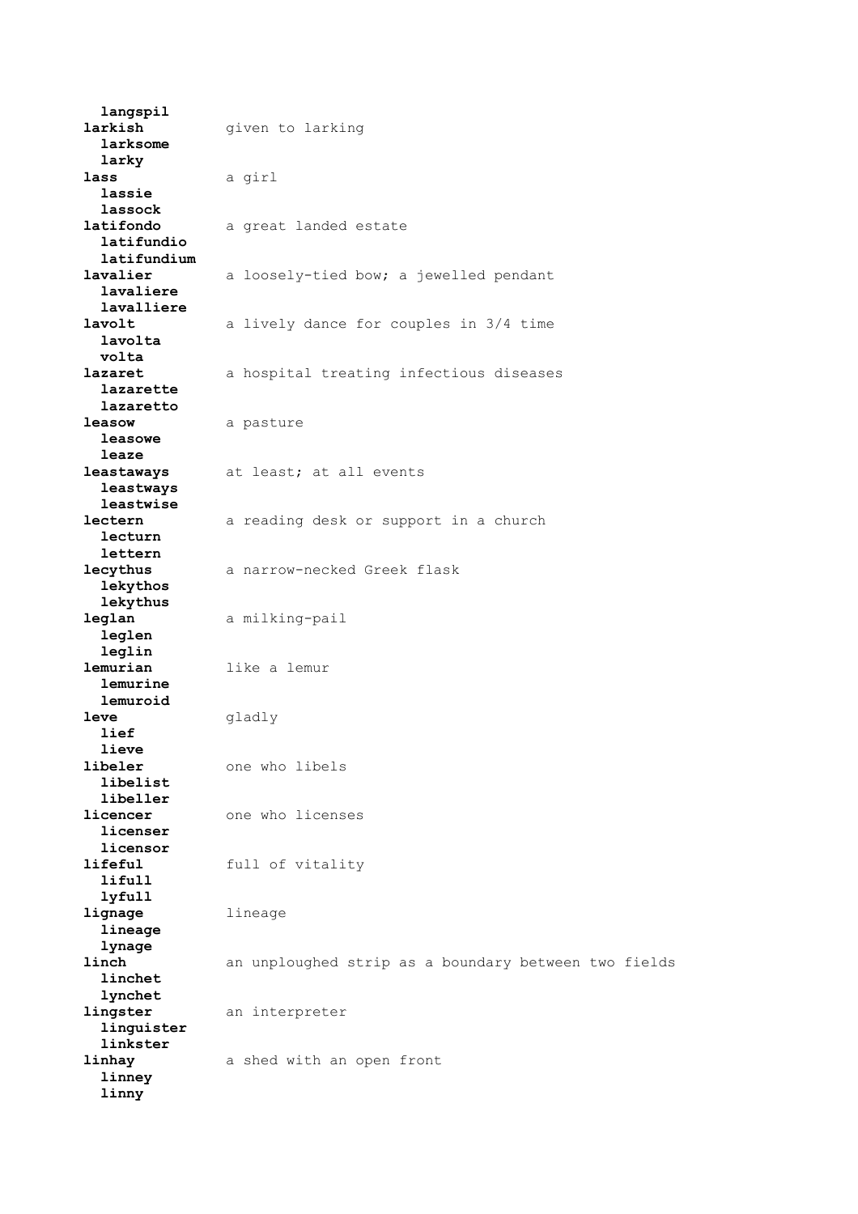**langspil**

**larkish** given to larking
**larksome**
**larky**

**lass** a girl
**lassie**
**lassock**

**latifondo** a great landed estate
**latifundio**
**latifundium**

**lavalier** a loosely-tied bow; a jewelled pendant
**lavaliere**
**lavalliere**

**lavolt** a lively dance for couples in 3/4 time
**lavolta**
**volta**

**lazaret** a hospital treating infectious diseases
**lazarette**
**lazaretto**

**leasow** a pasture
**leasowe**
**leaze**

**leastaways** at least; at all events
**leastways**
**leastwise**

**lectern** a reading desk or support in a church
**lecturn**
**lettern**

**lecythus** a narrow-necked Greek flask
**lekythos**
**lekythus**

**leglan** a milking-pail
**leglen**
**leglin**

**lemurian** like a lemur
**lemurine**
**lemuroid**

**leve** gladly
**lief**
**lieve**

**libeler** one who libels
**libelist**
**libeller**

**licencer** one who licenses
**licenser**
**licensor**

**lifeful** full of vitality
**lifull**
**lyfull**

**lignage** lineage
**lineage**
**lynage**

**linch** an unploughed strip as a boundary between two fields
**linchet**
**lynchet**

**lingster** an interpreter
**linguister**
**linkster**

**linhay** a shed with an open front
**linney**
**linny**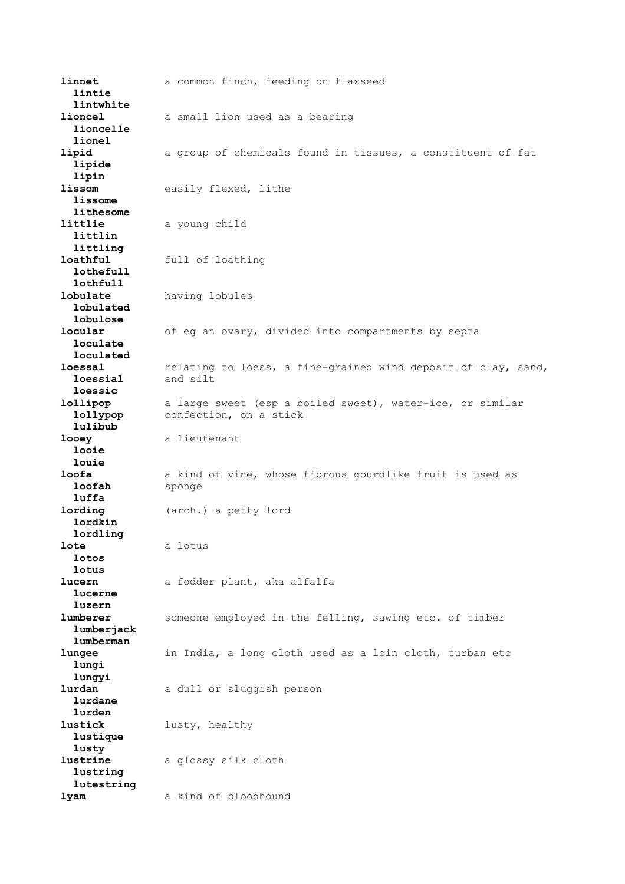**linnet** a common finch, feeding on flaxseed
  **lintie**
  **lintwhite**
**lioncel** a small lion used as a bearing
  **lioncelle**
  **lionel**
**lipid** a group of chemicals found in tissues, a constituent of fat
  **lipide**
  **lipin**
**lissom** easily flexed, lithe
  **lissome**
  **lithesome**
**littlie** a young child
  **littlin**
  **littling**
**loathful** full of loathing
  **lothefull**
  **lothfull**
**lobulate** having lobules
  **lobulated**
  **lobulose**
**locular** of eg an ovary, divided into compartments by septa
  **loculate**
  **loculated**
**loessal** relating to loess, a fine-grained wind deposit of clay, sand, and silt
  **loessial**
  **loessic**
**lollipop** a large sweet (esp a boiled sweet), water-ice, or similar confection, on a stick
  **lollypop**
  **lulibub**
**looey** a lieutenant
  **looie**
  **louie**
**loofa** a kind of vine, whose fibrous gourdlike fruit is used as sponge
  **loofah**
  **luffa**
**lording** (arch.) a petty lord
  **lordkin**
  **lordling**
**lote** a lotus
  **lotos**
  **lotus**
**lucern** a fodder plant, aka alfalfa
  **lucerne**
  **luzern**
**lumberer** someone employed in the felling, sawing etc. of timber
  **lumberjack**
  **lumberman**
**lungee** in India, a long cloth used as a loin cloth, turban etc
  **lungi**
  **lungyi**
**lurdan** a dull or sluggish person
  **lurdane**
  **lurden**
**lustick** lusty, healthy
  **lustique**
  **lusty**
**lustrine** a glossy silk cloth
  **lustring**
  **lutestring**
**lyam** a kind of bloodhound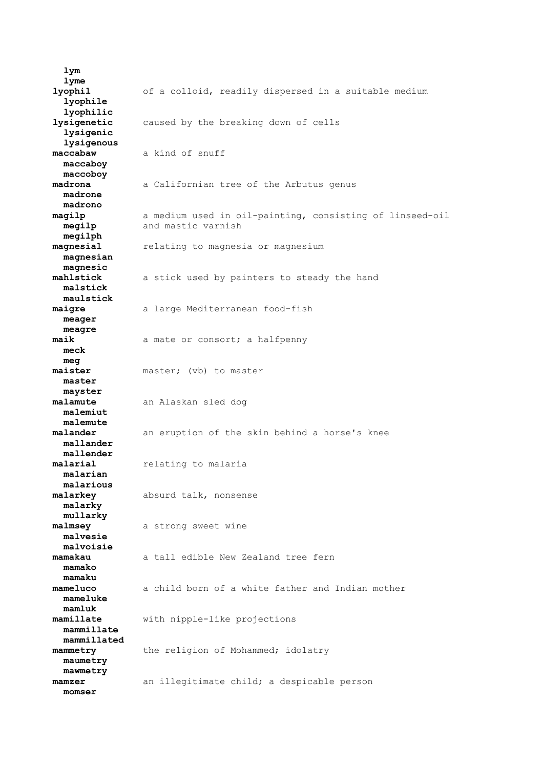**lym**
**lyme**

**lyophil** — of a colloid, readily dispersed in a suitable medium
**lyophile**
**lyophilic**

**lysigenetic** — caused by the breaking down of cells
**lysigenic**
**lysigenous**

**maccabaw** — a kind of snuff
**maccaboy**
**maccoboy**

**madrona** — a Californian tree of the Arbutus genus
**madrone**
**madrono**

**magilp** — a medium used in oil-painting, consisting of linseed-oil and mastic varnish
**megilp**
**megilph**

**magnesial** — relating to magnesia or magnesium
**magnesian**
**magnesic**

**mahlstick** — a stick used by painters to steady the hand
**malstick**
**maulstick**

**maigre** — a large Mediterranean food-fish
**meager**
**meagre**

**maik** — a mate or consort; a halfpenny
**meck**
**meg**

**maister** — master; (vb) to master
**master**
**mayster**

**malamute** — an Alaskan sled dog
**malemiut**
**malemute**

**malander** — an eruption of the skin behind a horse's knee
**mallander**
**mallender**

**malarial** — relating to malaria
**malarian**
**malarious**

**malarkey** — absurd talk, nonsense
**malarky**
**mullarky**

**malmsey** — a strong sweet wine
**malvesie**
**malvoisie**

**mamakau** — a tall edible New Zealand tree fern
**mamako**
**mamaku**

**mameluco** — a child born of a white father and Indian mother
**mameluke**
**mamluk**

**mamillate** — with nipple-like projections
**mammillate**
**mammillated**

**mammetry** — the religion of Mohammed; idolatry
**maumetry**
**mawmetry**

**mamzer** — an illegitimate child; a despicable person
**momser**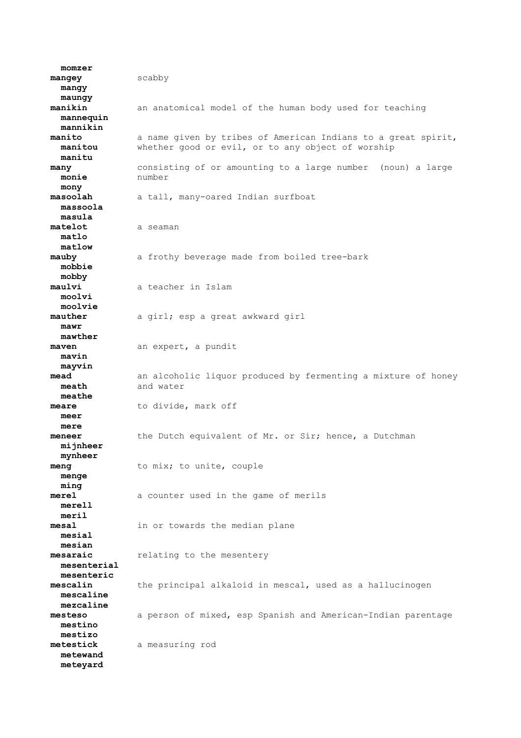**momzer**

**mangey** scabby
**mangy**
**maungy**

**manikin** an anatomical model of the human body used for teaching
**mannequin**
**mannikin**

**manito** a name given by tribes of American Indians to a great spirit, whether good or evil, or to any object of worship
**manitou**
**manitu**

**many** consisting of or amounting to a large number (noun) a large number
**monie**
**mony**

**masoolah** a tall, many-oared Indian surfboat
**massoola**
**masula**

**matelot** a seaman
**matlo**
**matlow**

**mauby** a frothy beverage made from boiled tree-bark
**mobbie**
**mobby**

**maulvi** a teacher in Islam
**moolvi**
**moolvie**

**mauther** a girl; esp a great awkward girl
**mawr**
**mawther**

**maven** an expert, a pundit
**mavin**
**mayvin**

**mead** an alcoholic liquor produced by fermenting a mixture of honey and water
**meath**
**meathe**

**meare** to divide, mark off
**meer**
**mere**

**meneer** the Dutch equivalent of Mr. or Sir; hence, a Dutchman
**mijnheer**
**mynheer**

**meng** to mix; to unite, couple
**menge**
**ming**

**merel** a counter used in the game of merils
**merell**
**meril**

**mesal** in or towards the median plane
**mesial**
**mesian**

**mesaraic** relating to the mesentery
**mesenterial**
**mesenteric**

**mescalin** the principal alkaloid in mescal, used as a hallucinogen
**mescaline**
**mezcaline**

**mesteso** a person of mixed, esp Spanish and American-Indian parentage
**mestino**
**mestizo**

**metestick** a measuring rod
**metewand**
**meteyard**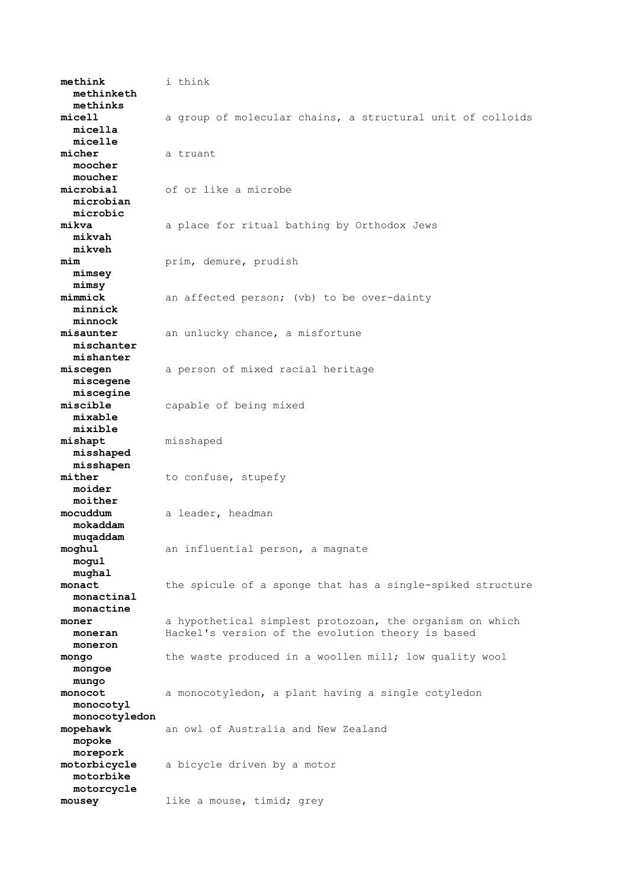**methink** i think
  **methinketh**
  **methinks**

**micell** a group of molecular chains, a structural unit of colloids
  **micella**
  **micelle**

**micher** a truant
  **moocher**
  **moucher**

**microbial** of or like a microbe
  **microbian**
  **microbic**

**mikva** a place for ritual bathing by Orthodox Jews
  **mikvah**
  **mikveh**

**mim** prim, demure, prudish
  **mimsey**
  **mimsy**

**mimmick** an affected person; (vb) to be over-dainty
  **minnick**
  **minnock**

**misaunter** an unlucky chance, a misfortune
  **mischanter**
  **mishanter**

**miscegen** a person of mixed racial heritage
  **miscegene**
  **miscegine**

**miscible** capable of being mixed
  **mixable**
  **mixible**

**mishapt** misshaped
  **misshaped**
  **misshapen**

**mither** to confuse, stupefy
  **moider**
  **moither**

**mocuddum** a leader, headman
  **mokaddam**
  **muqaddam**

**moghul** an influential person, a magnate
  **mogul**
  **mughal**

**monact** the spicule of a sponge that has a single-spiked structure
  **monactinal**
  **monactine**

**moner** a hypothetical simplest protozoan, the organism on which Hackel's version of the evolution theory is based
  **moneran**
  **moneron**

**mongo** the waste produced in a woollen mill; low quality wool
  **mongoe**
  **mungo**

**monocot** a monocotyledon, a plant having a single cotyledon
  **monocotyl**
  **monocotyledon**

**mopehawk** an owl of Australia and New Zealand
  **mopoke**
  **morepork**

**motorbicycle** a bicycle driven by a motor
  **motorbike**
  **motorcycle**

**mousey** like a mouse, timid; grey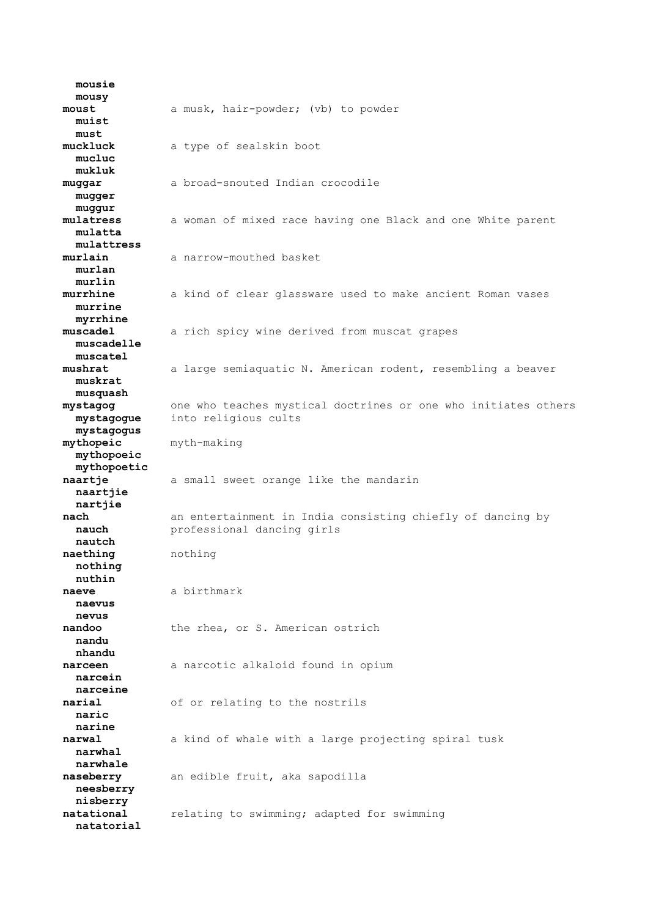**mousie**
**mousy**
**moust** a musk, hair-powder; (vb) to powder
**muist**
**must**
**muckluck** a type of sealskin boot
**mucluc**
**mukluk**
**muggar** a broad-snouted Indian crocodile
**mugger**
**muggur**
**mulatress** a woman of mixed race having one Black and one White parent
**mulatta**
**mulattress**
**murlain** a narrow-mouthed basket
**murlan**
**murlin**
**murrhine** a kind of clear glassware used to make ancient Roman vases
**murrine**
**myrrhine**
**muscadel** a rich spicy wine derived from muscat grapes
**muscadelle**
**muscatel**
**mushrat** a large semiaquatic N. American rodent, resembling a beaver
**muskrat**
**musquash**
**mystagog** one who teaches mystical doctrines or one who initiates others into religious cults
**mystagogue**
**mystagogus**
**mythopeic** myth-making
**mythopoeic**
**mythopoetic**
**naartje** a small sweet orange like the mandarin
**naartjie**
**nartjie**
**nach** an entertainment in India consisting chiefly of dancing by professional dancing girls
**nauch**
**nautch**
**naething** nothing
**nothing**
**nuthin**
**naeve** a birthmark
**naevus**
**nevus**
**nandoo** the rhea, or S. American ostrich
**nandu**
**nhandu**
**narceen** a narcotic alkaloid found in opium
**narcein**
**narceine**
**narial** of or relating to the nostrils
**naric**
**narine**
**narwal** a kind of whale with a large projecting spiral tusk
**narwhal**
**narwhale**
**naseberry** an edible fruit, aka sapodilla
**neesberry**
**nisberry**
**natational** relating to swimming; adapted for swimming
**natatorial**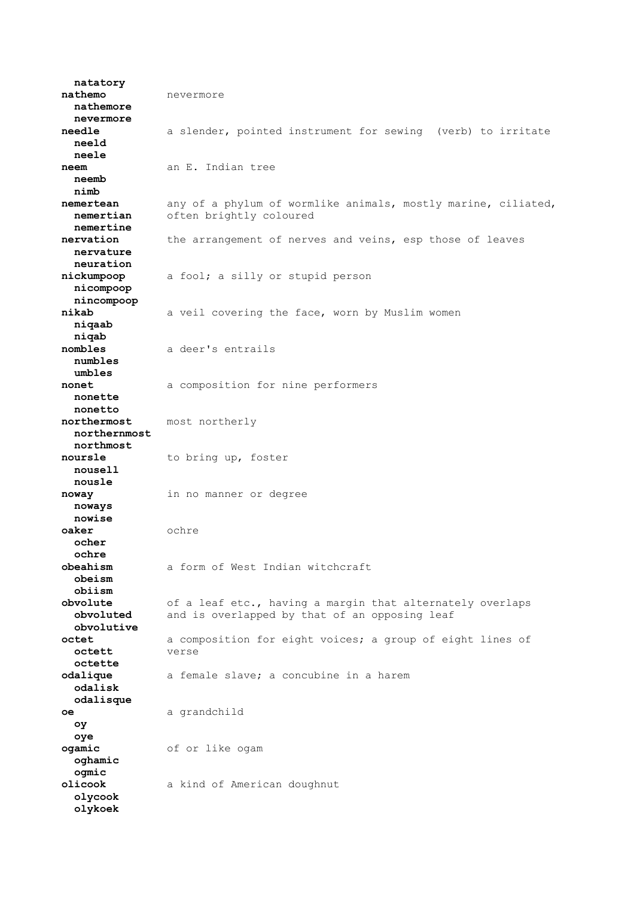**natatory**

**nathemo** nevermore
**nathemore**
**nevermore**

**needle** a slender, pointed instrument for sewing (verb) to irritate
**neeld**
**neele**

**neem** an E. Indian tree
**neemb**
**nimb**

**nemertean** any of a phylum of wormlike animals, mostly marine, ciliated, often brightly coloured
**nemertian**
**nemertine**

**nervation** the arrangement of nerves and veins, esp those of leaves
**nervature**
**neuration**

**nickumpoop** a fool; a silly or stupid person
**nicompoop**
**nincompoop**

**nikab** a veil covering the face, worn by Muslim women
**niqaab**
**niqab**

**nombles** a deer's entrails
**numbles**
**umbles**

**nonet** a composition for nine performers
**nonette**
**nonetto**

**northermost** most northerly
**northernmost**
**northmost**

**noursle** to bring up, foster
**nousell**
**nousle**

**noway** in no manner or degree
**noways**
**nowise**

**oaker** ochre
**ocher**
**ochre**

**obeahism** a form of West Indian witchcraft
**obeism**
**obiism**

**obvolute** of a leaf etc., having a margin that alternately overlaps and is overlapped by that of an opposing leaf
**obvoluted**
**obvolutive**

**octet** a composition for eight voices; a group of eight lines of verse
**octett**
**octette**

**odalique** a female slave; a concubine in a harem
**odalisk**
**odalisque**

**oe** a grandchild
**oy**
**oye**

**ogamic** of or like ogam
**oghamic**
**ogmic**

**olicook** a kind of American doughnut
**olycook**
**olykoek**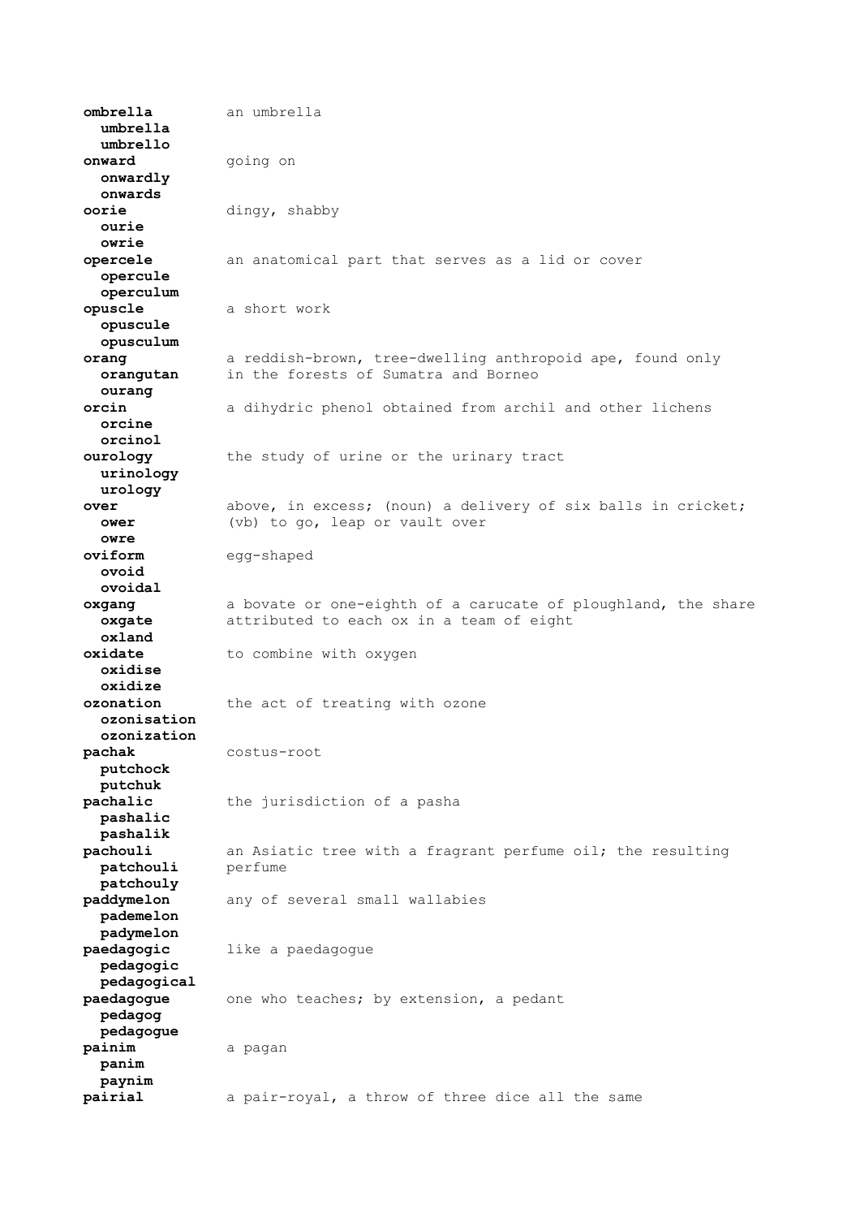**ombrella** an umbrella
**umbrella**
**umbrello**

**onward** going on
**onwardly**
**onwards**

**oorie** dingy, shabby
**ourie**
**owrie**

**opercele** an anatomical part that serves as a lid or cover
**opercule**
**operculum**

**opuscle** a short work
**opuscule**
**opusculum**

**orang** a reddish-brown, tree-dwelling anthropoid ape, found only in the forests of Sumatra and Borneo
**orangutan**
**ourang**

**orcin** a dihydric phenol obtained from archil and other lichens
**orcine**
**orcinol**

**ourology** the study of urine or the urinary tract
**urinology**
**urology**

**over** above, in excess; (noun) a delivery of six balls in cricket; (vb) to go, leap or vault over
**ower**
**owre**

**oviform** egg-shaped
**ovoid**
**ovoidal**

**oxgang** a bovate or one-eighth of a carucate of ploughland, the share attributed to each ox in a team of eight
**oxgate**
**oxland**

**oxidate** to combine with oxygen
**oxidise**
**oxidize**

**ozonation** the act of treating with ozone
**ozonisation**
**ozonization**

**pachak** costus-root
**putchock**
**putchuk**

**pachalic** the jurisdiction of a pasha
**pashalic**
**pashalik**

**pachouli** an Asiatic tree with a fragrant perfume oil; the resulting perfume
**patchouli**
**patchouly**

**paddymelon** any of several small wallabies
**pademelon**
**padymelon**

**paedagogic** like a paedagogue
**pedagogic**
**pedagogical**

**paedagogue** one who teaches; by extension, a pedant
**pedagog**
**pedagogue**

**painim** a pagan
**panim**
**paynim**

**pairial** a pair-royal, a throw of three dice all the same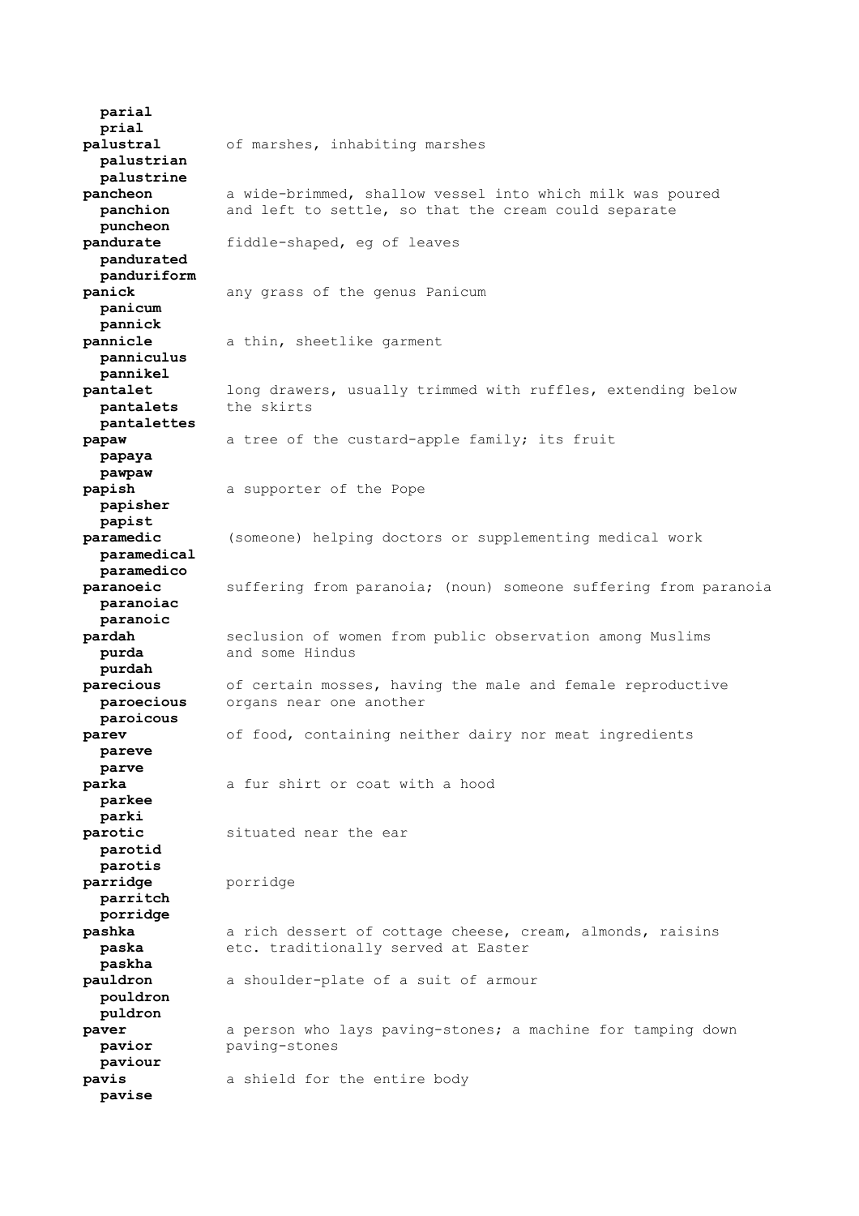**parial**
**prial**

**palustral** of marshes, inhabiting marshes
**palustrian**
**palustrine**

**pancheon** a wide-brimmed, shallow vessel into which milk was poured and left to settle, so that the cream could separate
**panchion**
**puncheon**

**pandurate** fiddle-shaped, eg of leaves
**pandurated**
**panduriform**

**panick** any grass of the genus Panicum
**panicum**
**pannick**

**pannicle** a thin, sheetlike garment
**panniculus**
**pannikel**

**pantalet** long drawers, usually trimmed with ruffles, extending below the skirts
**pantalets**
**pantalettes**

**papaw** a tree of the custard-apple family; its fruit
**papaya**
**pawpaw**

**papish** a supporter of the Pope
**papisher**
**papist**

**paramedic** (someone) helping doctors or supplementing medical work
**paramedical**
**paramedico**

**paranoeic** suffering from paranoia; (noun) someone suffering from paranoia
**paranoiac**
**paranoic**

**pardah** seclusion of women from public observation among Muslims and some Hindus
**purda**
**purdah**

**parecious** of certain mosses, having the male and female reproductive organs near one another
**paroecious**
**paroicous**

**parev** of food, containing neither dairy nor meat ingredients
**pareve**
**parve**

**parka** a fur shirt or coat with a hood
**parkee**
**parki**

**parotic** situated near the ear
**parotid**
**parotis**

**parridge** porridge
**parritch**
**porridge**

**pashka** a rich dessert of cottage cheese, cream, almonds, raisins etc. traditionally served at Easter
**paska**
**paskha**

**pauldron** a shoulder-plate of a suit of armour
**pouldron**
**puldron**

**paver** a person who lays paving-stones; a machine for tamping down paving-stones
**pavior**
**paviour**

**pavis** a shield for the entire body
**pavise**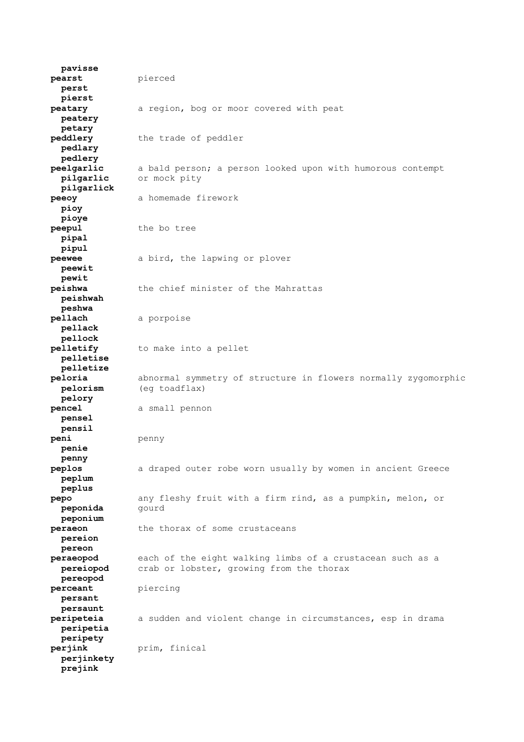**pavisse**

**pearst** pierced
**perst**
**pierst**

**peatary** a region, bog or moor covered with peat
**peatery**
**petary**

**peddlery** the trade of peddler
**pedlary**
**pedlery**

**peelgarlic** a bald person; a person looked upon with humorous contempt or mock pity
**pilgarlic**
**pilgarlick**

**peeoy** a homemade firework
**pioy**
**pioye**

**peepul** the bo tree
**pipal**
**pipul**

**peewee** a bird, the lapwing or plover
**peewit**
**pewit**

**peishwa** the chief minister of the Mahrattas
**peishwah**
**peshwa**

**pellach** a porpoise
**pellack**
**pellock**

**pelletify** to make into a pellet
**pelletise**
**pelletize**

**peloria** abnormal symmetry of structure in flowers normally zygomorphic (eg toadflax)
**pelorism**
**pelory**

**pencel** a small pennon
**pensel**
**pensil**

**peni** penny
**penie**
**penny**

**peplos** a draped outer robe worn usually by women in ancient Greece
**peplum**
**peplus**

**pepo** any fleshy fruit with a firm rind, as a pumpkin, melon, or gourd
**peponida**
**peponium**

**peraeon** the thorax of some crustaceans
**pereion**
**pereon**

**peraeopod** each of the eight walking limbs of a crustacean such as a crab or lobster, growing from the thorax
**pereiopod**
**pereopod**

**perceant** piercing
**persant**
**persaunt**

**peripeteia** a sudden and violent change in circumstances, esp in drama
**peripetia**
**peripety**

**perjink** prim, finical
**perjinkety**
**prejink**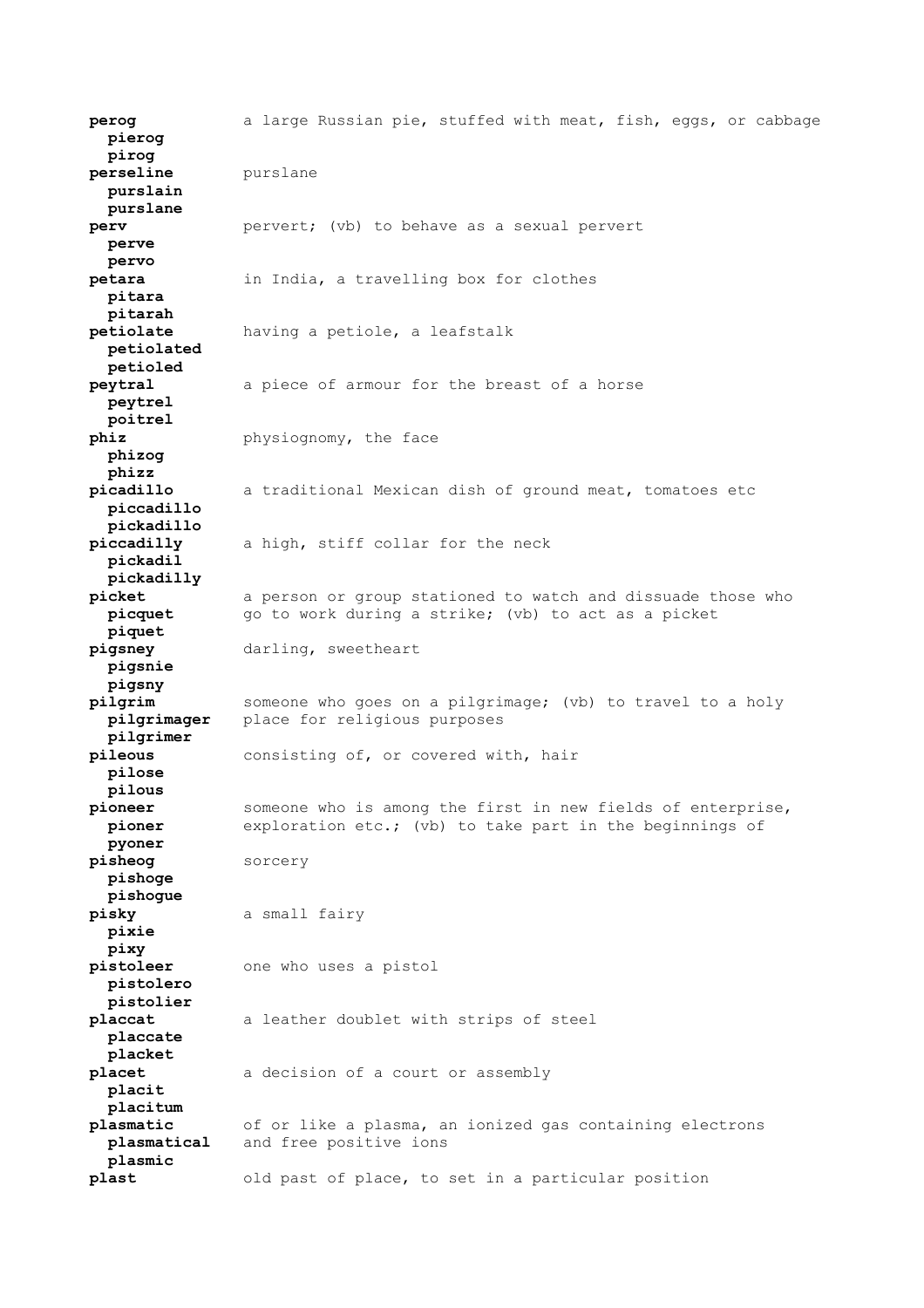**perog** a large Russian pie, stuffed with meat, fish, eggs, or cabbage
**pierog**
**pirog**

**perseline** purslane
**purslain**
**purslane**

**perv** pervert; (vb) to behave as a sexual pervert
**perve**
**pervo**

**petara** in India, a travelling box for clothes
**pitara**
**pitarah**

**petiolate** having a petiole, a leafstalk
**petiolated**
**petioled**

**peytral** a piece of armour for the breast of a horse
**peytrel**
**poitrel**

**phiz** physiognomy, the face
**phizog**
**phizz**

**picadillo** a traditional Mexican dish of ground meat, tomatoes etc
**piccadillo**
**pickadillo**

**piccadilly** a high, stiff collar for the neck
**pickadil**
**pickadilly**

**picket** a person or group stationed to watch and dissuade those who go to work during a strike; (vb) to act as a picket
**picquet**
**piquet**

**pigsney** darling, sweetheart
**pigsnie**
**pigsny**

**pilgrim** someone who goes on a pilgrimage; (vb) to travel to a holy place for religious purposes
**pilgrimager**
**pilgrimer**

**pileous** consisting of, or covered with, hair
**pilose**
**pilous**

**pioneer** someone who is among the first in new fields of enterprise, exploration etc.; (vb) to take part in the beginnings of
**pioner**
**pyoner**

**pisheog** sorcery
**pishoge**
**pishogue**

**pisky** a small fairy
**pixie**
**pixy**

**pistoleer** one who uses a pistol
**pistolero**
**pistolier**

**placcat** a leather doublet with strips of steel
**placcate**
**placket**

**placet** a decision of a court or assembly
**placit**
**placitum**

**plasmatic** of or like a plasma, an ionized gas containing electrons and free positive ions
**plasmatical**
**plasmic**

**plast** old past of place, to set in a particular position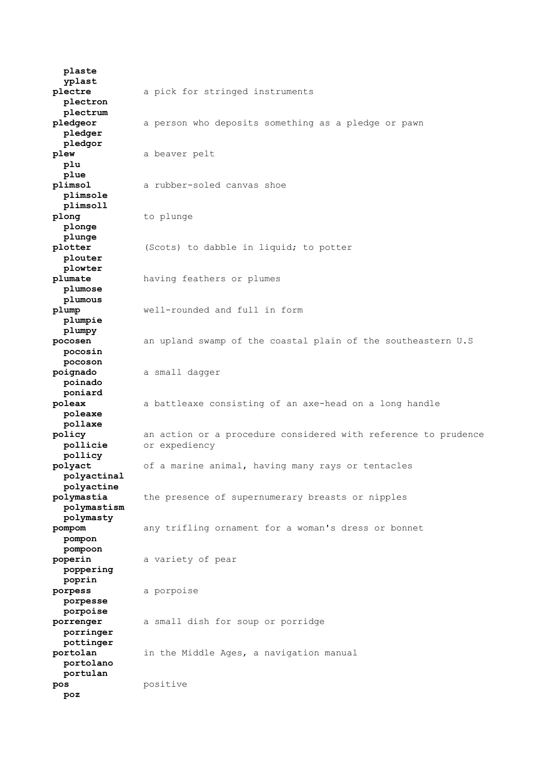**plaste**
**yplast**

**plectre** a pick for stringed instruments
**plectron**
**plectrum**

**pledgeor** a person who deposits something as a pledge or pawn
**pledger**
**pledgor**

**plew** a beaver pelt
**plu**
**plue**

**plimsol** a rubber-soled canvas shoe
**plimsole**
**plimsoll**

**plong** to plunge
**plonge**
**plunge**

**plotter** (Scots) to dabble in liquid; to potter
**plouter**
**plowter**

**plumate** having feathers or plumes
**plumose**
**plumous**

**plump** well-rounded and full in form
**plumpie**
**plumpy**

**pocosen** an upland swamp of the coastal plain of the southeastern U.S
**pocosin**
**pocoson**

**poignado** a small dagger
**poinado**
**poniard**

**poleax** a battleaxe consisting of an axe-head on a long handle
**poleaxe**
**pollaxe**

**policy** an action or a procedure considered with reference to prudence or expediency
**pollicie**
**pollicy**

**polyact** of a marine animal, having many rays or tentacles
**polyactinal**
**polyactine**

**polymastia** the presence of supernumerary breasts or nipples
**polymastism**
**polymasty**

**pompom** any trifling ornament for a woman's dress or bonnet
**pompon**
**pompoon**

**poperin** a variety of pear
**poppering**
**poprin**

**porpess** a porpoise
**porpesse**
**porpoise**

**porrenger** a small dish for soup or porridge
**porringer**
**pottinger**

**portolan** in the Middle Ages, a navigation manual
**portolano**
**portulan**

**pos** positive
**poz**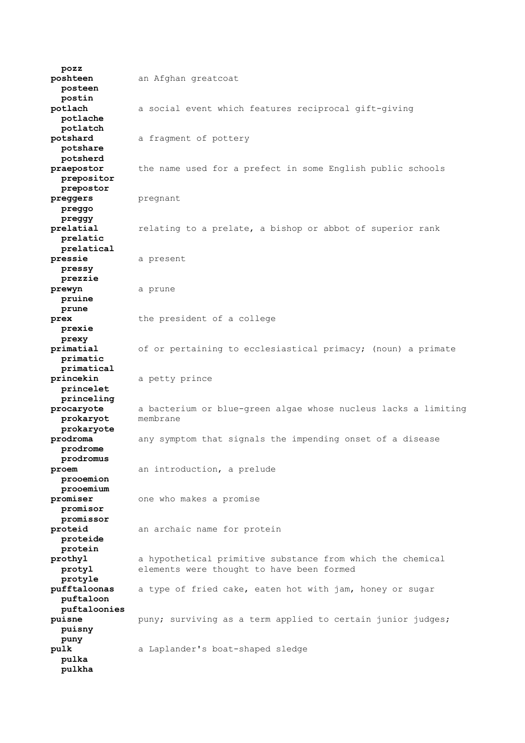**pozz**

**poshteen** an Afghan greatcoat
  **posteen**
  **postin**

**potlach** a social event which features reciprocal gift-giving
  **potlache**
  **potlatch**

**potshard** a fragment of pottery
  **potshare**
  **potsherd**

**praepostor** the name used for a prefect in some English public schools
  **prepositor**
  **prepostor**

**preggers** pregnant
  **preggo**
  **preggy**

**prelatial** relating to a prelate, a bishop or abbot of superior rank
  **prelatic**
  **prelatical**

**pressie** a present
  **pressy**
  **prezzie**

**prewyn** a prune
  **pruine**
  **prune**

**prex** the president of a college
  **prexie**
  **prexy**

**primatial** of or pertaining to ecclesiastical primacy; (noun) a primate
  **primatic**
  **primatical**

**princekin** a petty prince
  **princelet**
  **princeling**

**procaryote** a bacterium or blue-green algae whose nucleus lacks a limiting membrane
  **prokaryot**
  **prokaryote**

**prodroma** any symptom that signals the impending onset of a disease
  **prodrome**
  **prodromus**

**proem** an introduction, a prelude
  **prooemion**
  **prooemium**

**promiser** one who makes a promise
  **promisor**
  **promissor**

**proteid** an archaic name for protein
  **proteide**
  **protein**

**prothyl** a hypothetical primitive substance from which the chemical elements were thought to have been formed
  **protyl**
  **protyle**

**pufftaloonas** a type of fried cake, eaten hot with jam, honey or sugar
  **puftaloon**
  **puftaloonies**

**puisne** puny; surviving as a term applied to certain junior judges;
  **puisny**
  **puny**

**pulk** a Laplander's boat-shaped sledge
  **pulka**
  **pulkha**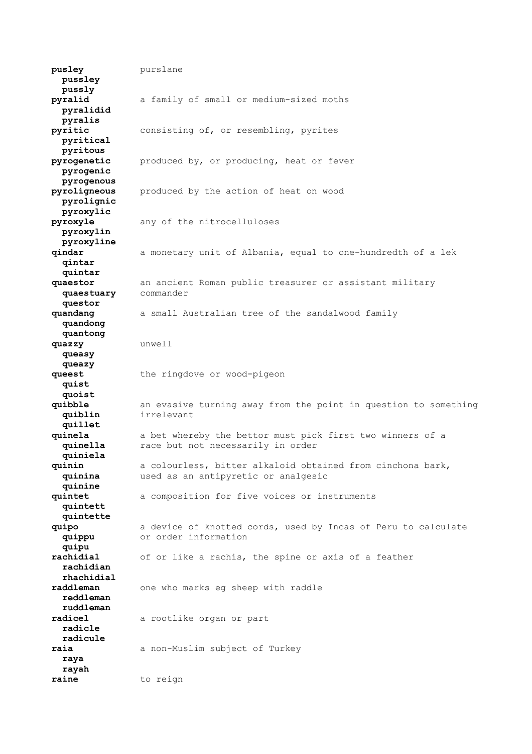**pusley** purslane
  **pussley**
  **pussly**
**pyralid** a family of small or medium-sized moths
  **pyralidid**
  **pyralis**
**pyritic** consisting of, or resembling, pyrites
  **pyritical**
  **pyritous**
**pyrogenetic** produced by, or producing, heat or fever
  **pyrogenic**
  **pyrogenous**
**pyroligneous** produced by the action of heat on wood
  **pyrolignic**
  **pyroxylic**
**pyroxyle** any of the nitrocelluloses
  **pyroxylin**
  **pyroxyline**
**qindar** a monetary unit of Albania, equal to one-hundredth of a lek
  **qintar**
  **quintar**
**quaestor** an ancient Roman public treasurer or assistant military commander
  **quaestuary**
  **questor**
**quandang** a small Australian tree of the sandalwood family
  **quandong**
  **quantong**
**quazzy** unwell
  **queasy**
  **queazy**
**queest** the ringdove or wood-pigeon
  **quist**
  **quoist**
**quibble** an evasive turning away from the point in question to something irrelevant
  **quiblin**
  **quillet**
**quinela** a bet whereby the bettor must pick first two winners of a race but not necessarily in order
  **quinella**
  **quiniela**
**quinin** a colourless, bitter alkaloid obtained from cinchona bark, used as an antipyretic or analgesic
  **quinina**
  **quinine**
**quintet** a composition for five voices or instruments
  **quintett**
  **quintette**
**quipo** a device of knotted cords, used by Incas of Peru to calculate or order information
  **quippu**
  **quipu**
**rachidial** of or like a rachis, the spine or axis of a feather
  **rachidian**
  **rhachidial**
**raddleman** one who marks eg sheep with raddle
  **reddleman**
  **ruddleman**
**radicel** a rootlike organ or part
  **radicle**
  **radicule**
**raia** a non-Muslim subject of Turkey
  **raya**
  **rayah**
**raine** to reign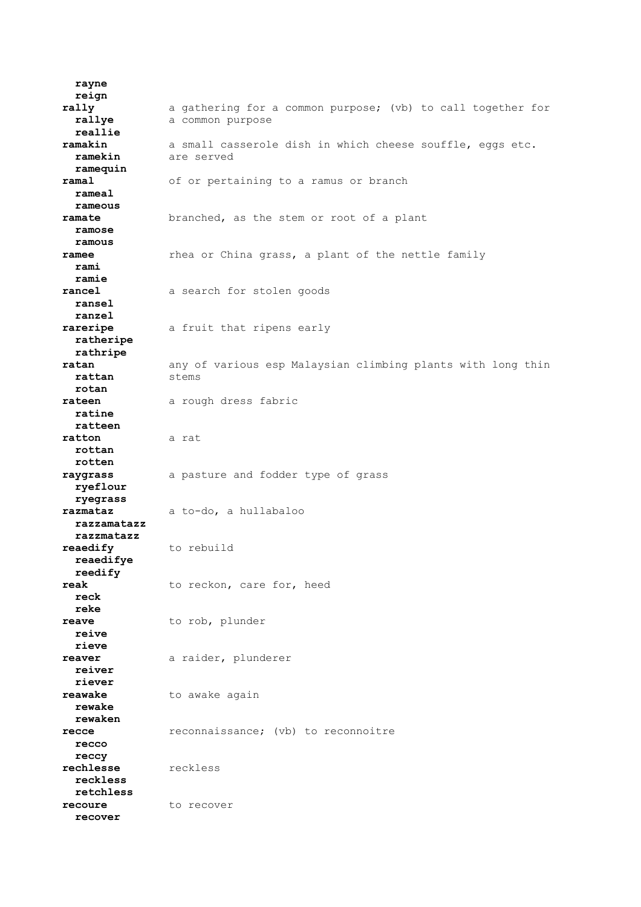**rayne**
**reign**

**rally** — a gathering for a common purpose; (vb) to call together for a common purpose
**rallye**
**reallie**

**ramakin** — a small casserole dish in which cheese souffle, eggs etc. are served
**ramekin**
**ramequin**

**ramal** — of or pertaining to a ramus or branch
**rameal**
**rameous**

**ramate** — branched, as the stem or root of a plant
**ramose**
**ramous**

**ramee** — rhea or China grass, a plant of the nettle family
**rami**
**ramie**

**rancel** — a search for stolen goods
**ransel**
**ranzel**

**rareripe** — a fruit that ripens early
**ratheripe**
**rathripe**

**ratan** — any of various esp Malaysian climbing plants with long thin stems
**rattan**
**rotan**

**rateen** — a rough dress fabric
**ratine**
**ratteen**

**ratton** — a rat
**rottan**
**rotten**

**raygrass** — a pasture and fodder type of grass
**ryeflour**
**ryegrass**

**razmataz** — a to-do, a hullabaloo
**razzamatazz**
**razzmatazz**

**reaedify** — to rebuild
**reaedifye**
**reedify**

**reak** — to reckon, care for, heed
**reck**
**reke**

**reave** — to rob, plunder
**reive**
**rieve**

**reaver** — a raider, plunderer
**reiver**
**riever**

**reawake** — to awake again
**rewake**
**rewaken**

**recce** — reconnaissance; (vb) to reconnoitre
**recco**
**reccy**

**rechlesse** — reckless
**reckless**
**retchless**

**recoure** — to recover
**recover**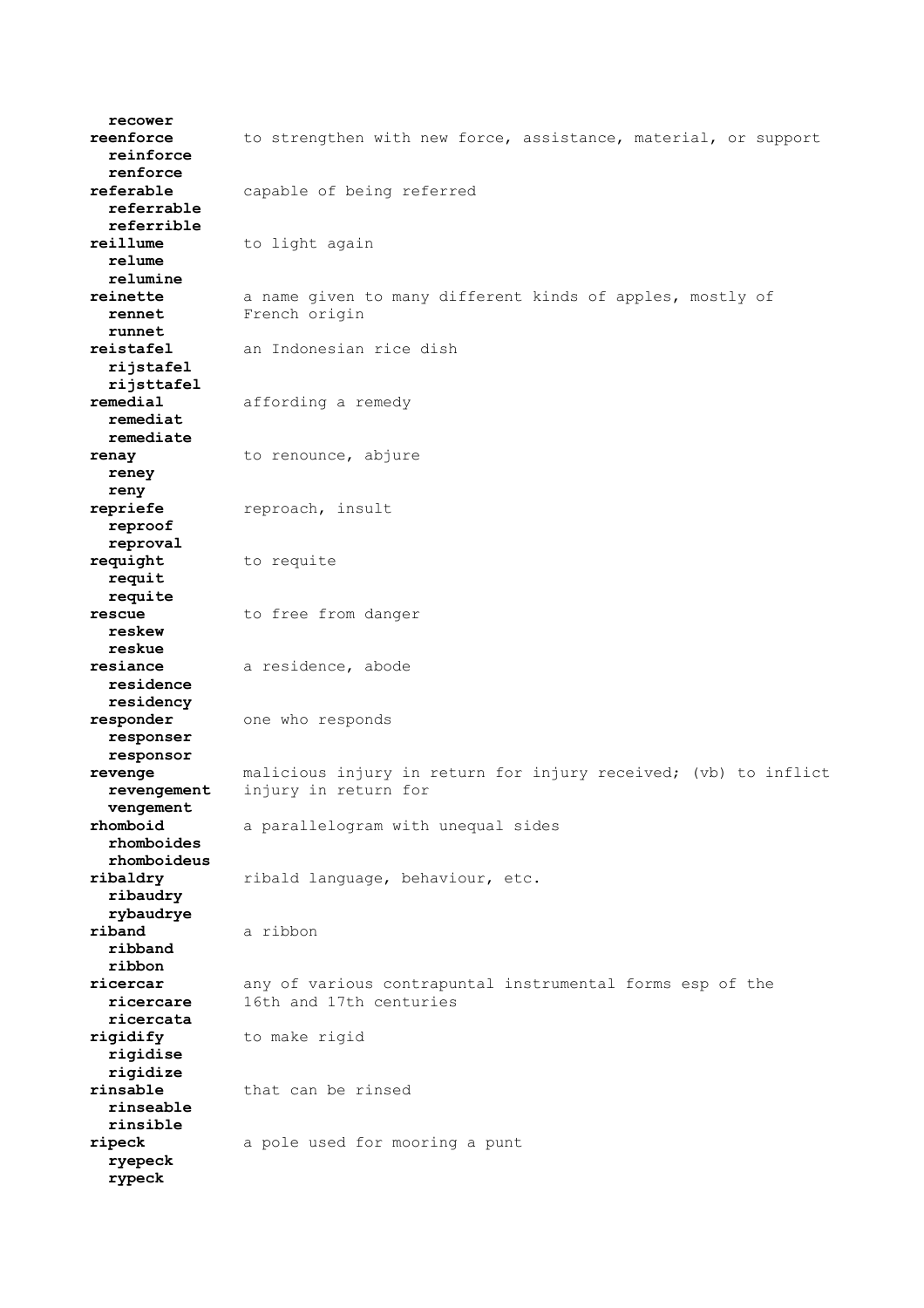**recower**

**reenforce** to strengthen with new force, assistance, material, or support
**reinforce**
**renforce**

**referable** capable of being referred
**referrable**
**referrible**

**reillume** to light again
**relume**
**relumine**

**reinette** a name given to many different kinds of apples, mostly of French origin
**rennet**
**runnet**

**reistafel** an Indonesian rice dish
**rijstafel**
**rijsttafel**

**remedial** affording a remedy
**remediat**
**remediate**

**renay** to renounce, abjure
**reney**
**reny**

**repriefe** reproach, insult
**reproof**
**reproval**

**requight** to requite
**requit**
**requite**

**rescue** to free from danger
**reskew**
**reskue**

**resiance** a residence, abode
**residence**
**residency**

**responder** one who responds
**responser**
**responsor**

**revenge** malicious injury in return for injury received; (vb) to inflict injury in return for
**revengement**
**vengement**

**rhomboid** a parallelogram with unequal sides
**rhomboides**
**rhomboideus**

**ribaldry** ribald language, behaviour, etc.
**ribaudry**
**rybaudrye**

**riband** a ribbon
**ribband**
**ribbon**

**ricercar** any of various contrapuntal instrumental forms esp of the 16th and 17th centuries
**ricercare**
**ricercata**

**rigidify** to make rigid
**rigidise**
**rigidize**

**rinsable** that can be rinsed
**rinseable**
**rinsible**

**ripeck** a pole used for mooring a punt
**ryepeck**
**rypeck**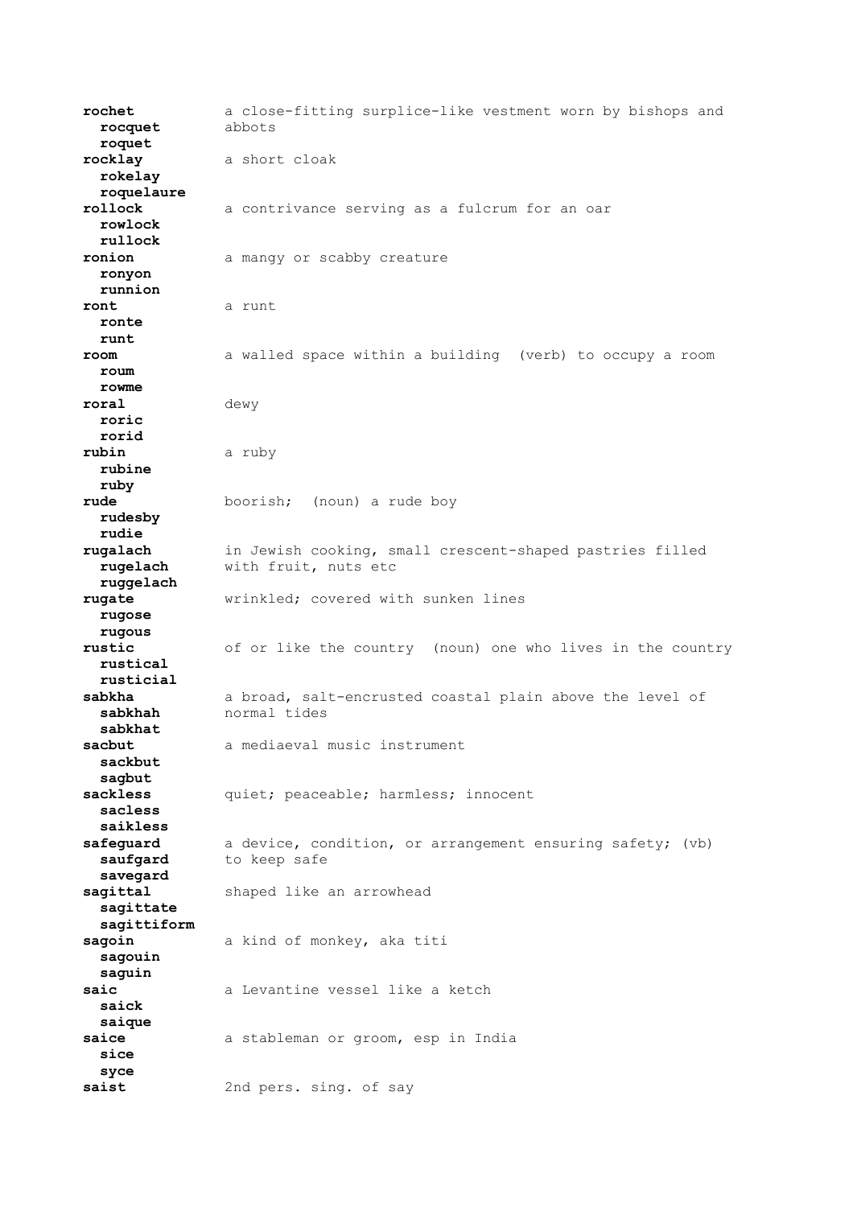**rochet** a close-fitting surplice-like vestment worn by bishops and abbots
**rocquet**
**roquet**

**rocklay** a short cloak
**rokelay**
**roquelaure**

**rollock** a contrivance serving as a fulcrum for an oar
**rowlock**
**rullock**

**ronion** a mangy or scabby creature
**ronyon**
**runnion**

**ront** a runt
**ronte**
**runt**

**room** a walled space within a building (verb) to occupy a room
**roum**
**rowme**

**roral** dewy
**roric**
**rorid**

**rubin** a ruby
**rubine**
**ruby**

**rude** boorish; (noun) a rude boy
**rudesby**
**rudie**

**rugalach** in Jewish cooking, small crescent-shaped pastries filled with fruit, nuts etc
**rugelach**
**ruggelach**

**rugate** wrinkled; covered with sunken lines
**rugose**
**rugous**

**rustic** of or like the country (noun) one who lives in the country
**rustical**
**rusticial**

**sabkha** a broad, salt-encrusted coastal plain above the level of normal tides
**sabkhah**
**sabkhat**

**sacbut** a mediaeval music instrument
**sackbut**
**sagbut**

**sackless** quiet; peaceable; harmless; innocent
**sacless**
**saikless**

**safeguard** a device, condition, or arrangement ensuring safety; (vb) to keep safe
**saufgard**
**savegard**

**sagittal** shaped like an arrowhead
**sagittate**
**sagittiform**

**sagoin** a kind of monkey, aka titi
**sagouin**
**saguin**

**saic** a Levantine vessel like a ketch
**saick**
**saique**

**saice** a stableman or groom, esp in India
**sice**
**syce**

**saist** 2nd pers. sing. of say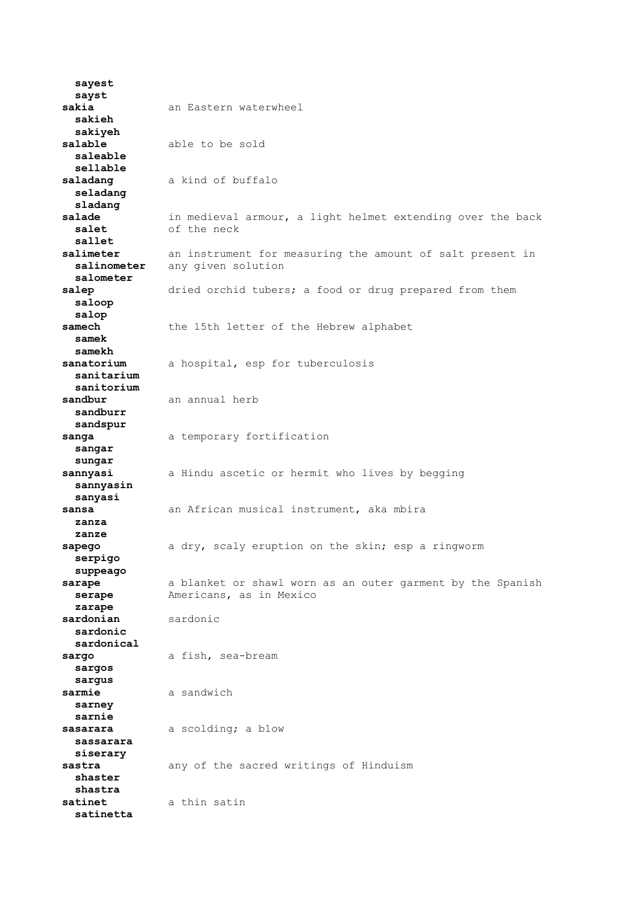**sayest**
**sayst**

**sakia** an Eastern waterwheel
**sakieh**
**sakiyeh**

**salable** able to be sold
**saleable**
**sellable**

**saladang** a kind of buffalo
**seladang**
**sladang**

**salade** in medieval armour, a light helmet extending over the back of the neck
**salet**
**sallet**

**salimeter** an instrument for measuring the amount of salt present in any given solution
**salinometer**
**salometer**

**salep** dried orchid tubers; a food or drug prepared from them
**saloop**
**salop**

**samech** the 15th letter of the Hebrew alphabet
**samek**
**samekh**

**sanatorium** a hospital, esp for tuberculosis
**sanitarium**
**sanitorium**

**sandbur** an annual herb
**sandburr**
**sandspur**

**sanga** a temporary fortification
**sangar**
**sungar**

**sannyasi** a Hindu ascetic or hermit who lives by begging
**sannyasin**
**sanyasi**

**sansa** an African musical instrument, aka mbira
**zanza**
**zanze**

**sapego** a dry, scaly eruption on the skin; esp a ringworm
**serpigo**
**suppeago**

**sarape** a blanket or shawl worn as an outer garment by the Spanish Americans, as in Mexico
**serape**
**zarape**

**sardonian** sardonic
**sardonic**
**sardonical**

**sargo** a fish, sea-bream
**sargos**
**sargus**

**sarmie** a sandwich
**sarney**
**sarnie**

**sasarara** a scolding; a blow
**sassarara**
**siserary**

**sastra** any of the sacred writings of Hinduism
**shaster**
**shastra**

**satinet** a thin satin
**satinetta**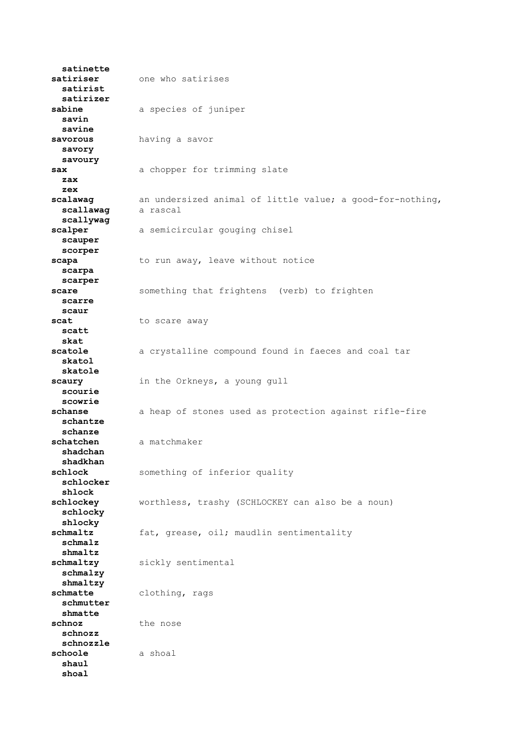**satinette**

**satiriser** one who satirises
**satirist**
**satirizer**

**sabine** a species of juniper
**savin**
**savine**

**savorous** having a savor
**savory**
**savoury**

**sax** a chopper for trimming slate
**zax**
**zex**

**scalawag** an undersized animal of little value; a good-for-nothing, a rascal
**scallawag**
**scallywag**

**scalper** a semicircular gouging chisel
**scauper**
**scorper**

**scapa** to run away, leave without notice
**scarpa**
**scarper**

**scare** something that frightens (verb) to frighten
**scarre**
**scaur**

**scat** to scare away
**scatt**
**skat**

**scatole** a crystalline compound found in faeces and coal tar
**skatol**
**skatole**

**scaury** in the Orkneys, a young gull
**scourie**
**scowrie**

**schanse** a heap of stones used as protection against rifle-fire
**schantze**
**schanze**

**schatchen** a matchmaker
**shadchan**
**shadkhan**

**schlock** something of inferior quality
**schlocker**
**shlock**

**schlockey** worthless, trashy (SCHLOCKEY can also be a noun)
**schlocky**
**shlocky**

**schmaltz** fat, grease, oil; maudlin sentimentality
**schmalz**
**shmaltz**

**schmaltzy** sickly sentimental
**schmalzy**
**shmaltzy**

**schmatte** clothing, rags
**schmutter**
**shmatte**

**schnoz** the nose
**schnozz**
**schnozzle**

**schoole** a shoal
**shaul**
**shoal**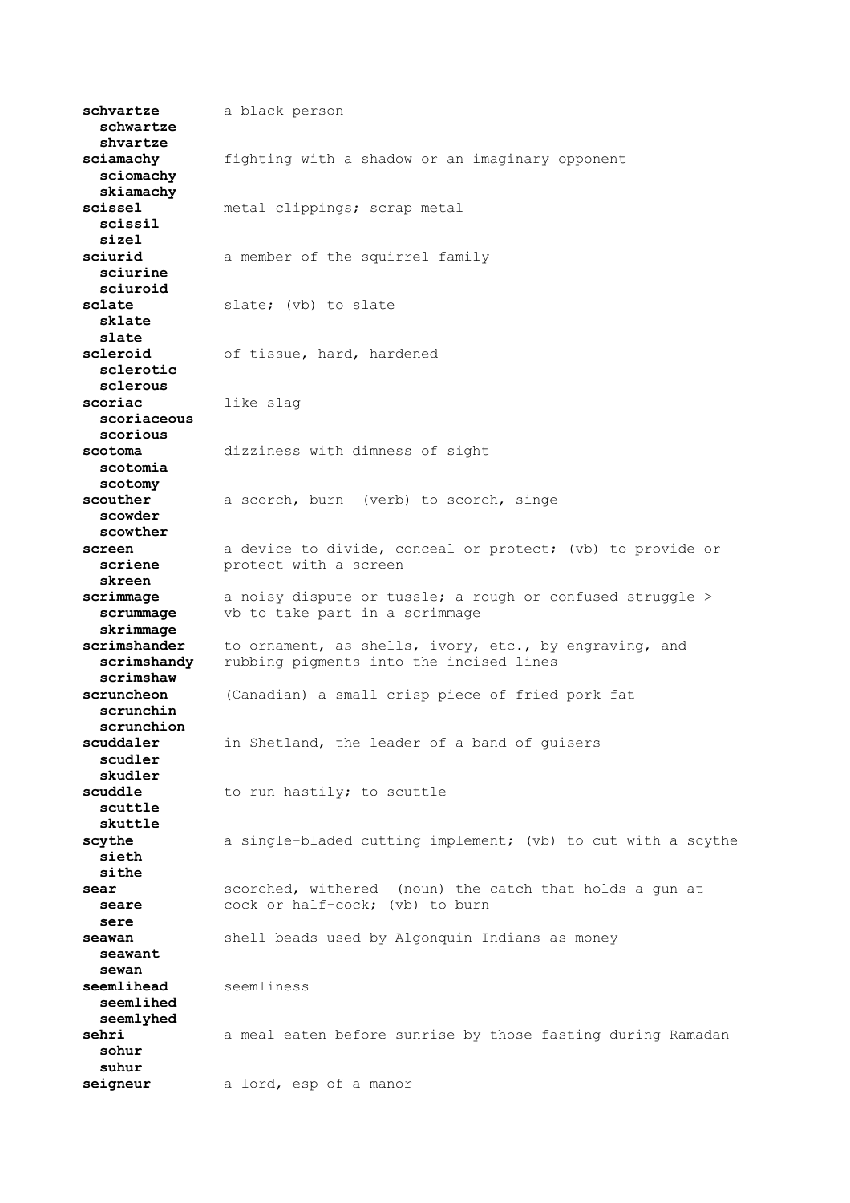**schvartze** a black person
  **schwartze**
  **shvartze**

**sciamachy** fighting with a shadow or an imaginary opponent
  **sciomachy**
  **skiamachy**

**scissel** metal clippings; scrap metal
  **scissil**
  **sizel**

**sciurid** a member of the squirrel family
  **sciurine**
  **sciuroid**

**sclate** slate; (vb) to slate
  **sklate**
  **slate**

**scleroid** of tissue, hard, hardened
  **sclerotic**
  **sclerous**

**scoriac** like slag
  **scoriaceous**
  **scorious**

**scotoma** dizziness with dimness of sight
  **scotomia**
  **scotomy**

**scouther** a scorch, burn (verb) to scorch, singe
  **scowder**
  **scowther**

**screen** a device to divide, conceal or protect; (vb) to provide or protect with a screen
  **scriene**
  **skreen**

**scrimmage** a noisy dispute or tussle; a rough or confused struggle > vb to take part in a scrimmage
  **scrummage**
  **skrimmage**

**scrimshander** to ornament, as shells, ivory, etc., by engraving, and rubbing pigments into the incised lines
  **scrimshandy**
  **scrimshaw**

**scruncheon** (Canadian) a small crisp piece of fried pork fat
  **scrunchin**
  **scrunchion**

**scuddaler** in Shetland, the leader of a band of guisers
  **scudler**
  **skudler**

**scuddle** to run hastily; to scuttle
  **scuttle**
  **skuttle**

**scythe** a single-bladed cutting implement; (vb) to cut with a scythe
  **sieth**
  **sithe**

**sear** scorched, withered (noun) the catch that holds a gun at cock or half-cock; (vb) to burn
  **seare**
  **sere**

**seawan** shell beads used by Algonquin Indians as money
  **seawant**
  **sewan**

**seemlihead** seemliness
  **seemlihed**
  **seemlyhed**

**sehri** a meal eaten before sunrise by those fasting during Ramadan
  **sohur**
  **suhur**

**seigneur** a lord, esp of a manor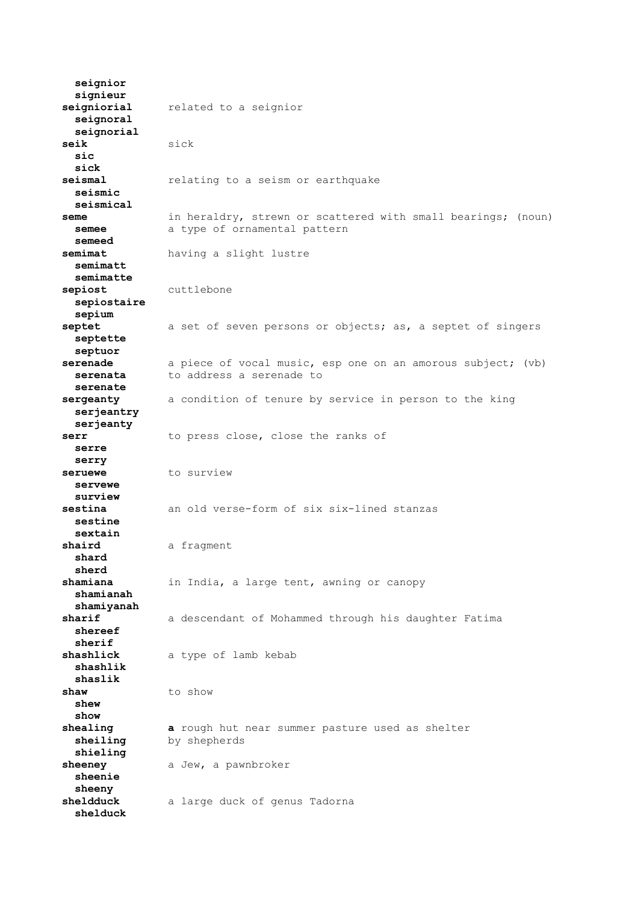**seignior**
**signieur**
**seigniorial** related to a seignior
**seignoral**
**seignorial**
**seik** sick
**sic**
**sick**
**seismal** relating to a seism or earthquake
**seismic**
**seismical**
**seme** in heraldry, strewn or scattered with small bearings; (noun)
**semee** a type of ornamental pattern
**semeed**
**semimat** having a slight lustre
**semimatt**
**semimatte**
**sepiost** cuttlebone
**sepiostaire**
**sepium**
**septet** a set of seven persons or objects; as, a septet of singers
**septette**
**septuor**
**serenade** a piece of vocal music, esp one on an amorous subject; (vb)
**serenata** to address a serenade to
**serenate**
**sergeanty** a condition of tenure by service in person to the king
**serjeantry**
**serjeanty**
**serr** to press close, close the ranks of
**serre**
**serry**
**seruewe** to surview
**servewe**
**surview**
**sestina** an old verse-form of six six-lined stanzas
**sestine**
**sextain**
**shaird** a fragment
**shard**
**sherd**
**shamiana** in India, a large tent, awning or canopy
**shamianah**
**shamiyanah**
**sharif** a descendant of Mohammed through his daughter Fatima
**shereef**
**sherif**
**shashlick** a type of lamb kebab
**shashlik**
**shaslik**
**shaw** to show
**shew**
**show**
**shealing** **a** rough hut near summer pasture used as shelter
**sheiling** by shepherds
**shieling**
**sheeney** a Jew, a pawnbroker
**sheenie**
**sheeny**
**sheldduck** a large duck of genus Tadorna
**shelduck**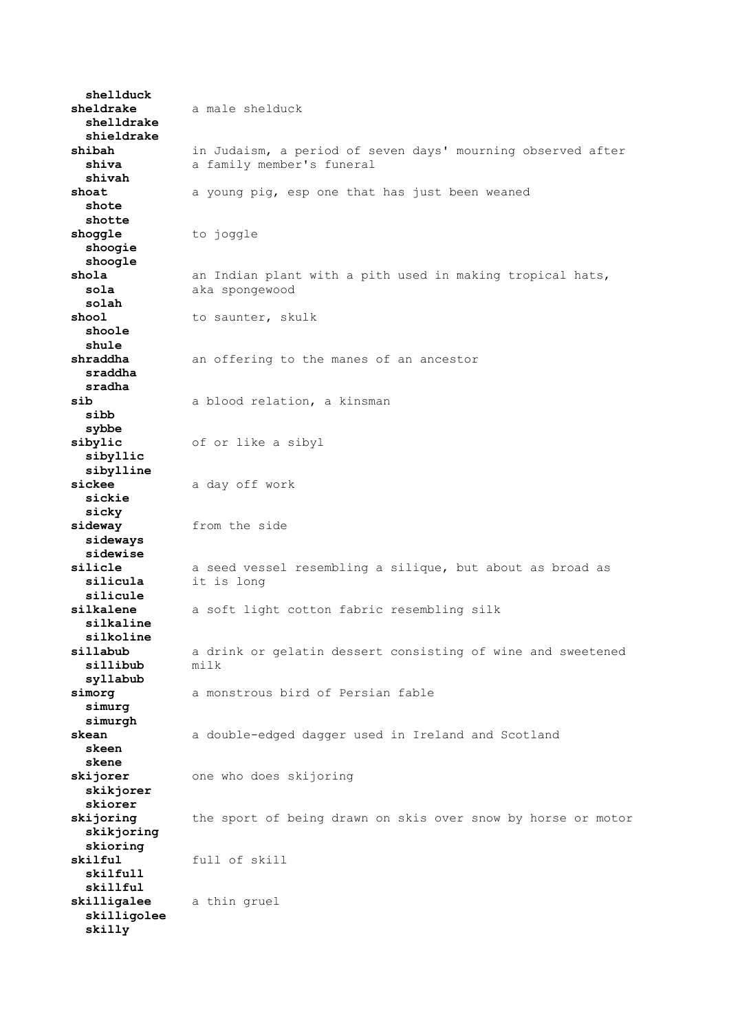**shellduck**

**sheldrake** a male shelduck
**shelldrake**
**shieldrake**

**shibah** in Judaism, a period of seven days' mourning observed after a family member's funeral
**shiva**
**shivah**

**shoat** a young pig, esp one that has just been weaned
**shote**
**shotte**

**shoggle** to joggle
**shoogie**
**shoogle**

**shola** an Indian plant with a pith used in making tropical hats, aka spongewood
**sola**
**solah**

**shool** to saunter, skulk
**shoole**
**shule**

**shraddha** an offering to the manes of an ancestor
**sraddha**
**sradha**

**sib** a blood relation, a kinsman
**sibb**
**sybbe**

**sibylic** of or like a sibyl
**sibyllic**
**sibylline**

**sickee** a day off work
**sickie**
**sicky**

**sideway** from the side
**sideways**
**sidewise**

**silicle** a seed vessel resembling a silique, but about as broad as it is long
**silicula**
**silicule**

**silkalene** a soft light cotton fabric resembling silk
**silkaline**
**silkoline**

**sillabub** a drink or gelatin dessert consisting of wine and sweetened milk
**sillibub**
**syllabub**

**simorg** a monstrous bird of Persian fable
**simurg**
**simurgh**

**skean** a double-edged dagger used in Ireland and Scotland
**skeen**
**skene**

**skijorer** one who does skijoring
**skikjorer**
**skiorer**

**skijoring** the sport of being drawn on skis over snow by horse or motor
**skikjoring**
**skioring**

**skilful** full of skill
**skilfull**
**skillful**

**skilligalee** a thin gruel
**skilligolee**
**skilly**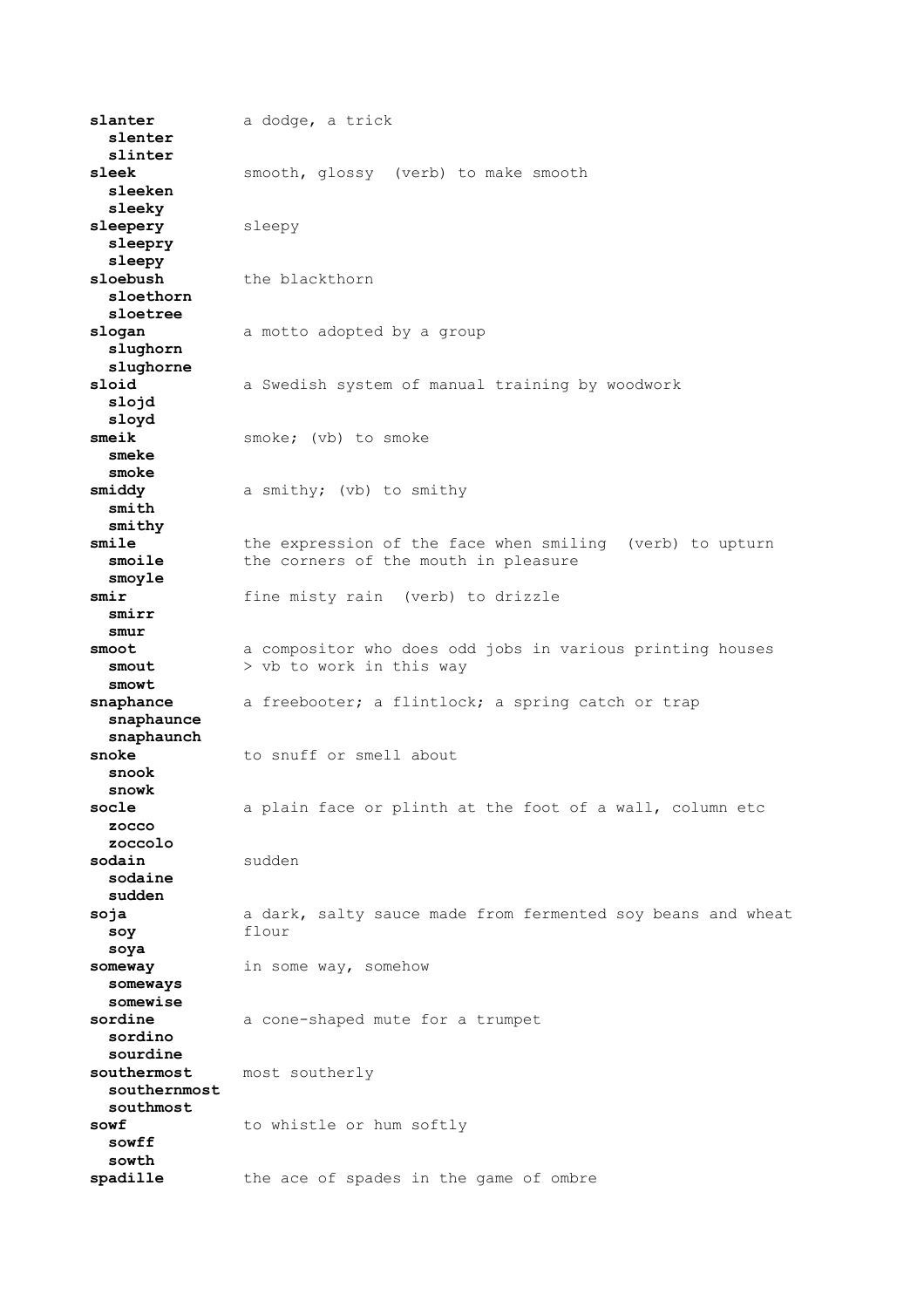**slanter** a dodge, a trick
  **slenter**
  **slinter**
**sleek** smooth, glossy (verb) to make smooth
  **sleeken**
  **sleeky**
**sleepery** sleepy
  **sleepry**
  **sleepy**
**sloebush** the blackthorn
  **sloethorn**
  **sloetree**
**slogan** a motto adopted by a group
  **slughorn**
  **slughorne**
**sloid** a Swedish system of manual training by woodwork
  **slojd**
  **sloyd**
**smeik** smoke; (vb) to smoke
  **smeke**
  **smoke**
**smiddy** a smithy; (vb) to smithy
  **smith**
  **smithy**
**smile** the expression of the face when smiling (verb) to upturn the corners of the mouth in pleasure
  **smoile**
  **smoyle**
**smir** fine misty rain (verb) to drizzle
  **smirr**
  **smur**
**smoot** a compositor who does odd jobs in various printing houses > vb to work in this way
  **smout**
  **smowt**
**snaphance** a freebooter; a flintlock; a spring catch or trap
  **snaphaunce**
  **snaphaunch**
**snoke** to snuff or smell about
  **snook**
  **snowk**
**socle** a plain face or plinth at the foot of a wall, column etc
  **zocco**
  **zoccolo**
**sodain** sudden
  **sodaine**
  **sudden**
**soja** a dark, salty sauce made from fermented soy beans and wheat flour
  **soy**
  **soya**
**someway** in some way, somehow
  **someways**
  **somewise**
**sordine** a cone-shaped mute for a trumpet
  **sordino**
  **sourdine**
**southermost** most southerly
  **southernmost**
  **southmost**
**sowf** to whistle or hum softly
  **sowff**
  **sowth**
**spadille** the ace of spades in the game of ombre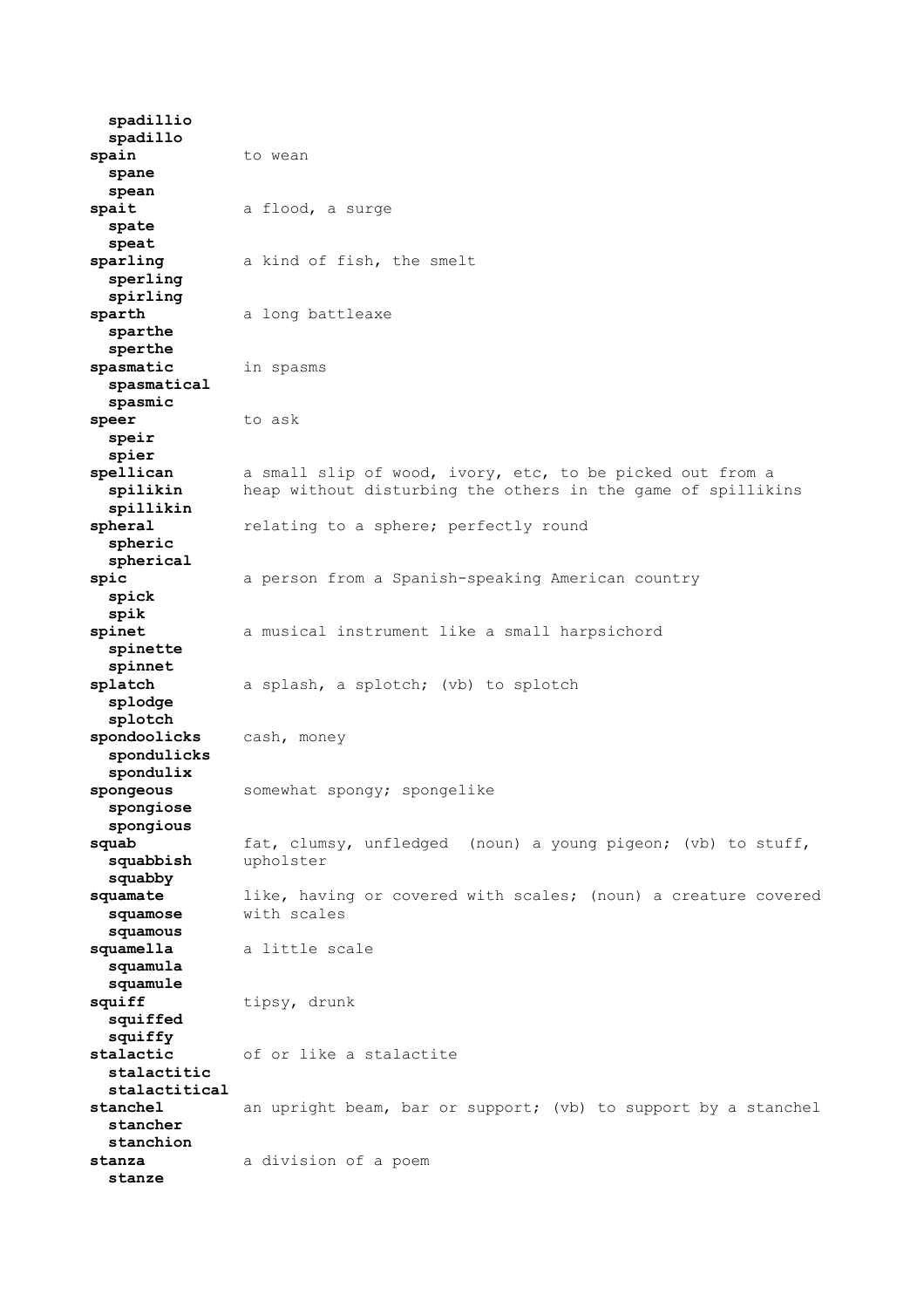**spadillio**
**spadillo**

**spain** to wean
**spane**
**spean**

**spait** a flood, a surge
**spate**
**speat**

**sparling** a kind of fish, the smelt
**sperling**
**spirling**

**sparth** a long battleaxe
**sparthe**
**sperthe**

**spasmatic** in spasms
**spasmatical**
**spasmic**

**speer** to ask
**speir**
**spier**

**spellican** a small slip of wood, ivory, etc, to be picked out from a heap without disturbing the others in the game of spillikins
**spilikin**
**spillikin**

**spheral** relating to a sphere; perfectly round
**spheric**
**spherical**

**spic** a person from a Spanish-speaking American country
**spick**
**spik**

**spinet** a musical instrument like a small harpsichord
**spinette**
**spinnet**

**splatch** a splash, a splotch; (vb) to splotch
**splodge**
**splotch**

**spondoolicks** cash, money
**spondulicks**
**spondulix**

**spongeous** somewhat spongy; spongelike
**spongiose**
**spongious**

**squab** fat, clumsy, unfledged (noun) a young pigeon; (vb) to stuff, upholster
**squabbish**
**squabby**

**squamate** like, having or covered with scales; (noun) a creature covered with scales
**squamose**
**squamous**

**squamella** a little scale
**squamula**
**squamule**

**squiff** tipsy, drunk
**squiffed**
**squiffy**

**stalactic** of or like a stalactite
**stalactitic**
**stalactitical**

**stanchel** an upright beam, bar or support; (vb) to support by a stanchel
**stancher**
**stanchion**

**stanza** a division of a poem
**stanze**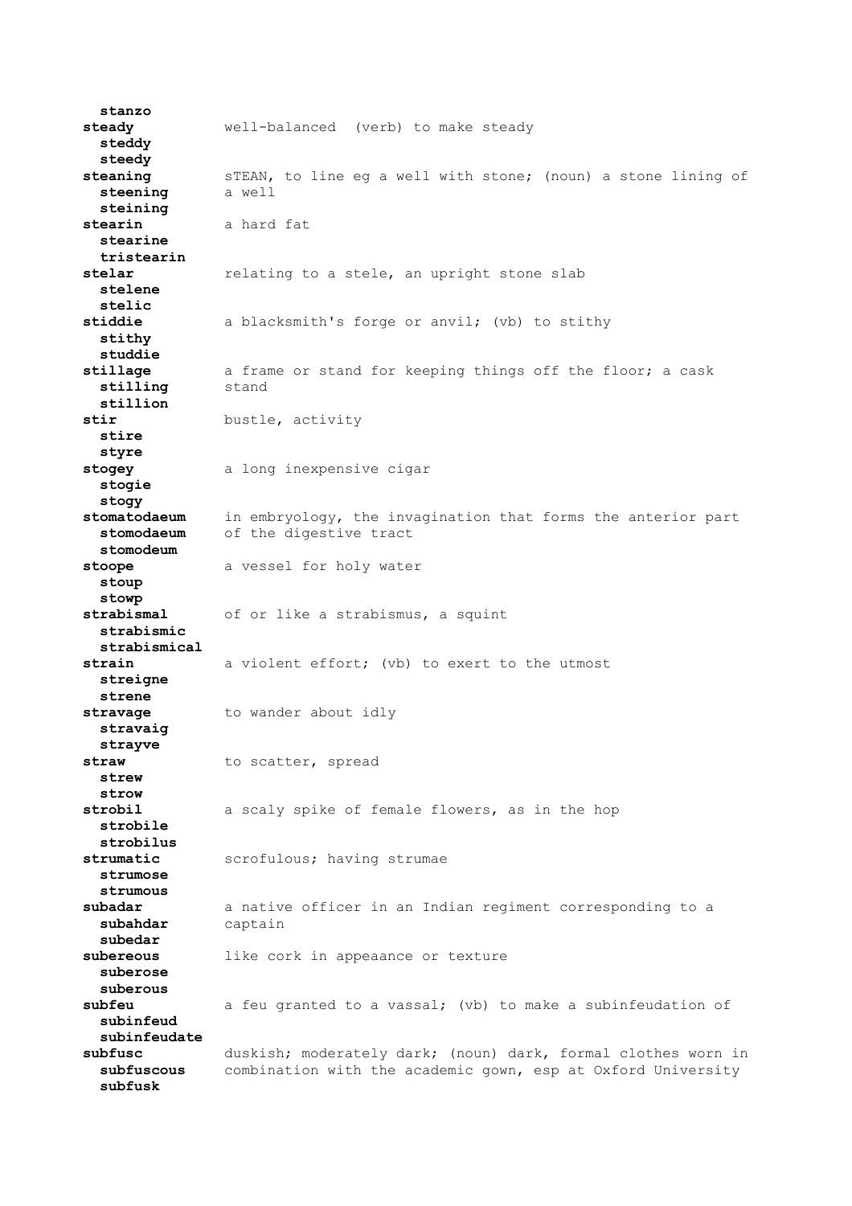**stanzo**

**steady** well-balanced (verb) to make steady
**steddy**
**steedy**

**steaning** sTEAN, to line eg a well with stone; (noun) a stone lining of a well
**steening**
**steining**

**stearin** a hard fat
**stearine**
**tristearin**

**stelar** relating to a stele, an upright stone slab
**stelene**
**stelic**

**stiddie** a blacksmith's forge or anvil; (vb) to stithy
**stithy**
**studdie**

**stillage** a frame or stand for keeping things off the floor; a cask stand
**stilling**
**stillion**

**stir** bustle, activity
**stire**
**styre**

**stogey** a long inexpensive cigar
**stogie**
**stogy**

**stomatodaeum** in embryology, the invagination that forms the anterior part of the digestive tract
**stomodaeum**
**stomodeum**

**stoope** a vessel for holy water
**stoup**
**stowp**

**strabismal** of or like a strabismus, a squint
**strabismic**
**strabismical**

**strain** a violent effort; (vb) to exert to the utmost
**streigne**
**strene**

**stravage** to wander about idly
**stravaig**
**strayve**

**straw** to scatter, spread
**strew**
**strow**

**strobil** a scaly spike of female flowers, as in the hop
**strobile**
**strobilus**

**strumatic** scrofulous; having strumae
**strumose**
**strumous**

**subadar** a native officer in an Indian regiment corresponding to a captain
**subahdar**
**subedar**

**subereous** like cork in appeaance or texture
**suberose**
**suberous**

**subfeu** a feu granted to a vassal; (vb) to make a subinfeudation of
**subinfeud**
**subinfeudate**

**subfusc** duskish; moderately dark; (noun) dark, formal clothes worn in combination with the academic gown, esp at Oxford University
**subfuscous**
**subfusk**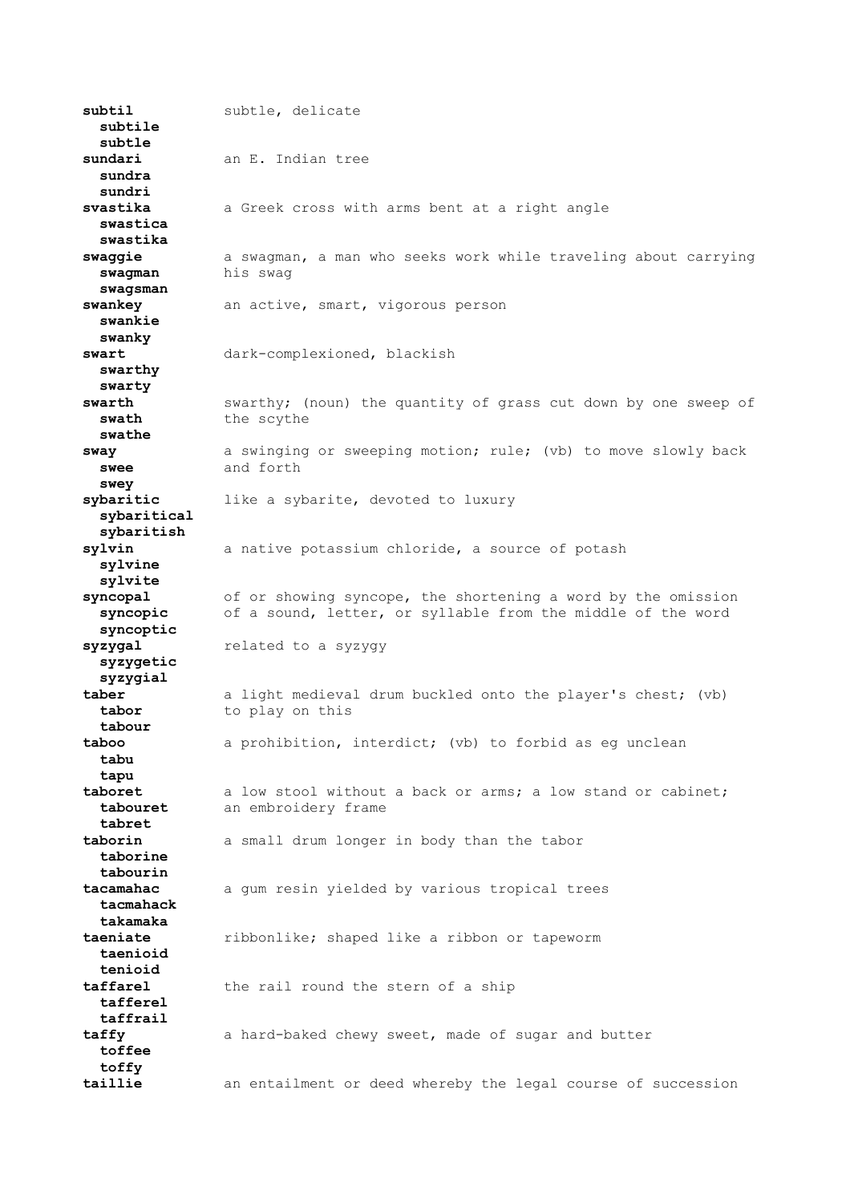**subtil** subtle, delicate
  **subtile**
  **subtle**

**sundari** an E. Indian tree
  **sundra**
  **sundri**

**svastika** a Greek cross with arms bent at a right angle
  **swastica**
  **swastika**

**swaggie** a swagman, a man who seeks work while traveling about carrying his swag
  **swagman**
  **swagsman**

**swankey** an active, smart, vigorous person
  **swankie**
  **swanky**

**swart** dark-complexioned, blackish
  **swarthy**
  **swarty**

**swarth** swarthy; (noun) the quantity of grass cut down by one sweep of the scythe
  **swath**
  **swathe**

**sway** a swinging or sweeping motion; rule; (vb) to move slowly back and forth
  **swee**
  **swey**

**sybaritic** like a sybarite, devoted to luxury
  **sybaritical**
  **sybaritish**

**sylvin** a native potassium chloride, a source of potash
  **sylvine**
  **sylvite**

**syncopal** of or showing syncope, the shortening a word by the omission of a sound, letter, or syllable from the middle of the word
  **syncopic**
  **syncoptic**

**syzygal** related to a syzygy
  **syzygetic**
  **syzygial**

**taber** a light medieval drum buckled onto the player's chest; (vb) to play on this
  **tabor**
  **tabour**

**taboo** a prohibition, interdict; (vb) to forbid as eg unclean
  **tabu**
  **tapu**

**taboret** a low stool without a back or arms; a low stand or cabinet; an embroidery frame
  **tabouret**
  **tabret**

**taborin** a small drum longer in body than the tabor
  **taborine**
  **tabourin**

**tacamahac** a gum resin yielded by various tropical trees
  **tacmahack**
  **takamaka**

**taeniate** ribbonlike; shaped like a ribbon or tapeworm
  **taenioid**
  **tenioid**

**taffarel** the rail round the stern of a ship
  **tafferel**
  **taffrail**

**taffy** a hard-baked chewy sweet, made of sugar and butter
  **toffee**
  **toffy**

**taillie** an entailment or deed whereby the legal course of succession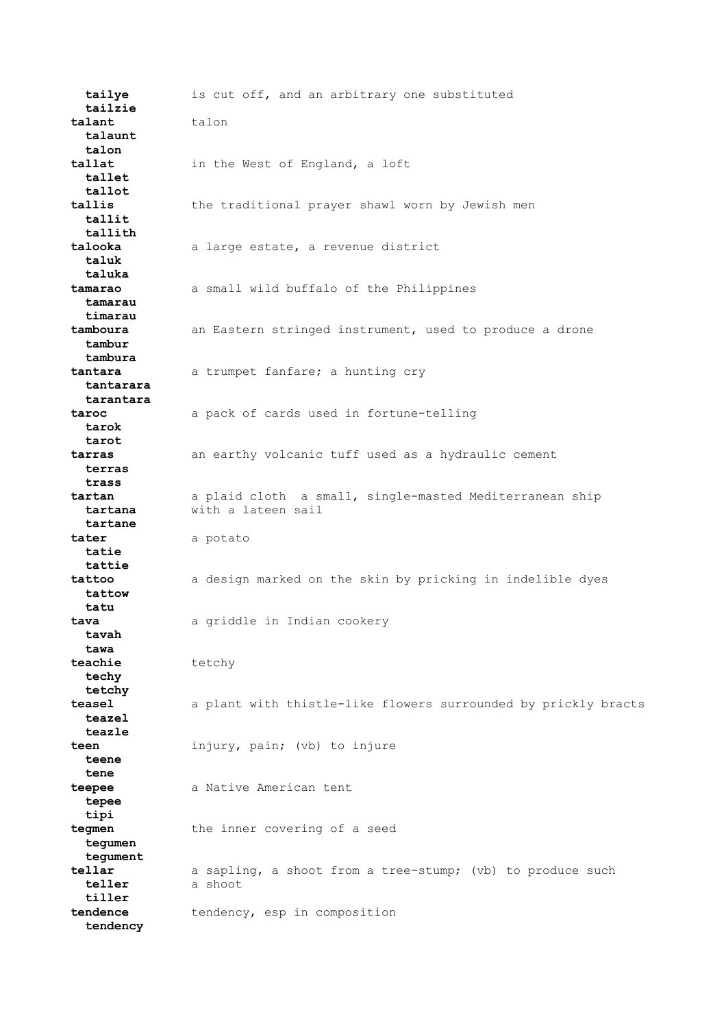**tailye** is cut off, and an arbitrary one substituted
  **tailzie**

**talant** talon
  **talaunt**
  **talon**

**tallat** in the West of England, a loft
  **tallet**
  **tallot**

**tallis** the traditional prayer shawl worn by Jewish men
  **tallit**
  **tallith**

**talooka** a large estate, a revenue district
  **taluk**
  **taluka**

**tamarao** a small wild buffalo of the Philippines
  **tamarau**
  **timarau**

**tamboura** an Eastern stringed instrument, used to produce a drone
  **tambur**
  **tambura**

**tantara** a trumpet fanfare; a hunting cry
  **tantarara**
  **tarantara**

**taroc** a pack of cards used in fortune-telling
  **tarok**
  **tarot**

**tarras** an earthy volcanic tuff used as a hydraulic cement
  **terras**
  **trass**

**tartan** a plaid cloth  a small, single-masted Mediterranean ship with a lateen sail
  **tartana**
  **tartane**

**tater** a potato
  **tatie**
  **tattie**

**tattoo** a design marked on the skin by pricking in indelible dyes
  **tattow**
  **tatu**

**tava** a griddle in Indian cookery
  **tavah**
  **tawa**

**teachie** tetchy
  **techy**
  **tetchy**

**teasel** a plant with thistle-like flowers surrounded by prickly bracts
  **teazel**
  **teazle**

**teen** injury, pain; (vb) to injure
  **teene**
  **tene**

**teepee** a Native American tent
  **tepee**
  **tipi**

**tegmen** the inner covering of a seed
  **tegumen**
  **tegument**

**tellar** a sapling, a shoot from a tree-stump; (vb) to produce such a shoot
  **teller**
  **tiller**

**tendence** tendency, esp in composition
  **tendency**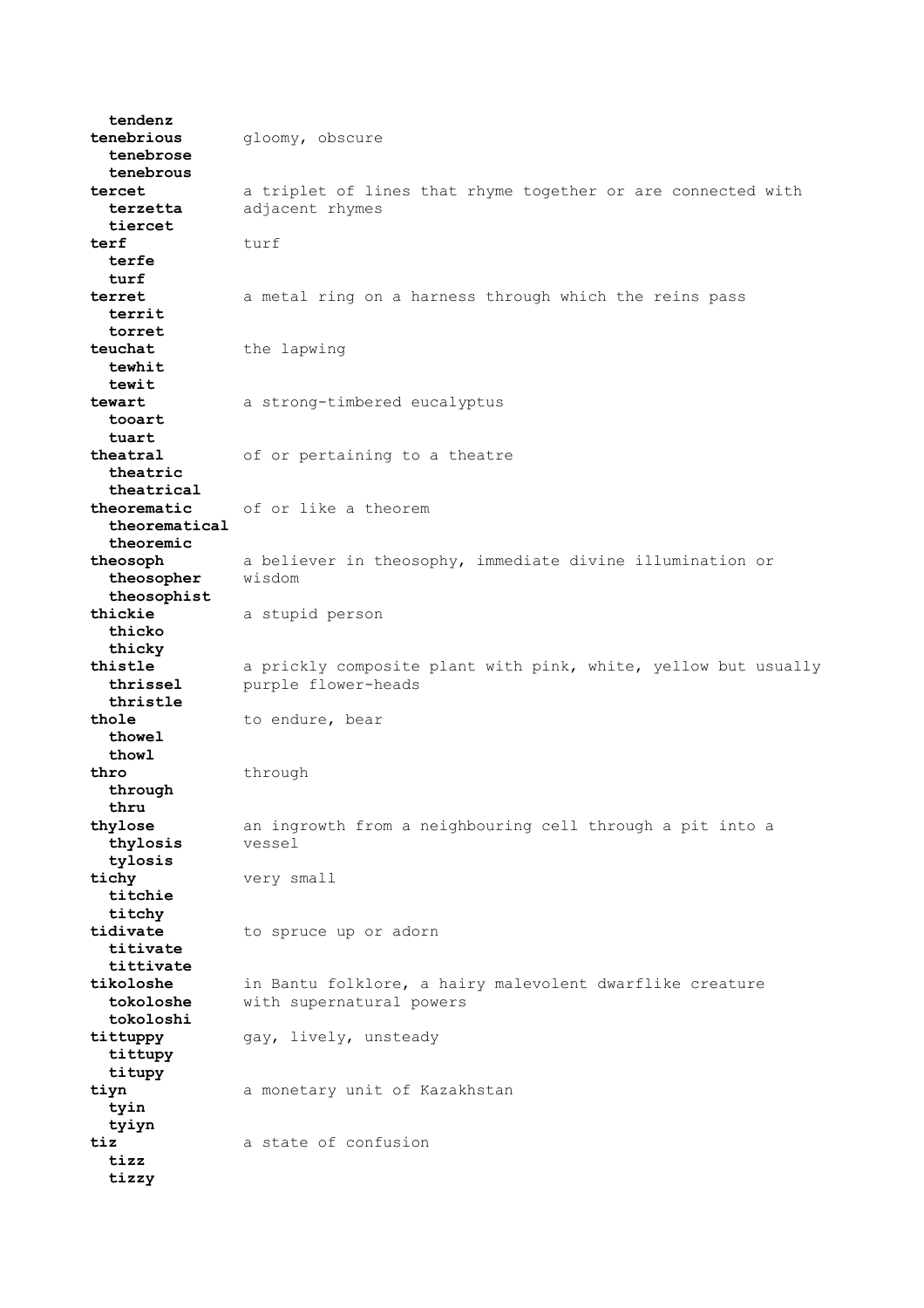**tendenz**

**tenebrious** gloomy, obscure
**tenebrose**
**tenebrous**

**tercet** a triplet of lines that rhyme together or are connected with adjacent rhymes
**terzetta**
**tiercet**

**terf** turf
**terfe**
**turf**

**terret** a metal ring on a harness through which the reins pass
**territ**
**torret**

**teuchat** the lapwing
**tewhit**
**tewit**

**tewart** a strong-timbered eucalyptus
**tooart**
**tuart**

**theatral** of or pertaining to a theatre
**theatric**
**theatrical**

**theorematic** of or like a theorem
**theorematical**
**theoremic**

**theosoph** a believer in theosophy, immediate divine illumination or wisdom
**theosopher**
**theosophist**

**thickie** a stupid person
**thicko**
**thicky**

**thistle** a prickly composite plant with pink, white, yellow but usually purple flower-heads
**thrissel**
**thristle**

**thole** to endure, bear
**thowel**
**thowl**

**thro** through
**through**
**thru**

**thylose** an ingrowth from a neighbouring cell through a pit into a vessel
**thylosis**
**tylosis**

**tichy** very small
**titchie**
**titchy**

**tidivate** to spruce up or adorn
**titivate**
**tittivate**

**tikoloshe** in Bantu folklore, a hairy malevolent dwarflike creature with supernatural powers
**tokoloshe**
**tokoloshi**

**tittuppy** gay, lively, unsteady
**tittupy**
**titupy**

**tiyn** a monetary unit of Kazakhstan
**tyin**
**tyiyn**

**tiz** a state of confusion
**tizz**
**tizzy**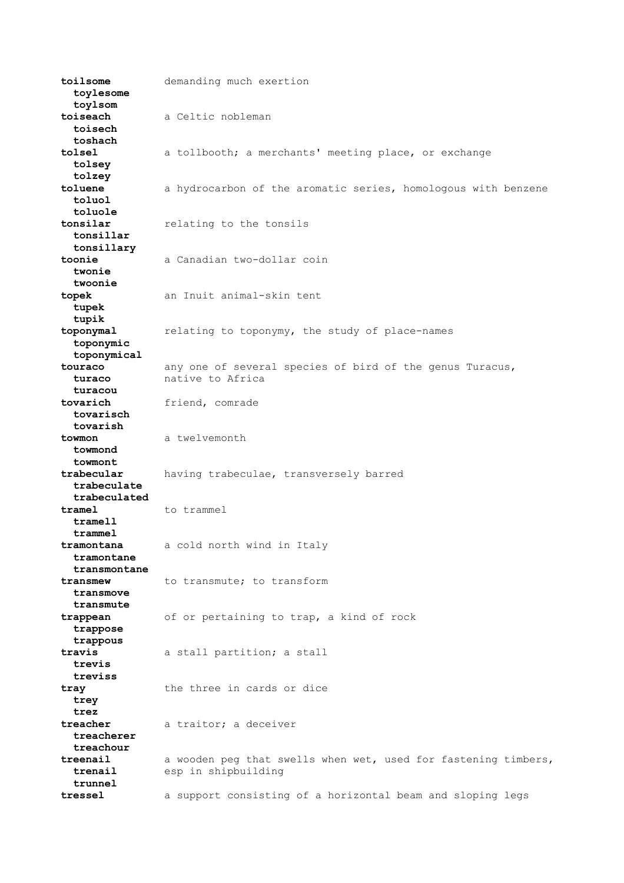**toilsome** demanding much exertion
**toylesome**
**toylsom**

**toiseach** a Celtic nobleman
**toisech**
**toshach**

**tolsel** a tollbooth; a merchants' meeting place, or exchange
**tolsey**
**tolzey**

**toluene** a hydrocarbon of the aromatic series, homologous with benzene
**toluol**
**toluole**

**tonsilar** relating to the tonsils
**tonsillar**
**tonsillary**

**toonie** a Canadian two-dollar coin
**twonie**
**twoonie**

**topek** an Inuit animal-skin tent
**tupek**
**tupik**

**toponymal** relating to toponymy, the study of place-names
**toponymic**
**toponymical**

**touraco** any one of several species of bird of the genus Turacus, native to Africa
**turaco**
**turacou**

**tovarich** friend, comrade
**tovarisch**
**tovarish**

**towmon** a twelvemonth
**towmond**
**towmont**

**trabecular** having trabeculae, transversely barred
**trabeculate**
**trabeculated**

**tramel** to trammel
**tramell**
**trammel**

**tramontana** a cold north wind in Italy
**tramontane**
**transmontane**

**transmew** to transmute; to transform
**transmove**
**transmute**

**trappean** of or pertaining to trap, a kind of rock
**trappose**
**trappous**

**travis** a stall partition; a stall
**trevis**
**treviss**

**tray** the three in cards or dice
**trey**
**trez**

**treacher** a traitor; a deceiver
**treacherer**
**treachour**

**treenail** a wooden peg that swells when wet, used for fastening timbers, esp in shipbuilding
**trenail**
**trunnel**

**tressel** a support consisting of a horizontal beam and sloping legs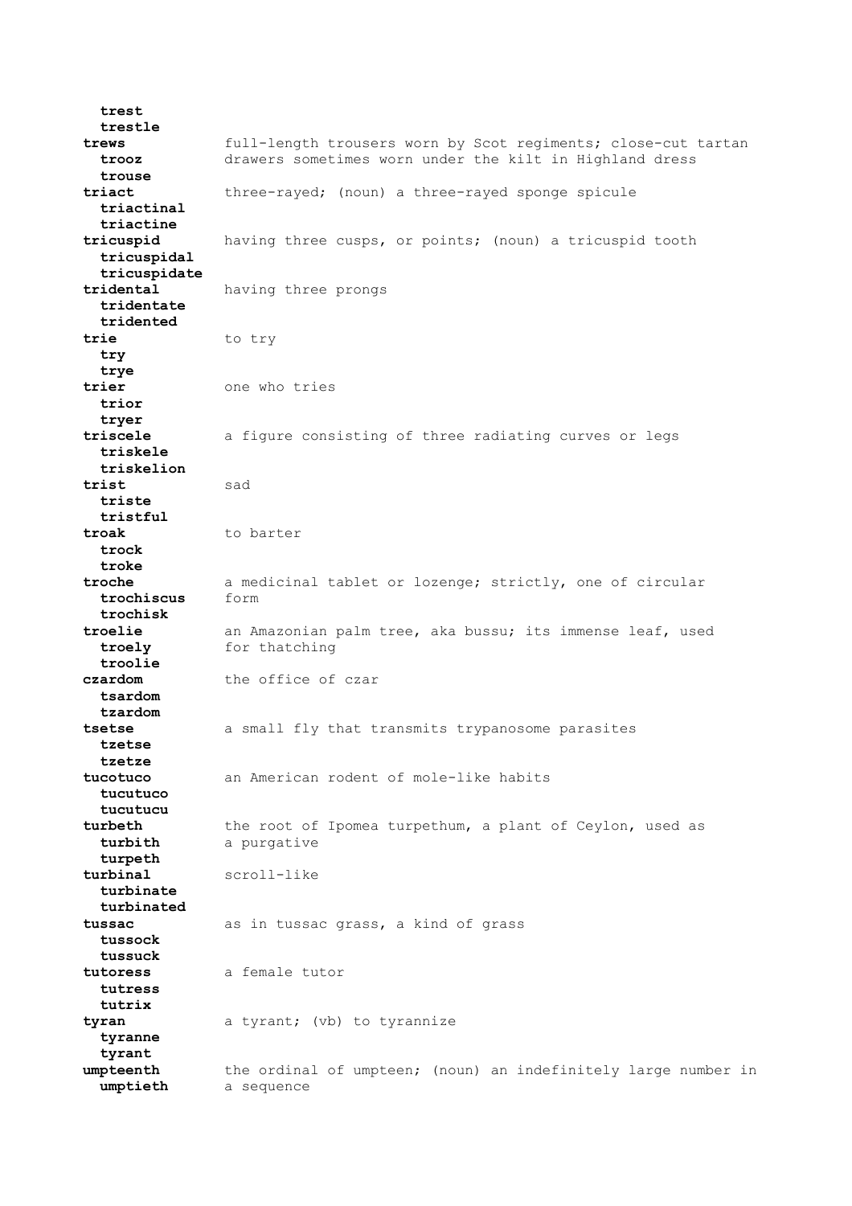**trest**
**trestle**

**trews** — full-length trousers worn by Scot regiments; close-cut tartan drawers sometimes worn under the kilt in Highland dress
**trooz**
**trouse**

**triact** — three-rayed; (noun) a three-rayed sponge spicule
**triactinal**
**triactine**

**tricuspid** — having three cusps, or points; (noun) a tricuspid tooth
**tricuspidal**
**tricuspidate**

**tridental** — having three prongs
**tridentate**
**tridented**

**trie** — to try
**try**
**trye**

**trier** — one who tries
**trior**
**tryer**

**triscele** — a figure consisting of three radiating curves or legs
**triskele**
**triskelion**

**trist** — sad
**triste**
**tristful**

**troak** — to barter
**trock**
**troke**

**troche** — a medicinal tablet or lozenge; strictly, one of circular form
**trochiscus**
**trochisk**

**troelie** — an Amazonian palm tree, aka bussu; its immense leaf, used for thatching
**troely**
**troolie**

**czardom** — the office of czar
**tsardom**
**tzardom**

**tsetse** — a small fly that transmits trypanosome parasites
**tzetse**
**tzetze**

**tucotuco** — an American rodent of mole-like habits
**tucutuco**
**tucutucu**

**turbeth** — the root of Ipomea turpethum, a plant of Ceylon, used as a purgative
**turbith**
**turpeth**

**turbinal** — scroll-like
**turbinate**
**turbinated**

**tussac** — as in tussac grass, a kind of grass
**tussock**
**tussuck**

**tutoress** — a female tutor
**tutress**
**tutrix**

**tyran** — a tyrant; (vb) to tyrannize
**tyranne**
**tyrant**

**umpteenth** — the ordinal of umpteen; (noun) an indefinitely large number in a sequence
**umptieth**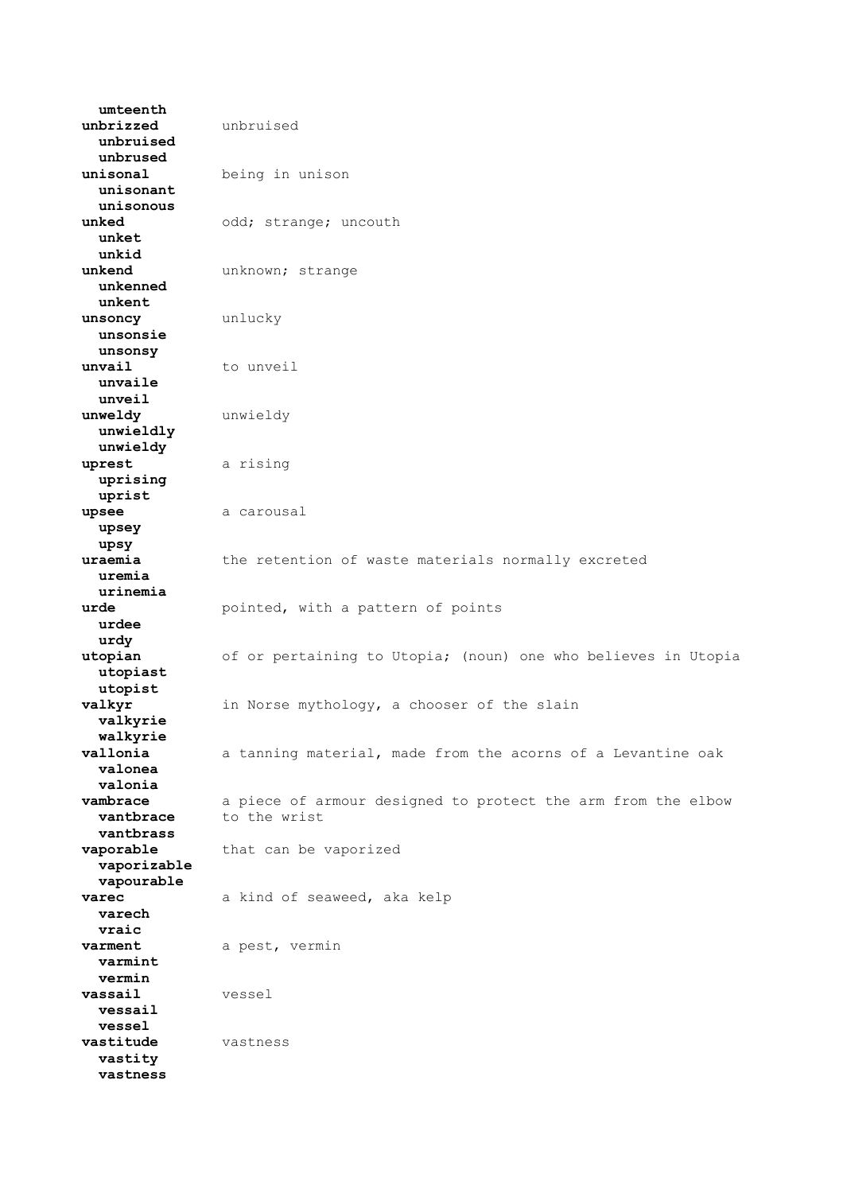**umteenth**

**unbrizzed** unbruised
**unbruised**
**unbrused**

**unisonal** being in unison
**unisonant**
**unisonous**

**unked** odd; strange; uncouth
**unket**
**unkid**

**unkend** unknown; strange
**unkenned**
**unkent**

**unsoncy** unlucky
**unsonsie**
**unsonsy**

**unvail** to unveil
**unvaile**
**unveil**

**unweldy** unwieldy
**unwieldly**
**unwieldy**

**uprest** a rising
**uprising**
**uprist**

**upsee** a carousal
**upsey**
**upsy**

**uraemia** the retention of waste materials normally excreted
**uremia**
**urinemia**

**urde** pointed, with a pattern of points
**urdee**
**urdy**

**utopian** of or pertaining to Utopia; (noun) one who believes in Utopia
**utopiast**
**utopist**

**valkyr** in Norse mythology, a chooser of the slain
**valkyrie**
**walkyrie**

**vallonia** a tanning material, made from the acorns of a Levantine oak
**valonea**
**valonia**

**vambrace** a piece of armour designed to protect the arm from the elbow to the wrist
**vantbrace**
**vantbrass**

**vaporable** that can be vaporized
**vaporizable**
**vapourable**

**varec** a kind of seaweed, aka kelp
**varech**
**vraic**

**varment** a pest, vermin
**varmint**
**vermin**

**vassail** vessel
**vessail**
**vessel**

**vastitude** vastness
**vastity**
**vastness**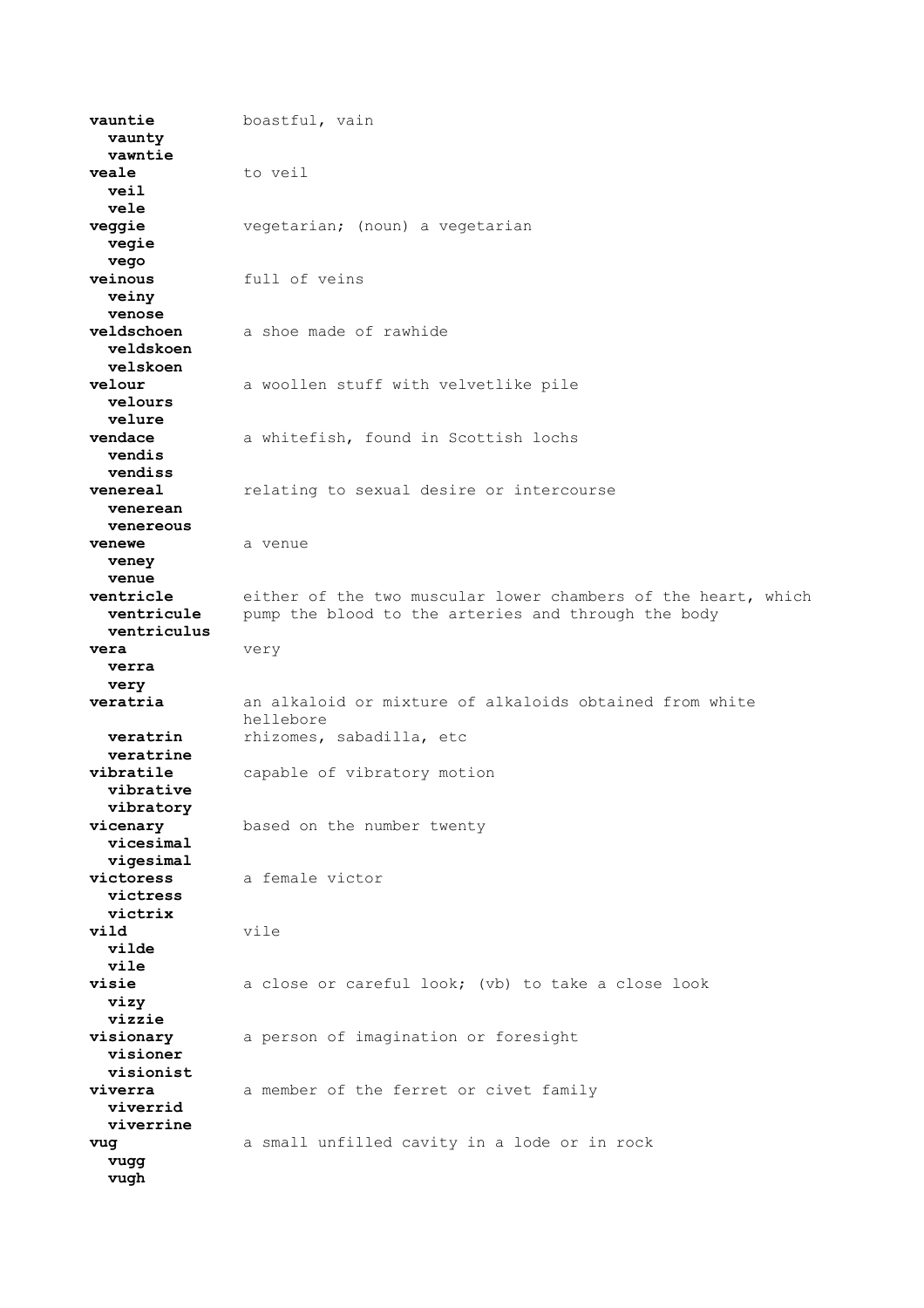**vauntie** boastful, vain
  **vaunty**
  **vawntie**
**veale** to veil
  **veil**
  **vele**
**veggie** vegetarian; (noun) a vegetarian
  **vegie**
  **vego**
**veinous** full of veins
  **veiny**
  **venose**
**veldschoen** a shoe made of rawhide
  **veldskoen**
  **velskoen**
**velour** a woollen stuff with velvetlike pile
  **velours**
  **velure**
**vendace** a whitefish, found in Scottish lochs
  **vendis**
  **vendiss**
**venereal** relating to sexual desire or intercourse
  **venerean**
  **venereous**
**venewe** a venue
  **veney**
  **venue**
**ventricle** either of the two muscular lower chambers of the heart, which pump the blood to the arteries and through the body
  **ventricule**
  **ventriculus**
**vera** very
  **verra**
  **very**
**veratria** an alkaloid or mixture of alkaloids obtained from white hellebore rhizomes, sabadilla, etc
  **veratrin**
  **veratrine**
**vibratile** capable of vibratory motion
  **vibrative**
  **vibratory**
**vicenary** based on the number twenty
  **vicesimal**
  **vigesimal**
**victoress** a female victor
  **victress**
  **victrix**
**vild** vile
  **vilde**
  **vile**
**visie** a close or careful look; (vb) to take a close look
  **vizy**
  **vizzie**
**visionary** a person of imagination or foresight
  **visioner**
  **visionist**
**viverra** a member of the ferret or civet family
  **viverrid**
  **viverrine**
**vug** a small unfilled cavity in a lode or in rock
  **vugg**
  **vugh**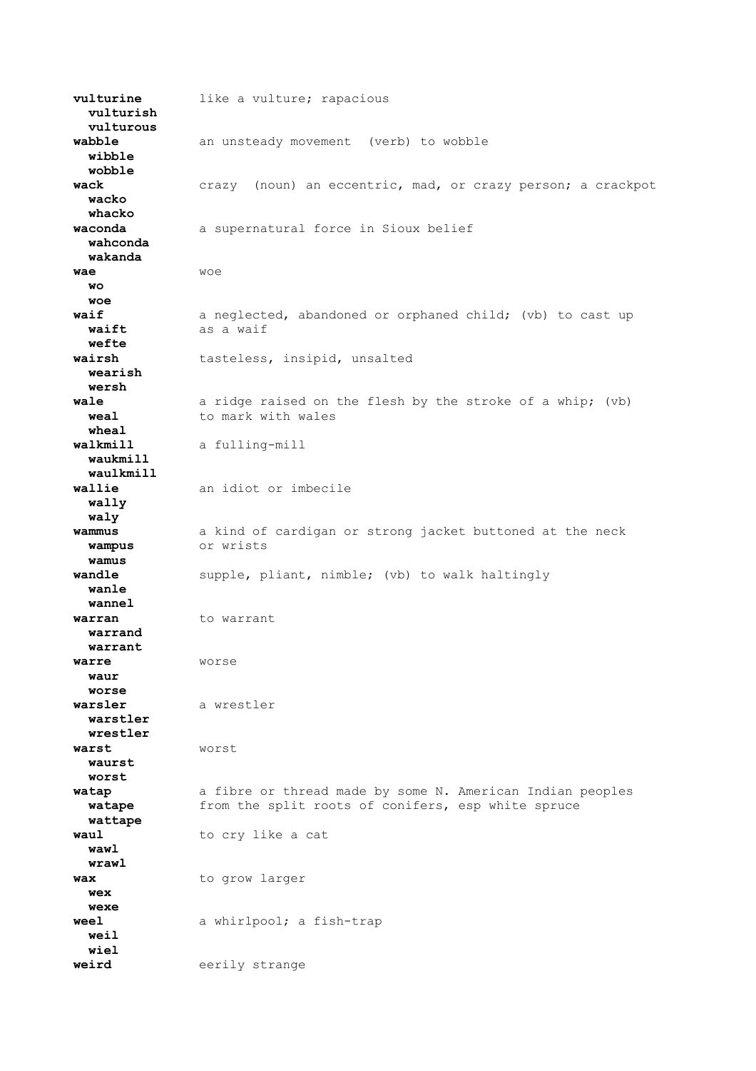**vulturine** like a vulture; rapacious
**vulturish**
**vulturous**

**wabble** an unsteady movement (verb) to wobble
**wibble**
**wobble**

**wack** crazy (noun) an eccentric, mad, or crazy person; a crackpot
**wacko**
**whacko**

**waconda** a supernatural force in Sioux belief
**wahconda**
**wakanda**

**wae** woe
**wo**
**woe**

**waif** a neglected, abandoned or orphaned child; (vb) to cast up as a waif
**waift**
**wefte**

**wairsh** tasteless, insipid, unsalted
**wearish**
**wersh**

**wale** a ridge raised on the flesh by the stroke of a whip; (vb) to mark with wales
**weal**
**wheal**

**walkmill** a fulling-mill
**waukmill**
**waulkmill**

**wallie** an idiot or imbecile
**wally**
**waly**

**wammus** a kind of cardigan or strong jacket buttoned at the neck or wrists
**wampus**
**wamus**

**wandle** supple, pliant, nimble; (vb) to walk haltingly
**wanle**
**wannel**

**warran** to warrant
**warrand**
**warrant**

**warre** worse
**waur**
**worse**

**warsler** a wrestler
**warstler**
**wrestler**

**warst** worst
**waurst**
**worst**

**watap** a fibre or thread made by some N. American Indian peoples from the split roots of conifers, esp white spruce
**watape**
**wattape**

**waul** to cry like a cat
**wawl**
**wrawl**

**wax** to grow larger
**wex**
**wexe**

**weel** a whirlpool; a fish-trap
**weil**
**wiel**

**weird** eerily strange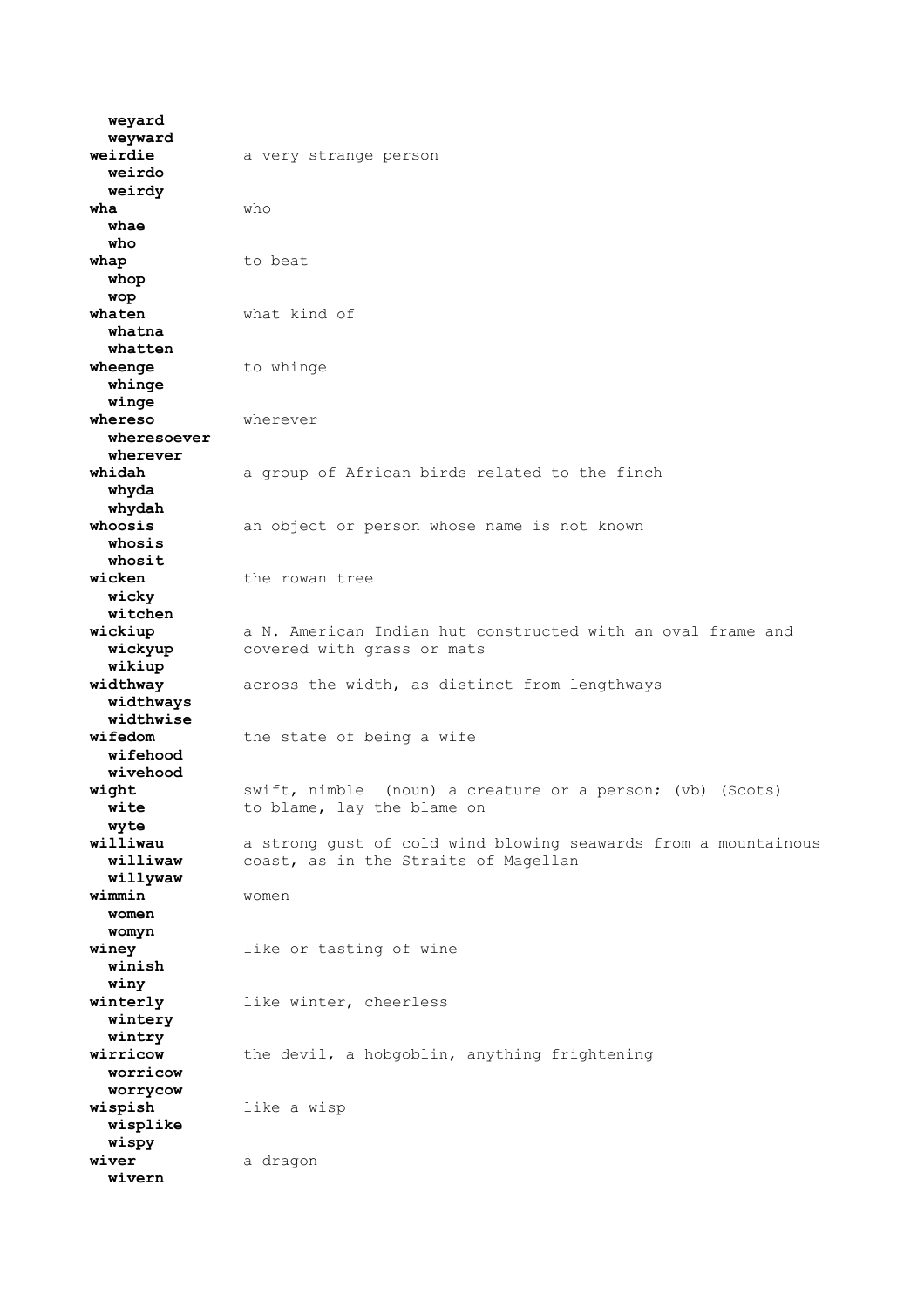**weyard**
  **weyward**

**weirdie** a very strange person
  **weirdo**
  **weirdy**

**wha** who
  **whae**
  **who**

**whap** to beat
  **whop**
  **wop**

**whaten** what kind of
  **whatna**
  **whatten**

**wheenge** to whinge
  **whinge**
  **winge**

**whereso** wherever
  **wheresoever**
  **wherever**

**whidah** a group of African birds related to the finch
  **whyda**
  **whydah**

**whoosis** an object or person whose name is not known
  **whosis**
  **whosit**

**wicken** the rowan tree
  **wicky**
  **witchen**

**wickiup** a N. American Indian hut constructed with an oval frame and covered with grass or mats
  **wickyup**
  **wikiup**

**widthway** across the width, as distinct from lengthways
  **widthways**
  **widthwise**

**wifedom** the state of being a wife
  **wifehood**
  **wivehood**

**wight** swift, nimble (noun) a creature or a person; (vb) (Scots) to blame, lay the blame on
  **wite**
  **wyte**

**williwau** a strong gust of cold wind blowing seawards from a mountainous coast, as in the Straits of Magellan
  **williwaw**
  **willywaw**

**wimmin** women
  **women**
  **womyn**

**winey** like or tasting of wine
  **winish**
  **winy**

**winterly** like winter, cheerless
  **wintery**
  **wintry**

**wirricow** the devil, a hobgoblin, anything frightening
  **worricow**
  **worrycow**

**wispish** like a wisp
  **wisplike**
  **wispy**

**wiver** a dragon
  **wivern**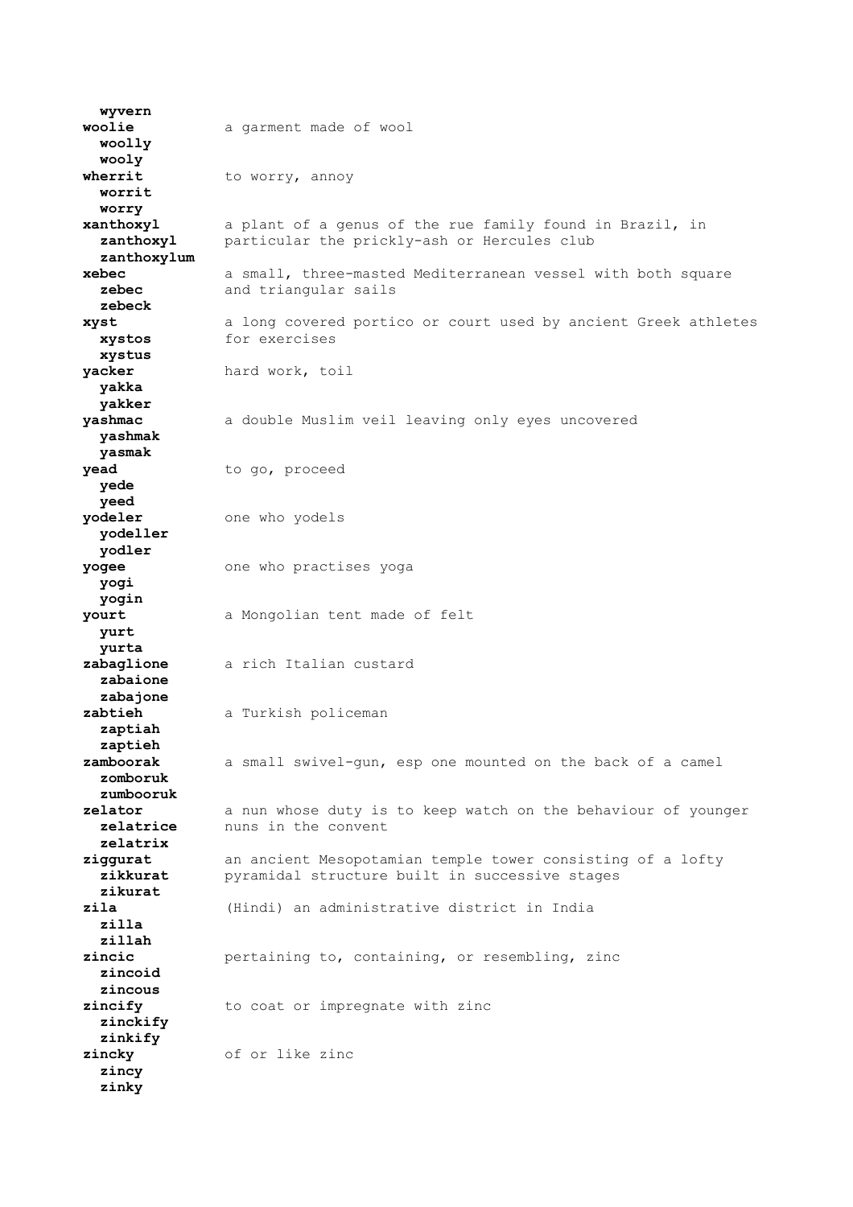**wyvern**

**woolie** a garment made of wool
**woolly**
**wooly**

**wherrit** to worry, annoy
**worrit**
**worry**

**xanthoxyl** a plant of a genus of the rue family found in Brazil, in particular the prickly-ash or Hercules club
**zanthoxyl**
**zanthoxylum**

**xebec** a small, three-masted Mediterranean vessel with both square and triangular sails
**zebec**
**zebeck**

**xyst** a long covered portico or court used by ancient Greek athletes for exercises
**xystos**
**xystus**

**yacker** hard work, toil
**yakka**
**yakker**

**yashmac** a double Muslim veil leaving only eyes uncovered
**yashmak**
**yasmak**

**yead** to go, proceed
**yede**
**yeed**

**yodeler** one who yodels
**yodeller**
**yodler**

**yogee** one who practises yoga
**yogi**
**yogin**

**yourt** a Mongolian tent made of felt
**yurt**
**yurta**

**zabaglione** a rich Italian custard
**zabaione**
**zabajone**

**zabtieh** a Turkish policeman
**zaptiah**
**zaptieh**

**zamboorak** a small swivel-gun, esp one mounted on the back of a camel
**zomboruk**
**zumbooruk**

**zelator** a nun whose duty is to keep watch on the behaviour of younger nuns in the convent
**zelatrice**
**zelatrix**

**ziggurat** an ancient Mesopotamian temple tower consisting of a lofty pyramidal structure built in successive stages
**zikkurat**
**zikurat**

**zila** (Hindi) an administrative district in India
**zilla**
**zillah**

**zincic** pertaining to, containing, or resembling, zinc
**zincoid**
**zincous**

**zincify** to coat or impregnate with zinc
**zinckify**
**zinkify**

**zincky** of or like zinc
**zincy**
**zinky**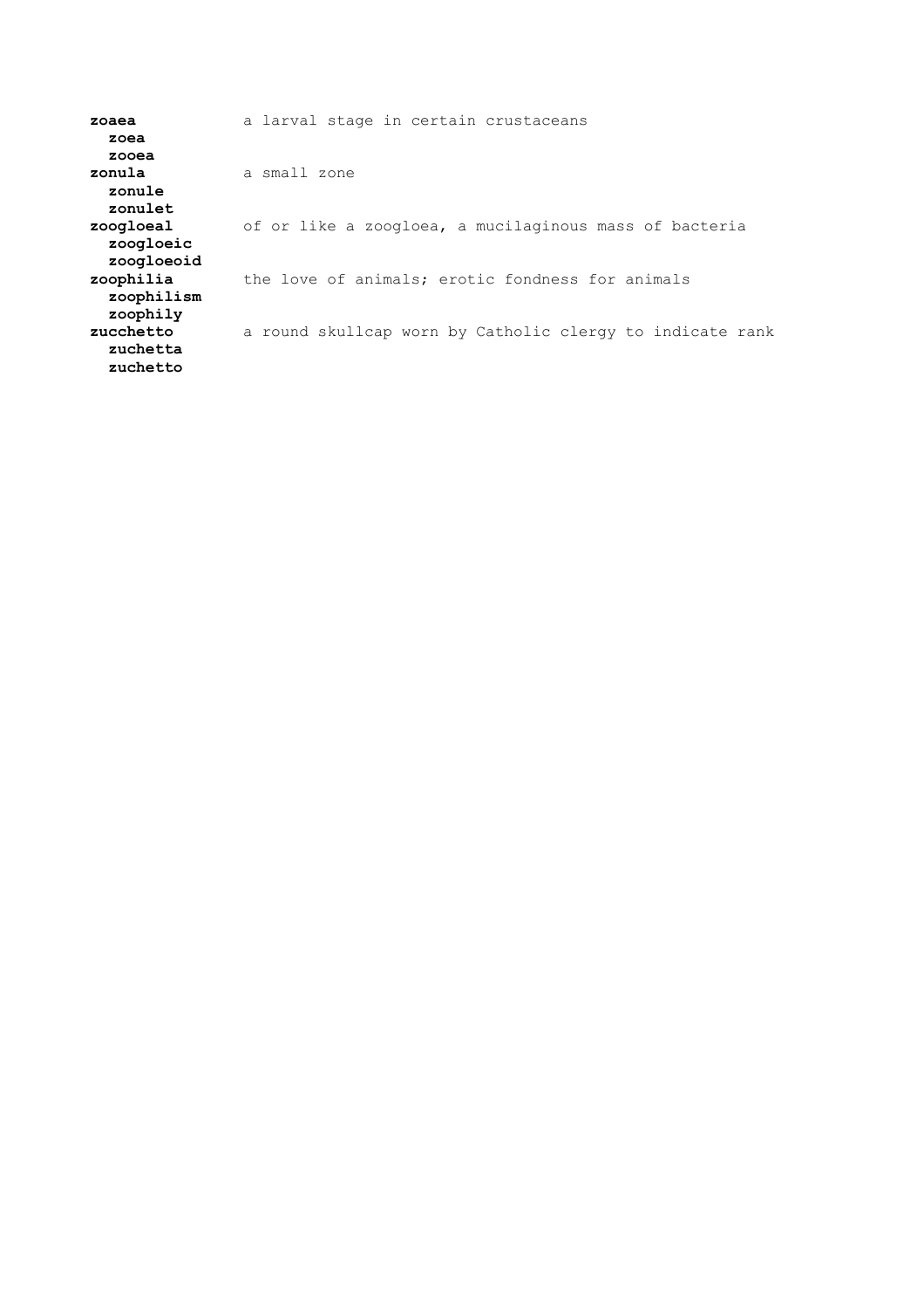**zoaea** a larval stage in certain crustaceans
  **zoea**
  **zooea**

**zonula** a small zone
  **zonule**
  **zonulet**

**zoogloeal** of or like a zoogloea, a mucilaginous mass of bacteria
  **zoogloeic**
  **zoogloeoid**

**zoophilia** the love of animals; erotic fondness for animals
  **zoophilism**
  **zoophily**

**zucchetto** a round skullcap worn by Catholic clergy to indicate rank
  **zuchetta**
  **zuchetto**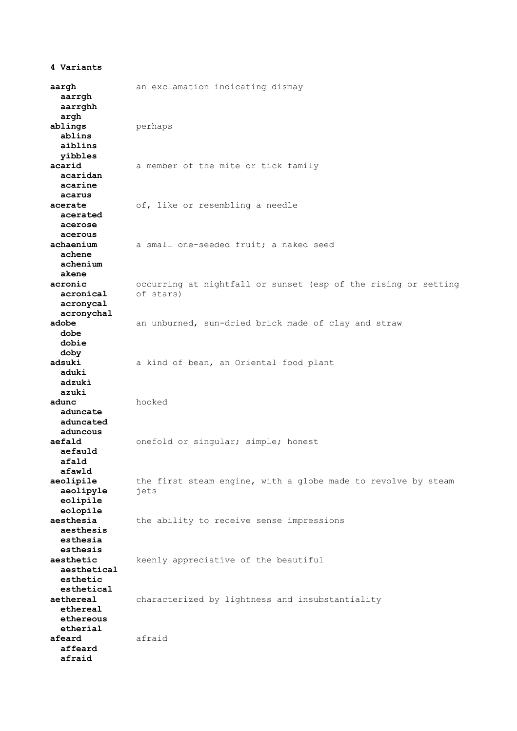**4 Variants**

**aargh** — an exclamation indicating dismay
  **aarrgh**
  **aarrghh**
  **argh**

**ablings** — perhaps
  **ablins**
  **aiblins**
  **yibbles**

**acarid** — a member of the mite or tick family
  **acaridan**
  **acarine**
  **acarus**

**acerate** — of, like or resembling a needle
  **acerated**
  **acerose**
  **acerous**

**achaenium** — a small one-seeded fruit; a naked seed
  **achene**
  **achenium**
  **akene**

**acronic** — occurring at nightfall or sunset (esp of the rising or setting of stars)
  **acronical**
  **acronycal**
  **acronychal**

**adobe** — an unburned, sun-dried brick made of clay and straw
  **dobe**
  **dobie**
  **doby**

**adsuki** — a kind of bean, an Oriental food plant
  **aduki**
  **adzuki**
  **azuki**

**adunc** — hooked
  **aduncate**
  **aduncated**
  **aduncous**

**aefald** — onefold or singular; simple; honest
  **aefauld**
  **afald**
  **afawld**

**aeolipile** — the first steam engine, with a globe made to revolve by steam jets
  **aeolipyle**
  **eolipile**
  **eolopile**

**aesthesia** — the ability to receive sense impressions
  **aesthesis**
  **esthesia**
  **esthesis**

**aesthetic** — keenly appreciative of the beautiful
  **aesthetical**
  **esthetic**
  **esthetical**

**aethereal** — characterized by lightness and insubstantiality
  **ethereal**
  **ethereous**
  **etherial**

**afeard** — afraid
  **affeard**
  **afraid**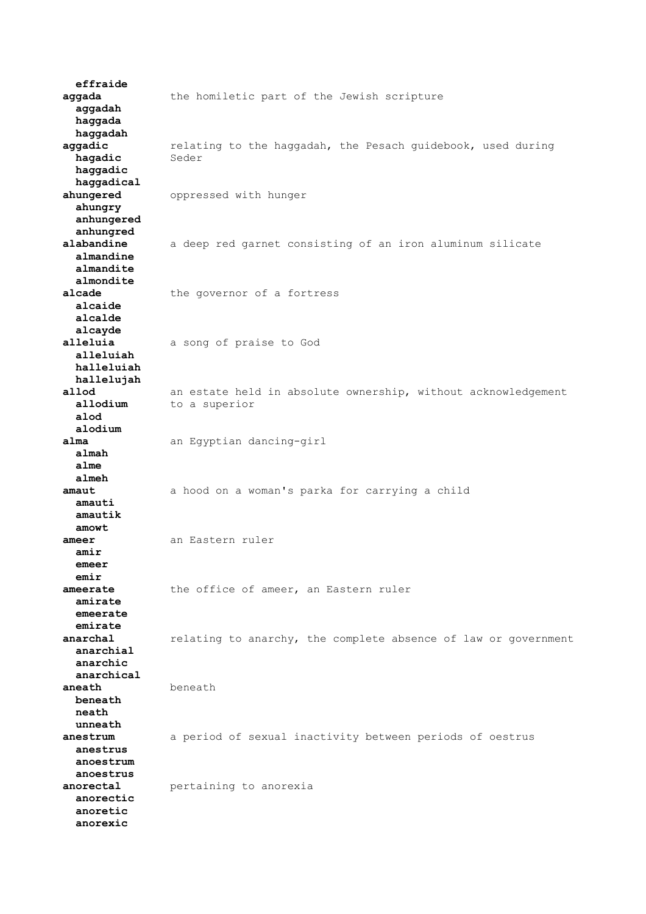**effraide**

**aggada** the homiletic part of the Jewish scripture
**aggadah**
**haggada**
**haggadah**

**aggadic** relating to the haggadah, the Pesach guidebook, used during Seder
**hagadic**
**haggadic**
**haggadical**

**ahungered** oppressed with hunger
**ahungry**
**anhungered**
**anhungred**

**alabandine** a deep red garnet consisting of an iron aluminum silicate
**almandine**
**almandite**
**almondite**

**alcade** the governor of a fortress
**alcaide**
**alcalde**
**alcayde**

**alleluia** a song of praise to God
**alleluiah**
**halleluiah**
**hallelujah**

**allod** an estate held in absolute ownership, without acknowledgement to a superior
**allodium**
**alod**
**alodium**

**alma** an Egyptian dancing-girl
**almah**
**alme**
**almeh**

**amaut** a hood on a woman's parka for carrying a child
**amauti**
**amautik**
**amowt**

**ameer** an Eastern ruler
**amir**
**emeer**
**emir**

**ameerate** the office of ameer, an Eastern ruler
**amirate**
**emeerate**
**emirate**

**anarchal** relating to anarchy, the complete absence of law or government
**anarchial**
**anarchic**
**anarchical**

**aneath** beneath
**beneath**
**neath**
**unneath**

**anestrum** a period of sexual inactivity between periods of oestrus
**anestrus**
**anoestrum**
**anoestrus**

**anorectal** pertaining to anorexia
**anorectic**
**anoretic**
**anorexic**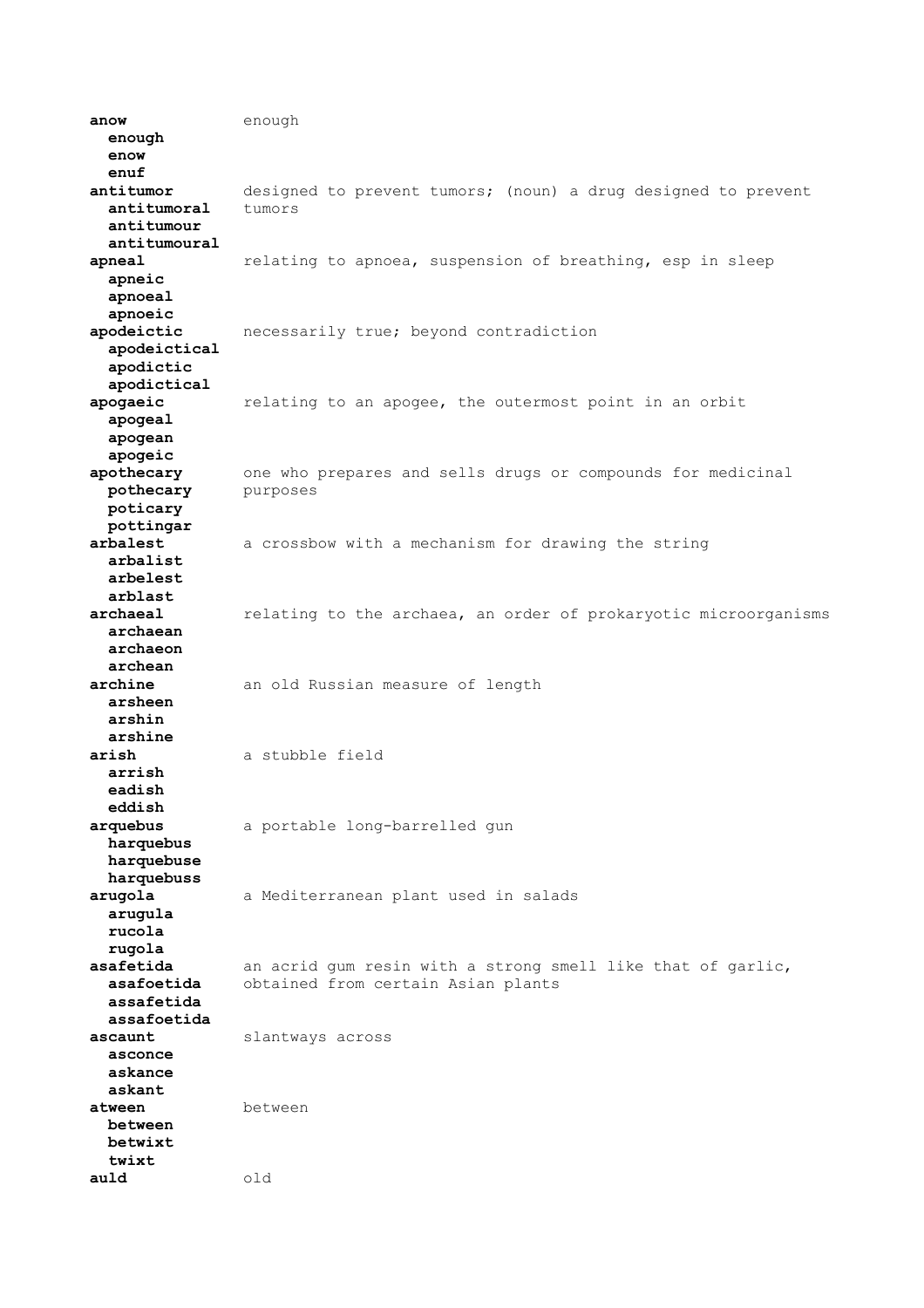**anow** enough
  **enough**
  **enow**
  **enuf**

**antitumor** designed to prevent tumors; (noun) a drug designed to prevent tumors
  **antitumoral**
  **antitumour**
  **antitumoural**

**apneal** relating to apnoea, suspension of breathing, esp in sleep
  **apneic**
  **apnoeal**
  **apnoeic**

**apodeictic** necessarily true; beyond contradiction
  **apodeictical**
  **apodictic**
  **apodictical**

**apogaeic** relating to an apogee, the outermost point in an orbit
  **apogeal**
  **apogean**
  **apogeic**

**apothecary** one who prepares and sells drugs or compounds for medicinal purposes
  **pothecary**
  **poticary**
  **pottingar**

**arbalest** a crossbow with a mechanism for drawing the string
  **arbalist**
  **arbelest**
  **arblast**

**archaeal** relating to the archaea, an order of prokaryotic microorganisms
  **archaean**
  **archaeon**
  **archean**

**archine** an old Russian measure of length
  **arsheen**
  **arshin**
  **arshine**

**arish** a stubble field
  **arrish**
  **eadish**
  **eddish**

**arquebus** a portable long-barrelled gun
  **harquebus**
  **harquebuse**
  **harquebuss**

**arugola** a Mediterranean plant used in salads
  **arugula**
  **rucola**
  **rugola**

**asafetida** an acrid gum resin with a strong smell like that of garlic, obtained from certain Asian plants
  **asafoetida**
  **assafetida**
  **assafoetida**

**ascaunt** slantways across
  **asconce**
  **askance**
  **askant**

**atween** between
  **between**
  **betwixt**
  **twixt**

**auld** old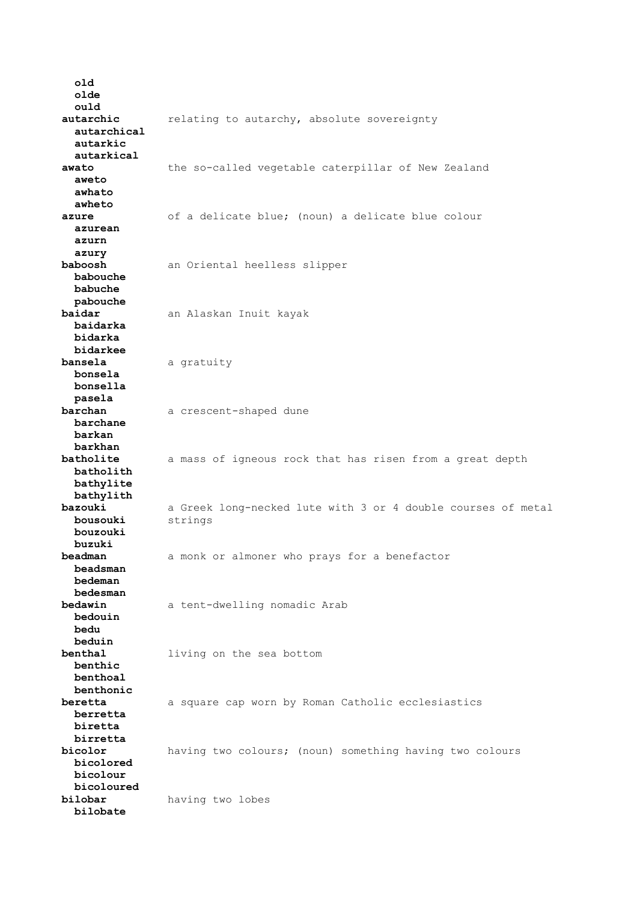**old**
**olde**
**ould**

**autarchic** relating to autarchy, absolute sovereignty
**autarchical**
**autarkic**
**autarkical**

**awato** the so-called vegetable caterpillar of New Zealand
**aweto**
**awhato**
**awheto**

**azure** of a delicate blue; (noun) a delicate blue colour
**azurean**
**azurn**
**azury**

**baboosh** an Oriental heelless slipper
**babouche**
**babuche**
**pabouche**

**baidar** an Alaskan Inuit kayak
**baidarka**
**bidarka**
**bidarkee**

**bansela** a gratuity
**bonsela**
**bonsella**
**pasela**

**barchan** a crescent-shaped dune
**barchane**
**barkan**
**barkhan**

**batholite** a mass of igneous rock that has risen from a great depth
**batholith**
**bathylite**
**bathylith**

**bazouki** a Greek long-necked lute with 3 or 4 double courses of metal strings
**bousouki**
**bouzouki**
**buzuki**

**beadman** a monk or almoner who prays for a benefactor
**beadsman**
**bedeman**
**bedesman**

**bedawin** a tent-dwelling nomadic Arab
**bedouin**
**bedu**
**beduin**

**benthal** living on the sea bottom
**benthic**
**benthoal**
**benthonic**

**beretta** a square cap worn by Roman Catholic ecclesiastics
**berretta**
**biretta**
**birretta**

**bicolor** having two colours; (noun) something having two colours
**bicolored**
**bicolour**
**bicoloured**

**bilobar** having two lobes
**bilobate**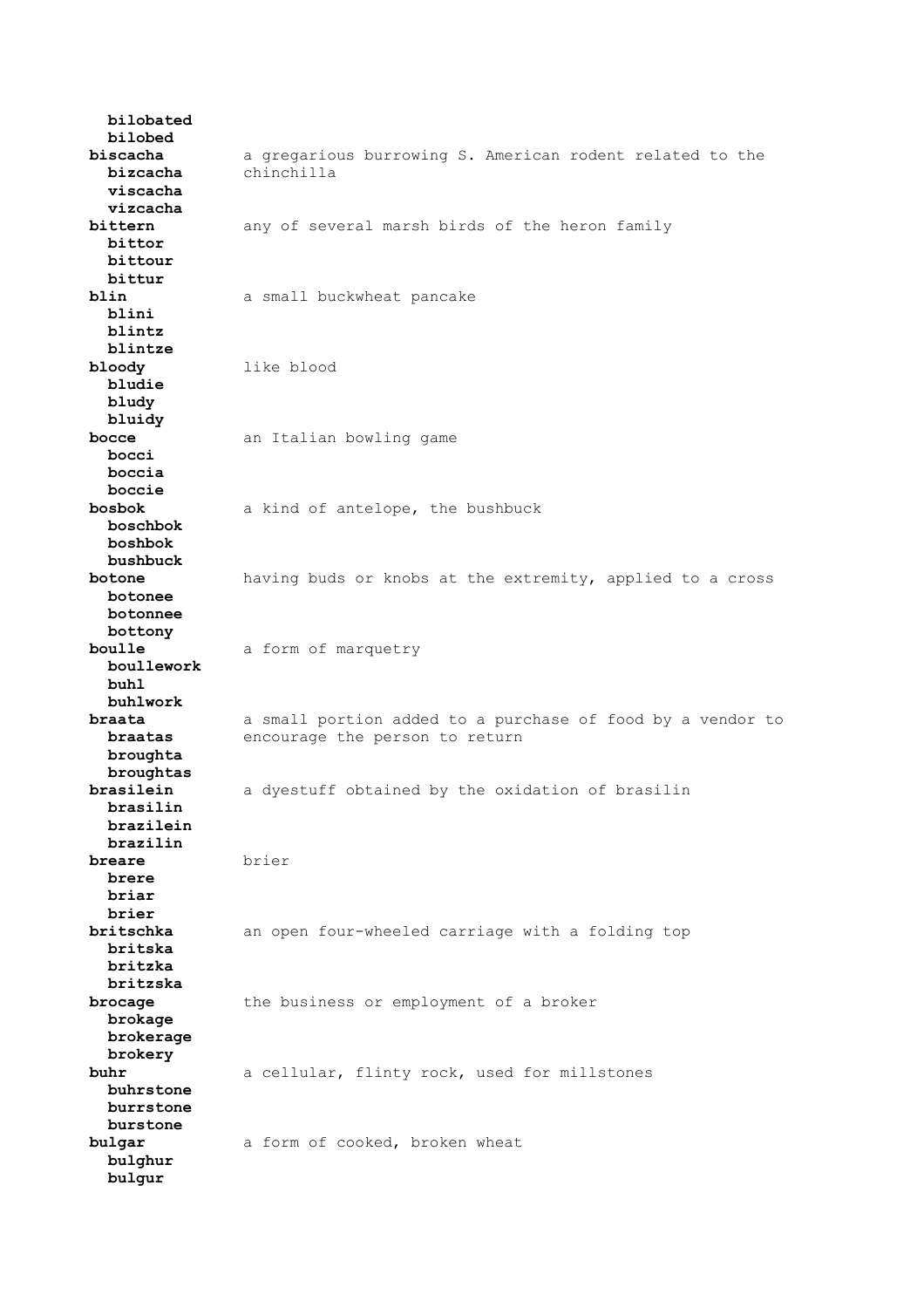**bilobated**
**bilobed**

**biscacha** — a gregarious burrowing S. American rodent related to the chinchilla
**bizcacha**
**viscacha**
**vizcacha**

**bittern** — any of several marsh birds of the heron family
**bittor**
**bittour**
**bittur**

**blin** — a small buckwheat pancake
**blini**
**blintz**
**blintze**

**bloody** — like blood
**bludie**
**bludy**
**bluidy**

**bocce** — an Italian bowling game
**bocci**
**boccia**
**boccie**

**bosbok** — a kind of antelope, the bushbuck
**boschbok**
**boshbok**
**bushbuck**

**botone** — having buds or knobs at the extremity, applied to a cross
**botonee**
**botonnee**
**bottony**

**boulle** — a form of marquetry
**boullework**
**buhl**
**buhlwork**

**braata** — a small portion added to a purchase of food by a vendor to encourage the person to return
**braatas**
**broughta**
**broughtas**

**brasilein** — a dyestuff obtained by the oxidation of brasilin
**brasilin**
**brazilein**
**brazilin**

**breare** — brier
**brere**
**briar**
**brier**

**britschka** — an open four-wheeled carriage with a folding top
**britska**
**britzka**
**britzska**

**brocage** — the business or employment of a broker
**brokage**
**brokerage**
**brokery**

**buhr** — a cellular, flinty rock, used for millstones
**buhrstone**
**burrstone**
**burstone**

**bulgar** — a form of cooked, broken wheat
**bulghur**
**bulgur**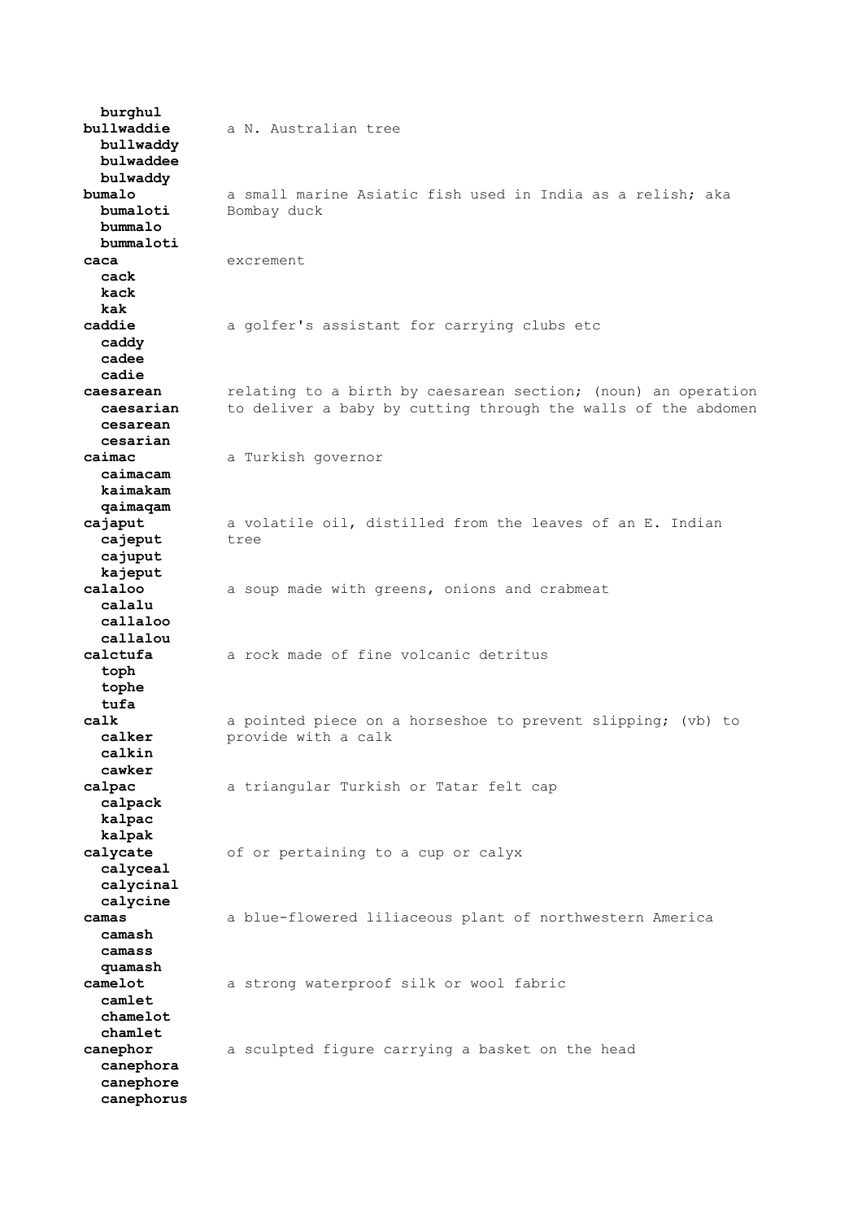**burghul**

**bullwaddie** a N. Australian tree
**bullwaddy**
**bulwaddee**
**bulwaddy**

**bumalo** a small marine Asiatic fish used in India as a relish; aka Bombay duck
**bumaloti**
**bummalo**
**bummaloti**

**caca** excrement
**cack**
**kack**
**kak**

**caddie** a golfer's assistant for carrying clubs etc
**caddy**
**cadee**
**cadie**

**caesarean** relating to a birth by caesarean section; (noun) an operation to deliver a baby by cutting through the walls of the abdomen
**caesarian**
**cesarean**
**cesarian**

**caimac** a Turkish governor
**caimacam**
**kaimakam**
**qaimaqam**

**cajaput** a volatile oil, distilled from the leaves of an E. Indian tree
**cajeput**
**cajuput**
**kajeput**

**calaloo** a soup made with greens, onions and crabmeat
**calalu**
**callaloo**
**callalou**

**calctufa** a rock made of fine volcanic detritus
**toph**
**tophe**
**tufa**

**calk** a pointed piece on a horseshoe to prevent slipping; (vb) to provide with a calk
**calker**
**calkin**
**cawker**

**calpac** a triangular Turkish or Tatar felt cap
**calpack**
**kalpac**
**kalpak**

**calycate** of or pertaining to a cup or calyx
**calyceal**
**calycinal**
**calycine**

**camas** a blue-flowered liliaceous plant of northwestern America
**camash**
**camass**
**quamash**

**camelot** a strong waterproof silk or wool fabric
**camlet**
**chamelot**
**chamlet**

**canephor** a sculpted figure carrying a basket on the head
**canephora**
**canephore**
**canephorus**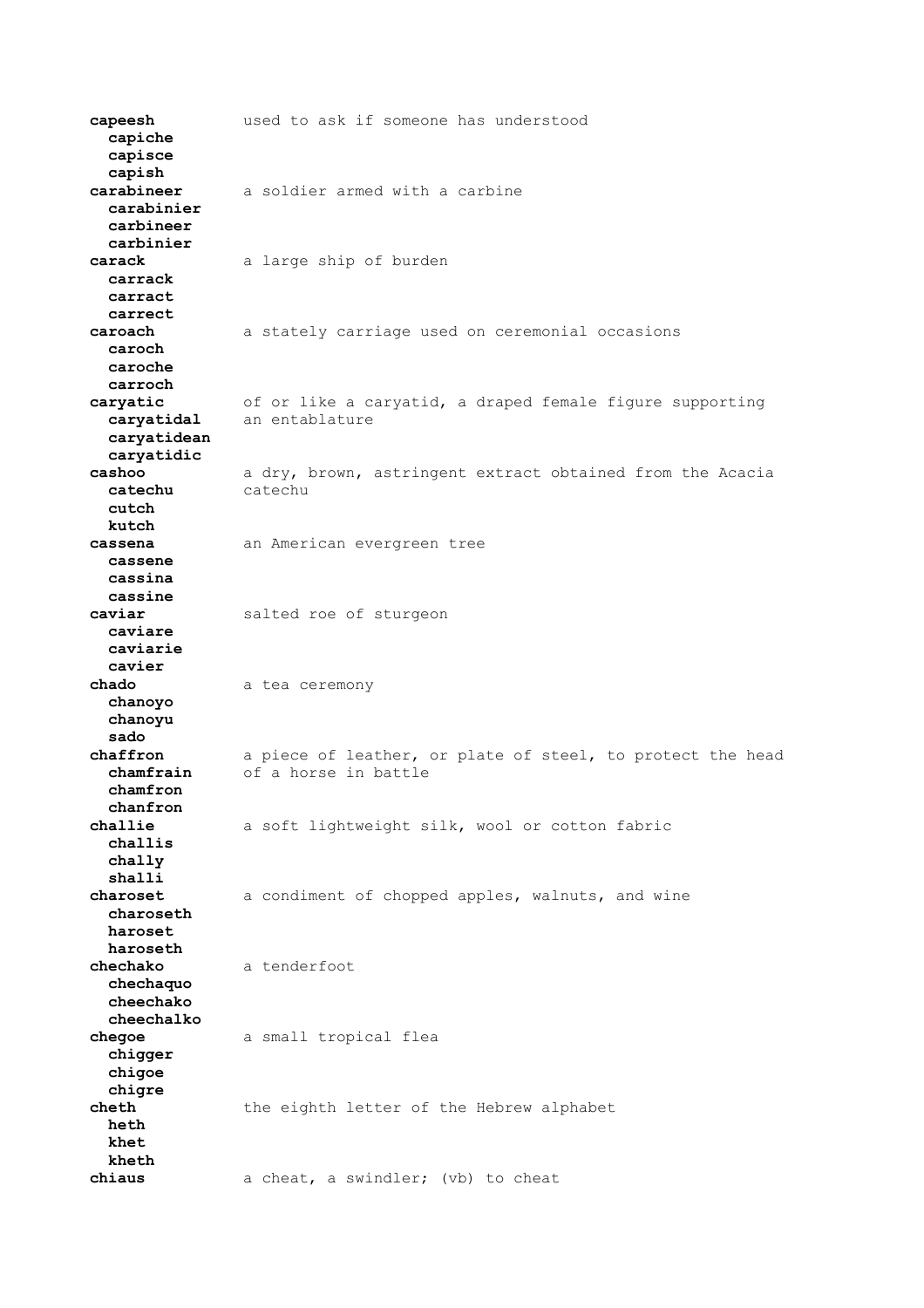**capeesh** used to ask if someone has understood
  **capiche**
  **capisce**
  **capish**

**carabineer** a soldier armed with a carbine
  **carabinier**
  **carbineer**
  **carbinier**

**carack** a large ship of burden
  **carrack**
  **carract**
  **carrect**

**caroach** a stately carriage used on ceremonial occasions
  **caroch**
  **caroche**
  **carroch**

**caryatic** of or like a caryatid, a draped female figure supporting an entablature
  **caryatidal**
  **caryatidean**
  **caryatidic**

**cashoo** a dry, brown, astringent extract obtained from the Acacia catechu
  **catechu**
  **cutch**
  **kutch**

**cassena** an American evergreen tree
  **cassene**
  **cassina**
  **cassine**

**caviar** salted roe of sturgeon
  **caviare**
  **caviarie**
  **cavier**

**chado** a tea ceremony
  **chanoyo**
  **chanoyu**
  **sado**

**chaffron** a piece of leather, or plate of steel, to protect the head of a horse in battle
  **chamfrain**
  **chamfron**
  **chanfron**

**challie** a soft lightweight silk, wool or cotton fabric
  **challis**
  **chally**
  **shalli**

**charoset** a condiment of chopped apples, walnuts, and wine
  **charoseth**
  **haroset**
  **haroseth**

**chechako** a tenderfoot
  **chechaquo**
  **cheechako**
  **cheechalko**

**chegoe** a small tropical flea
  **chigger**
  **chigoe**
  **chigre**

**cheth** the eighth letter of the Hebrew alphabet
  **heth**
  **khet**
  **kheth**

**chiaus** a cheat, a swindler; (vb) to cheat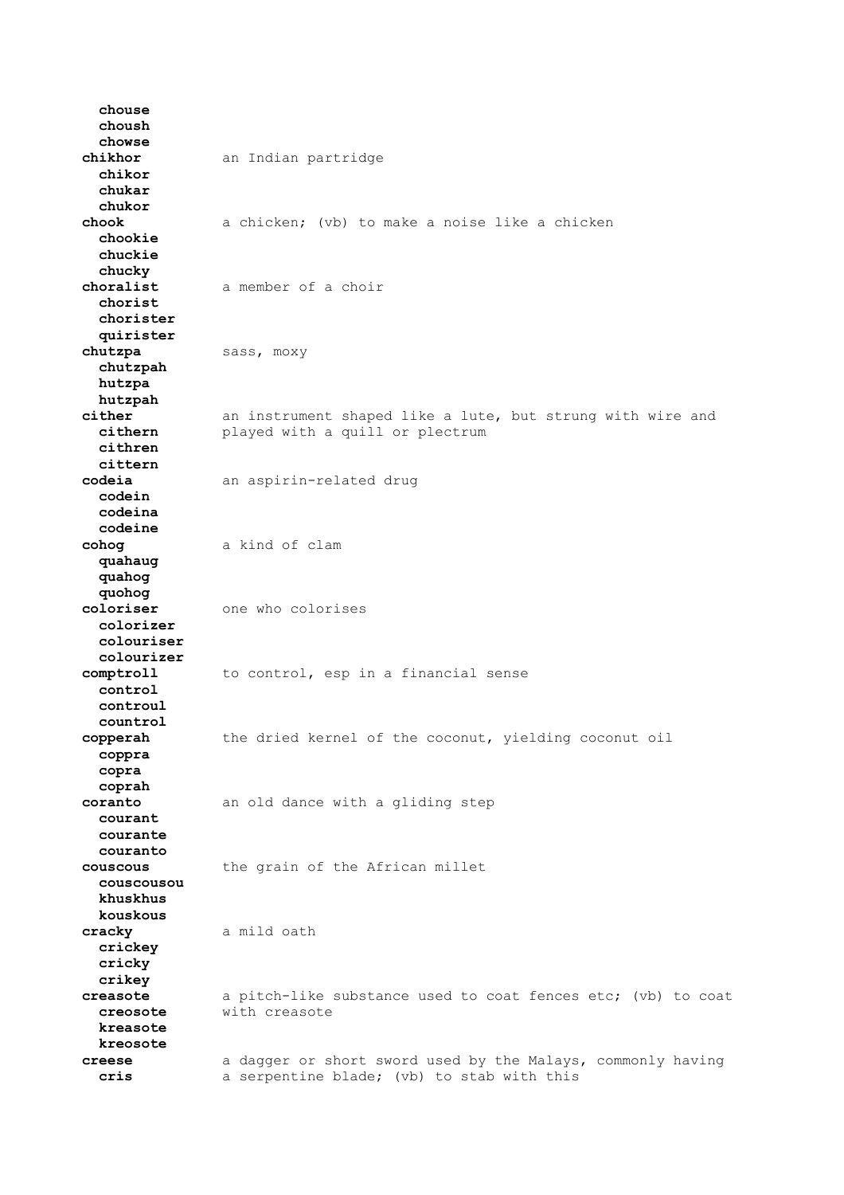**chouse**
**choush**
**chowse**

**chikhor** — an Indian partridge
**chikor**
**chukar**
**chukor**

**chook** — a chicken; (vb) to make a noise like a chicken
**chookie**
**chuckie**
**chucky**

**choralist** — a member of a choir
**chorist**
**chorister**
**quirister**

**chutzpa** — sass, moxy
**chutzpah**
**hutzpa**
**hutzpah**

**cither** — an instrument shaped like a lute, but strung with wire and played with a quill or plectrum
**cithern**
**cithren**
**cittern**

**codeia** — an aspirin-related drug
**codein**
**codeina**
**codeine**

**cohog** — a kind of clam
**quahaug**
**quahog**
**quohog**

**coloriser** — one who colorises
**colorizer**
**colouriser**
**colourizer**

**comptroll** — to control, esp in a financial sense
**control**
**controul**
**countrol**

**copperah** — the dried kernel of the coconut, yielding coconut oil
**coppra**
**copra**
**coprah**

**coranto** — an old dance with a gliding step
**courant**
**courante**
**couranto**

**couscous** — the grain of the African millet
**couscousou**
**khuskhus**
**kouskous**

**cracky** — a mild oath
**crickey**
**cricky**
**crikey**

**creasote** — a pitch-like substance used to coat fences etc; (vb) to coat with creasote
**creosote**
**kreasote**
**kreosote**

**creese** — a dagger or short sword used by the Malays, commonly having a serpentine blade; (vb) to stab with this
**cris**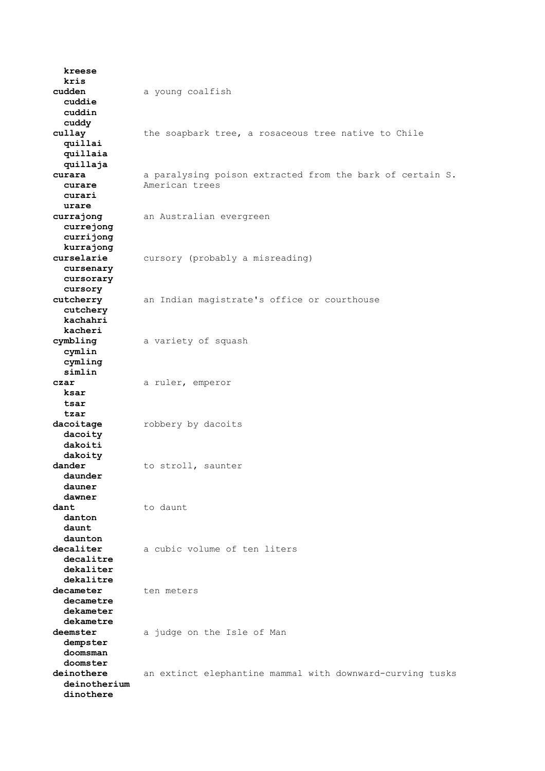**kreese**
**kris**

**cudden** a young coalfish
**cuddie**
**cuddin**
**cuddy**

**cullay** the soapbark tree, a rosaceous tree native to Chile
**quillai**
**quillaia**
**quillaja**

**curara** a paralysing poison extracted from the bark of certain S. American trees
**curare**
**curari**
**urare**

**currajong** an Australian evergreen
**currejong**
**currijong**
**kurrajong**

**curselarie** cursory (probably a misreading)
**cursenary**
**cursorary**
**cursory**

**cutcherry** an Indian magistrate's office or courthouse
**cutchery**
**kachahri**
**kacheri**

**cymbling** a variety of squash
**cymlin**
**cymling**
**simlin**

**czar** a ruler, emperor
**ksar**
**tsar**
**tzar**

**dacoitage** robbery by dacoits
**dacoity**
**dakoiti**
**dakoity**

**dander** to stroll, saunter
**daunder**
**dauner**
**dawner**

**dant** to daunt
**danton**
**daunt**
**daunton**

**decaliter** a cubic volume of ten liters
**decalitre**
**dekaliter**
**dekalitre**

**decameter** ten meters
**decametre**
**dekameter**
**dekametre**

**deemster** a judge on the Isle of Man
**dempster**
**doomsman**
**doomster**

**deinothere** an extinct elephantine mammal with downward-curving tusks
**deinotherium**
**dinothere**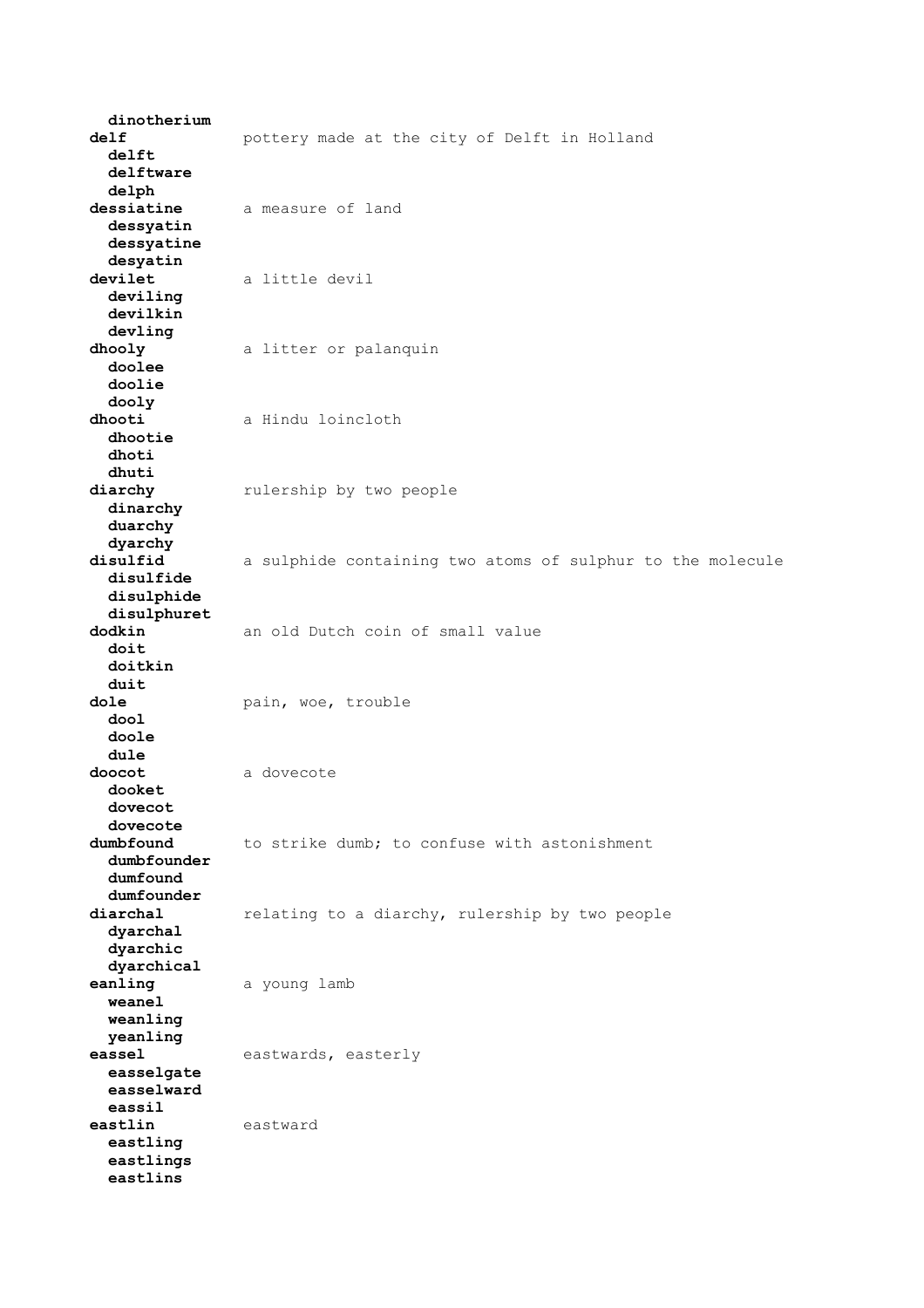**dinotherium**

**delf** pottery made at the city of Delft in Holland

**delft**
**delftware**
**delph**

**dessiatine** a measure of land

**dessyatin**
**dessyatine**
**desyatin**

**devilet** a little devil

**deviling**
**devilkin**
**devling**

**dhooly** a litter or palanquin

**doolee**
**doolie**
**dooly**

**dhooti** a Hindu loincloth

**dhootie**
**dhoti**
**dhuti**

**diarchy** rulership by two people

**dinarchy**
**duarchy**
**dyarchy**

**disulfid** a sulphide containing two atoms of sulphur to the molecule

**disulfide**
**disulphide**
**disulphuret**

**dodkin** an old Dutch coin of small value

**doit**
**doitkin**
**duit**

**dole** pain, woe, trouble

**dool**
**doole**
**dule**

**doocot** a dovecote

**dooket**
**dovecot**
**dovecote**

**dumbfound** to strike dumb; to confuse with astonishment

**dumbfounder**
**dumfound**
**dumfounder**

**diarchal** relating to a diarchy, rulership by two people

**dyarchal**
**dyarchic**
**dyarchical**

**eanling** a young lamb

**weanel**
**weanling**
**yeanling**

**eassel** eastwards, easterly

**easselgate**
**easselward**
**eassil**

**eastlin** eastward

**eastling**
**eastlings**
**eastlins**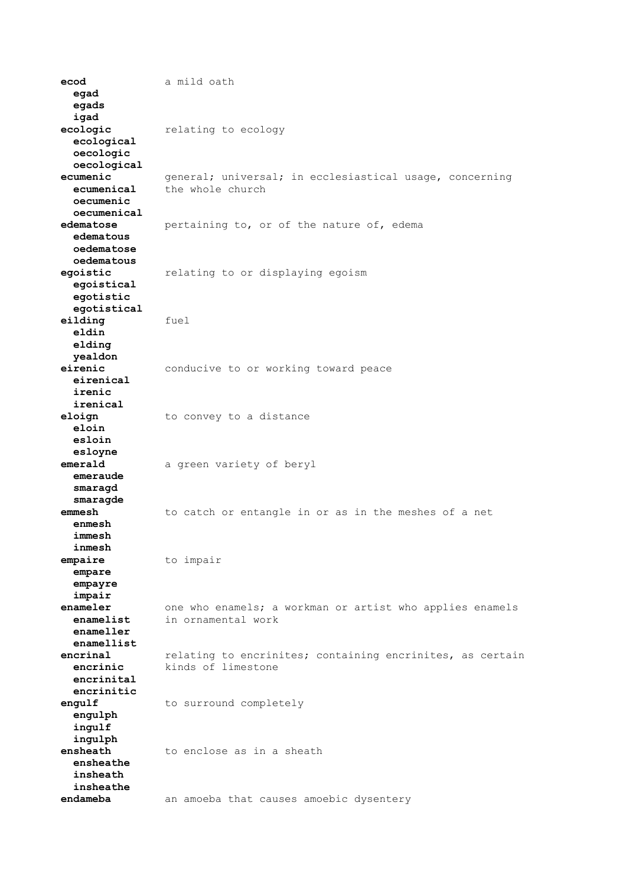**ecod** a mild oath
  **egad**
  **egads**
  **igad**
**ecologic** relating to ecology
  **ecological**
  **oecologic**
  **oecological**
**ecumenic** general; universal; in ecclesiastical usage, concerning
  **ecumenical** the whole church
  **oecumenic**
  **oecumenical**
**edematose** pertaining to, or of the nature of, edema
  **edematous**
  **oedematose**
  **oedematous**
**egoistic** relating to or displaying egoism
  **egoistical**
  **egotistic**
  **egotistical**
**eilding** fuel
  **eldin**
  **elding**
  **yealdon**
**eirenic** conducive to or working toward peace
  **eirenical**
  **irenic**
  **irenical**
**eloign** to convey to a distance
  **eloin**
  **esloin**
  **esloyne**
**emerald** a green variety of beryl
  **emeraude**
  **smaragd**
  **smaragde**
**emmesh** to catch or entangle in or as in the meshes of a net
  **enmesh**
  **immesh**
  **inmesh**
**empaire** to impair
  **empare**
  **empayre**
  **impair**
**enameler** one who enamels; a workman or artist who applies enamels
  **enamelist** in ornamental work
  **enameller**
  **enamellist**
**encrinal** relating to encrinites; containing encrinites, as certain
  **encrinic** kinds of limestone
  **encrinital**
  **encrinitic**
**engulf** to surround completely
  **engulph**
  **ingulf**
  **ingulph**
**ensheath** to enclose as in a sheath
  **ensheathe**
  **insheath**
  **insheathe**
**endameba** an amoeba that causes amoebic dysentery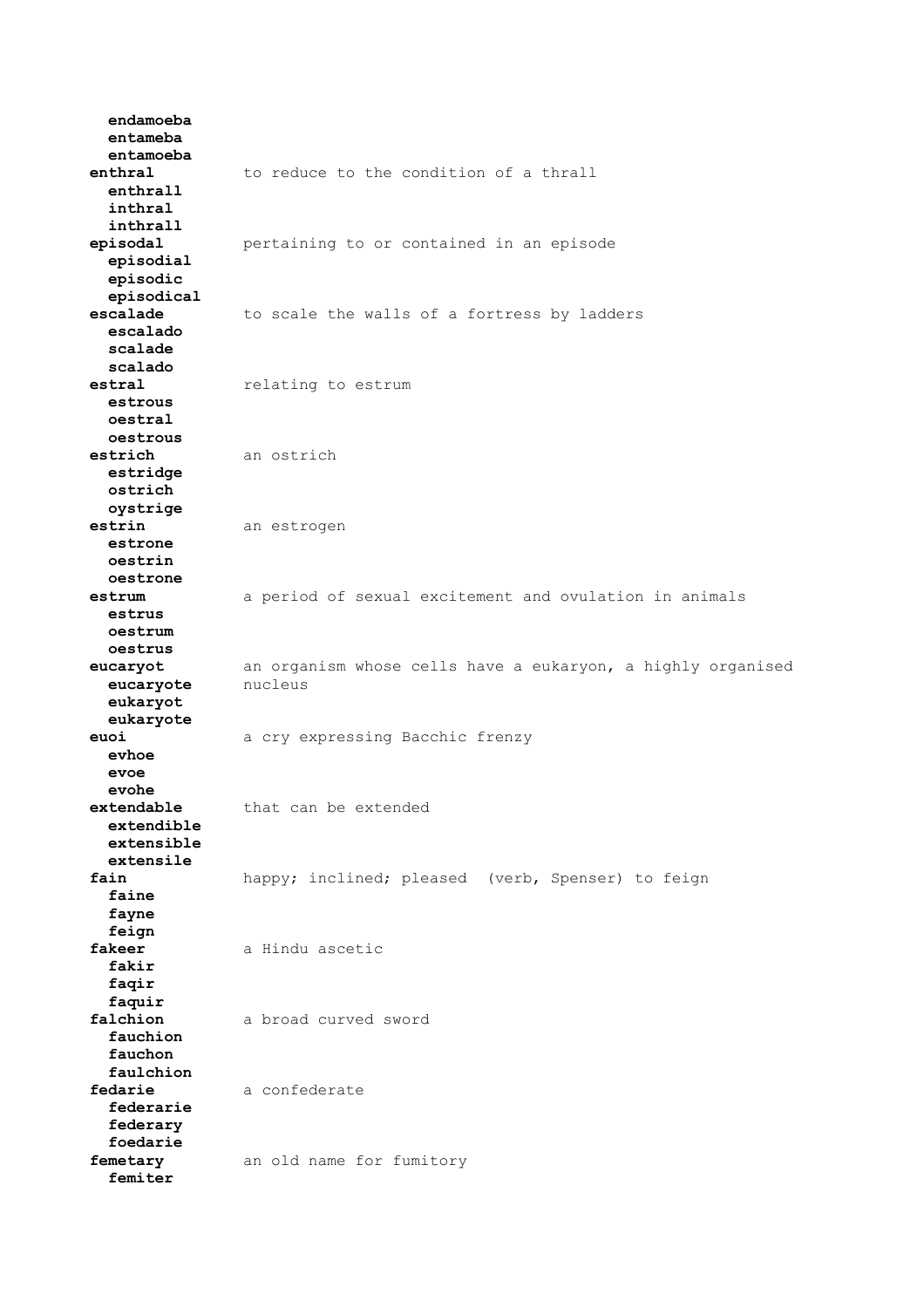**endamoeba**
**entameba**
**entamoeba**

**enthral** — to reduce to the condition of a thrall
**enthrall**
**inthral**
**inthrall**

**episodal** — pertaining to or contained in an episode
**episodial**
**episodic**
**episodical**

**escalade** — to scale the walls of a fortress by ladders
**escalado**
**scalade**
**scalado**

**estral** — relating to estrum
**estrous**
**oestral**
**oestrous**

**estrich** — an ostrich
**estridge**
**ostrich**
**oystrige**

**estrin** — an estrogen
**estrone**
**oestrin**
**oestrone**

**estrum** — a period of sexual excitement and ovulation in animals
**estrus**
**oestrum**
**oestrus**

**eucaryot** — an organism whose cells have a eukaryon, a highly organised nucleus
**eucaryote**
**eukaryot**
**eukaryote**

**euoi** — a cry expressing Bacchic frenzy
**evhoe**
**evoe**
**evohe**

**extendable** — that can be extended
**extendible**
**extensible**
**extensile**

**fain** — happy; inclined; pleased (verb, Spenser) to feign
**faine**
**fayne**
**feign**

**fakeer** — a Hindu ascetic
**fakir**
**faqir**
**faquir**

**falchion** — a broad curved sword
**fauchion**
**fauchon**
**faulchion**

**fedarie** — a confederate
**federarie**
**federary**
**foedarie**

**femetary** — an old name for fumitory
**femiter**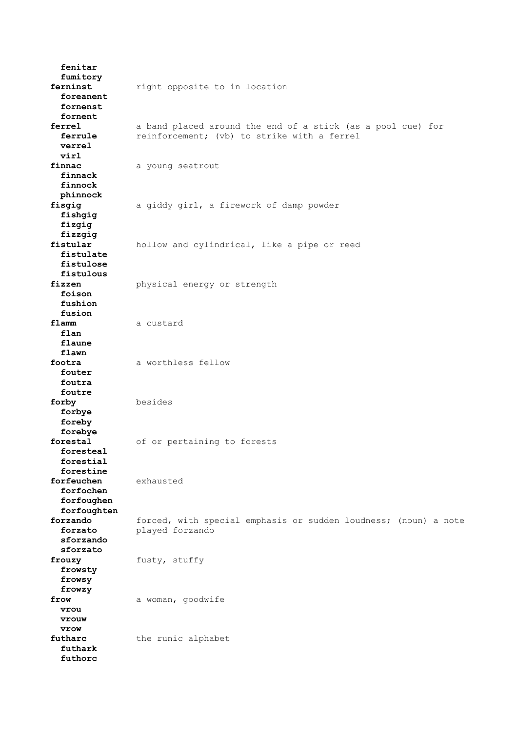**fenitar**
**fumitory**

**ferninst** — right opposite to in location
**foreanent**
**fornenst**
**fornent**

**ferrel** — a band placed around the end of a stick (as a pool cue) for reinforcement; (vb) to strike with a ferrel
**ferrule**
**verrel**
**virl**

**finnac** — a young seatrout
**finnack**
**finnock**
**phinnock**

**fisgig** — a giddy girl, a firework of damp powder
**fishgig**
**fizgig**
**fizzgig**

**fistular** — hollow and cylindrical, like a pipe or reed
**fistulate**
**fistulose**
**fistulous**

**fizzen** — physical energy or strength
**foison**
**fushion**
**fusion**

**flamm** — a custard
**flan**
**flaune**
**flawn**

**footra** — a worthless fellow
**fouter**
**foutra**
**foutre**

**forby** — besides
**forbye**
**foreby**
**forebye**

**forestal** — of or pertaining to forests
**foresteal**
**forestial**
**forestine**

**forfeuchen** — exhausted
**forfochen**
**forfoughen**
**forfoughten**

**forzando** — forced, with special emphasis or sudden loudness; (noun) a note played forzando
**forzato**
**sforzando**
**sforzato**

**frouzy** — fusty, stuffy
**frowsty**
**frowsy**
**frowzy**

**frow** — a woman, goodwife
**vrou**
**vrouw**
**vrow**

**futharc** — the runic alphabet
**futhark**
**futhorc**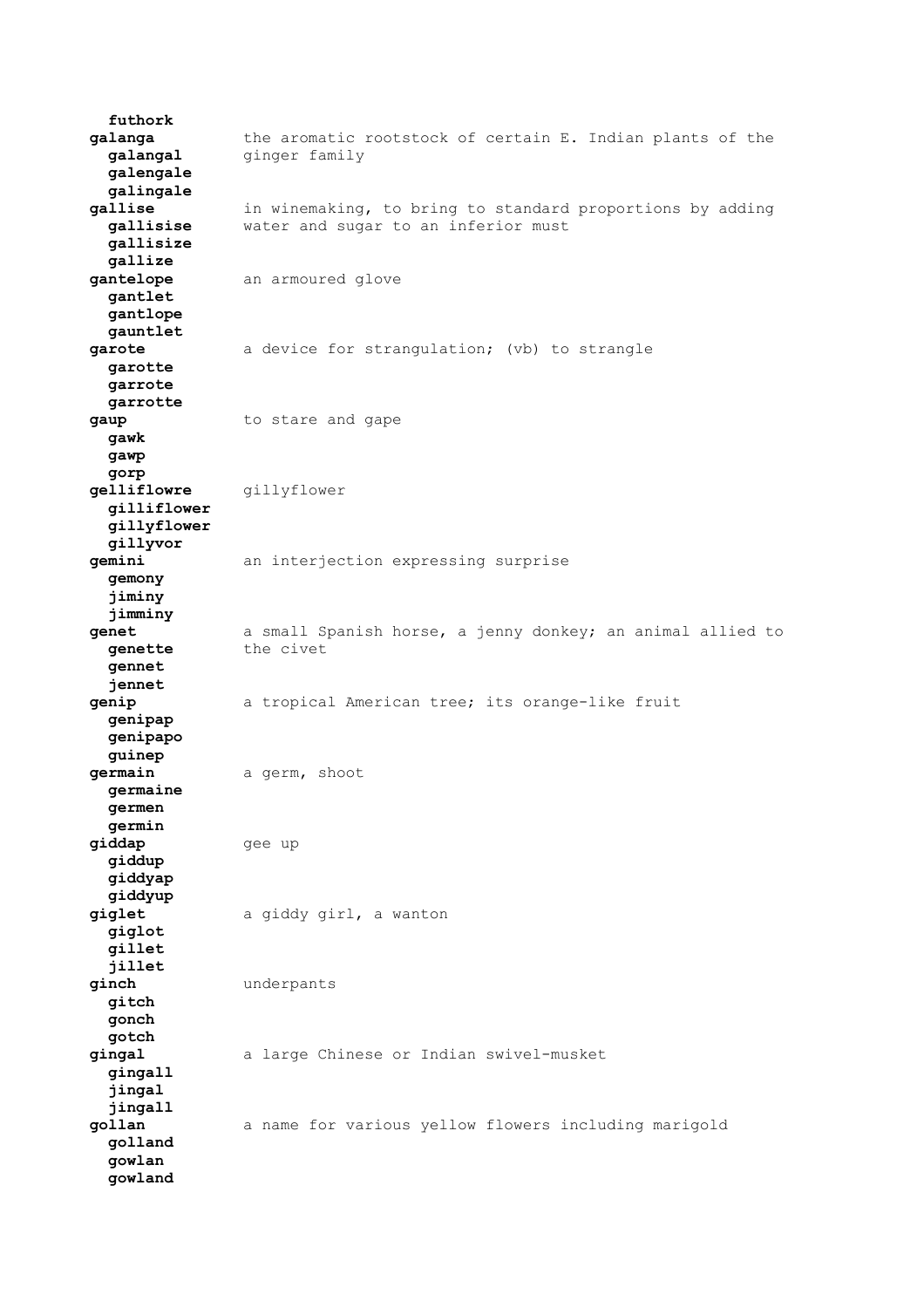**futhork**

**galanga** the aromatic rootstock of certain E. Indian plants of the ginger family
**galangal**
**galengale**
**galingale**

**gallise** in winemaking, to bring to standard proportions by adding water and sugar to an inferior must
**gallisise**
**gallisize**
**gallize**

**gantelope** an armoured glove
**gantlet**
**gantlope**
**gauntlet**

**garote** a device for strangulation; (vb) to strangle
**garotte**
**garrote**
**garrotte**

**gaup** to stare and gape
**gawk**
**gawp**
**gorp**

**gelliflowre** gillyflower
**gilliflower**
**gillyflower**
**gillyvor**

**gemini** an interjection expressing surprise
**gemony**
**jiminy**
**jimminy**

**genet** a small Spanish horse, a jenny donkey; an animal allied to the civet
**genette**
**gennet**
**jennet**

**genip** a tropical American tree; its orange-like fruit
**genipap**
**genipapo**
**guinep**

**germain** a germ, shoot
**germaine**
**germen**
**germin**

**giddap** gee up
**giddup**
**giddyap**
**giddyup**

**giglet** a giddy girl, a wanton
**giglot**
**gillet**
**jillet**

**ginch** underpants
**gitch**
**gonch**
**gotch**

**gingal** a large Chinese or Indian swivel-musket
**gingall**
**jingal**
**jingall**

**gollan** a name for various yellow flowers including marigold
**golland**
**gowlan**
**gowland**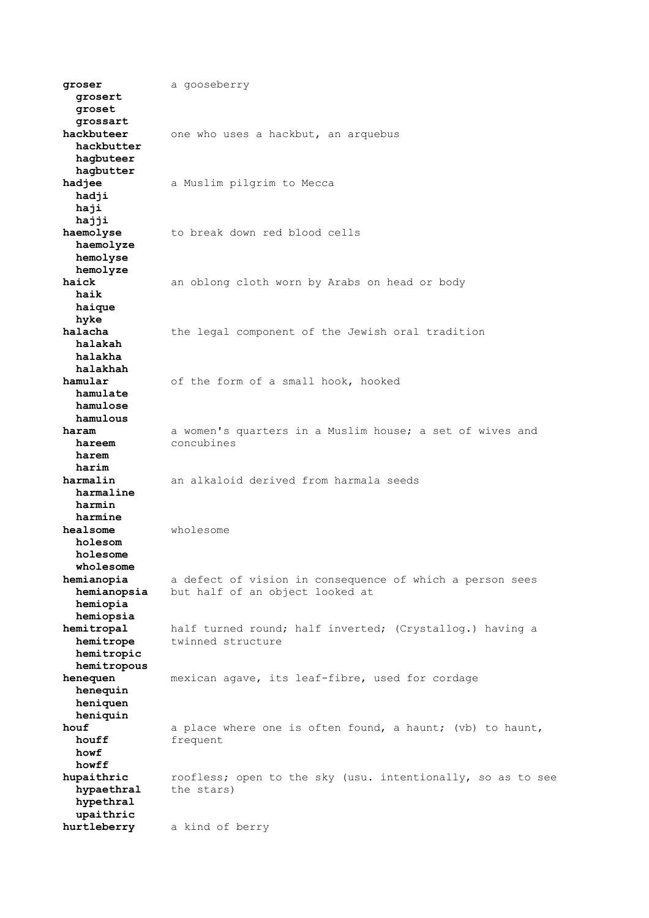**groser** a gooseberry
  **grosert**
  **groset**
  **grossart**

**hackbuteer** one who uses a hackbut, an arquebus
  **hackbutter**
  **hagbuteer**
  **hagbutter**

**hadjee** a Muslim pilgrim to Mecca
  **hadji**
  **haji**
  **hajji**

**haemolyse** to break down red blood cells
  **haemolyze**
  **hemolyse**
  **hemolyze**

**haick** an oblong cloth worn by Arabs on head or body
  **haik**
  **haique**
  **hyke**

**halacha** the legal component of the Jewish oral tradition
  **halakah**
  **halakha**
  **halakhah**

**hamular** of the form of a small hook, hooked
  **hamulate**
  **hamulose**
  **hamulous**

**haram** a women's quarters in a Muslim house; a set of wives and concubines
  **hareem**
  **harem**
  **harim**

**harmalin** an alkaloid derived from harmala seeds
  **harmaline**
  **harmin**
  **harmine**

**healsome** wholesome
  **holesom**
  **holesome**
  **wholesome**

**hemianopia** a defect of vision in consequence of which a person sees but half of an object looked at
  **hemianopsia**
  **hemiopia**
  **hemiopsia**

**hemitropal** half turned round; half inverted; (Crystallog.) having a twinned structure
  **hemitrope**
  **hemitropic**
  **hemitropous**

**henequen** mexican agave, its leaf-fibre, used for cordage
  **henequin**
  **heniquen**
  **heniquin**

**houf** a place where one is often found, a haunt; (vb) to haunt, frequent
  **houff**
  **howf**
  **howff**

**hupaithric** roofless; open to the sky (usu. intentionally, so as to see the stars)
  **hypaethral**
  **hypethral**
  **upaithric**

**hurtleberry** a kind of berry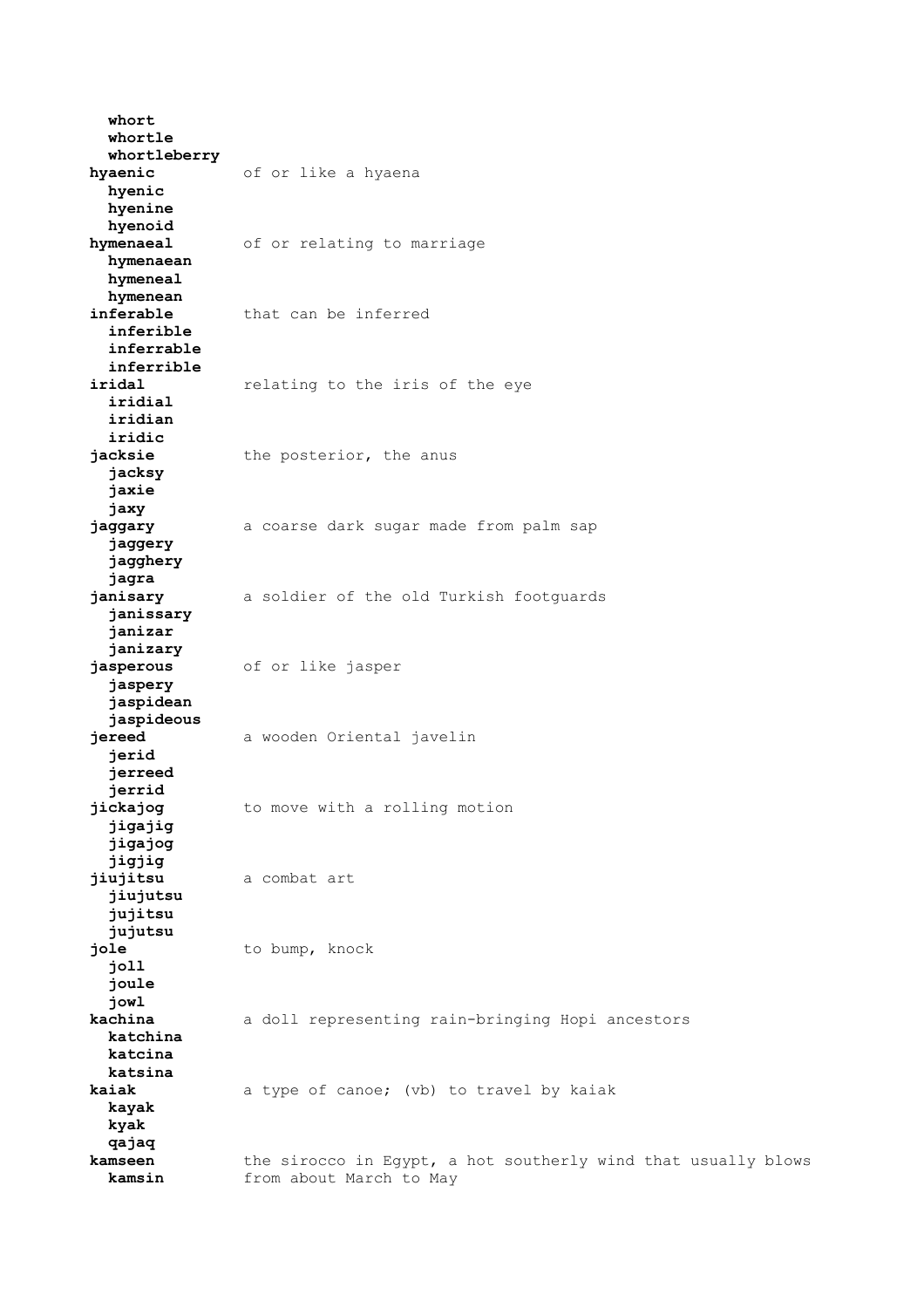**whort**
**whortle**
**whortleberry**

**hyaenic** of or like a hyaena
**hyenic**
**hyenine**
**hyenoid**

**hymenaeal** of or relating to marriage
**hymenaean**
**hymeneal**
**hymenean**

**inferable** that can be inferred
**inferible**
**inferrable**
**inferrible**

**iridal** relating to the iris of the eye
**iridial**
**iridian**
**iridic**

**jacksie** the posterior, the anus
**jacksy**
**jaxie**
**jaxy**

**jaggary** a coarse dark sugar made from palm sap
**jaggery**
**jagghery**
**jagra**

**janisary** a soldier of the old Turkish footguards
**janissary**
**janizar**
**janizary**

**jasperous** of or like jasper
**jaspery**
**jaspidean**
**jaspideous**

**jereed** a wooden Oriental javelin
**jerid**
**jerreed**
**jerrid**

**jickajog** to move with a rolling motion
**jigajig**
**jigajog**
**jigjig**

**jiujitsu** a combat art
**jiujutsu**
**jujitsu**
**jujutsu**

**jole** to bump, knock
**joll**
**joule**
**jowl**

**kachina** a doll representing rain-bringing Hopi ancestors
**katchina**
**katcina**
**katsina**

**kaiak** a type of canoe; (vb) to travel by kaiak
**kayak**
**kyak**
**qajaq**

**kamseen** the sirocco in Egypt, a hot southerly wind that usually blows from about March to May
**kamsin**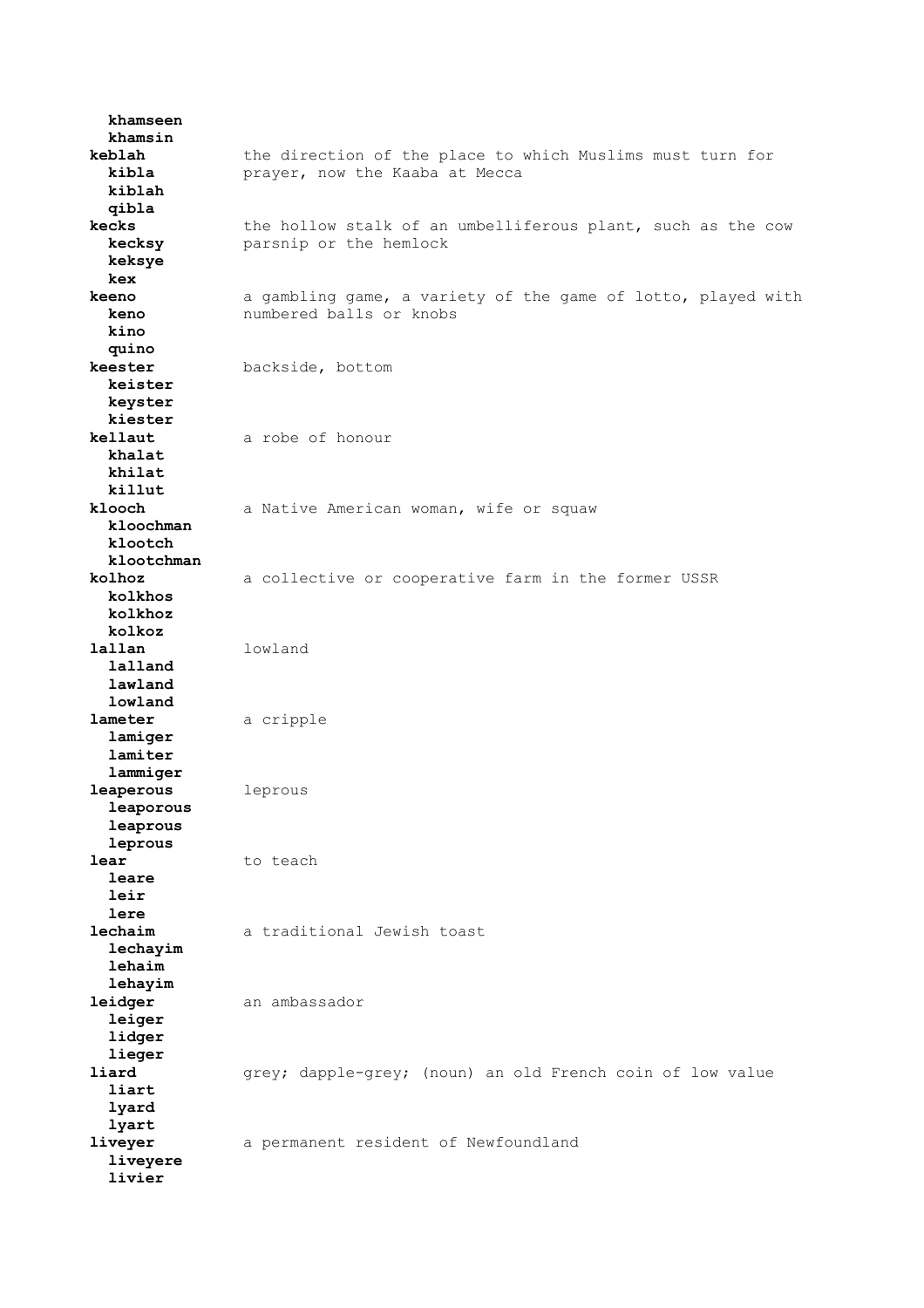**khamseen**
**khamsin**

**keblah** — the direction of the place to which Muslims must turn for prayer, now the Kaaba at Mecca
**kibla**
**kiblah**
**qibla**

**kecks** — the hollow stalk of an umbelliferous plant, such as the cow parsnip or the hemlock
**kecksy**
**keksye**
**kex**

**keeno** — a gambling game, a variety of the game of lotto, played with numbered balls or knobs
**keno**
**kino**
**quino**

**keester** — backside, bottom
**keister**
**keyster**
**kiester**

**kellaut** — a robe of honour
**khalat**
**khilat**
**killut**

**klooch** — a Native American woman, wife or squaw
**kloochman**
**klootch**
**klootchman**

**kolhoz** — a collective or cooperative farm in the former USSR
**kolkhos**
**kolkhoz**
**kolkoz**

**lallan** — lowland
**lalland**
**lawland**
**lowland**

**lameter** — a cripple
**lamiger**
**lamiter**
**lammiger**

**leaperous** — leprous
**leaporous**
**leaprous**
**leprous**

**lear** — to teach
**leare**
**leir**
**lere**

**lechaim** — a traditional Jewish toast
**lechayim**
**lehaim**
**lehayim**

**leidger** — an ambassador
**leiger**
**lidger**
**lieger**

**liard** — grey; dapple-grey; (noun) an old French coin of low value
**liart**
**lyard**
**lyart**

**liveyer** — a permanent resident of Newfoundland
**liveyere**
**livier**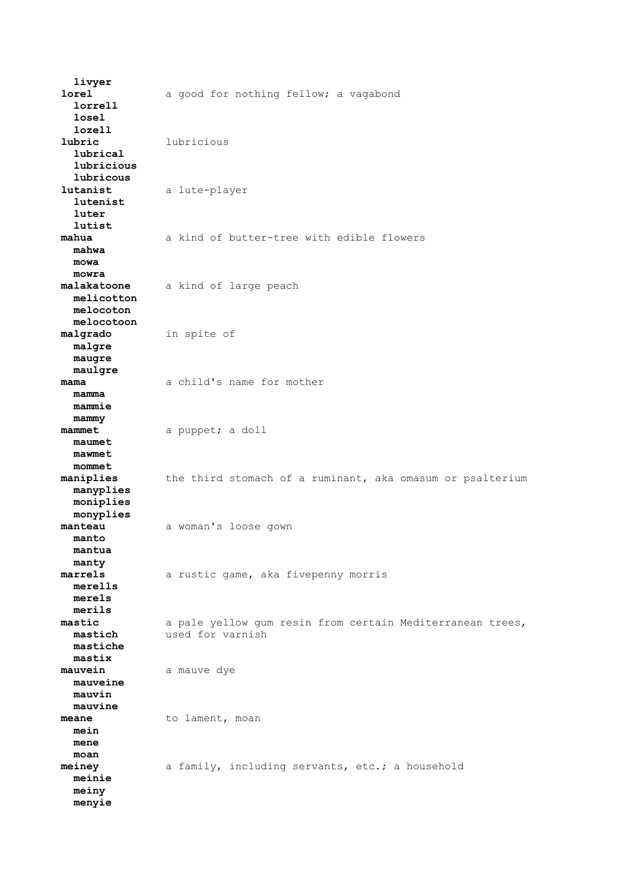**livyer**

**lorel** a good for nothing fellow; a vagabond
**lorrell**
**losel**
**lozell**

**lubric** lubricious
**lubrical**
**lubricious**
**lubricous**

**lutanist** a lute-player
**lutenist**
**luter**
**lutist**

**mahua** a kind of butter-tree with edible flowers
**mahwa**
**mowa**
**mowra**

**malakatoone** a kind of large peach
**melicotton**
**melocoton**
**melocotoon**

**malgrado** in spite of
**malgre**
**maugre**
**maulgre**

**mama** a child's name for mother
**mamma**
**mammie**
**mammy**

**mammet** a puppet; a doll
**maumet**
**mawmet**
**mommet**

**maniplies** the third stomach of a ruminant, aka omasum or psalterium
**manyplies**
**moniplies**
**monyplies**

**manteau** a woman's loose gown
**manto**
**mantua**
**manty**

**marrels** a rustic game, aka fivepenny morris
**merells**
**merels**
**merils**

**mastic** a pale yellow gum resin from certain Mediterranean trees, used for varnish
**mastich**
**mastiche**
**mastix**

**mauvein** a mauve dye
**mauveine**
**mauvin**
**mauvine**

**meane** to lament, moan
**mein**
**mene**
**moan**

**meiney** a family, including servants, etc.; a household
**meinie**
**meiny**
**menyie**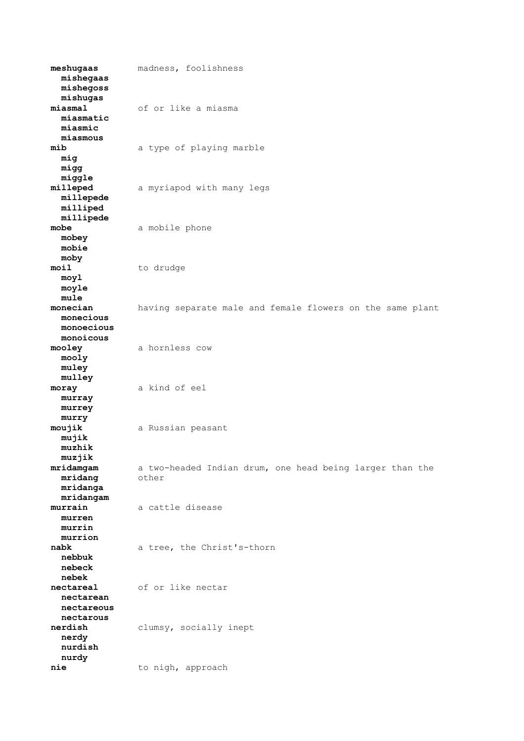**meshugaas** madness, foolishness
  **mishegaas**
  **mishegoss**
  **mishugas**

**miasmal** of or like a miasma
  **miasmatic**
  **miasmic**
  **miasmous**

**mib** a type of playing marble
  **mig**
  **migg**
  **miggle**

**milleped** a myriapod with many legs
  **millepede**
  **milliped**
  **millipede**

**mobe** a mobile phone
  **mobey**
  **mobie**
  **moby**

**moil** to drudge
  **moyl**
  **moyle**
  **mule**

**monecian** having separate male and female flowers on the same plant
  **monecious**
  **monoecious**
  **monoicous**

**mooley** a hornless cow
  **mooly**
  **muley**
  **mulley**

**moray** a kind of eel
  **murray**
  **murrey**
  **murry**

**moujik** a Russian peasant
  **mujik**
  **muzhik**
  **muzjik**

**mridamgam** a two-headed Indian drum, one head being larger than the other
  **mridang**
  **mridanga**
  **mridangam**

**murrain** a cattle disease
  **murren**
  **murrin**
  **murrion**

**nabk** a tree, the Christ's-thorn
  **nebbuk**
  **nebeck**
  **nebek**

**nectareal** of or like nectar
  **nectarean**
  **nectareous**
  **nectarous**

**nerdish** clumsy, socially inept
  **nerdy**
  **nurdish**
  **nurdy**

**nie** to nigh, approach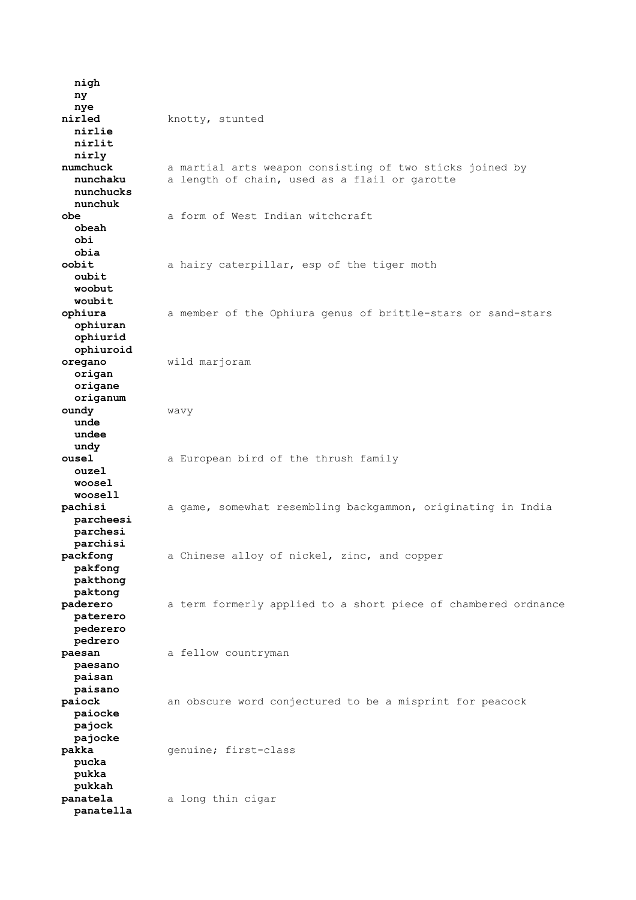**nigh**  
**ny**  
**nye**

**nirled** knotty, stunted  
**nirlie**  
**nirlit**  
**nirly**

**numchuck** a martial arts weapon consisting of two sticks joined by  
**nunchaku** a length of chain, used as a flail or garotte  
**nunchucks**  
**nunchuk**

**obe** a form of West Indian witchcraft  
**obeah**  
**obi**  
**obia**

**oobit** a hairy caterpillar, esp of the tiger moth  
**oubit**  
**woobut**  
**woubit**

**ophiura** a member of the Ophiura genus of brittle-stars or sand-stars  
**ophiuran**  
**ophiurid**  
**ophiuroid**

**oregano** wild marjoram  
**origan**  
**origane**  
**origanum**

**oundy** wavy  
**unde**  
**undee**  
**undy**

**ousel** a European bird of the thrush family  
**ouzel**  
**woosel**  
**woosell**

**pachisi** a game, somewhat resembling backgammon, originating in India  
**parcheesi**  
**parchesi**  
**parchisi**

**packfong** a Chinese alloy of nickel, zinc, and copper  
**pakfong**  
**pakthong**  
**paktong**

**paderero** a term formerly applied to a short piece of chambered ordnance  
**paterero**  
**pederero**  
**pedrero**

**paesan** a fellow countryman  
**paesano**  
**paisan**  
**paisano**

**paiock** an obscure word conjectured to be a misprint for peacock  
**paiocke**  
**pajock**  
**pajocke**

**pakka** genuine; first-class  
**pucka**  
**pukka**  
**pukkah**

**panatela** a long thin cigar  
**panatella**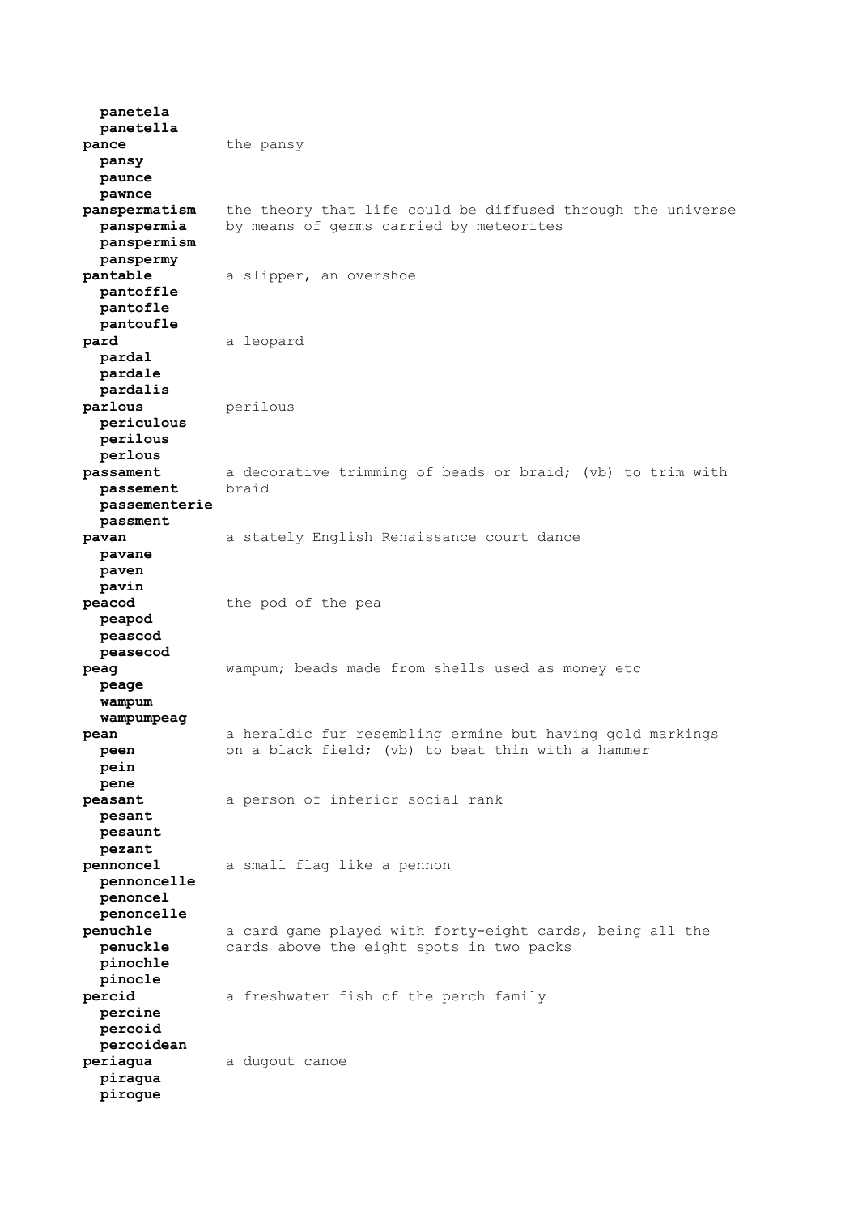**panetela**
**panetella**

**pance** the pansy
**pansy**
**paunce**
**pawnce**

**panspermatism** the theory that life could be diffused through the universe by means of germs carried by meteorites
**panspermia**
**panspermism**
**panspermy**

**pantable** a slipper, an overshoe
**pantoffle**
**pantofle**
**pantoufle**

**pard** a leopard
**pardal**
**pardale**
**pardalis**

**parlous** perilous
**periculous**
**perilous**
**perlous**

**passament** a decorative trimming of beads or braid; (vb) to trim with braid
**passement**
**passementerie**
**passment**

**pavan** a stately English Renaissance court dance
**pavane**
**paven**
**pavin**

**peacod** the pod of the pea
**peapod**
**peascod**
**peasecod**

**peag** wampum; beads made from shells used as money etc
**peage**
**wampum**
**wampumpeag**

**pean** a heraldic fur resembling ermine but having gold markings on a black field; (vb) to beat thin with a hammer
**peen**
**pein**
**pene**

**peasant** a person of inferior social rank
**pesant**
**pesaunt**
**pezant**

**pennoncel** a small flag like a pennon
**pennoncelle**
**penoncel**
**penoncelle**

**penuchle** a card game played with forty-eight cards, being all the cards above the eight spots in two packs
**penuckle**
**pinochle**
**pinocle**

**percid** a freshwater fish of the perch family
**percine**
**percoid**
**percoidean**

**periagua** a dugout canoe
**piragua**
**pirogue**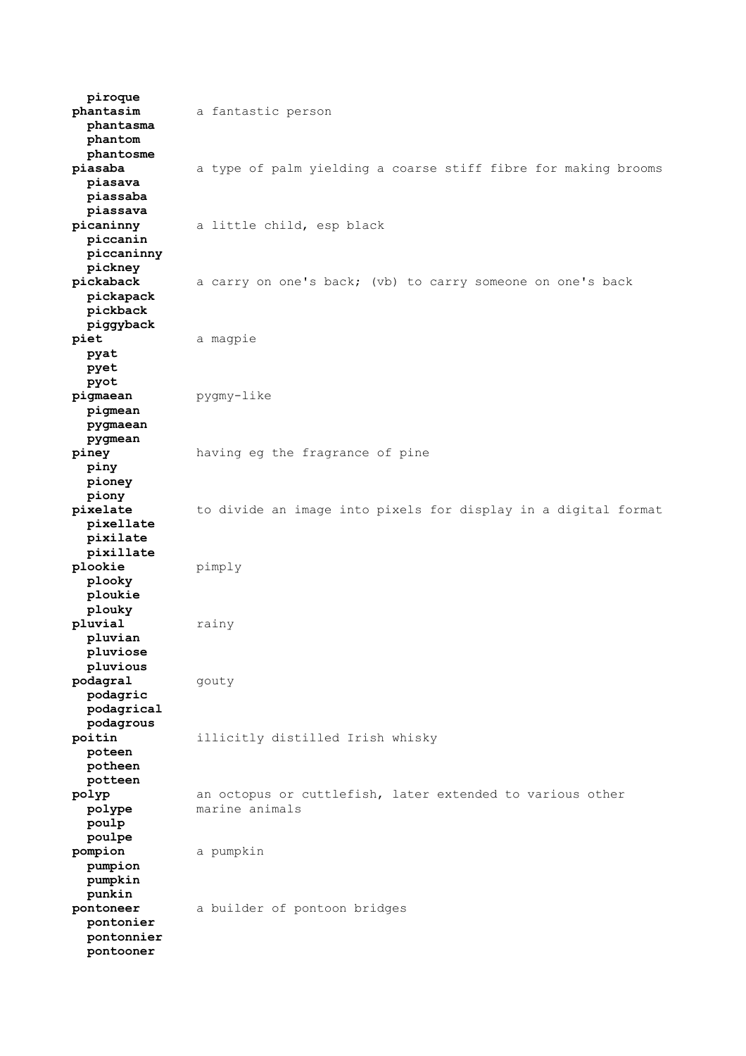**piroque**

**phantasim** a fantastic person
**phantasma**
**phantom**
**phantosme**

**piasaba** a type of palm yielding a coarse stiff fibre for making brooms
**piasava**
**piassaba**
**piassava**

**picaninny** a little child, esp black
**piccanin**
**piccaninny**
**pickney**

**pickaback** a carry on one's back; (vb) to carry someone on one's back
**pickapack**
**pickback**
**piggyback**

**piet** a magpie
**pyat**
**pyet**
**pyot**

**pigmaean** pygmy-like
**pigmean**
**pygmaean**
**pygmean**

**piney** having eg the fragrance of pine
**piny**
**pioney**
**piony**

**pixelate** to divide an image into pixels for display in a digital format
**pixellate**
**pixilate**
**pixillate**

**plookie** pimply
**plooky**
**ploukie**
**plouky**

**pluvial** rainy
**pluvian**
**pluviose**
**pluvious**

**podagral** gouty
**podagric**
**podagrical**
**podagrous**

**poitin** illicitly distilled Irish whisky
**poteen**
**potheen**
**potteen**

**polyp** an octopus or cuttlefish, later extended to various other marine animals
**polype**
**poulp**
**poulpe**

**pompion** a pumpkin
**pumpion**
**pumpkin**
**punkin**

**pontoneer** a builder of pontoon bridges
**pontonier**
**pontonnier**
**pontooner**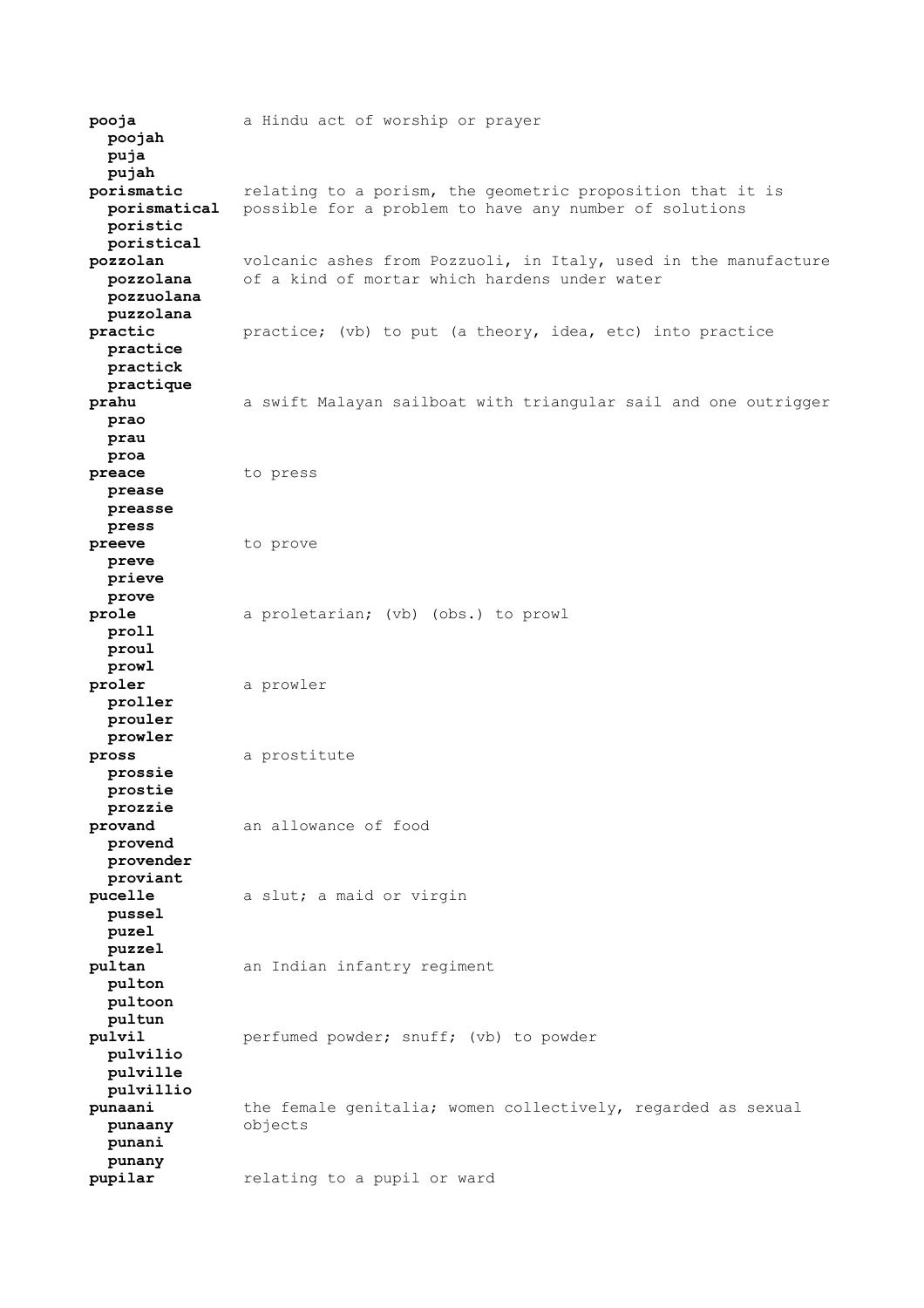**pooja** a Hindu act of worship or prayer
**poojah**
**puja**
**pujah**

**porismatic** relating to a porism, the geometric proposition that it is possible for a problem to have any number of solutions
**porismatical**
**poristic**
**poristical**

**pozzolan** volcanic ashes from Pozzuoli, in Italy, used in the manufacture of a kind of mortar which hardens under water
**pozzolana**
**pozzuolana**
**puzzolana**

**practic** practice; (vb) to put (a theory, idea, etc) into practice
**practice**
**practick**
**practique**

**prahu** a swift Malayan sailboat with triangular sail and one outrigger
**prao**
**prau**
**proa**

**preace** to press
**prease**
**preasse**
**press**

**preeve** to prove
**preve**
**prieve**
**prove**

**prole** a proletarian; (vb) (obs.) to prowl
**proll**
**proul**
**prowl**

**proler** a prowler
**proller**
**prouler**
**prowler**

**pross** a prostitute
**prossie**
**prostie**
**prozzie**

**provand** an allowance of food
**provend**
**provender**
**proviant**

**pucelle** a slut; a maid or virgin
**pussel**
**puzel**
**puzzel**

**pultan** an Indian infantry regiment
**pulton**
**pultoon**
**pultun**

**pulvil** perfumed powder; snuff; (vb) to powder
**pulvilio**
**pulville**
**pulvillio**

**punaani** the female genitalia; women collectively, regarded as sexual objects
**punaany**
**punani**
**punany**

**pupilar** relating to a pupil or ward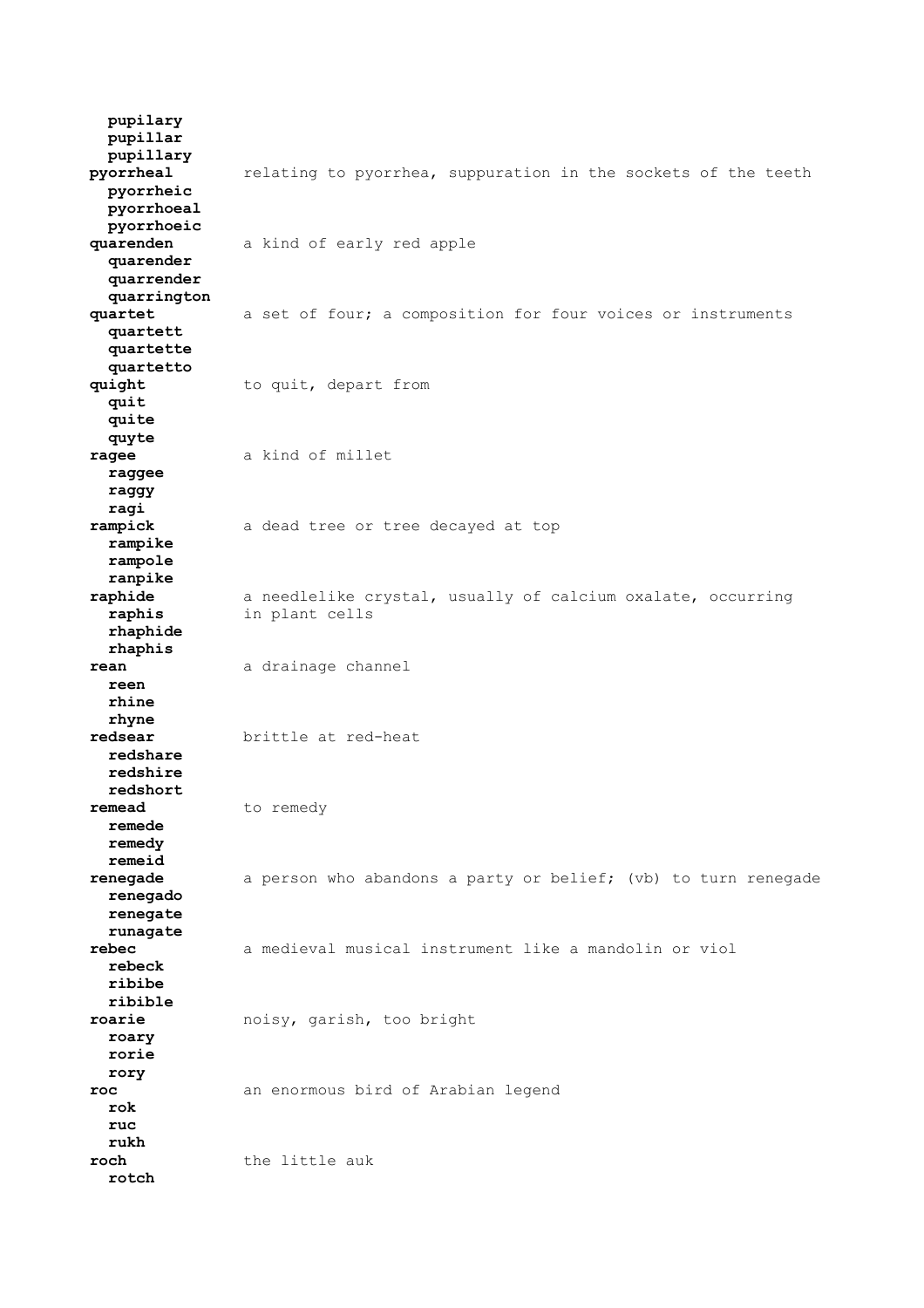**pupilary**
**pupillar**
**pupillary**

**pyorrheal** relating to pyorrhea, suppuration in the sockets of the teeth
**pyorrheic**
**pyorrhoeal**
**pyorrhoeic**

**quarenden** a kind of early red apple
**quarender**
**quarrender**
**quarrington**

**quartet** a set of four; a composition for four voices or instruments
**quartett**
**quartette**
**quartetto**

**quight** to quit, depart from
**quit**
**quite**
**quyte**

**ragee** a kind of millet
**raggee**
**raggy**
**ragi**

**rampick** a dead tree or tree decayed at top
**rampike**
**rampole**
**ranpike**

**raphide** a needlelike crystal, usually of calcium oxalate, occurring in plant cells
**raphis**
**rhaphide**
**rhaphis**

**rean** a drainage channel
**reen**
**rhine**
**rhyne**

**redsear** brittle at red-heat
**redshare**
**redshire**
**redshort**

**remead** to remedy
**remede**
**remedy**
**remeid**

**renegade** a person who abandons a party or belief; (vb) to turn renegade
**renegado**
**renegate**
**runagate**

**rebec** a medieval musical instrument like a mandolin or viol
**rebeck**
**ribibe**
**ribible**

**roarie** noisy, garish, too bright
**roary**
**rorie**
**rory**

**roc** an enormous bird of Arabian legend
**rok**
**ruc**
**rukh**

**roch** the little auk
**rotch**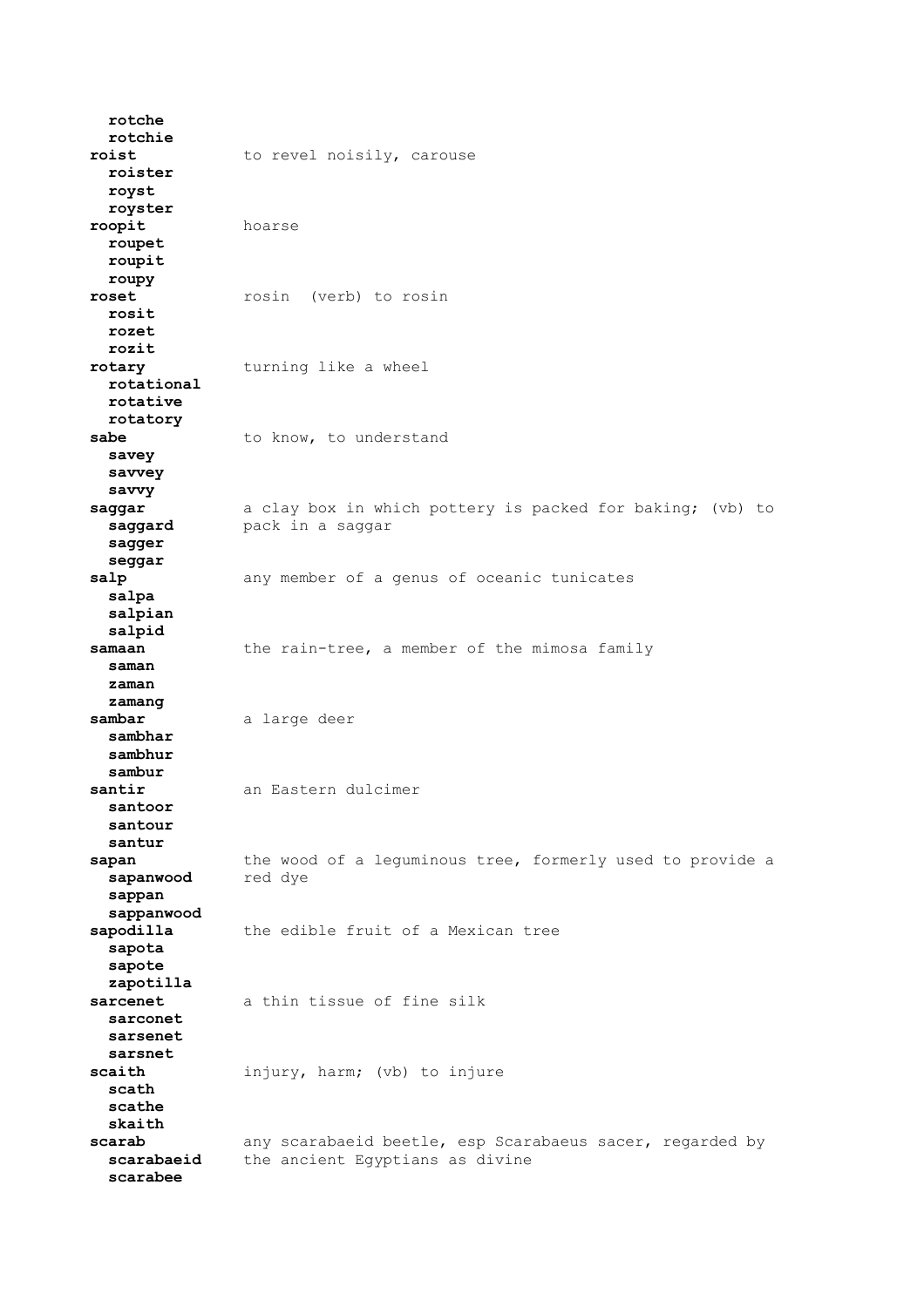**rotche**
**rotchie**

**roist** to revel noisily, carouse
**roister**
**royst**
**royster**

**roopit** hoarse
**roupet**
**roupit**
**roupy**

**roset** rosin (verb) to rosin
**rosit**
**rozet**
**rozit**

**rotary** turning like a wheel
**rotational**
**rotative**
**rotatory**

**sabe** to know, to understand
**savey**
**savvey**
**savvy**

**saggar** a clay box in which pottery is packed for baking; (vb) to pack in a saggar
**saggard**
**sagger**
**seggar**

**salp** any member of a genus of oceanic tunicates
**salpa**
**salpian**
**salpid**

**samaan** the rain-tree, a member of the mimosa family
**saman**
**zaman**
**zamang**

**sambar** a large deer
**sambhar**
**sambhur**
**sambur**

**santir** an Eastern dulcimer
**santoor**
**santour**
**santur**

**sapan** the wood of a leguminous tree, formerly used to provide a red dye
**sapanwood**
**sappan**
**sappanwood**

**sapodilla** the edible fruit of a Mexican tree
**sapota**
**sapote**
**zapotilla**

**sarcenet** a thin tissue of fine silk
**sarconet**
**sarsenet**
**sarsnet**

**scaith** injury, harm; (vb) to injure
**scath**
**scathe**
**skaith**

**scarab** any scarabaeid beetle, esp Scarabaeus sacer, regarded by the ancient Egyptians as divine
**scarabaeid**
**scarabee**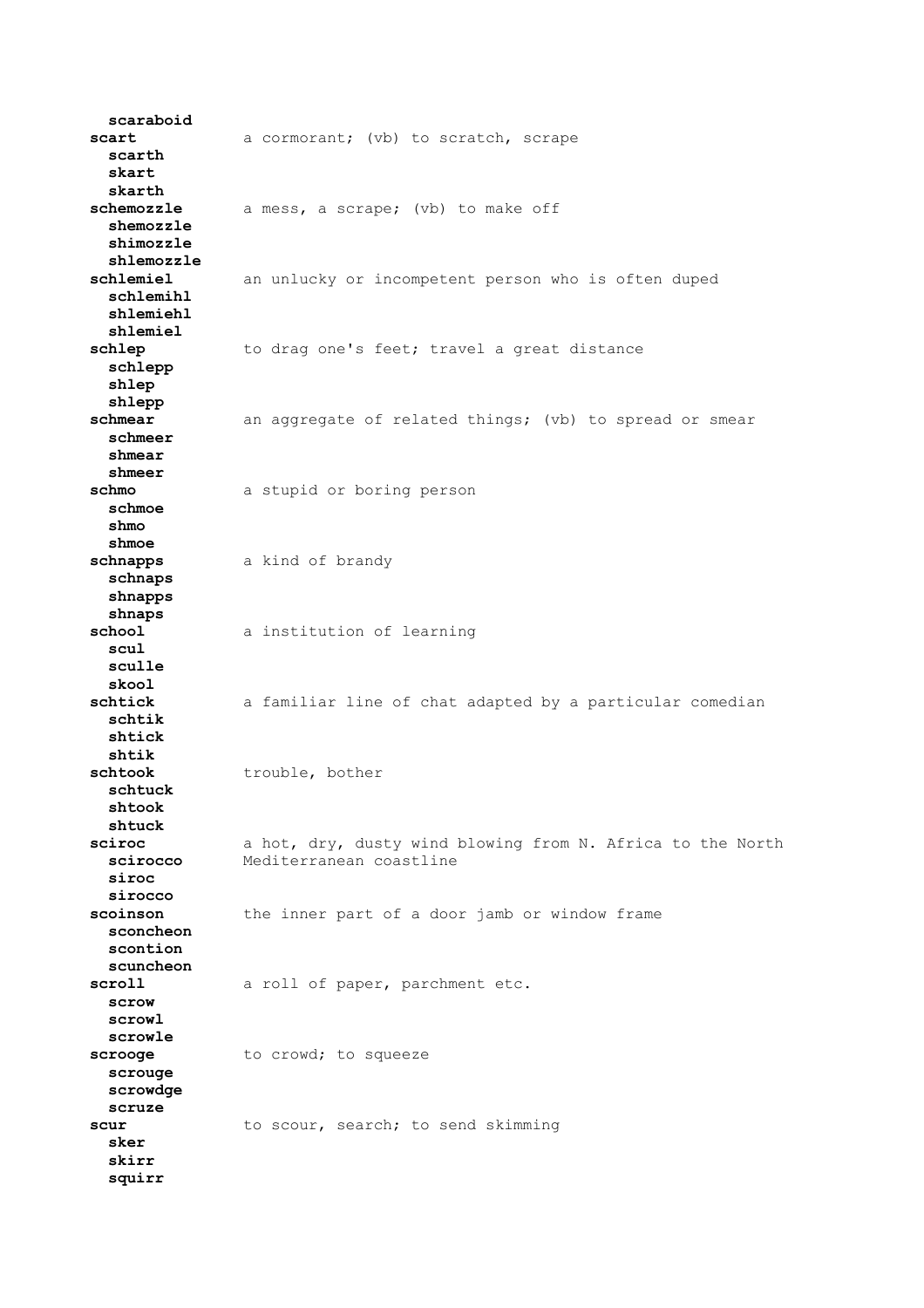**scaraboid**

**scart** a cormorant; (vb) to scratch, scrape
**scarth**
**skart**
**skarth**

**schemozzle** a mess, a scrape; (vb) to make off
**shemozzle**
**shimozzle**
**shlemozzle**

**schlemiel** an unlucky or incompetent person who is often duped
**schlemihl**
**shlemiehl**
**shlemiel**

**schlep** to drag one's feet; travel a great distance
**schlepp**
**shlep**
**shlepp**

**schmear** an aggregate of related things; (vb) to spread or smear
**schmeer**
**shmear**
**shmeer**

**schmo** a stupid or boring person
**schmoe**
**shmo**
**shmoe**

**schnapps** a kind of brandy
**schnaps**
**shnapps**
**shnaps**

**school** a institution of learning
**scul**
**sculle**
**skool**

**schtick** a familiar line of chat adapted by a particular comedian
**schtik**
**shtick**
**shtik**

**schtook** trouble, bother
**schtuck**
**shtook**
**shtuck**

**sciroc** a hot, dry, dusty wind blowing from N. Africa to the North Mediterranean coastline
**scirocco**
**siroc**
**sirocco**

**scoinson** the inner part of a door jamb or window frame
**sconcheon**
**scontion**
**scuncheon**

**scroll** a roll of paper, parchment etc.
**scrow**
**scrowl**
**scrowle**

**scrooge** to crowd; to squeeze
**scrouge**
**scrowdge**
**scruze**

**scur** to scour, search; to send skimming
**sker**
**skirr**
**squirr**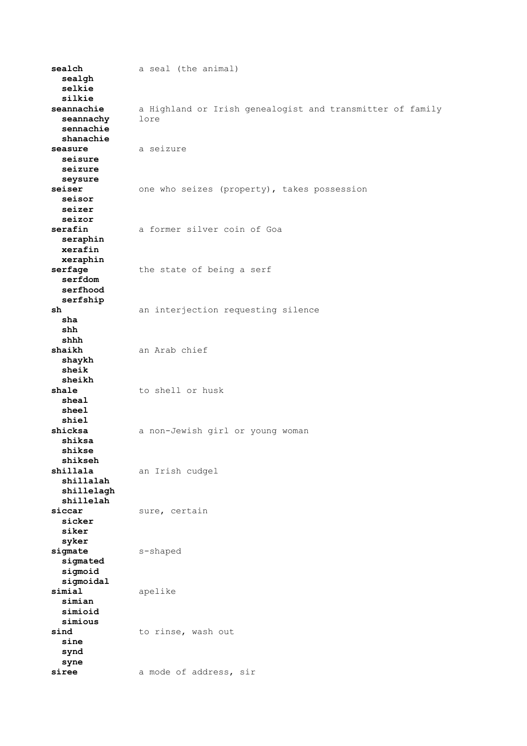**sealch** a seal (the animal)
**sealgh**
**selkie**
**silkie**

**seannachie** a Highland or Irish genealogist and transmitter of family lore
**seannachy**
**sennachie**
**shanachie**

**seasure** a seizure
**seisure**
**seizure**
**seysure**

**seiser** one who seizes (property), takes possession
**seisor**
**seizer**
**seizor**

**serafin** a former silver coin of Goa
**seraphin**
**xerafin**
**xeraphin**

**serfage** the state of being a serf
**serfdom**
**serfhood**
**serfship**

**sh** an interjection requesting silence
**sha**
**shh**
**shhh**

**shaikh** an Arab chief
**shaykh**
**sheik**
**sheikh**

**shale** to shell or husk
**sheal**
**sheel**
**shiel**

**shicksa** a non-Jewish girl or young woman
**shiksa**
**shikse**
**shikseh**

**shillala** an Irish cudgel
**shillalah**
**shillelagh**
**shillelah**

**siccar** sure, certain
**sicker**
**siker**
**syker**

**sigmate** s-shaped
**sigmated**
**sigmoid**
**sigmoidal**

**simial** apelike
**simian**
**simioid**
**simious**

**sind** to rinse, wash out
**sine**
**synd**
**syne**

**siree** a mode of address, sir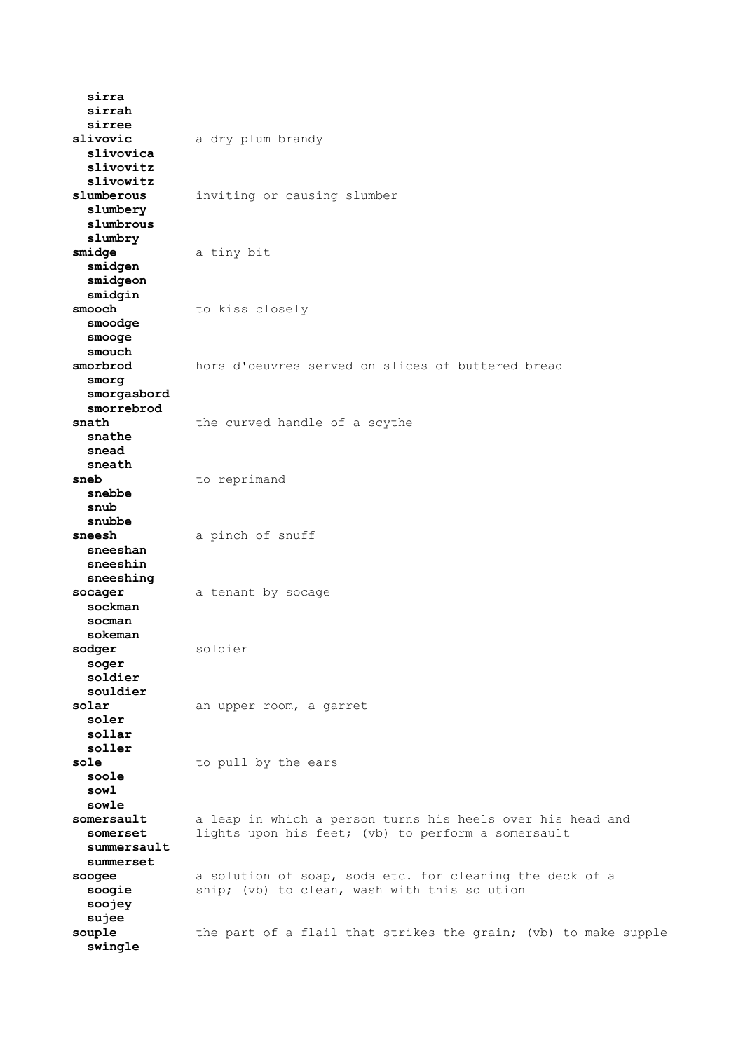**sirra**
**sirrah**
**sirree**

**slivovic** a dry plum brandy
**slivovica**
**slivovitz**
**slivowitz**

**slumberous** inviting or causing slumber
**slumbery**
**slumbrous**
**slumbry**

**smidge** a tiny bit
**smidgen**
**smidgeon**
**smidgin**

**smooch** to kiss closely
**smoodge**
**smooge**
**smouch**

**smorbrod** hors d'oeuvres served on slices of buttered bread
**smorg**
**smorgasbord**
**smorrebrod**

**snath** the curved handle of a scythe
**snathe**
**snead**
**sneath**

**sneb** to reprimand
**snebbe**
**snub**
**snubbe**

**sneesh** a pinch of snuff
**sneeshan**
**sneeshin**
**sneeshing**

**socager** a tenant by socage
**sockman**
**socman**
**sokeman**

**sodger** soldier
**soger**
**soldier**
**souldier**

**solar** an upper room, a garret
**soler**
**sollar**
**soller**

**sole** to pull by the ears
**soole**
**sowl**
**sowle**

**somersault** a leap in which a person turns his heels over his head and lights upon his feet; (vb) to perform a somersault
**somerset**
**summersault**
**summerset**

**soogee** a solution of soap, soda etc. for cleaning the deck of a ship; (vb) to clean, wash with this solution
**soogie**
**soojey**
**sujee**

**souple** the part of a flail that strikes the grain; (vb) to make supple
**swingle**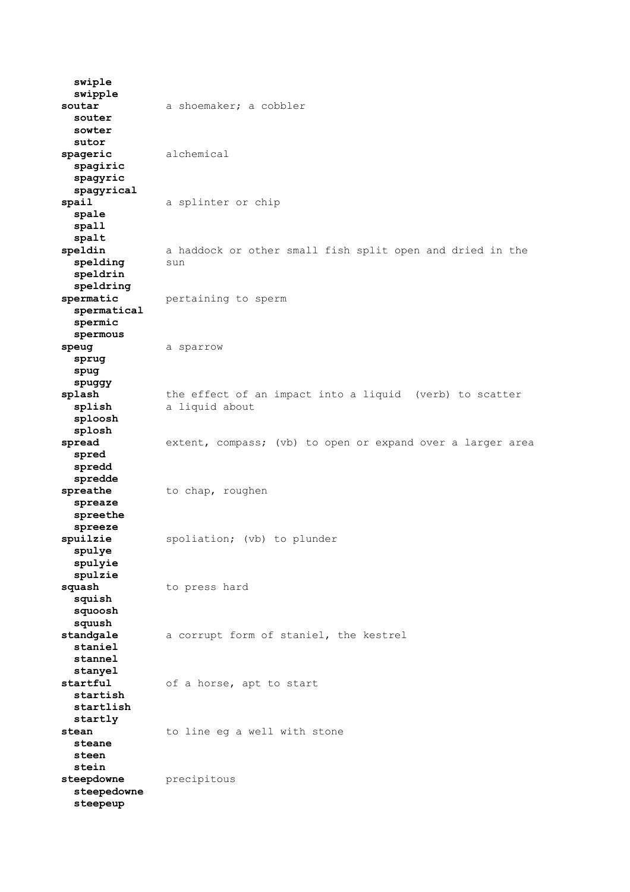**swiple**
**swipple**

**soutar** a shoemaker; a cobbler
**souter**
**sowter**
**sutor**

**spageric** alchemical
**spagiric**
**spagyric**
**spagyrical**

**spail** a splinter or chip
**spale**
**spall**
**spalt**

**speldin** a haddock or other small fish split open and dried in the sun
**spelding**
**speldrin**
**speldring**

**spermatic** pertaining to sperm
**spermatical**
**spermic**
**spermous**

**speug** a sparrow
**sprug**
**spug**
**spuggy**

**splash** the effect of an impact into a liquid (verb) to scatter a liquid about
**splish**
**sploosh**
**splosh**

**spread** extent, compass; (vb) to open or expand over a larger area
**spred**
**spredd**
**spredde**

**spreathe** to chap, roughen
**spreaze**
**spreethe**
**spreeze**

**spuilzie** spoliation; (vb) to plunder
**spulye**
**spulyie**
**spulzie**

**squash** to press hard
**squish**
**squoosh**
**squush**

**standgale** a corrupt form of staniel, the kestrel
**staniel**
**stannel**
**stanyel**

**startful** of a horse, apt to start
**startish**
**startlish**
**startly**

**stean** to line eg a well with stone
**steane**
**steen**
**stein**

**steepdowne** precipitous
**steepedowne**
**steepeup**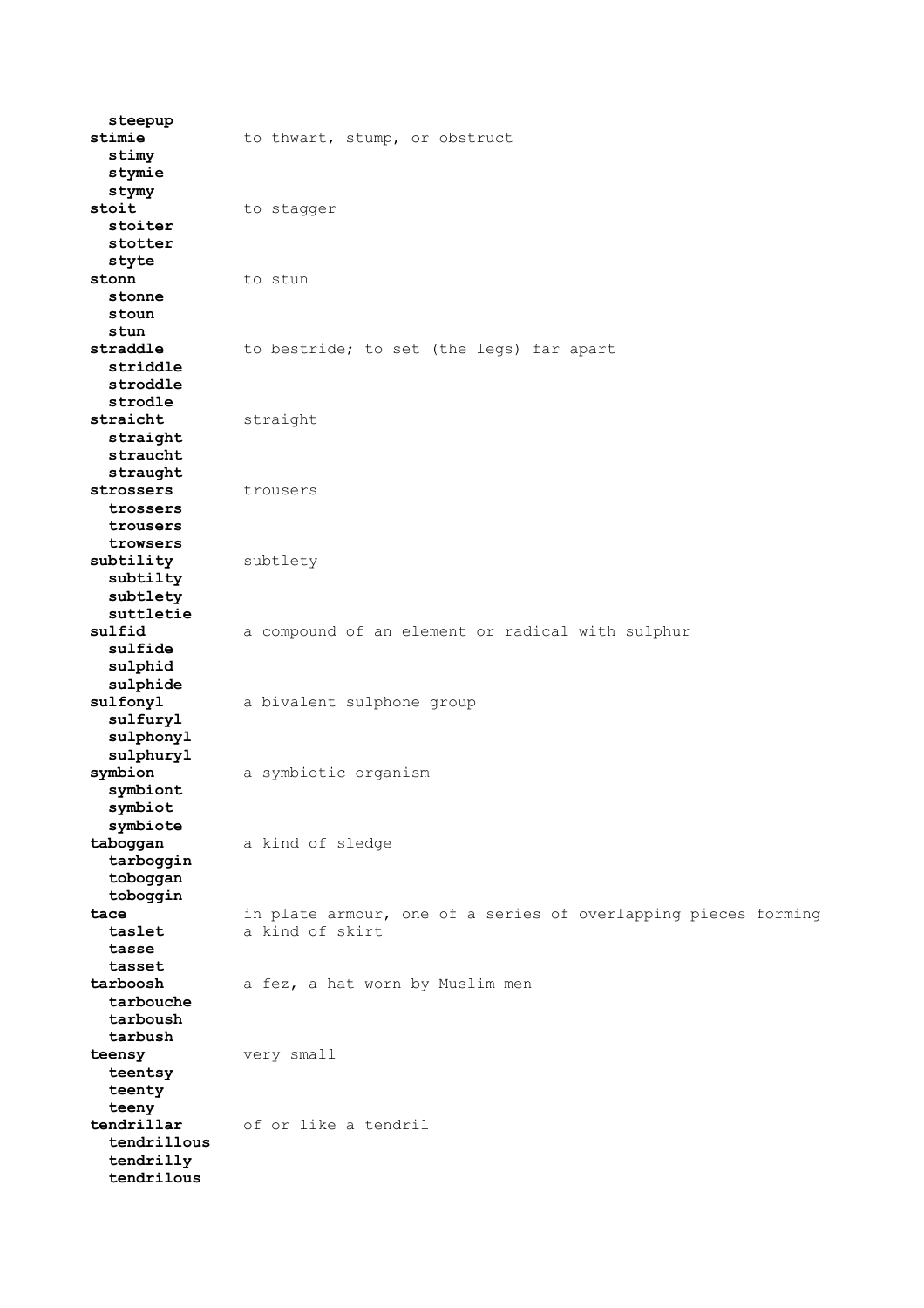**steepup**

**stimie** to thwart, stump, or obstruct
**stimy**
**stymie**
**stymy**

**stoit** to stagger
**stoiter**
**stotter**
**styte**

**stonn** to stun
**stonne**
**stoun**
**stun**

**straddle** to bestride; to set (the legs) far apart
**striddle**
**stroddle**
**strodle**

**straicht** straight
**straight**
**straucht**
**straught**

**strossers** trousers
**trossers**
**trousers**
**trowsers**

**subtility** subtlety
**subtilty**
**subtlety**
**suttletie**

**sulfid** a compound of an element or radical with sulphur
**sulfide**
**sulphid**
**sulphide**

**sulfonyl** a bivalent sulphone group
**sulfuryl**
**sulphonyl**
**sulphuryl**

**symbion** a symbiotic organism
**symbiont**
**symbiot**
**symbiote**

**taboggan** a kind of sledge
**tarboggin**
**toboggan**
**toboggin**

**tace** in plate armour, one of a series of overlapping pieces forming a kind of skirt
**taslet**
**tasse**
**tasset**

**tarboosh** a fez, a hat worn by Muslim men
**tarbouche**
**tarboush**
**tarbush**

**teensy** very small
**teentsy**
**teenty**
**teeny**

**tendrillar** of or like a tendril
**tendrillous**
**tendrilly**
**tendrilous**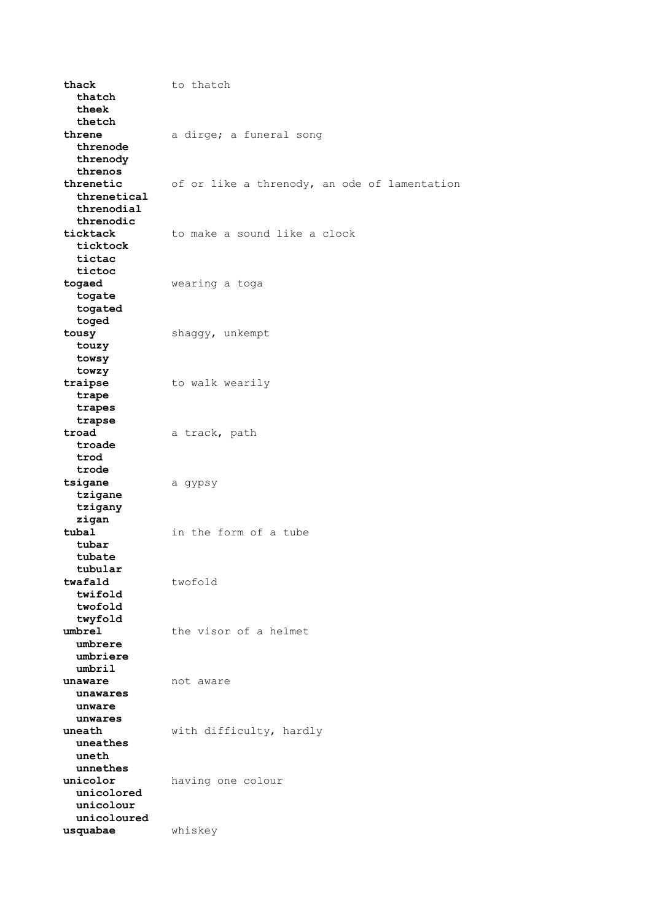**thack** to thatch
  **thatch**
  **theek**
  **thetch**
**threne** a dirge; a funeral song
  **threnode**
  **threnody**
  **threnos**
**threnetic** of or like a threnody, an ode of lamentation
  **threnetical**
  **threnodial**
  **threnodic**
**ticktack** to make a sound like a clock
  **ticktock**
  **tictac**
  **tictoc**
**togaed** wearing a toga
  **togate**
  **togated**
  **toged**
**tousy** shaggy, unkempt
  **touzy**
  **towsy**
  **towzy**
**traipse** to walk wearily
  **trape**
  **trapes**
  **trapse**
**troad** a track, path
  **troade**
  **trod**
  **trode**
**tsigane** a gypsy
  **tzigane**
  **tzigany**
  **zigan**
**tubal** in the form of a tube
  **tubar**
  **tubate**
  **tubular**
**twafald** twofold
  **twifold**
  **twofold**
  **twyfold**
**umbrel** the visor of a helmet
  **umbrere**
  **umbriere**
  **umbril**
**unaware** not aware
  **unawares**
  **unware**
  **unwares**
**uneath** with difficulty, hardly
  **uneathes**
  **uneth**
  **unnethes**
**unicolor** having one colour
  **unicolored**
  **unicolour**
  **unicoloured**
**usquabae** whiskey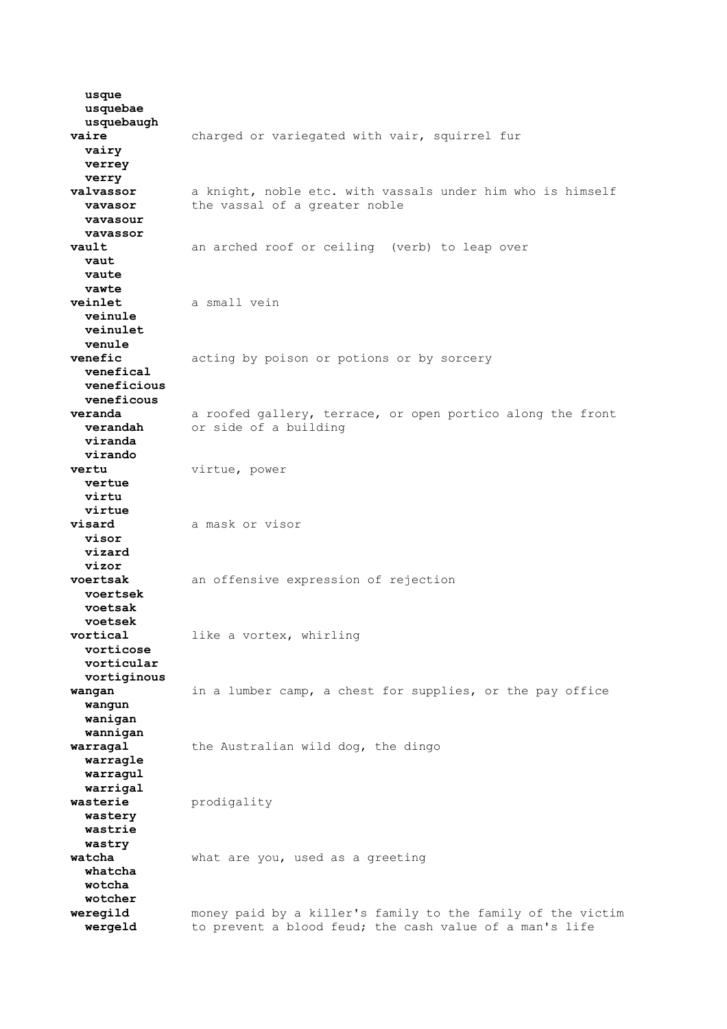**usque**
**usquebae**
**usquebaugh**

**vaire** — charged or variegated with vair, squirrel fur
**vairy**
**verrey**
**verry**

**valvassor** — a knight, noble etc. with vassals under him who is himself the vassal of a greater noble
**vavasor**
**vavasour**
**vavassor**

**vault** — an arched roof or ceiling (verb) to leap over
**vaut**
**vaute**
**vawte**

**veinlet** — a small vein
**veinule**
**veinulet**
**venule**

**venefic** — acting by poison or potions or by sorcery
**venefical**
**veneficious**
**veneficous**

**veranda** — a roofed gallery, terrace, or open portico along the front or side of a building
**verandah**
**viranda**
**virando**

**vertu** — virtue, power
**vertue**
**virtu**
**virtue**

**visard** — a mask or visor
**visor**
**vizard**
**vizor**

**voertsak** — an offensive expression of rejection
**voertsek**
**voetsak**
**voetsek**

**vortical** — like a vortex, whirling
**vorticose**
**vorticular**
**vortiginous**

**wangan** — in a lumber camp, a chest for supplies, or the pay office
**wangun**
**wanigan**
**wannigan**

**warragal** — the Australian wild dog, the dingo
**warragle**
**warragul**
**warrigal**

**wasterie** — prodigality
**wastery**
**wastrie**
**wastry**

**watcha** — what are you, used as a greeting
**whatcha**
**wotcha**
**wotcher**

**weregild** — money paid by a killer's family to the family of the victim to prevent a blood feud; the cash value of a man's life
**wergeld**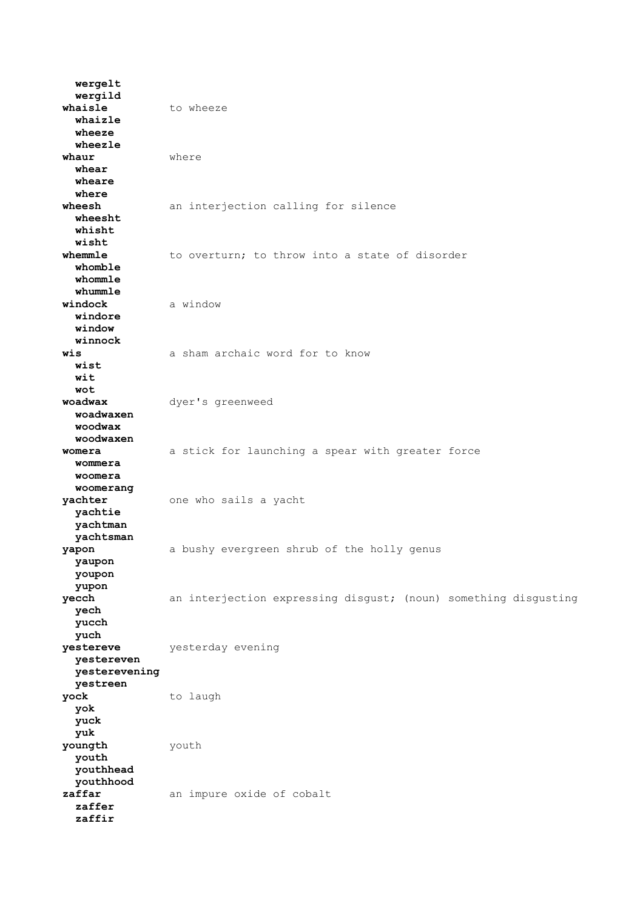**wergelt**
**wergild**

**whaisle** to wheeze
**whaizle**
**wheeze**
**wheezle**

**whaur** where
**whear**
**wheare**
**where**

**wheesh** an interjection calling for silence
**wheesht**
**whisht**
**wisht**

**whemmle** to overturn; to throw into a state of disorder
**whomble**
**whommle**
**whummle**

**windock** a window
**windore**
**window**
**winnock**

**wis** a sham archaic word for to know
**wist**
**wit**
**wot**

**woadwax** dyer's greenweed
**woadwaxen**
**woodwax**
**woodwaxen**

**womera** a stick for launching a spear with greater force
**wommera**
**woomera**
**woomerang**

**yachter** one who sails a yacht
**yachtie**
**yachtman**
**yachtsman**

**yapon** a bushy evergreen shrub of the holly genus
**yaupon**
**youpon**
**yupon**

**yecch** an interjection expressing disgust; (noun) something disgusting
**yech**
**yucch**
**yuch**

**yestereve** yesterday evening
**yestereven**
**yesterevening**
**yestreen**

**yock** to laugh
**yok**
**yuck**
**yuk**

**youngth** youth
**youth**
**youthhead**
**youthhood**

**zaffar** an impure oxide of cobalt
**zaffer**
**zaffir**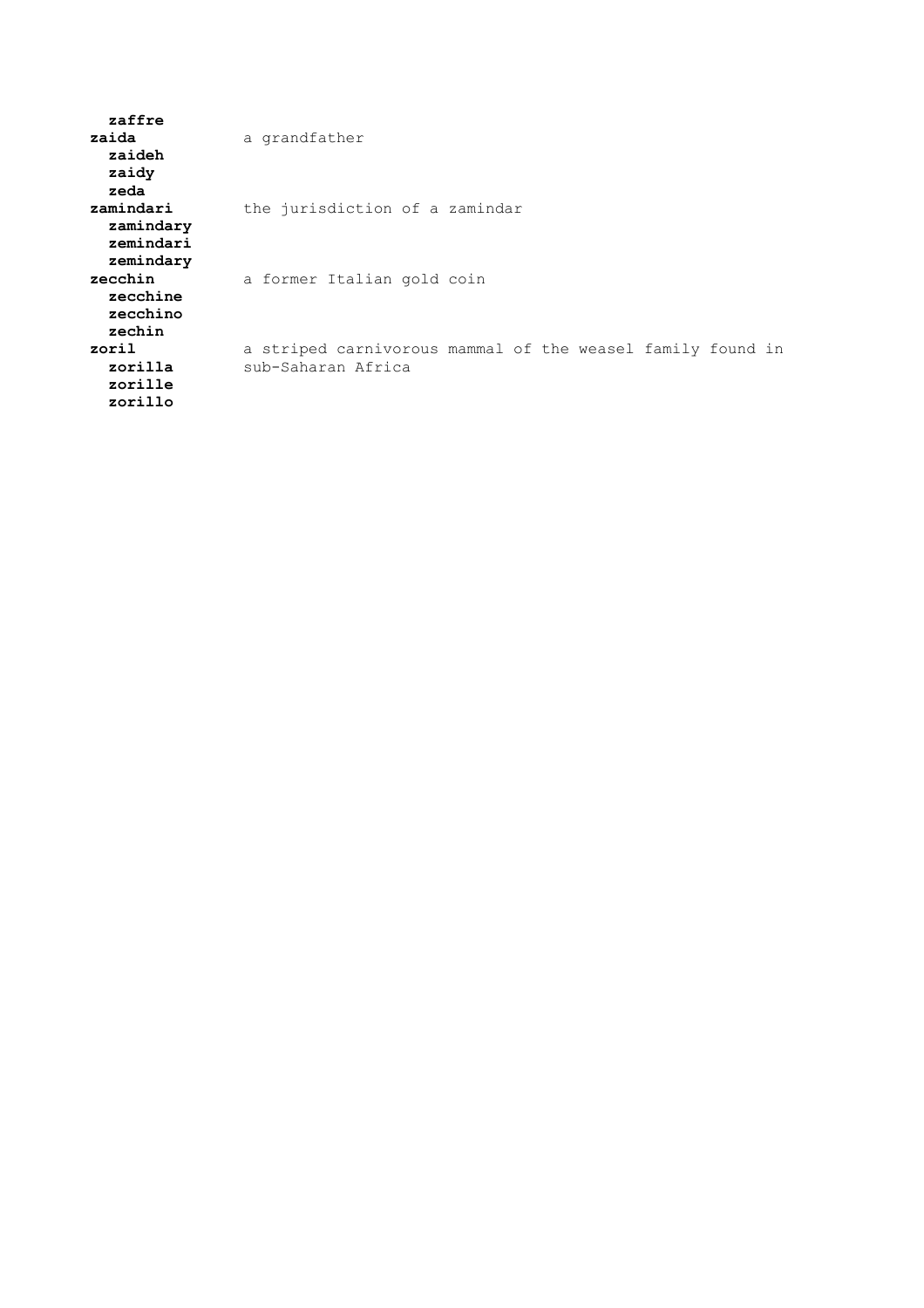**zaffre**

**zaida** — a grandfather
- **zaideh**
- **zaidy**
- **zeda**

**zamindari** — the jurisdiction of a zamindar
- **zamindary**
- **zemindari**
- **zemindary**

**zecchin** — a former Italian gold coin
- **zecchine**
- **zecchino**
- **zechin**

**zoril** — a striped carnivorous mammal of the weasel family found in sub-Saharan Africa
- **zorilla**
- **zorille**
- **zorillo**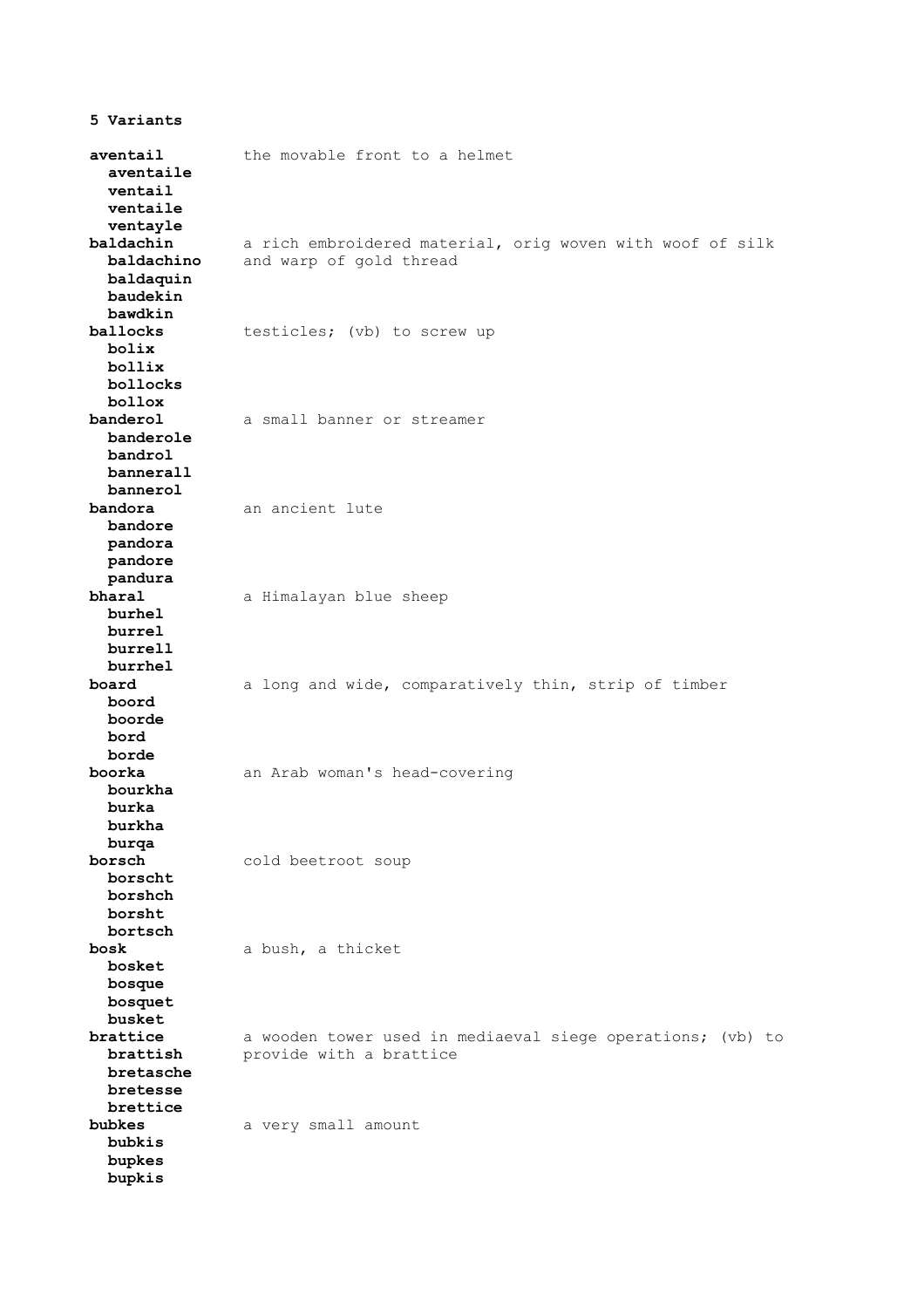**5 Variants**

**aventail** the movable front to a helmet
  **aventaile**
  **ventail**
  **ventaile**
  **ventayle**

**baldachin** a rich embroidered material, orig woven with woof of silk and warp of gold thread
  **baldachino**
  **baldaquin**
  **baudekin**
  **bawdkin**

**ballocks** testicles; (vb) to screw up
  **bolix**
  **bollix**
  **bollocks**
  **bollox**

**banderol** a small banner or streamer
  **banderole**
  **bandrol**
  **bannerall**
  **bannerol**

**bandora** an ancient lute
  **bandore**
  **pandora**
  **pandore**
  **pandura**

**bharal** a Himalayan blue sheep
  **burhel**
  **burrel**
  **burrell**
  **burrhel**

**board** a long and wide, comparatively thin, strip of timber
  **boord**
  **boorde**
  **bord**
  **borde**

**boorka** an Arab woman's head-covering
  **bourkha**
  **burka**
  **burkha**
  **burqa**

**borsch** cold beetroot soup
  **borscht**
  **borshch**
  **borsht**
  **bortsch**

**bosk** a bush, a thicket
  **bosket**
  **bosque**
  **bosquet**
  **busket**

**brattice** a wooden tower used in mediaeval siege operations; (vb) to provide with a brattice
  **brattish**
  **bretasche**
  **bretesse**
  **brettice**

**bubkes** a very small amount
  **bubkis**
  **bupkes**
  **bupkis**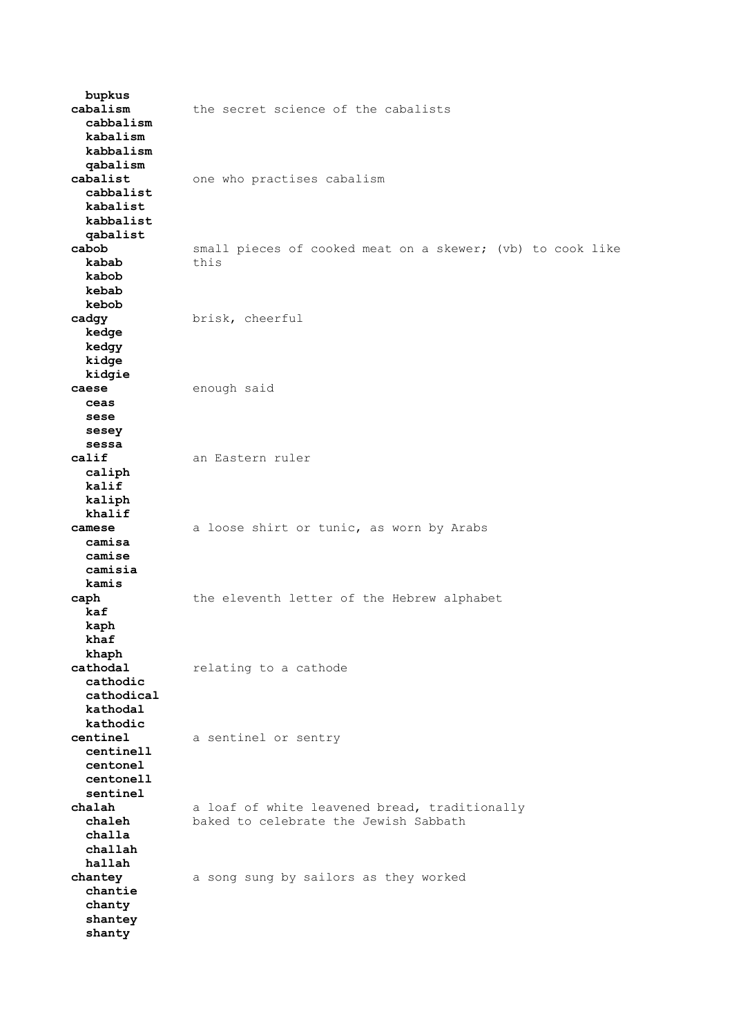**bupkus**

**cabalism** the secret science of the cabalists
- **cabbalism**
- **kabalism**
- **kabbalism**
- **qabalism**

**cabalist** one who practises cabalism
- **cabbalist**
- **kabalist**
- **kabbalist**
- **qabalist**

**cabob** small pieces of cooked meat on a skewer; (vb) to cook like this
- **kabab**
- **kabob**
- **kebab**
- **kebob**

**cadgy** brisk, cheerful
- **kedge**
- **kedgy**
- **kidge**
- **kidgie**

**caese** enough said
- **ceas**
- **sese**
- **sesey**
- **sessa**

**calif** an Eastern ruler
- **caliph**
- **kalif**
- **kaliph**
- **khalif**

**camese** a loose shirt or tunic, as worn by Arabs
- **camisa**
- **camise**
- **camisia**
- **kamis**

**caph** the eleventh letter of the Hebrew alphabet
- **kaf**
- **kaph**
- **khaf**
- **khaph**

**cathodal** relating to a cathode
- **cathodic**
- **cathodical**
- **kathodal**
- **kathodic**

**centinel** a sentinel or sentry
- **centinell**
- **centonel**
- **centonell**
- **sentinel**

**chalah** a loaf of white leavened bread, traditionally baked to celebrate the Jewish Sabbath
- **chaleh**
- **challa**
- **challah**
- **hallah**

**chantey** a song sung by sailors as they worked
- **chantie**
- **chanty**
- **shantey**
- **shanty**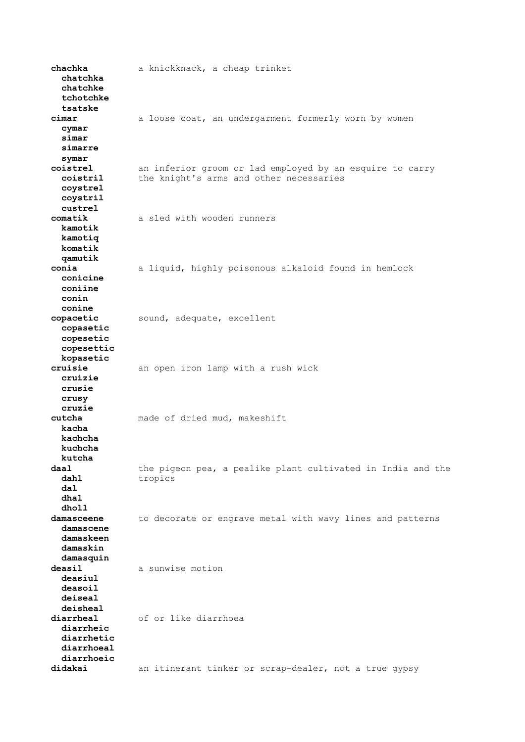**chachka** a knickknack, a cheap trinket
  **chatchka**
  **chatchke**
  **tchotchke**
  **tsatske**

**cimar** a loose coat, an undergarment formerly worn by women
  **cymar**
  **simar**
  **simarre**
  **symar**

**coistrel** an inferior groom or lad employed by an esquire to carry the knight's arms and other necessaries
  **coistril**
  **coystrel**
  **coystril**
  **custrel**

**comatik** a sled with wooden runners
  **kamotik**
  **kamotiq**
  **komatik**
  **qamutik**

**conia** a liquid, highly poisonous alkaloid found in hemlock
  **conicine**
  **coniine**
  **conin**
  **conine**

**copacetic** sound, adequate, excellent
  **copasetic**
  **copesetic**
  **copesettic**
  **kopasetic**

**cruisie** an open iron lamp with a rush wick
  **cruizie**
  **crusie**
  **crusy**
  **cruzie**

**cutcha** made of dried mud, makeshift
  **kacha**
  **kachcha**
  **kuchcha**
  **kutcha**

**daal** the pigeon pea, a pealike plant cultivated in India and the tropics
  **dahl**
  **dal**
  **dhal**
  **dholl**

**damasceene** to decorate or engrave metal with wavy lines and patterns
  **damascene**
  **damaskeen**
  **damaskin**
  **damasquin**

**deasil** a sunwise motion
  **deasiul**
  **deasoil**
  **deiseal**
  **deisheal**

**diarrheal** of or like diarrhoea
  **diarrheic**
  **diarrhetic**
  **diarrhoeal**
  **diarrhoeic**

**didakai** an itinerant tinker or scrap-dealer, not a true gypsy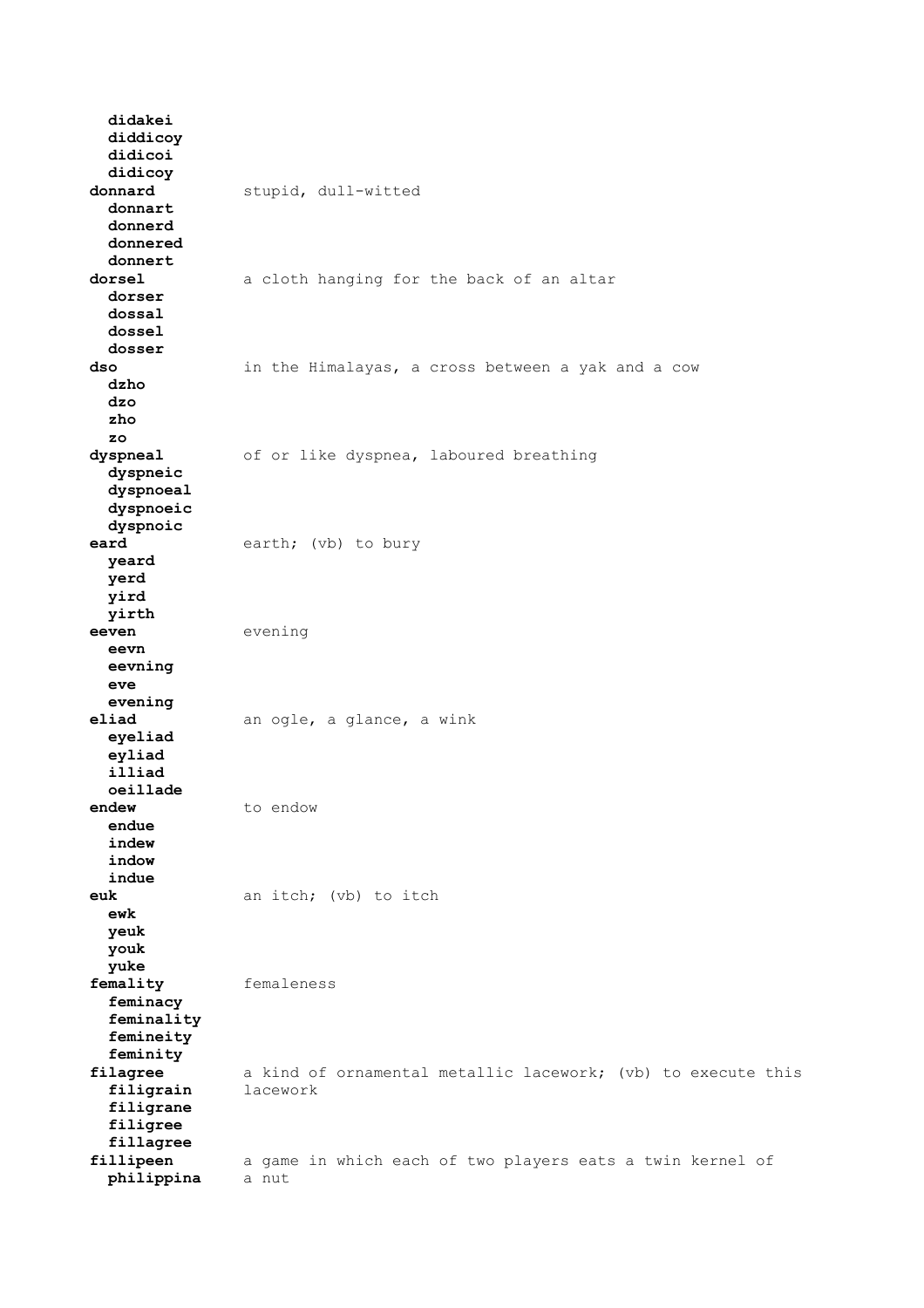**didakei**
**diddicoy**
**didicoi**
**didicoy**

**donnard** stupid, dull-witted
**donnart**
**donnerd**
**donnered**
**donnert**

**dorsel** a cloth hanging for the back of an altar
**dorser**
**dossal**
**dossel**
**dosser**

**dso** in the Himalayas, a cross between a yak and a cow
**dzho**
**dzo**
**zho**
**zo**

**dyspneal** of or like dyspnea, laboured breathing
**dyspneic**
**dyspnoeal**
**dyspnoeic**
**dyspnoic**

**eard** earth; (vb) to bury
**yeard**
**yerd**
**yird**
**yirth**

**eeven** evening
**eevn**
**eevning**
**eve**
**evening**

**eliad** an ogle, a glance, a wink
**eyeliad**
**eyliad**
**illiad**
**oeillade**

**endew** to endow
**endue**
**indew**
**indow**
**indue**

**euk** an itch; (vb) to itch
**ewk**
**yeuk**
**youk**
**yuke**

**femality** femaleness
**feminacy**
**feminality**
**femineity**
**feminity**

**filagree** a kind of ornamental metallic lacework; (vb) to execute this lacework
**filigrain**
**filigrane**
**filigree**
**fillagree**

**fillipeen** a game in which each of two players eats a twin kernel of a nut
**philippina**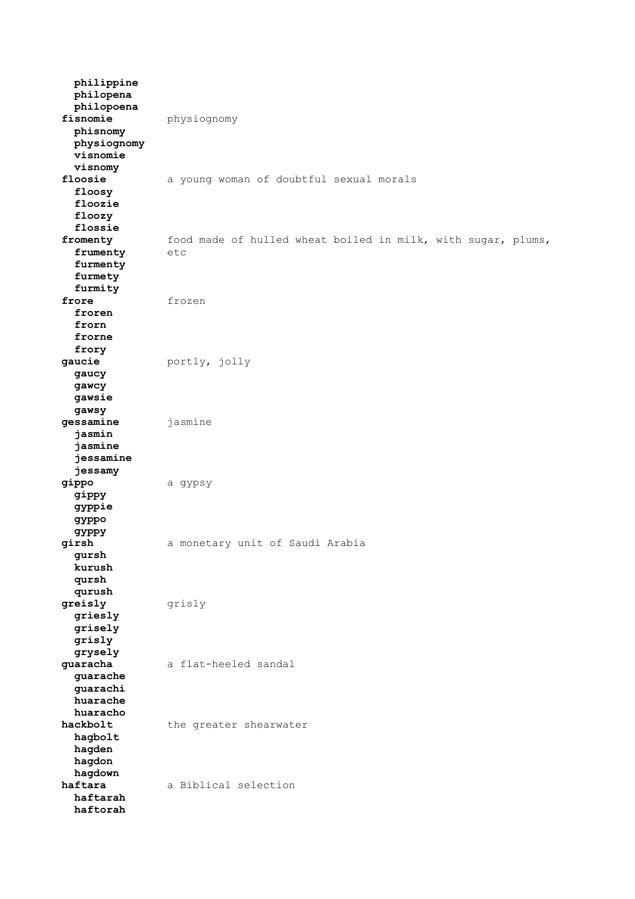**philippine**
**philopena**
**philopoena**

**fisnomie** physiognomy
**phisnomy**
**physiognomy**
**visnomie**
**visnomy**

**floosie** a young woman of doubtful sexual morals
**floosy**
**floozie**
**floozy**
**flossie**

**fromenty** food made of hulled wheat boiled in milk, with sugar, plums, etc
**frumenty**
**furmenty**
**furmety**
**furmity**

**frore** frozen
**froren**
**frorn**
**frorne**
**frory**

**gaucie** portly, jolly
**gaucy**
**gawcy**
**gawsie**
**gawsy**

**gessamine** jasmine
**jasmin**
**jasmine**
**jessamine**
**jessamy**

**gippo** a gypsy
**gippy**
**gyppie**
**gyppo**
**gyppy**

**girsh** a monetary unit of Saudi Arabia
**gursh**
**kurush**
**qursh**
**qurush**

**greisly** grisly
**griesly**
**grisely**
**grisly**
**grysely**

**guaracha** a flat-heeled sandal
**guarache**
**guarachi**
**huarache**
**huaracho**

**hackbolt** the greater shearwater
**hagbolt**
**hagden**
**hagdon**
**hagdown**

**haftara** a Biblical selection
**haftarah**
**haftorah**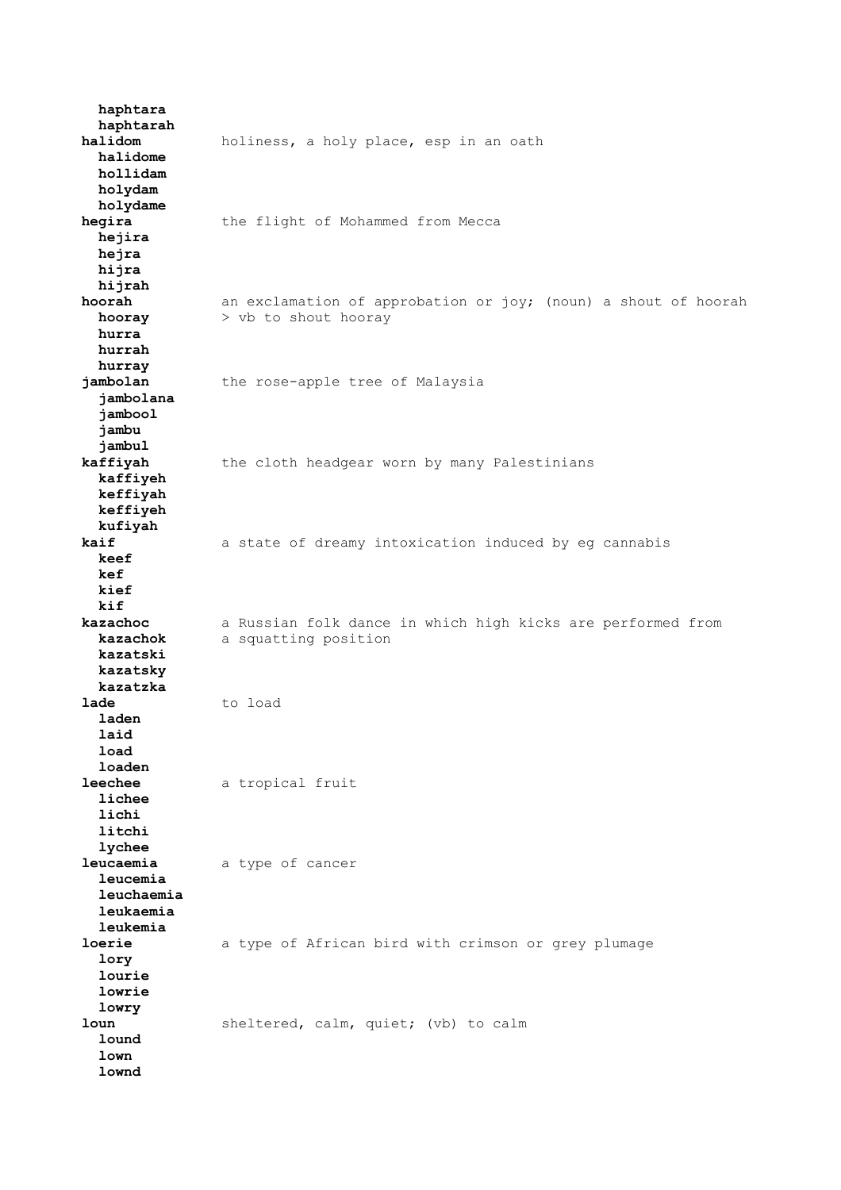**haphtara**
**haphtarah**

**halidom** holiness, a holy place, esp in an oath
**halidome**
**hollidam**
**holydam**
**holydame**

**hegira** the flight of Mohammed from Mecca
**hejira**
**hejra**
**hijra**
**hijrah**

**hoorah** an exclamation of approbation or joy; (noun) a shout of hoorah > vb to shout hooray
**hooray**
**hurra**
**hurrah**
**hurray**

**jambolan** the rose-apple tree of Malaysia
**jambolana**
**jambool**
**jambu**
**jambul**

**kaffiyah** the cloth headgear worn by many Palestinians
**kaffiyeh**
**keffiyah**
**keffiyeh**
**kufiyah**

**kaif** a state of dreamy intoxication induced by eg cannabis
**keef**
**kef**
**kief**
**kif**

**kazachoc** a Russian folk dance in which high kicks are performed from a squatting position
**kazachok**
**kazatski**
**kazatsky**
**kazatzka**

**lade** to load
**laden**
**laid**
**load**
**loaden**

**leechee** a tropical fruit
**lichee**
**lichi**
**litchi**
**lychee**

**leucaemia** a type of cancer
**leucemia**
**leuchaemia**
**leukaemia**
**leukemia**

**loerie** a type of African bird with crimson or grey plumage
**lory**
**lourie**
**lowrie**
**lowry**

**loun** sheltered, calm, quiet; (vb) to calm
**lound**
**lown**
**lownd**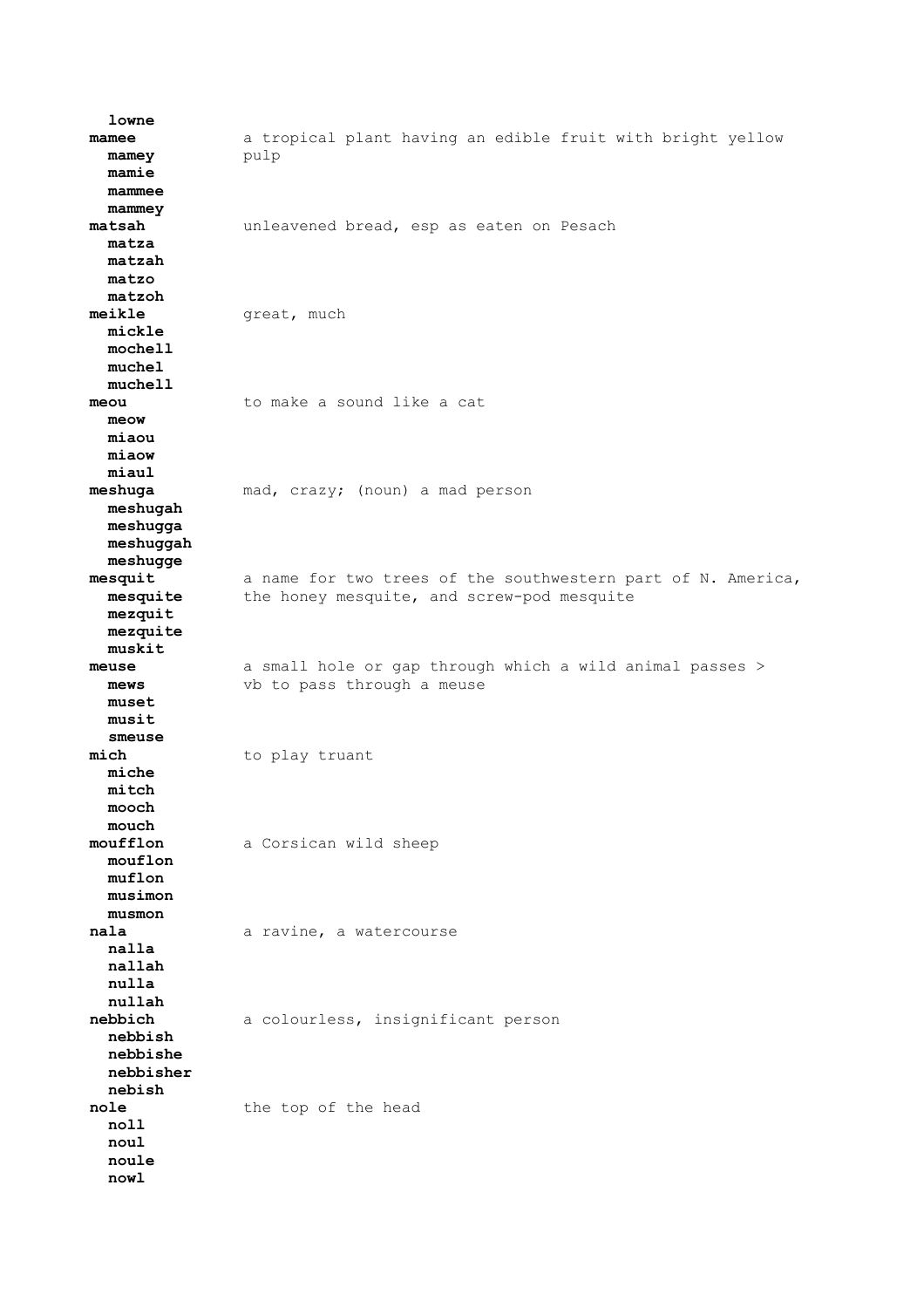**lowne**

**mamee** — a tropical plant having an edible fruit with bright yellow pulp
**mamey**
**mamie**
**mammee**
**mammey**

**matsah** — unleavened bread, esp as eaten on Pesach
**matza**
**matzah**
**matzo**
**matzoh**

**meikle** — great, much
**mickle**
**mochell**
**muchel**
**muchell**

**meou** — to make a sound like a cat
**meow**
**miaou**
**miaow**
**miaul**

**meshuga** — mad, crazy; (noun) a mad person
**meshugah**
**meshugga**
**meshuggah**
**meshugge**

**mesquit** — a name for two trees of the southwestern part of N. America, the honey mesquite, and screw-pod mesquite
**mesquite**
**mezquit**
**mezquite**
**muskit**

**meuse** — a small hole or gap through which a wild animal passes > vb to pass through a meuse
**mews**
**muset**
**musit**
**smeuse**

**mich** — to play truant
**miche**
**mitch**
**mooch**
**mouch**

**moufflon** — a Corsican wild sheep
**mouflon**
**muflon**
**musimon**
**musmon**

**nala** — a ravine, a watercourse
**nalla**
**nallah**
**nulla**
**nullah**

**nebbich** — a colourless, insignificant person
**nebbish**
**nebbishe**
**nebbisher**
**nebish**

**nole** — the top of the head
**noll**
**noul**
**noule**
**nowl**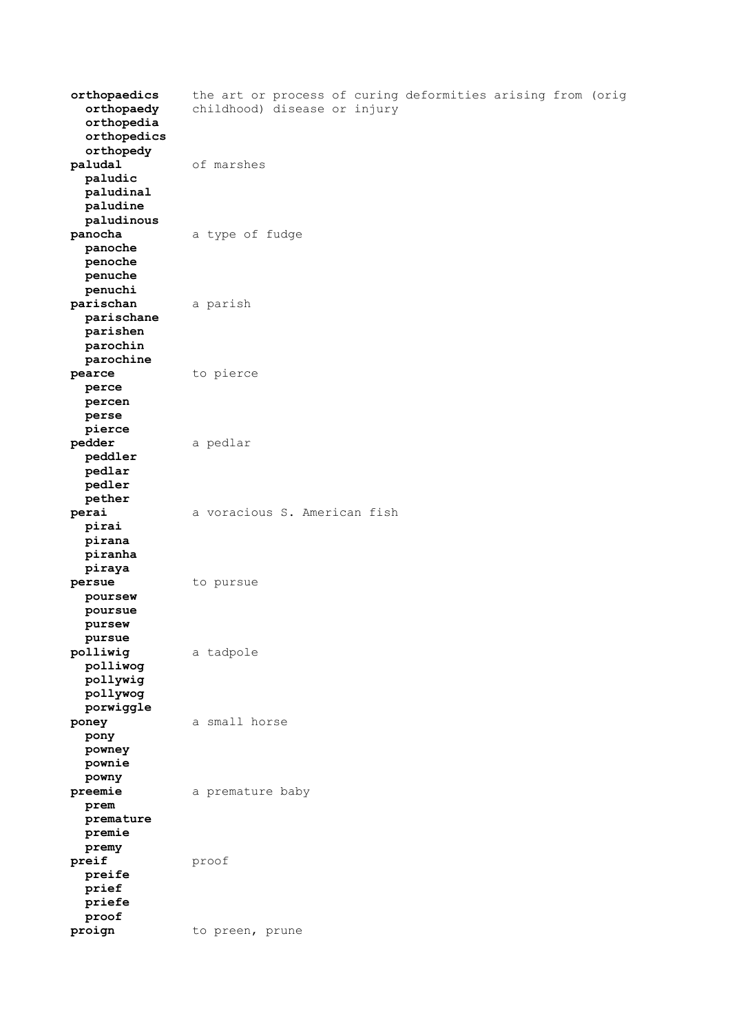**orthopaedics** the art or process of curing deformities arising from (orig childhood) disease or injury
  **orthopaedy**
  **orthopedia**
  **orthopedics**
  **orthopedy**

**paludal** of marshes
  **paludic**
  **paludinal**
  **paludine**
  **paludinous**

**panocha** a type of fudge
  **panoche**
  **penoche**
  **penuche**
  **penuchi**

**parischan** a parish
  **parischane**
  **parishen**
  **parochin**
  **parochine**

**pearce** to pierce
  **perce**
  **percen**
  **perse**
  **pierce**

**pedder** a pedlar
  **peddler**
  **pedlar**
  **pedler**
  **pether**

**perai** a voracious S. American fish
  **pirai**
  **pirana**
  **piranha**
  **piraya**

**persue** to pursue
  **poursew**
  **poursue**
  **pursew**
  **pursue**

**polliwig** a tadpole
  **polliwog**
  **pollywig**
  **pollywog**
  **porwiggle**

**poney** a small horse
  **pony**
  **powney**
  **pownie**
  **powny**

**preemie** a premature baby
  **prem**
  **premature**
  **premie**
  **premy**

**preif** proof
  **preife**
  **prief**
  **priefe**
  **proof**

**proign** to preen, prune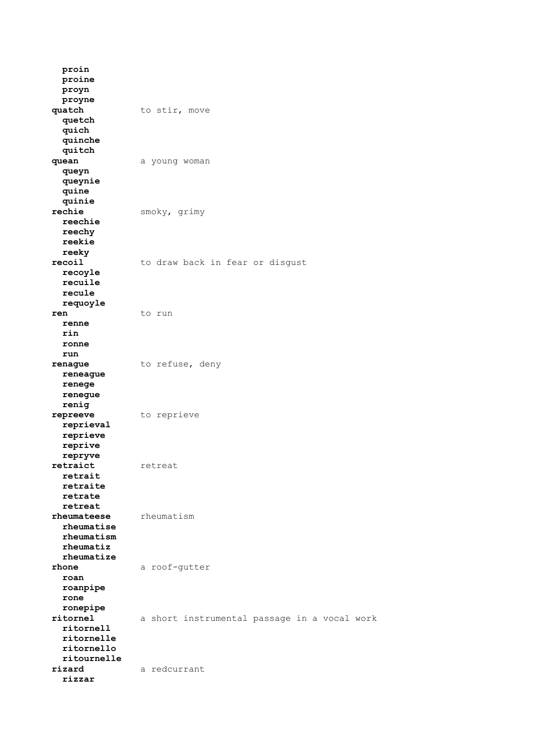**proin**
**proine**
**proyn**
**proyne**

**quatch** to stir, move
**quetch**
**quich**
**quinche**
**quitch**

**quean** a young woman
**queyn**
**queynie**
**quine**
**quinie**

**rechie** smoky, grimy
**reechie**
**reechy**
**reekie**
**reeky**

**recoil** to draw back in fear or disgust
**recoyle**
**recuile**
**recule**
**requoyle**

**ren** to run
**renne**
**rin**
**ronne**
**run**

**renague** to refuse, deny
**reneague**
**renege**
**renegue**
**renig**

**repreeve** to reprieve
**reprieval**
**reprieve**
**reprive**
**repryve**

**retraict** retreat
**retrait**
**retraite**
**retrate**
**retreat**

**rheumateese** rheumatism
**rheumatise**
**rheumatism**
**rheumatiz**
**rheumatize**

**rhone** a roof-gutter
**roan**
**roanpipe**
**rone**
**ronepipe**

**ritornel** a short instrumental passage in a vocal work
**ritornell**
**ritornelle**
**ritornello**
**ritournelle**

**rizard** a redcurrant
**rizzar**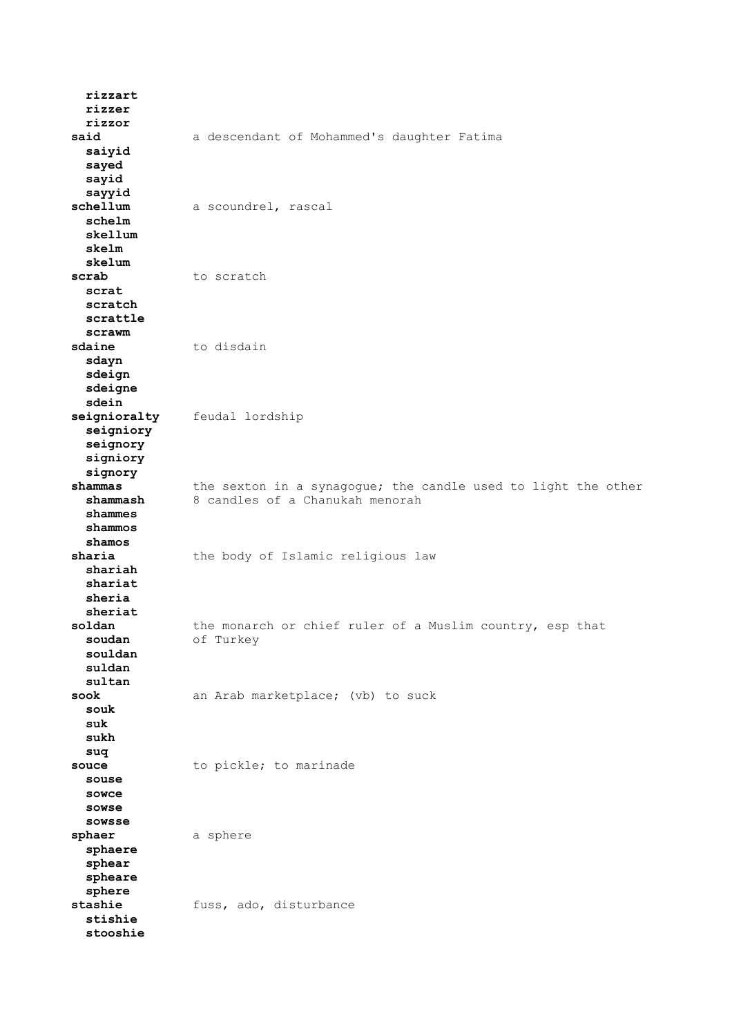**rizzart**
**rizzer**
**rizzor**

**said** — a descendant of Mohammed's daughter Fatima
**saiyid**
**sayed**
**sayid**
**sayyid**

**schellum** — a scoundrel, rascal
**schelm**
**skellum**
**skelm**
**skelum**

**scrab** — to scratch
**scrat**
**scratch**
**scrattle**
**scrawm**

**sdaine** — to disdain
**sdayn**
**sdeign**
**sdeigne**
**sdein**

**seignioralty** — feudal lordship
**seigniory**
**seignory**
**signiory**
**signory**

**shammas** — the sexton in a synagogue; the candle used to light the other 8 candles of a Chanukah menorah
**shammash**
**shammes**
**shammos**
**shamos**

**sharia** — the body of Islamic religious law
**shariah**
**shariat**
**sheria**
**sheriat**

**soldan** — the monarch or chief ruler of a Muslim country, esp that of Turkey
**soudan**
**souldan**
**suldan**
**sultan**

**sook** — an Arab marketplace; (vb) to suck
**souk**
**suk**
**sukh**
**suq**

**souce** — to pickle; to marinade
**souse**
**sowce**
**sowse**
**sowsse**

**sphaer** — a sphere
**sphaere**
**sphear**
**spheare**
**sphere**

**stashie** — fuss, ado, disturbance
**stishie**
**stooshie**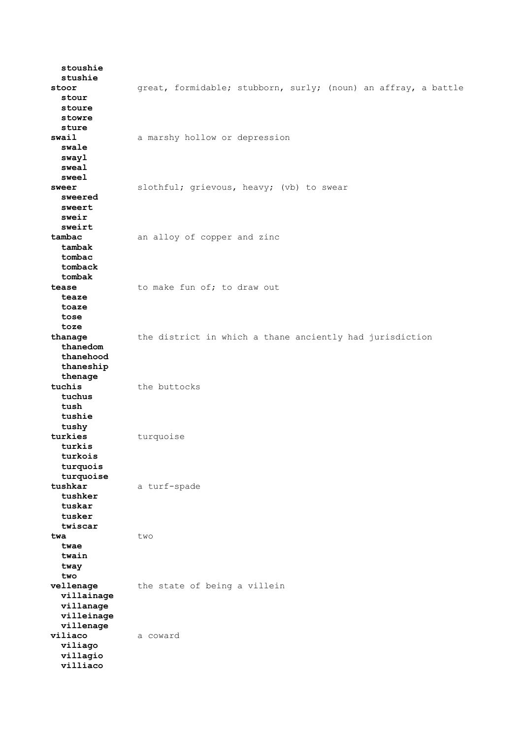**stoushie**
**stushie**

**stoor** great, formidable; stubborn, surly; (noun) an affray, a battle
**stour**
**stoure**
**stowre**
**sture**

**swail** a marshy hollow or depression
**swale**
**swayl**
**sweal**
**sweel**

**sweer** slothful; grievous, heavy; (vb) to swear
**sweered**
**sweert**
**sweir**
**sweirt**

**tambac** an alloy of copper and zinc
**tambak**
**tombac**
**tomback**
**tombak**

**tease** to make fun of; to draw out
**teaze**
**toaze**
**tose**
**toze**

**thanage** the district in which a thane anciently had jurisdiction
**thanedom**
**thanehood**
**thaneship**
**thenage**

**tuchis** the buttocks
**tuchus**
**tush**
**tushie**
**tushy**

**turkies** turquoise
**turkis**
**turkois**
**turquois**
**turquoise**

**tushkar** a turf-spade
**tushker**
**tuskar**
**tusker**
**twiscar**

**twa** two
**twae**
**twain**
**tway**
**two**

**vellenage** the state of being a villein
**villainage**
**villanage**
**villeinage**
**villenage**

**viliaco** a coward
**viliago**
**villagio**
**villiaco**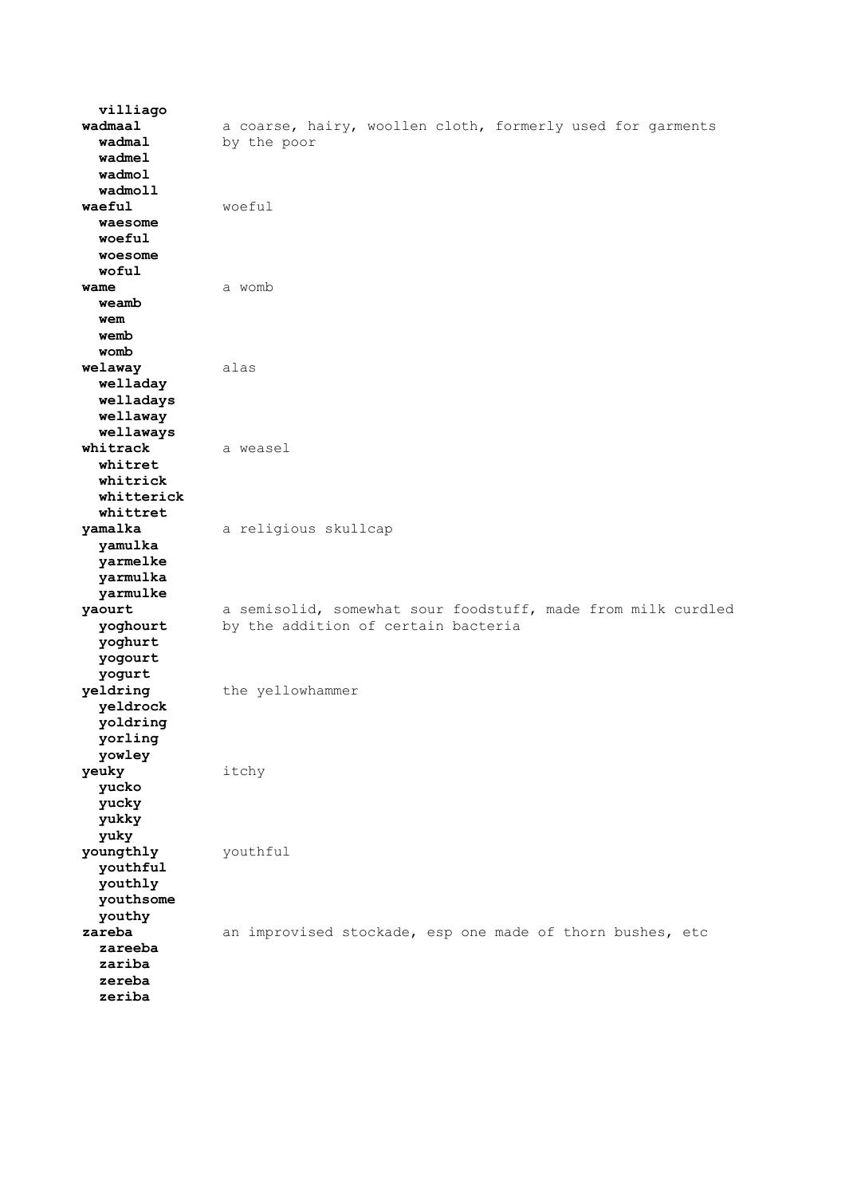**villiago**

**wadmaal** a coarse, hairy, woollen cloth, formerly used for garments by the poor
**wadmal**
**wadmel**
**wadmol**
**wadmoll**

**waeful** woeful
**waesome**
**woeful**
**woesome**
**woful**

**wame** a womb
**weamb**
**wem**
**wemb**
**womb**

**welaway** alas
**welladay**
**welladays**
**wellaway**
**wellaways**

**whitrack** a weasel
**whitret**
**whitrick**
**whitterick**
**whittret**

**yamalka** a religious skullcap
**yamulka**
**yarmelke**
**yarmulka**
**yarmulke**

**yaourt** a semisolid, somewhat sour foodstuff, made from milk curdled by the addition of certain bacteria
**yoghourt**
**yoghurt**
**yogourt**
**yogurt**

**yeldring** the yellowhammer
**yeldrock**
**yoldring**
**yorling**
**yowley**

**yeuky** itchy
**yucko**
**yucky**
**yukky**
**yuky**

**youngthly** youthful
**youthful**
**youthly**
**youthsome**
**youthy**

**zareba** an improvised stockade, esp one made of thorn bushes, etc
**zareeba**
**zariba**
**zereba**
**zeriba**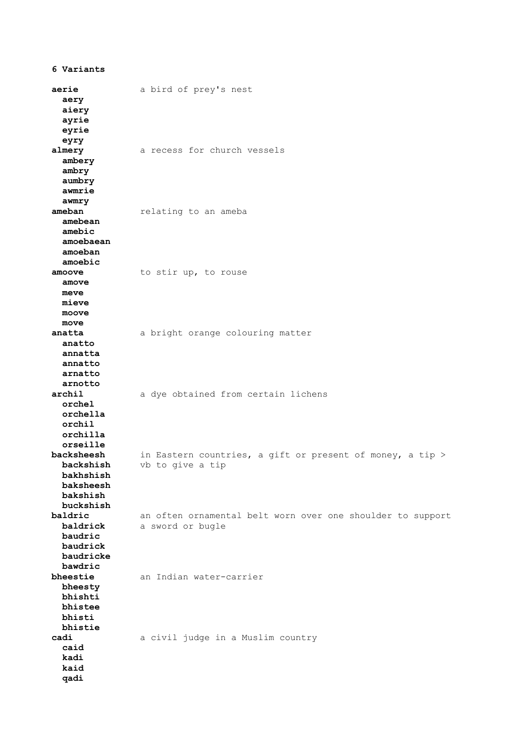**6 Variants**

| Word | Definition |
|---|---|
| **aerie** | a bird of prey's nest |
| **aery** | |
| **aiery** | |
| **ayrie** | |
| **eyrie** | |
| **eyry** | |
| **almery** | a recess for church vessels |
| **ambery** | |
| **ambry** | |
| **aumbry** | |
| **awmrie** | |
| **awmry** | |
| **ameban** | relating to an ameba |
| **amebean** | |
| **amebic** | |
| **amoebaean** | |
| **amoeban** | |
| **amoebic** | |
| **amoove** | to stir up, to rouse |
| **amove** | |
| **meve** | |
| **mieve** | |
| **moove** | |
| **move** | |
| **anatta** | a bright orange colouring matter |
| **anatto** | |
| **annatta** | |
| **annatto** | |
| **arnatto** | |
| **arnotto** | |
| **archil** | a dye obtained from certain lichens |
| **orchel** | |
| **orchella** | |
| **orchil** | |
| **orchilla** | |
| **orseille** | |
| **backsheesh** | in Eastern countries, a gift or present of money, a tip > vb to give a tip |
| **backshish** | |
| **bakhshish** | |
| **baksheesh** | |
| **bakshish** | |
| **buckshish** | |
| **baldric** | an often ornamental belt worn over one shoulder to support a sword or bugle |
| **baldrick** | |
| **baudric** | |
| **baudrick** | |
| **baudricke** | |
| **bawdric** | |
| **bheestie** | an Indian water-carrier |
| **bheesty** | |
| **bhishti** | |
| **bhistee** | |
| **bhisti** | |
| **bhistie** | |
| **cadi** | a civil judge in a Muslim country |
| **caid** | |
| **kadi** | |
| **kaid** | |
| **qadi** | |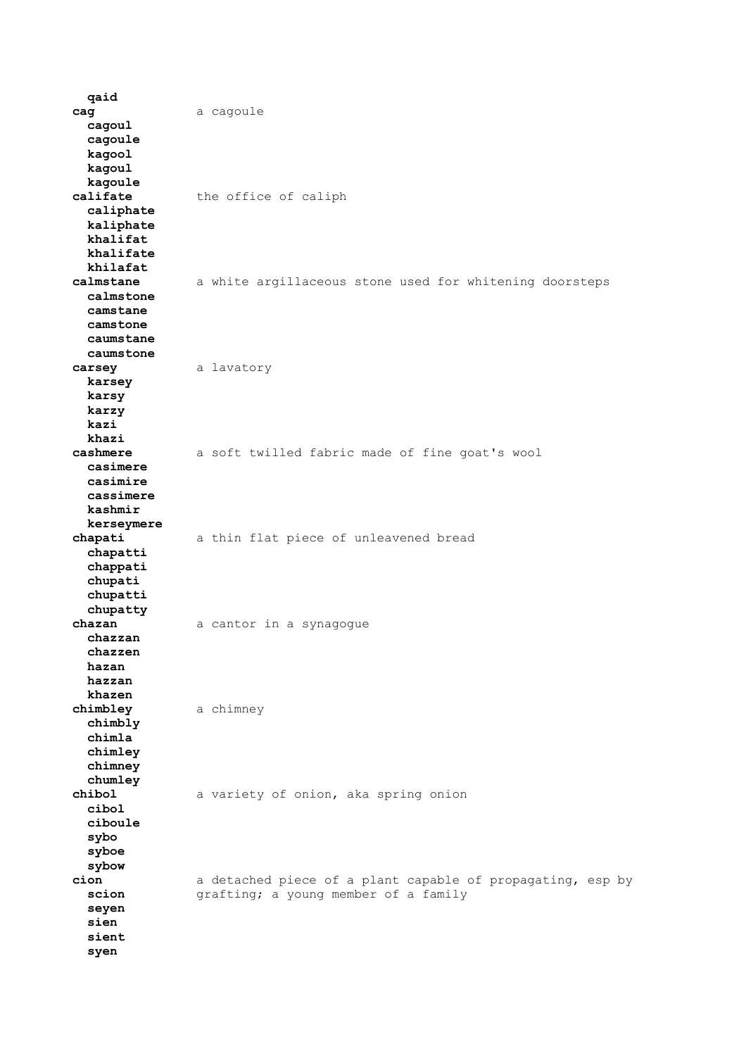**qaid**

**cag** a cagoule
**cagoul**
**cagoule**
**kagool**
**kagoul**
**kagoule**

**califate** the office of caliph
**caliphate**
**kaliphate**
**khalifat**
**khalifate**
**khilafat**

**calmstane** a white argillaceous stone used for whitening doorsteps
**calmstone**
**camstane**
**camstone**
**caumstane**
**caumstone**

**carsey** a lavatory
**karsey**
**karsy**
**karzy**
**kazi**
**khazi**

**cashmere** a soft twilled fabric made of fine goat's wool
**casimere**
**casimire**
**cassimere**
**kashmir**
**kerseymere**

**chapati** a thin flat piece of unleavened bread
**chapatti**
**chappati**
**chupati**
**chupatti**
**chupatty**

**chazan** a cantor in a synagogue
**chazzan**
**chazzen**
**hazan**
**hazzan**
**khazen**

**chimbley** a chimney
**chimbly**
**chimla**
**chimley**
**chimney**
**chumley**

**chibol** a variety of onion, aka spring onion
**cibol**
**ciboule**
**sybo**
**syboe**
**sybow**

**cion** a detached piece of a plant capable of propagating, esp by grafting; a young member of a family
**scion**
**seyen**
**sien**
**sient**
**syen**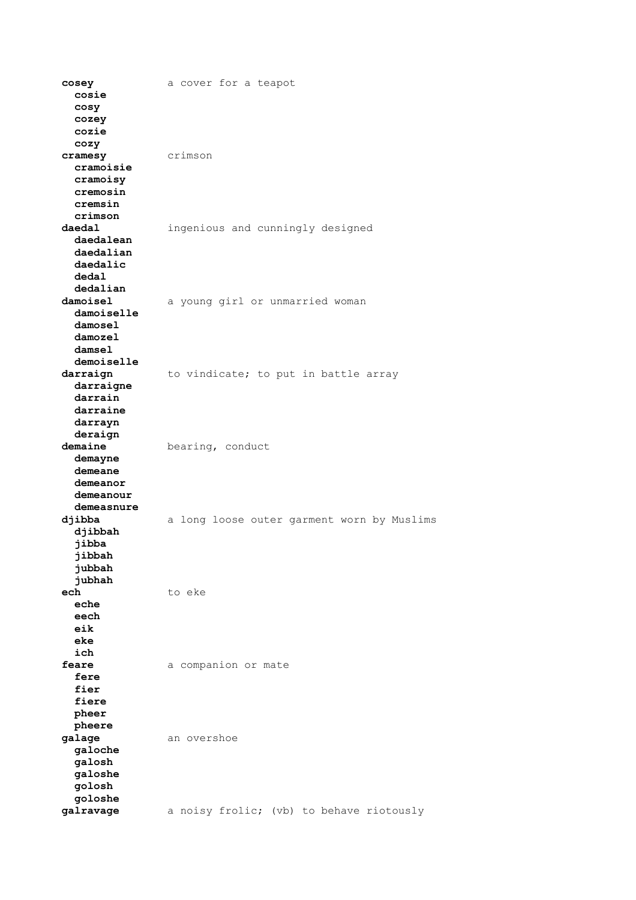**cosey** a cover for a teapot
  **cosie**
  **cosy**
  **cozey**
  **cozie**
  **cozy**
**cramesy** crimson
  **cramoisie**
  **cramoisy**
  **cremosin**
  **cremsin**
  **crimson**
**daedal** ingenious and cunningly designed
  **daedalean**
  **daedalian**
  **daedalic**
  **dedal**
  **dedalian**
**damoisel** a young girl or unmarried woman
  **damoiselle**
  **damosel**
  **damozel**
  **damsel**
  **demoiselle**
**darraign** to vindicate; to put in battle array
  **darraigne**
  **darrain**
  **darraine**
  **darrayn**
  **deraign**
**demaine** bearing, conduct
  **demayne**
  **demeane**
  **demeanor**
  **demeanour**
  **demeasnure**
**djibba** a long loose outer garment worn by Muslims
  **djibbah**
  **jibba**
  **jibbah**
  **jubbah**
  **jubhah**
**ech** to eke
  **eche**
  **eech**
  **eik**
  **eke**
  **ich**
**feare** a companion or mate
  **fere**
  **fier**
  **fiere**
  **pheer**
  **pheere**
**galage** an overshoe
  **galoche**
  **galosh**
  **galoshe**
  **golosh**
  **goloshe**
**galravage** a noisy frolic; (vb) to behave riotously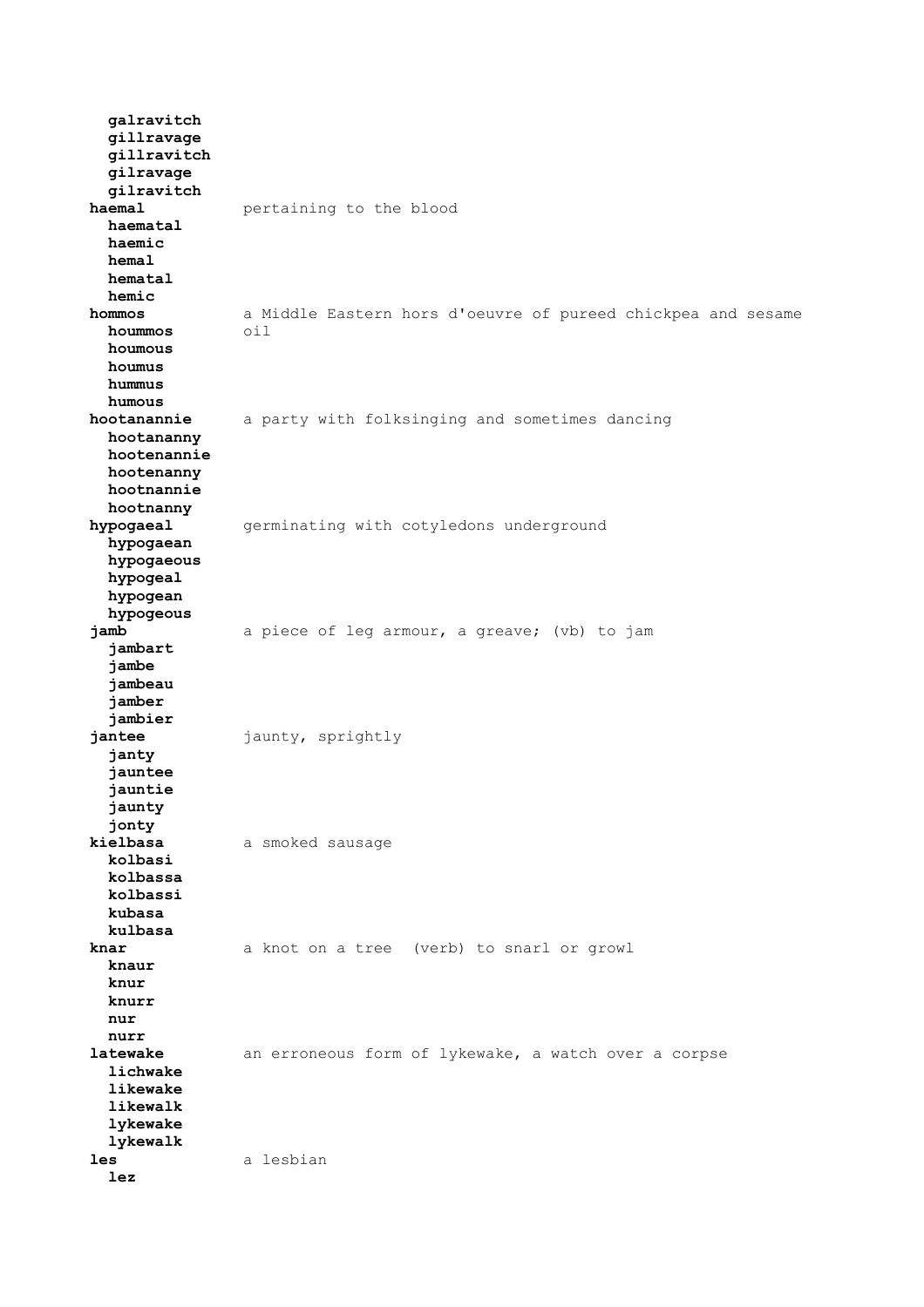**galravitch**
**gillravage**
**gillravitch**
**gilravage**
**gilravitch**

**haemal** pertaining to the blood
**haematal**
**haemic**
**hemal**
**hematal**
**hemic**

**hommos** a Middle Eastern hors d'oeuvre of pureed chickpea and sesame oil
**hoummos**
**houmous**
**houmus**
**hummus**
**humous**

**hootanannie** a party with folksinging and sometimes dancing
**hootananny**
**hootenannie**
**hootenanny**
**hootnannie**
**hootnanny**

**hypogaeal** germinating with cotyledons underground
**hypogaean**
**hypogaeous**
**hypogeal**
**hypogean**
**hypogeous**

**jamb** a piece of leg armour, a greave; (vb) to jam
**jambart**
**jambe**
**jambeau**
**jamber**
**jambier**

**jantee** jaunty, sprightly
**janty**
**jauntee**
**jauntie**
**jaunty**
**jonty**

**kielbasa** a smoked sausage
**kolbasi**
**kolbassa**
**kolbassi**
**kubasa**
**kulbasa**

**knar** a knot on a tree (verb) to snarl or growl
**knaur**
**knur**
**knurr**
**nur**
**nurr**

**latewake** an erroneous form of lykewake, a watch over a corpse
**lichwake**
**likewake**
**likewalk**
**lykewake**
**lykewalk**

**les** a lesbian
**lez**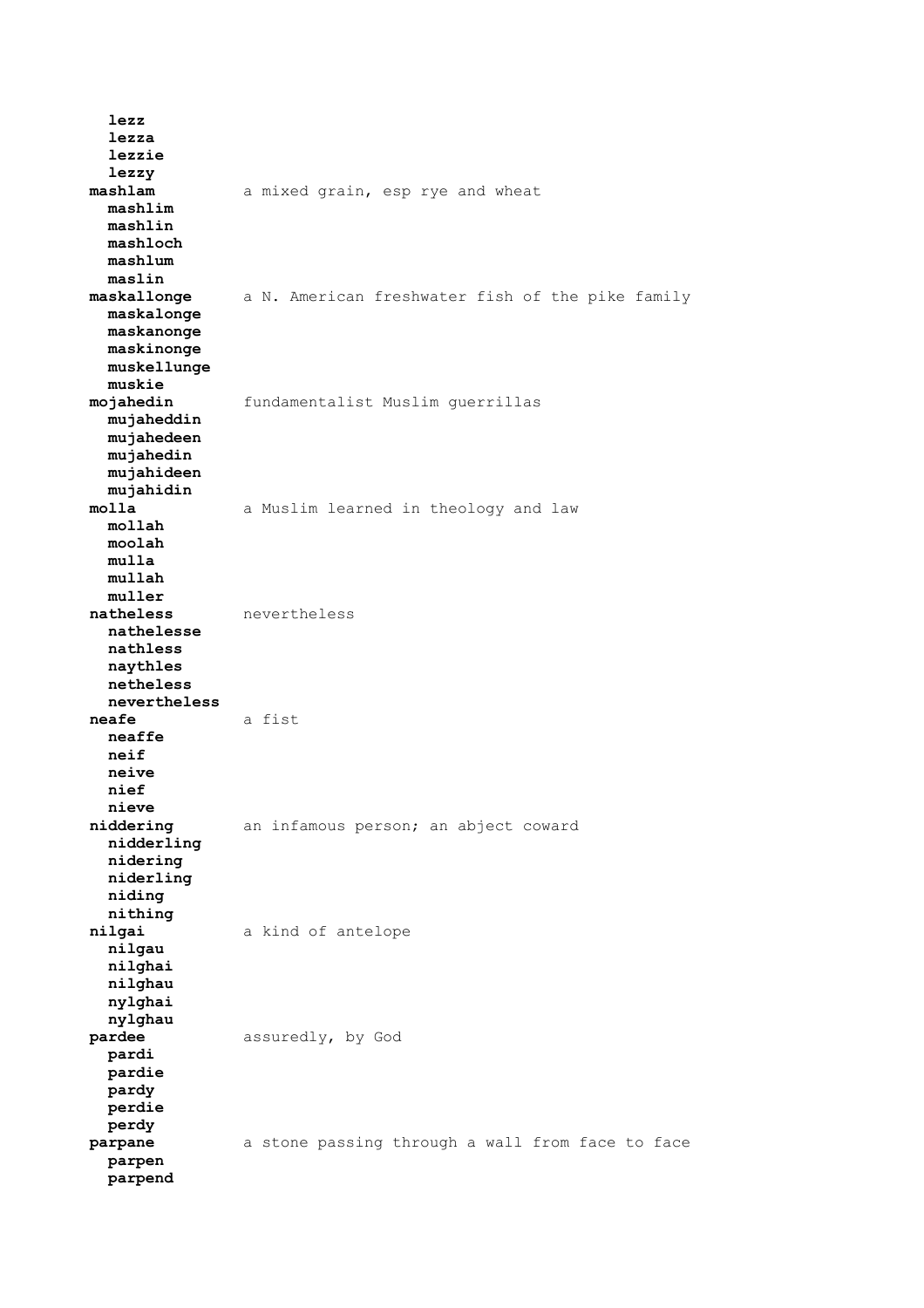**lezz**
**lezza**
**lezzie**
**lezzy**

**mashlam** a mixed grain, esp rye and wheat
**mashlim**
**mashlin**
**mashloch**
**mashlum**
**maslin**

**maskallonge** a N. American freshwater fish of the pike family
**maskalonge**
**maskanonge**
**maskinonge**
**muskellunge**
**muskie**

**mojahedin** fundamentalist Muslim guerrillas
**mujaheddin**
**mujahedeen**
**mujahedin**
**mujahideen**
**mujahidin**

**molla** a Muslim learned in theology and law
**mollah**
**moolah**
**mulla**
**mullah**
**muller**

**natheless** nevertheless
**nathelesse**
**nathless**
**naythles**
**netheless**
**nevertheless**

**neafe** a fist
**neaffe**
**neif**
**neive**
**nief**
**nieve**

**niddering** an infamous person; an abject coward
**nidderling**
**nidering**
**niderling**
**niding**
**nithing**

**nilgai** a kind of antelope
**nilgau**
**nilghai**
**nilghau**
**nylghai**
**nylghau**

**pardee** assuredly, by God
**pardi**
**pardie**
**pardy**
**perdie**
**perdy**

**parpane** a stone passing through a wall from face to face
**parpen**
**parpend**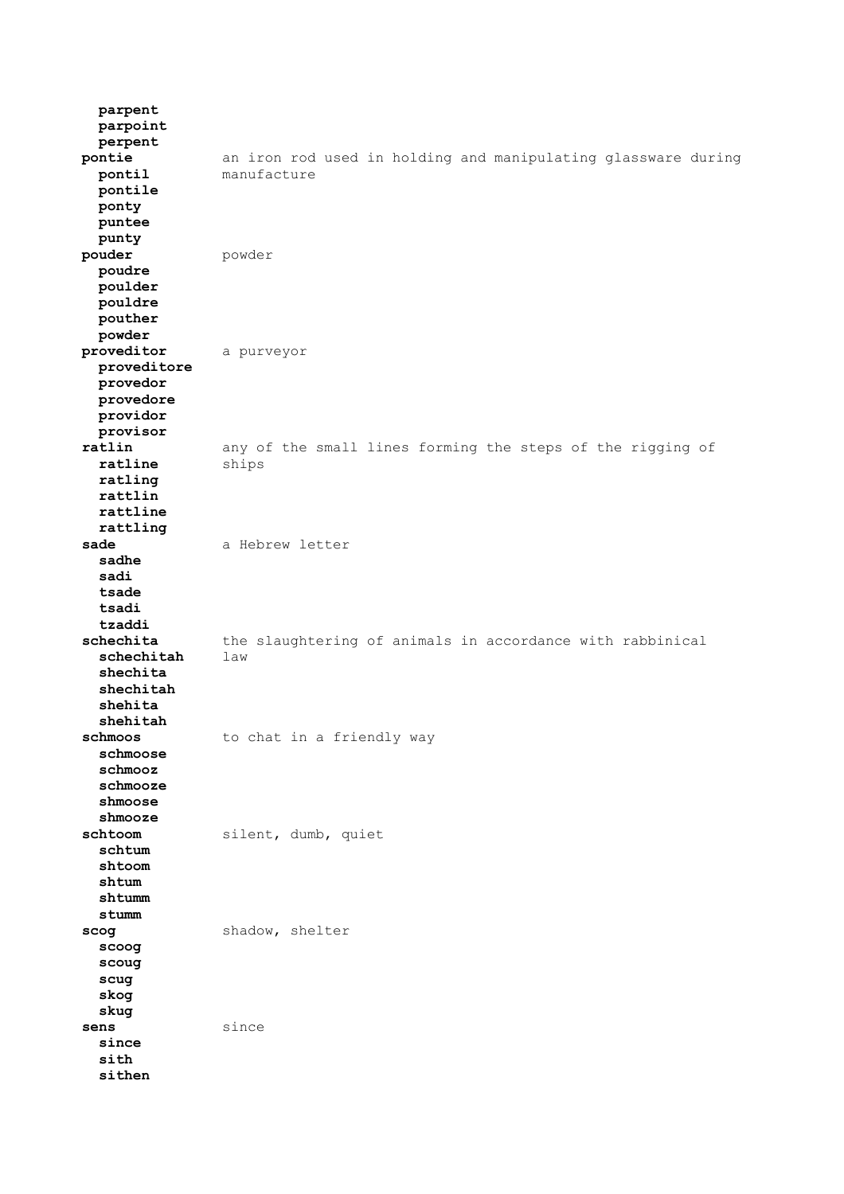**parpent**
**parpoint**
**perpent**

**pontie** — an iron rod used in holding and manipulating glassware during manufacture
**pontil**
**pontile**
**ponty**
**puntee**
**punty**

**pouder** — powder
**poudre**
**poulder**
**pouldre**
**pouther**
**powder**

**proveditor** — a purveyor
**proveditore**
**provedor**
**provedore**
**providor**
**provisor**

**ratlin** — any of the small lines forming the steps of the rigging of ships
**ratline**
**ratling**
**rattlin**
**rattline**
**rattling**

**sade** — a Hebrew letter
**sadhe**
**sadi**
**tsade**
**tsadi**
**tzaddi**

**schechita** — the slaughtering of animals in accordance with rabbinical law
**schechitah**
**shechita**
**shechitah**
**shehita**
**shehitah**

**schmoos** — to chat in a friendly way
**schmoose**
**schmooz**
**schmooze**
**shmoose**
**shmooze**

**schtoom** — silent, dumb, quiet
**schtum**
**shtoom**
**shtum**
**shtumm**
**stumm**

**scog** — shadow, shelter
**scoog**
**scoug**
**scug**
**skog**
**skug**

**sens** — since
**since**
**sith**
**sithen**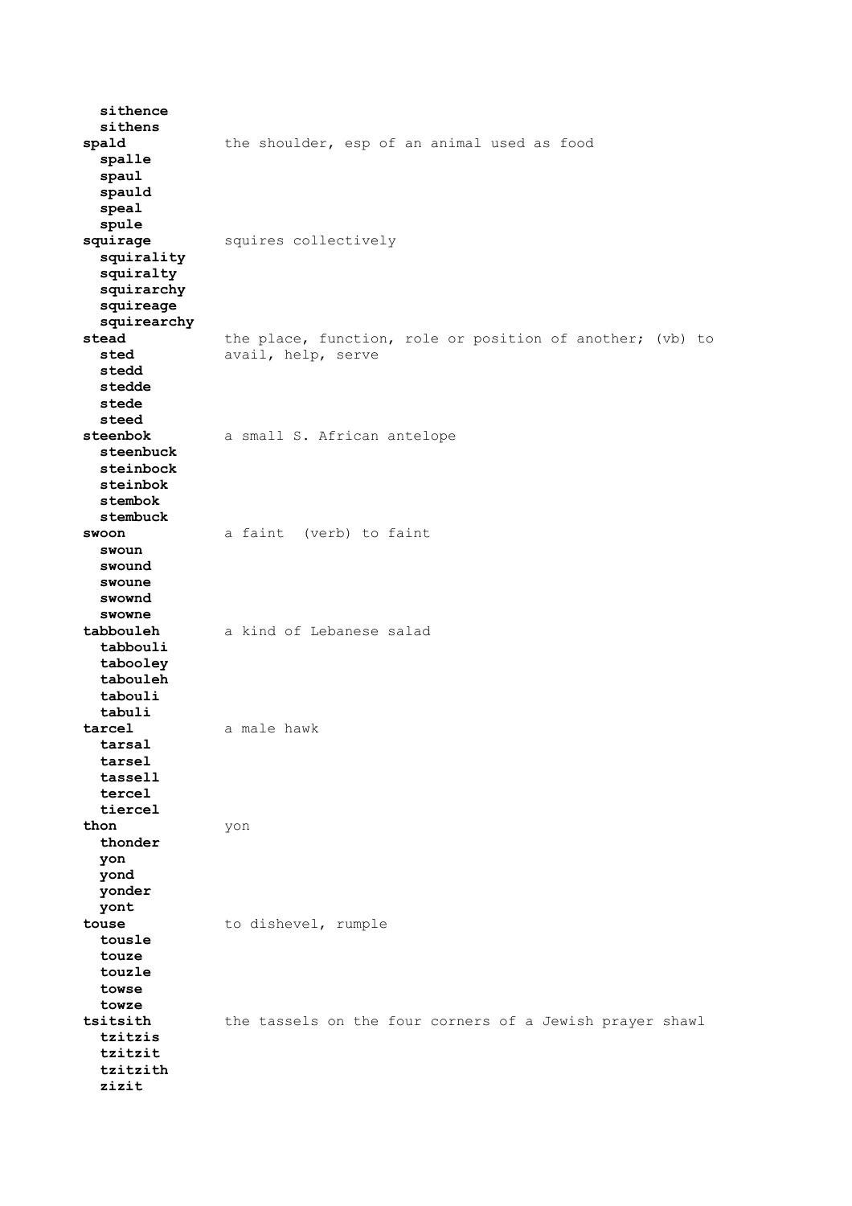**sithence**
**sithens**

**spald** the shoulder, esp of an animal used as food
**spalle**
**spaul**
**spauld**
**speal**
**spule**

**squirage** squires collectively
**squirality**
**squiralty**
**squirarchy**
**squireage**
**squirearchy**

**stead** the place, function, role or position of another; (vb) to avail, help, serve
**sted**
**stedd**
**stedde**
**stede**
**steed**

**steenbok** a small S. African antelope
**steenbuck**
**steinbock**
**steinbok**
**stembok**
**stembuck**

**swoon** a faint (verb) to faint
**swoun**
**swound**
**swoune**
**swownd**
**swowne**

**tabbouleh** a kind of Lebanese salad
**tabbouli**
**tabooley**
**tabouleh**
**tabouli**
**tabuli**

**tarcel** a male hawk
**tarsal**
**tarsel**
**tassell**
**tercel**
**tiercel**

**thon** yon
**thonder**
**yon**
**yond**
**yonder**
**yont**

**touse** to dishevel, rumple
**tousle**
**touze**
**touzle**
**towse**
**towze**

**tsitsith** the tassels on the four corners of a Jewish prayer shawl
**tzitzis**
**tzitzit**
**tzitzith**
**zizit**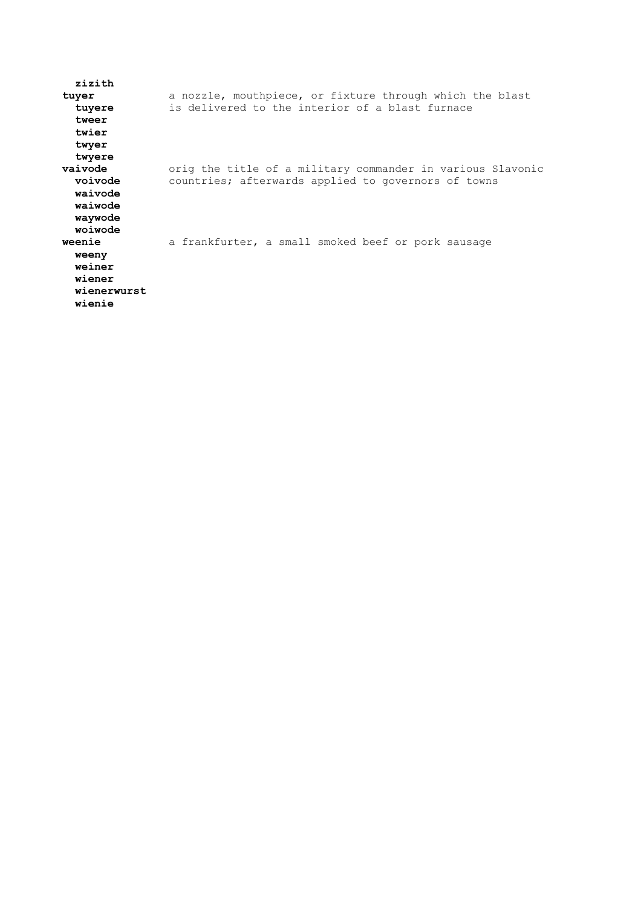**zizith**

**tuyer** — a nozzle, mouthpiece, or fixture through which the blast is delivered to the interior of a blast furnace
- **tuyere**
- **tweer**
- **twier**
- **twyer**
- **twyere**

**vaivode** — orig the title of a military commander in various Slavonic countries; afterwards applied to governors of towns
- **voivode**
- **waivode**
- **waiwode**
- **waywode**
- **woiwode**

**weenie** — a frankfurter, a small smoked beef or pork sausage
- **weeny**
- **weiner**
- **wiener**
- **wienerwurst**
- **wienie**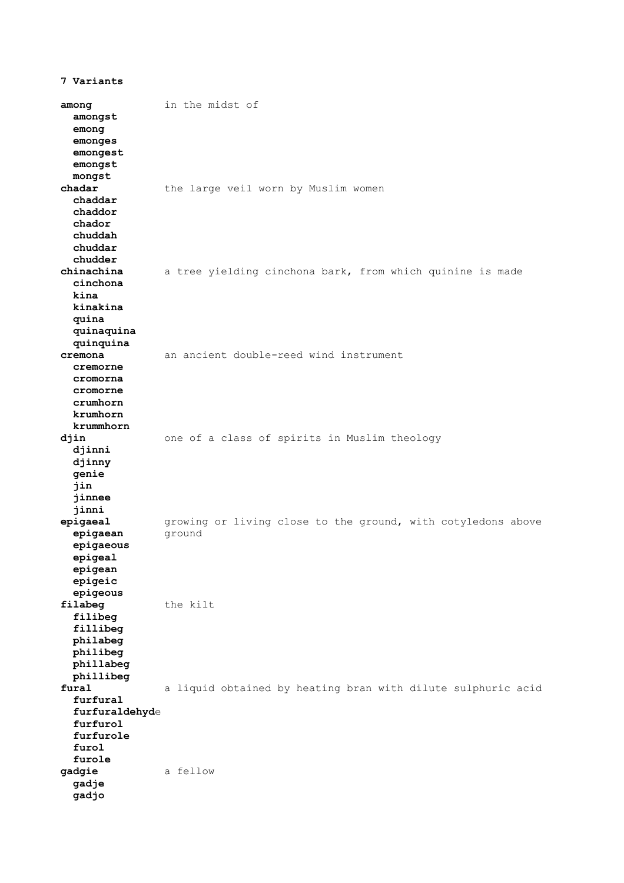**7 Variants**

**among** in the midst of
  **amongst**
  **emong**
  **emonges**
  **emongest**
  **emongst**
  **mongst**

**chadar** the large veil worn by Muslim women
  **chaddar**
  **chaddor**
  **chador**
  **chuddah**
  **chuddar**
  **chudder**

**chinachina** a tree yielding cinchona bark, from which quinine is made
  **cinchona**
  **kina**
  **kinakina**
  **quina**
  **quinaquina**
  **quinquina**

**cremona** an ancient double-reed wind instrument
  **cremorne**
  **cromorna**
  **cromorne**
  **crumhorn**
  **krumhorn**
  **krummhorn**

**djin** one of a class of spirits in Muslim theology
  **djinni**
  **djinny**
  **genie**
  **jin**
  **jinnee**
  **jinni**

**epigaeal** growing or living close to the ground, with cotyledons above ground
  **epigaean**
  **epigaeous**
  **epigeal**
  **epigean**
  **epigeic**
  **epigeous**

**filabeg** the kilt
  **filibeg**
  **fillibeg**
  **philabeg**
  **philibeg**
  **phillabeg**
  **phillibeg**

**fural** a liquid obtained by heating bran with dilute sulphuric acid
  **furfural**
  **furfuraldehyd**e
  **furfurol**
  **furfurole**
  **furol**
  **furole**

**gadgie** a fellow
  **gadje**
  **gadjo**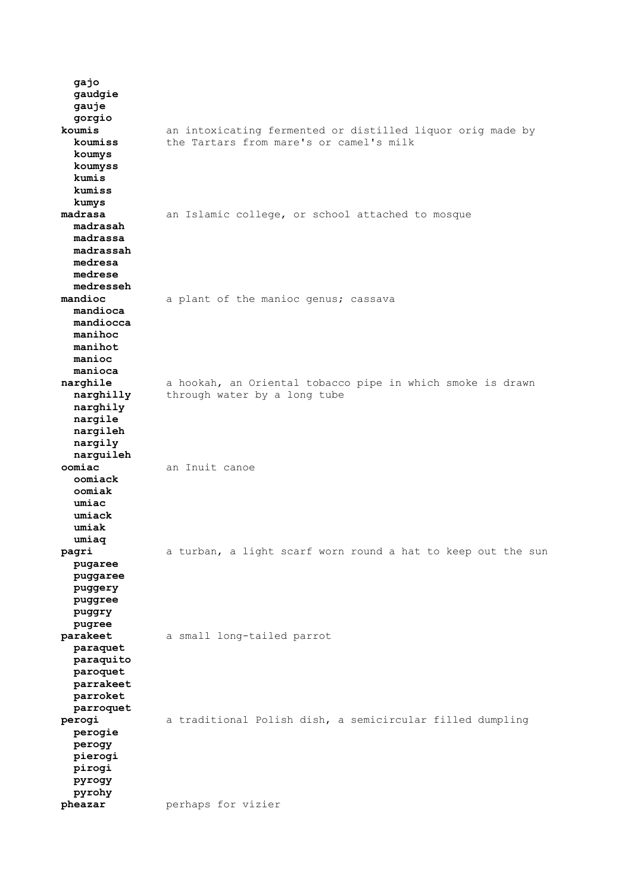**gajo**
**gaudgie**
**gauje**
**gorgio**

**koumis** an intoxicating fermented or distilled liquor orig made by the Tartars from mare's or camel's milk
**koumiss**
**koumys**
**koumyss**
**kumis**
**kumiss**
**kumys**

**madrasa** an Islamic college, or school attached to mosque
**madrasah**
**madrassa**
**madrassah**
**medresa**
**medrese**
**medresseh**

**mandioc** a plant of the manioc genus; cassava
**mandioca**
**mandiocca**
**manihoc**
**manihot**
**manioc**
**manioca**

**narghile** a hookah, an Oriental tobacco pipe in which smoke is drawn through water by a long tube
**narghilly**
**narghily**
**nargile**
**nargileh**
**nargily**
**narguileh**

**oomiac** an Inuit canoe
**oomiack**
**oomiak**
**umiac**
**umiack**
**umiak**
**umiaq**

**pagri** a turban, a light scarf worn round a hat to keep out the sun
**pugaree**
**puggaree**
**puggery**
**puggree**
**puggry**
**pugree**

**parakeet** a small long-tailed parrot
**paraquet**
**paraquito**
**paroquet**
**parrakeet**
**parroket**
**parroquet**

**perogi** a traditional Polish dish, a semicircular filled dumpling
**perogie**
**perogy**
**pierogi**
**pirogi**
**pyrogy**
**pyrohy**

**pheazar** perhaps for vizier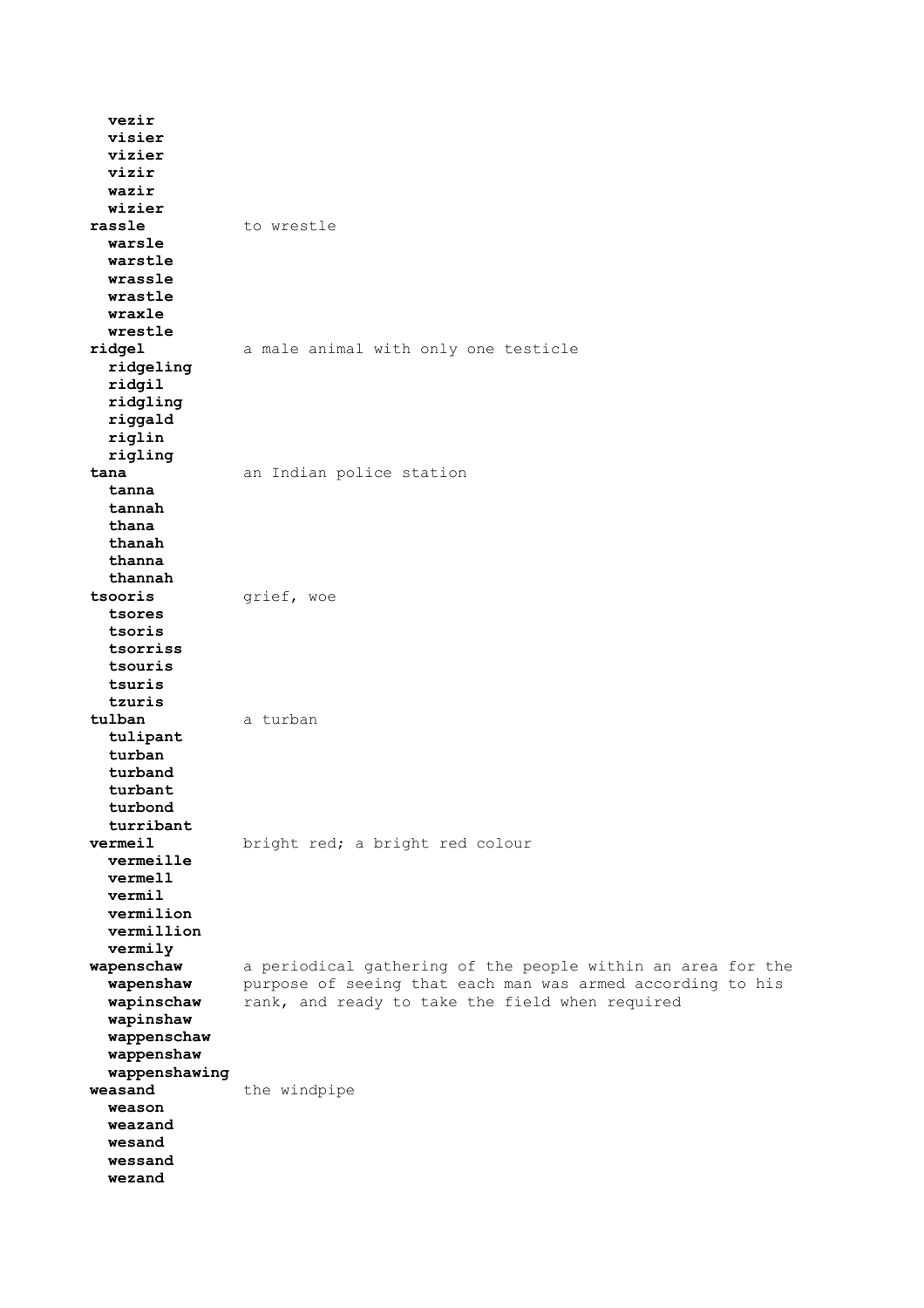**vezir**
**visier**
**vizier**
**vizir**
**wazir**
**wizier**

**rassle** to wrestle
**warsle**
**warstle**
**wrassle**
**wrastle**
**wraxle**
**wrestle**

**ridgel** a male animal with only one testicle
**ridgeling**
**ridgil**
**ridgling**
**riggald**
**riglin**
**rigling**

**tana** an Indian police station
**tanna**
**tannah**
**thana**
**thanah**
**thanna**
**thannah**

**tsooris** grief, woe
**tsores**
**tsoris**
**tsorriss**
**tsouris**
**tsuris**
**tzuris**

**tulban** a turban
**tulipant**
**turban**
**turband**
**turbant**
**turbond**
**turribant**

**vermeil** bright red; a bright red colour
**vermeille**
**vermell**
**vermil**
**vermilion**
**vermillion**
**vermily**

**wapenschaw** a periodical gathering of the people within an area for the purpose of seeing that each man was armed according to his rank, and ready to take the field when required
**wapenshaw**
**wapinschaw**
**wapinshaw**
**wappenschaw**
**wappenshaw**
**wappenshawing**

**weasand** the windpipe
**weason**
**weazand**
**wesand**
**wessand**
**wezand**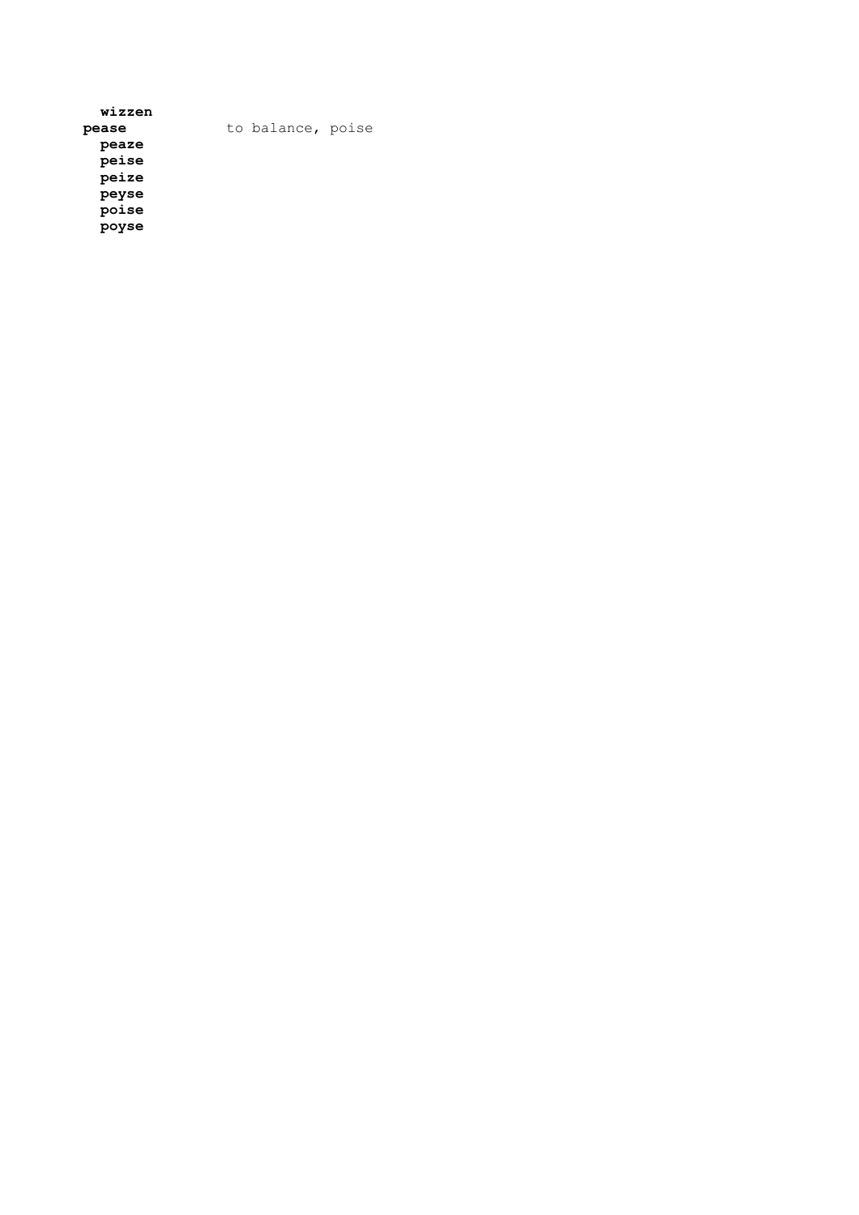**wizzen**

**pease** to balance, poise

**peaze**

**peise**

**peize**

**peyse**

**poise**

**poyse**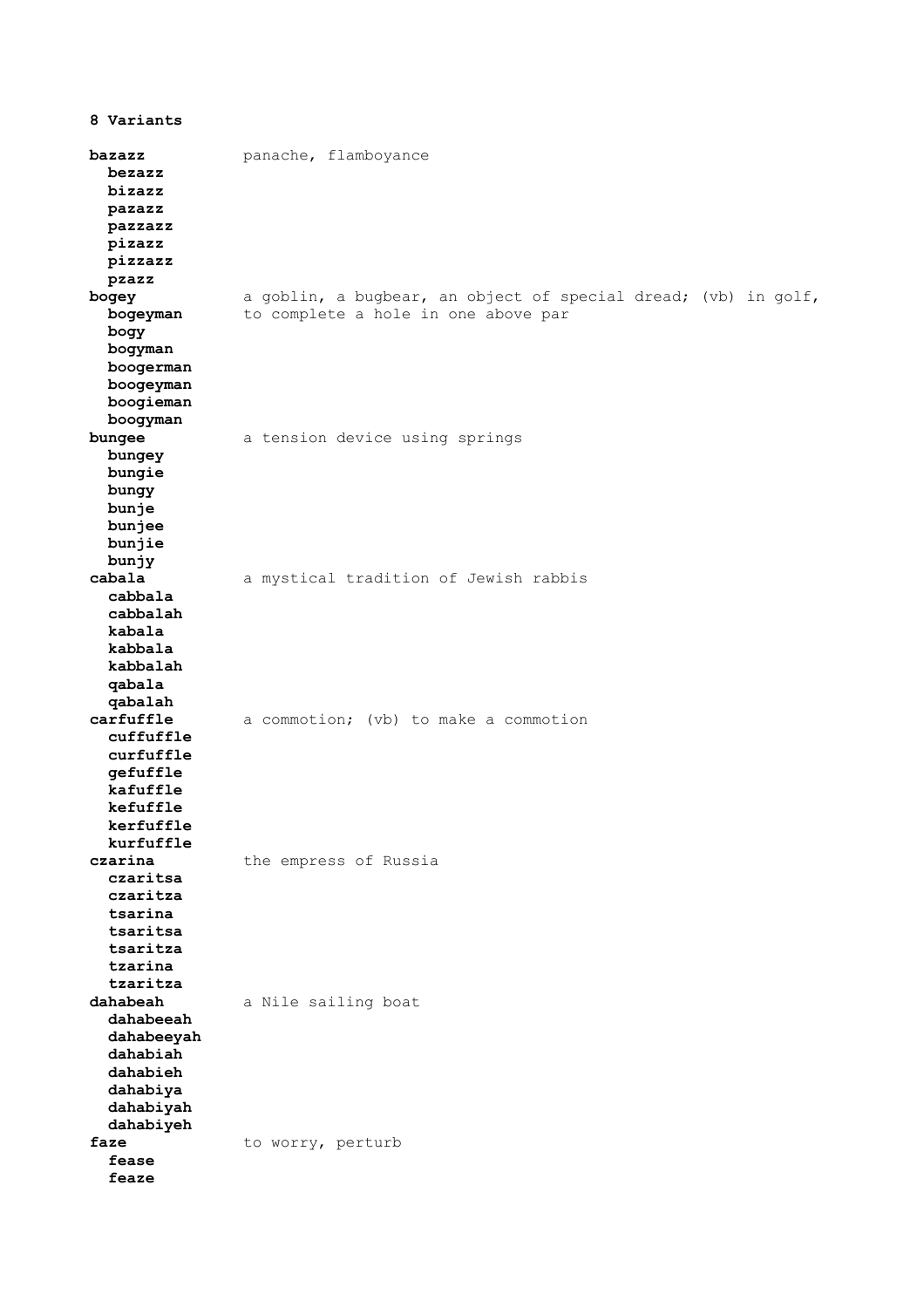**8 Variants**

| Word | Definition |
|---|---|
| **bazazz** | panache, flamboyance |
| **bezazz** | |
| **bizazz** | |
| **pazazz** | |
| **pazzazz** | |
| **pizazz** | |
| **pizzazz** | |
| **pzazz** | |
| **bogey** | a goblin, a bugbear, an object of special dread; (vb) in golf, to complete a hole in one above par |
| **bogeyman** | |
| **bogy** | |
| **bogyman** | |
| **boogerman** | |
| **boogeyman** | |
| **boogieman** | |
| **boogyman** | |
| **bungee** | a tension device using springs |
| **bungey** | |
| **bungie** | |
| **bungy** | |
| **bunje** | |
| **bunjee** | |
| **bunjie** | |
| **bunjy** | |
| **cabala** | a mystical tradition of Jewish rabbis |
| **cabbala** | |
| **cabbalah** | |
| **kabala** | |
| **kabbala** | |
| **kabbalah** | |
| **qabala** | |
| **qabalah** | |
| **carfuffle** | a commotion; (vb) to make a commotion |
| **cuffuffle** | |
| **curfuffle** | |
| **gefuffle** | |
| **kafuffle** | |
| **kefuffle** | |
| **kerfuffle** | |
| **kurfuffle** | |
| **czarina** | the empress of Russia |
| **czaritsa** | |
| **czaritza** | |
| **tsarina** | |
| **tsaritsa** | |
| **tsaritza** | |
| **tzarina** | |
| **tzaritza** | |
| **dahabeah** | a Nile sailing boat |
| **dahabeeah** | |
| **dahabeeyah** | |
| **dahabiah** | |
| **dahabieh** | |
| **dahabiya** | |
| **dahabiyah** | |
| **dahabiyeh** | |
| **faze** | to worry, perturb |
| **fease** | |
| **feaze** | |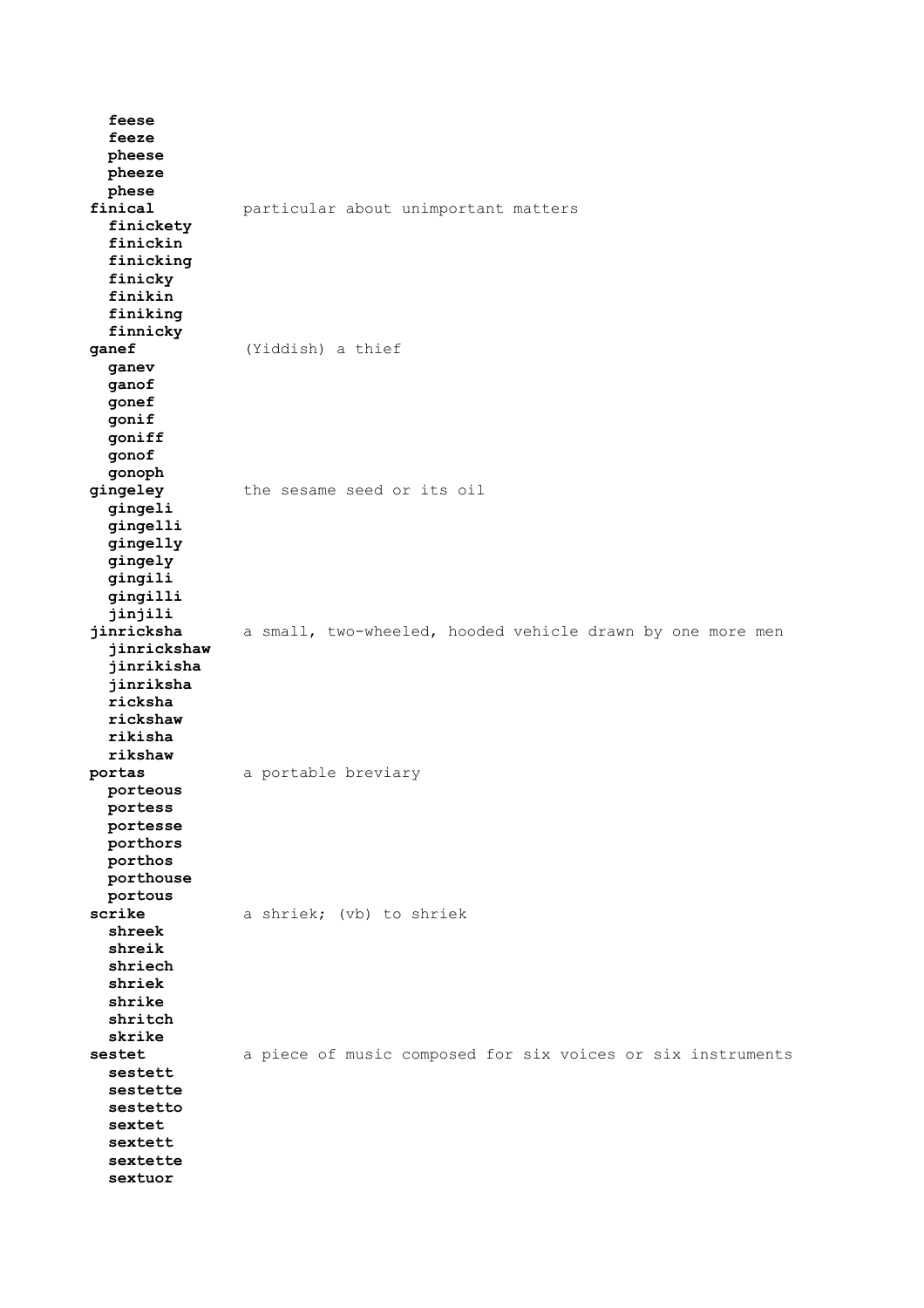**feese**
**feeze**
**pheese**
**pheeze**
**phese**

**finical** particular about unimportant matters

**finickety**
**finickin**
**finicking**
**finicky**
**finikin**
**finiking**
**finnicky**

**ganef** (Yiddish) a thief

**ganev**
**ganof**
**gonef**
**gonif**
**goniff**
**gonof**
**gonoph**

**gingeley** the sesame seed or its oil

**gingeli**
**gingelli**
**gingelly**
**gingely**
**gingili**
**gingilli**
**jinjili**

**jinricksha** a small, two-wheeled, hooded vehicle drawn by one more men

**jinrickshaw**
**jinrikisha**
**jinriksha**
**ricksha**
**rickshaw**
**rikisha**
**rikshaw**

**portas** a portable breviary

**porteous**
**portess**
**portesse**
**porthors**
**porthos**
**porthouse**
**portous**

**scrike** a shriek; (vb) to shriek

**shreek**
**shreik**
**shriech**
**shriek**
**shrike**
**shritch**
**skrike**

**sestet** a piece of music composed for six voices or six instruments

**sestett**
**sestette**
**sestetto**
**sextet**
**sextett**
**sextette**
**sextuor**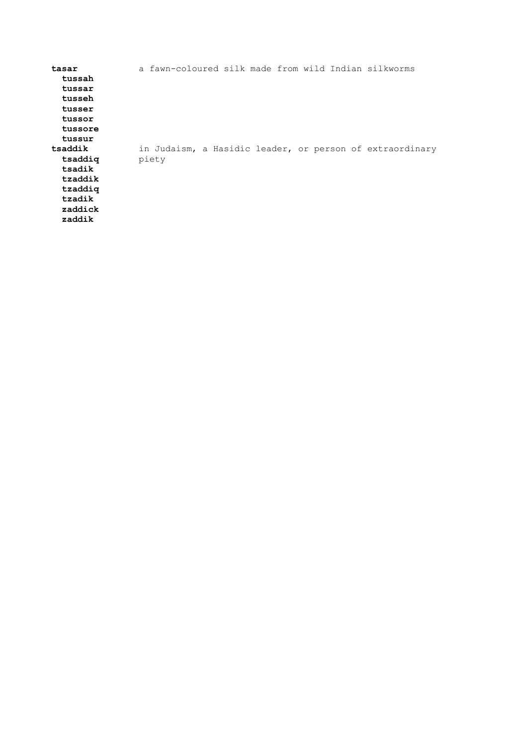**tasar** a fawn-coloured silk made from wild Indian silkworms

**tussah**
**tussar**
**tusseh**
**tusser**
**tussor**
**tussore**
**tussur**

**tsaddik** in Judaism, a Hasidic leader, or person of extraordinary piety

**tsaddiq**
**tsadik**
**tzaddik**
**tzaddiq**
**tzadik**
**zaddick**
**zaddik**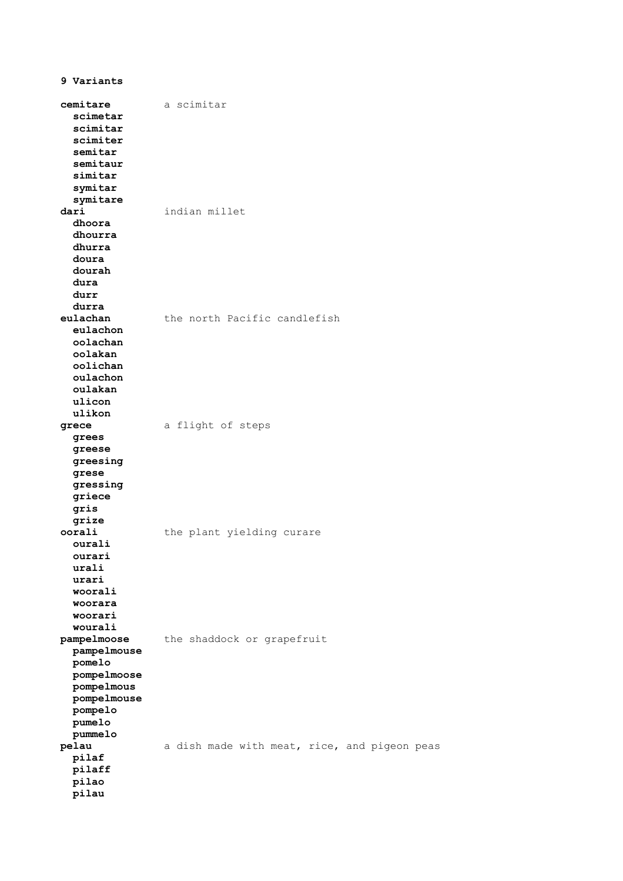**9 Variants**

**cemitare** a scimitar
  **scimetar**
  **scimitar**
  **scimiter**
  **semitar**
  **semitaur**
  **simitar**
  **symitar**
  **symitare**

**dari** indian millet
  **dhoora**
  **dhourra**
  **dhurra**
  **doura**
  **dourah**
  **dura**
  **durr**
  **durra**

**eulachan** the north Pacific candlefish
  **eulachon**
  **oolachan**
  **oolakan**
  **oolichan**
  **oulachon**
  **oulakan**
  **ulicon**
  **ulikon**

**grece** a flight of steps
  **grees**
  **greese**
  **greesing**
  **grese**
  **gressing**
  **griece**
  **gris**
  **grize**

**oorali** the plant yielding curare
  **ourali**
  **ourari**
  **urali**
  **urari**
  **woorali**
  **woorara**
  **woorari**
  **wourali**

**pampelmoose** the shaddock or grapefruit
  **pampelmouse**
  **pomelo**
  **pompelmoose**
  **pompelmous**
  **pompelmouse**
  **pompelo**
  **pumelo**
  **pummelo**

**pelau** a dish made with meat, rice, and pigeon peas
  **pilaf**
  **pilaff**
  **pilao**
  **pilau**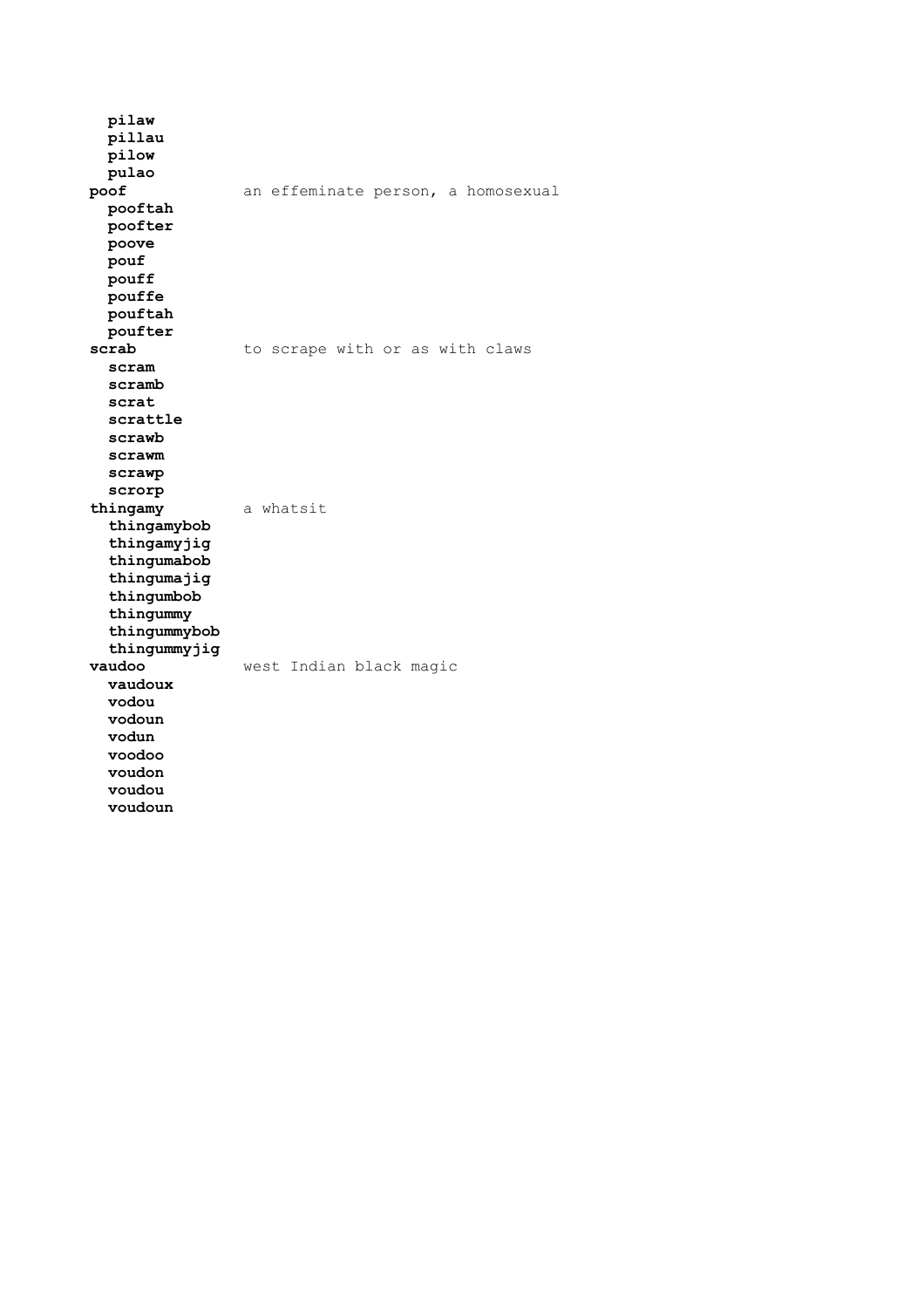**pilaw**
**pillau**
**pilow**
**pulao**

**poof** an effeminate person, a homosexual
**pooftah**
**poofter**
**poove**
**pouf**
**pouff**
**pouffe**
**pouftah**
**poufter**

**scrab** to scrape with or as with claws
**scram**
**scramb**
**scrat**
**scrattle**
**scrawb**
**scrawm**
**scrawp**
**scrorp**

**thingamy** a whatsit
**thingamybob**
**thingamyjig**
**thingumabob**
**thingumajig**
**thingumbob**
**thingummy**
**thingummybob**
**thingummyjig**

**vaudoo** west Indian black magic
**vaudoux**
**vodou**
**vodoun**
**vodun**
**voodoo**
**voudon**
**voudou**
**voudoun**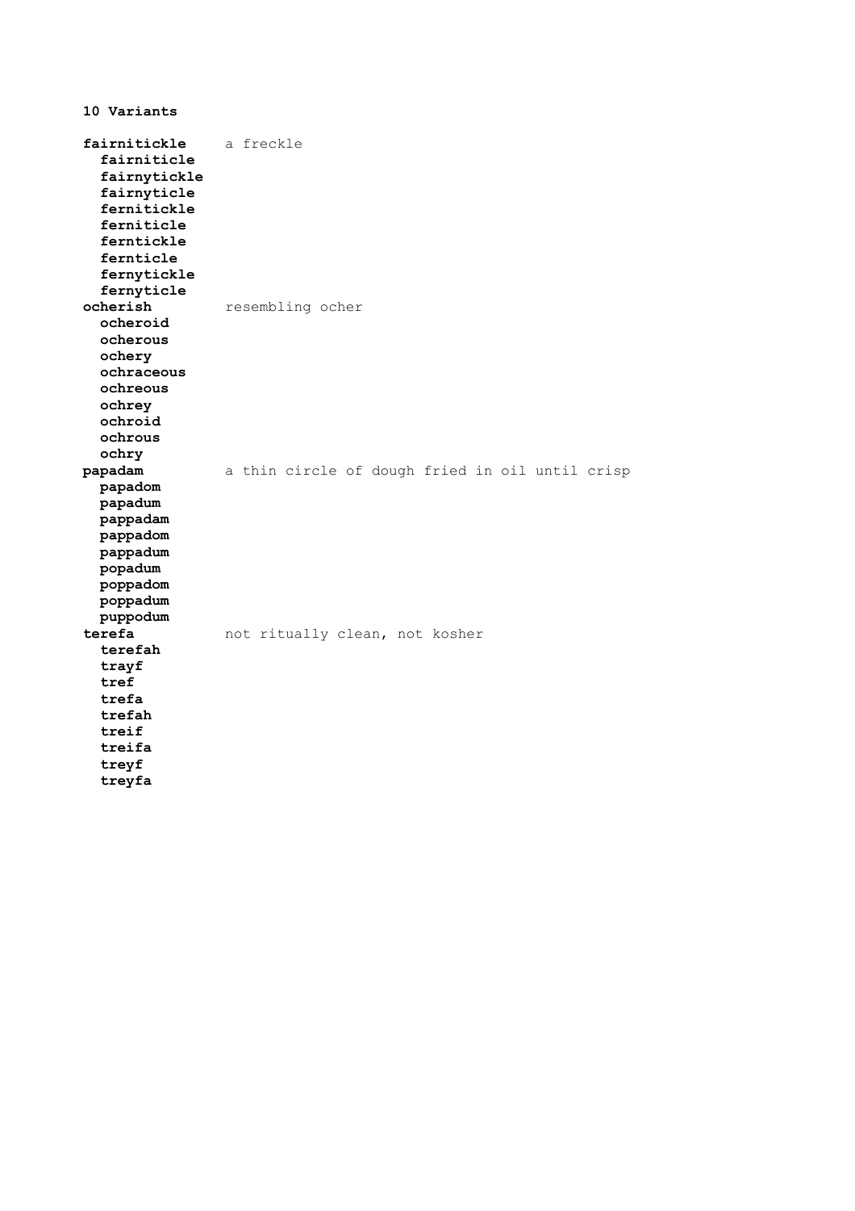**10 Variants**

| | |
|---|---|
| **fairnitickle** | a freckle |
| **fairniticle** | |
| **fairnytickle** | |
| **fairnyticle** | |
| **fernitickle** | |
| **ferniticle** | |
| **ferntickle** | |
| **fernticle** | |
| **fernytickle** | |
| **fernyticle** | |
| **ocherish** | resembling ocher |
| **ocheroid** | |
| **ocherous** | |
| **ochery** | |
| **ochraceous** | |
| **ochreous** | |
| **ochrey** | |
| **ochroid** | |
| **ochrous** | |
| **ochry** | |
| **papadam** | a thin circle of dough fried in oil until crisp |
| **papadom** | |
| **papadum** | |
| **pappadam** | |
| **pappadom** | |
| **pappadum** | |
| **popadum** | |
| **poppadom** | |
| **poppadum** | |
| **puppodum** | |
| **terefa** | not ritually clean, not kosher |
| **terefah** | |
| **trayf** | |
| **tref** | |
| **trefa** | |
| **trefah** | |
| **treif** | |
| **treifa** | |
| **treyf** | |
| **treyfa** | |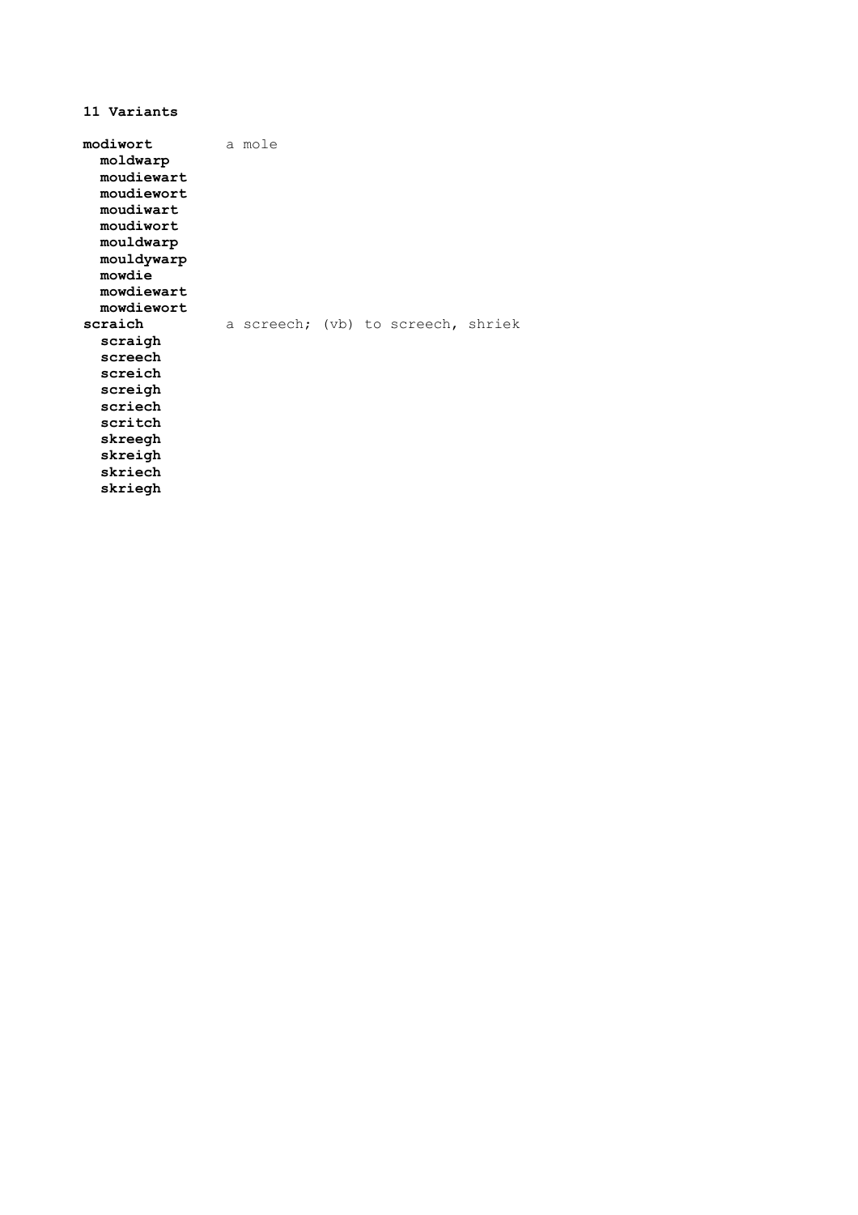**11 Variants**

**modiwort** a mole
- **moldwarp**
- **moudiewart**
- **moudiewort**
- **moudiwart**
- **moudiwort**
- **mouldwarp**
- **mouldywarp**
- **mowdie**
- **mowdiewart**
- **mowdiewort**

**scraich** a screech; (vb) to screech, shriek
- **scraigh**
- **screech**
- **screich**
- **screigh**
- **scriech**
- **scritch**
- **skreegh**
- **skreigh**
- **skriech**
- **skriegh**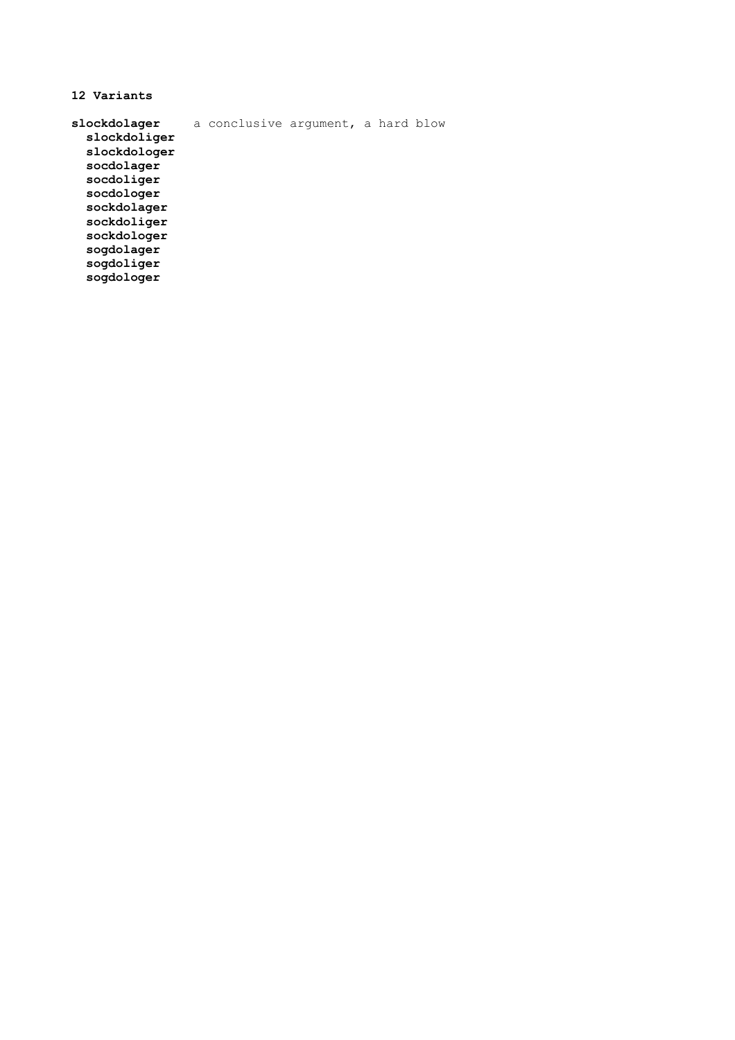**12 Variants**

**slockdolager** a conclusive argument, a hard blow
- **slockdoliger**
- **slockdologer**
- **socdolager**
- **socdoliger**
- **socdologer**
- **sockdolager**
- **sockdoliger**
- **sockdologer**
- **sogdolager**
- **sogdoliger**
- **sogdologer**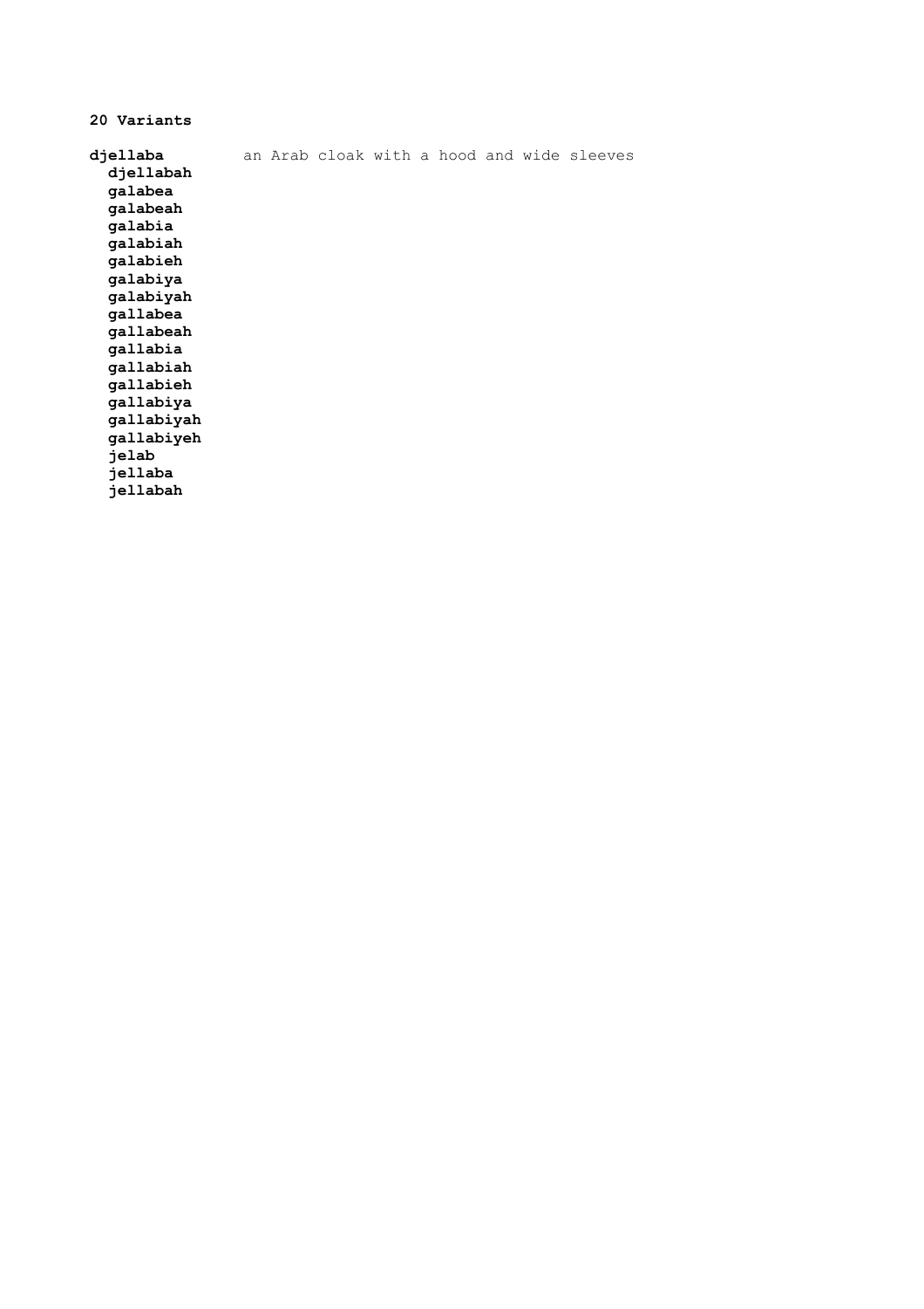**20 Variants**

**djellaba** an Arab cloak with a hood and wide sleeves

- **djellabah**
- **galabea**
- **galabeah**
- **galabia**
- **galabiah**
- **galabieh**
- **galabiya**
- **galabiyah**
- **gallabea**
- **gallabeah**
- **gallabia**
- **gallabiah**
- **gallabieh**
- **gallabiya**
- **gallabiyah**
- **gallabiyeh**
- **jelab**
- **jellaba**
- **jellabah**